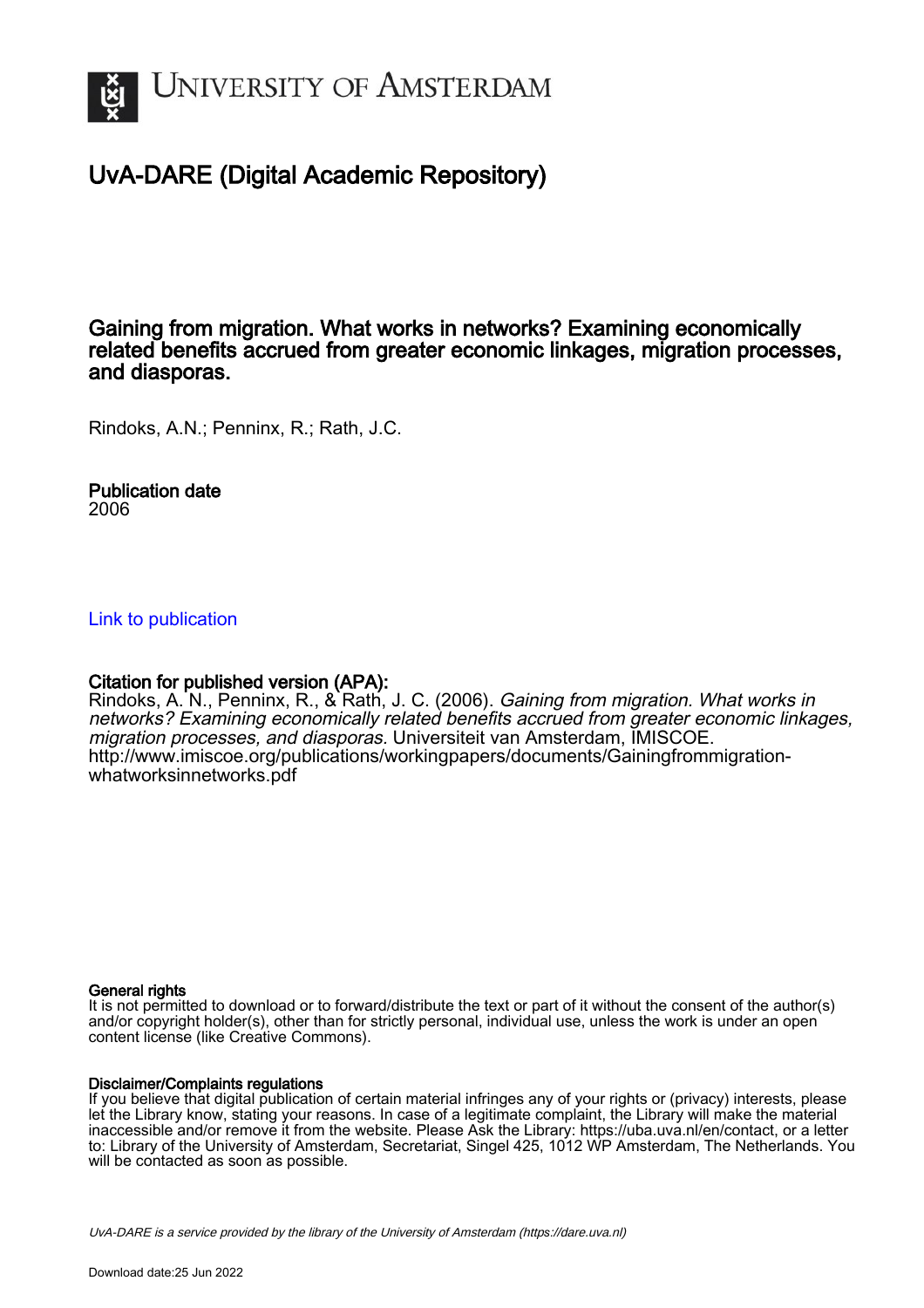UNIVERSITY OF AMSTERDAM

# UvA-DARE (Digital Academic Repository)

## Gaining from migration. What works in networks? Examining economically related benefits accrued from greater economic linkages, migration processes, and diasporas.

Rindoks, A.N.; Penninx, R.; Rath, J.C.

**Publication date**
2006

Link to publication

**Citation for published version (APA):**
Rindoks, A. N., Penninx, R., & Rath, J. C. (2006). *Gaining from migration. What works in networks? Examining economically related benefits accrued from greater economic linkages, migration processes, and diasporas.* Universiteit van Amsterdam, IMISCOE. http://www.imiscoe.org/publications/workingpapers/documents/Gainingfrommigration-whatworksinnetworks.pdf

**General rights**
It is not permitted to download or to forward/distribute the text or part of it without the consent of the author(s) and/or copyright holder(s), other than for strictly personal, individual use, unless the work is under an open content license (like Creative Commons).

**Disclaimer/Complaints regulations**
If you believe that digital publication of certain material infringes any of your rights or (privacy) interests, please let the Library know, stating your reasons. In case of a legitimate complaint, the Library will make the material inaccessible and/or remove it from the website. Please Ask the Library: https://uba.uva.nl/en/contact, or a letter to: Library of the University of Amsterdam, Secretariat, Singel 425, 1012 WP Amsterdam, The Netherlands. You will be contacted as soon as possible.

UvA-DARE is a service provided by the library of the University of Amsterdam (https://dare.uva.nl)

Download date:25 Jun 2022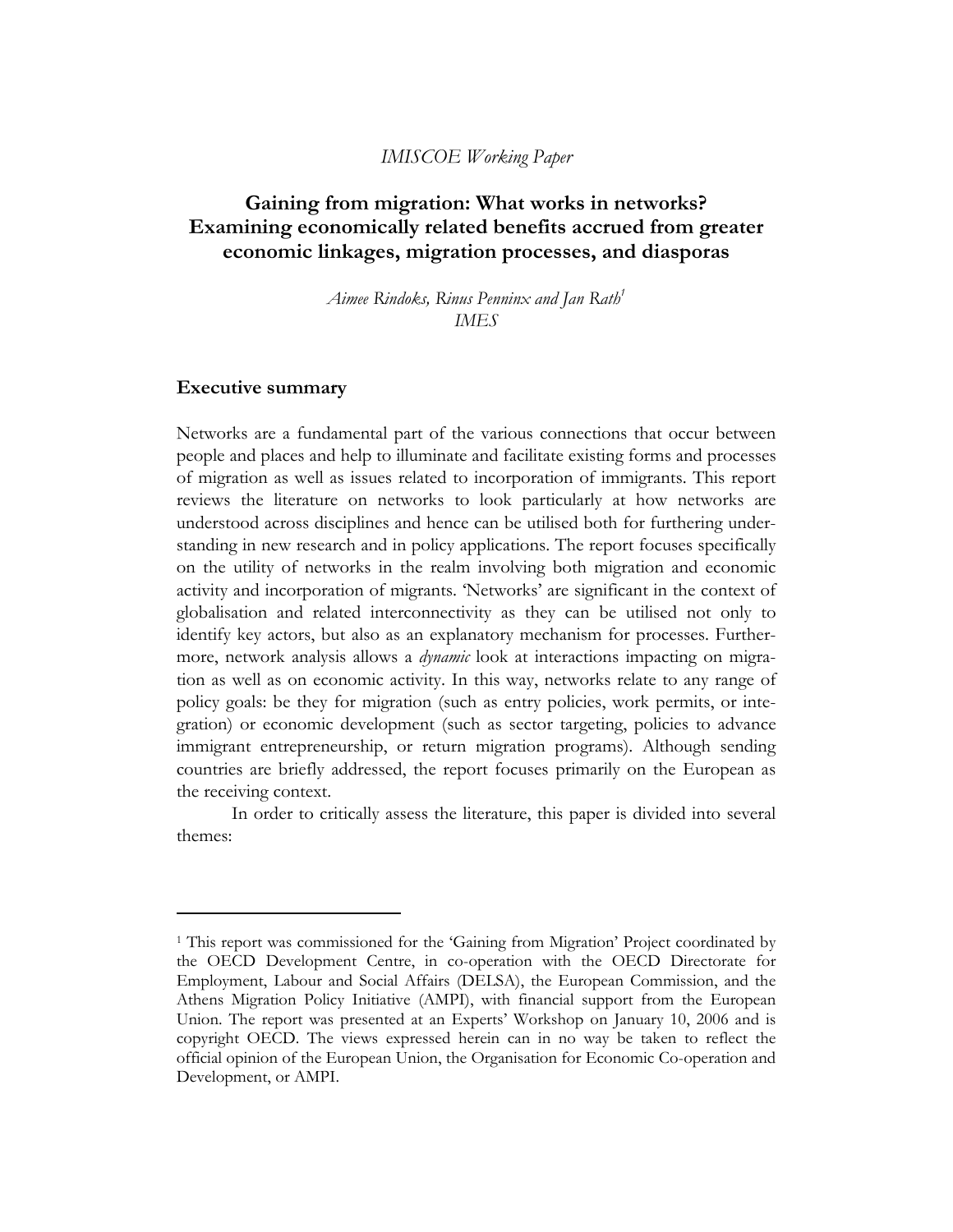*IMISCOE Working Paper*

# Gaining from migration: What works in networks? Examining economically related benefits accrued from greater economic linkages, migration processes, and diasporas

*Aimee Rindoks, Rinus Penninx and Jan Rath*[1]
*IMES*

## Executive summary

Networks are a fundamental part of the various connections that occur between people and places and help to illuminate and facilitate existing forms and processes of migration as well as issues related to incorporation of immigrants. This report reviews the literature on networks to look particularly at how networks are understood across disciplines and hence can be utilised both for furthering understanding in new research and in policy applications. The report focuses specifically on the utility of networks in the realm involving both migration and economic activity and incorporation of migrants. 'Networks' are significant in the context of globalisation and related interconnectivity as they can be utilised not only to identify key actors, but also as an explanatory mechanism for processes. Furthermore, network analysis allows a *dynamic* look at interactions impacting on migration as well as on economic activity. In this way, networks relate to any range of policy goals: be they for migration (such as entry policies, work permits, or integration) or economic development (such as sector targeting, policies to advance immigrant entrepreneurship, or return migration programs). Although sending countries are briefly addressed, the report focuses primarily on the European as the receiving context.

In order to critically assess the literature, this paper is divided into several themes:

[1] This report was commissioned for the 'Gaining from Migration' Project coordinated by the OECD Development Centre, in co-operation with the OECD Directorate for Employment, Labour and Social Affairs (DELSA), the European Commission, and the Athens Migration Policy Initiative (AMPI), with financial support from the European Union. The report was presented at an Experts' Workshop on January 10, 2006 and is copyright OECD. The views expressed herein can in no way be taken to reflect the official opinion of the European Union, the Organisation for Economic Co-operation and Development, or AMPI.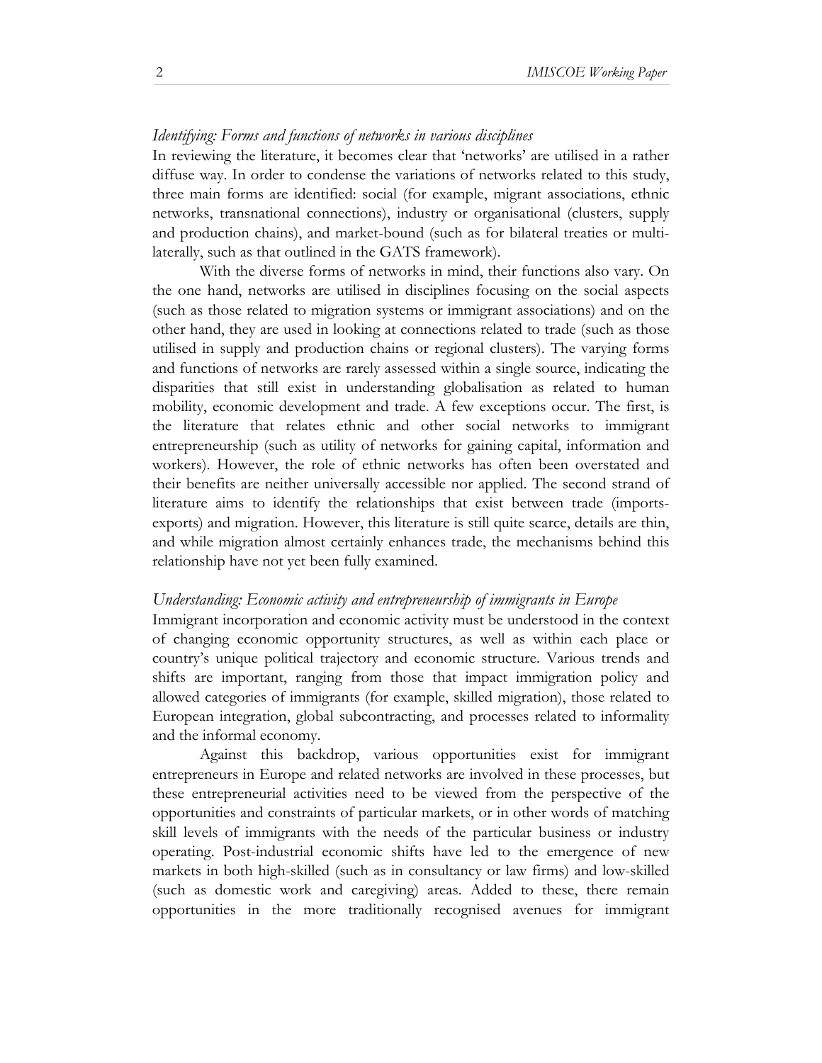*Identifying: Forms and functions of networks in various disciplines*

In reviewing the literature, it becomes clear that 'networks' are utilised in a rather diffuse way. In order to condense the variations of networks related to this study, three main forms are identified: social (for example, migrant associations, ethnic networks, transnational connections), industry or organisational (clusters, supply and production chains), and market-bound (such as for bilateral treaties or multi-laterally, such as that outlined in the GATS framework).

With the diverse forms of networks in mind, their functions also vary. On the one hand, networks are utilised in disciplines focusing on the social aspects (such as those related to migration systems or immigrant associations) and on the other hand, they are used in looking at connections related to trade (such as those utilised in supply and production chains or regional clusters). The varying forms and functions of networks are rarely assessed within a single source, indicating the disparities that still exist in understanding globalisation as related to human mobility, economic development and trade. A few exceptions occur. The first, is the literature that relates ethnic and other social networks to immigrant entrepreneurship (such as utility of networks for gaining capital, information and workers). However, the role of ethnic networks has often been overstated and their benefits are neither universally accessible nor applied. The second strand of literature aims to identify the relationships that exist between trade (imports-exports) and migration. However, this literature is still quite scarce, details are thin, and while migration almost certainly enhances trade, the mechanisms behind this relationship have not yet been fully examined.

*Understanding: Economic activity and entrepreneurship of immigrants in Europe*

Immigrant incorporation and economic activity must be understood in the context of changing economic opportunity structures, as well as within each place or country's unique political trajectory and economic structure. Various trends and shifts are important, ranging from those that impact immigration policy and allowed categories of immigrants (for example, skilled migration), those related to European integration, global subcontracting, and processes related to informality and the informal economy.

Against this backdrop, various opportunities exist for immigrant entrepreneurs in Europe and related networks are involved in these processes, but these entrepreneurial activities need to be viewed from the perspective of the opportunities and constraints of particular markets, or in other words of matching skill levels of immigrants with the needs of the particular business or industry operating. Post-industrial economic shifts have led to the emergence of new markets in both high-skilled (such as in consultancy or law firms) and low-skilled (such as domestic work and caregiving) areas. Added to these, there remain opportunities in the more traditionally recognised avenues for immigrant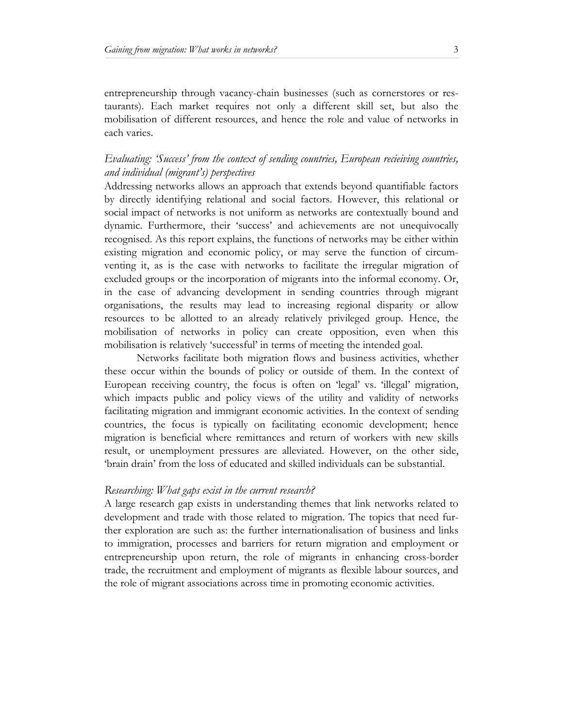entrepreneurship through vacancy-chain businesses (such as cornerstores or restaurants). Each market requires not only a different skill set, but also the mobilisation of different resources, and hence the role and value of networks in each varies.

### *Evaluating: 'Success' from the context of sending countries, European recieiving countries, and individual (migrant's) perspectives*

Addressing networks allows an approach that extends beyond quantifiable factors by directly identifying relational and social factors. However, this relational or social impact of networks is not uniform as networks are contextually bound and dynamic. Furthermore, their 'success' and achievements are not unequivocally recognised. As this report explains, the functions of networks may be either within existing migration and economic policy, or may serve the function of circumventing it, as is the case with networks to facilitate the irregular migration of excluded groups or the incorporation of migrants into the informal economy. Or, in the case of advancing development in sending countries through migrant organisations, the results may lead to increasing regional disparity or allow resources to be allotted to an already relatively privileged group. Hence, the mobilisation of networks in policy can create opposition, even when this mobilisation is relatively 'successful' in terms of meeting the intended goal.

Networks facilitate both migration flows and business activities, whether these occur within the bounds of policy or outside of them. In the context of European receiving country, the focus is often on 'legal' vs. 'illegal' migration, which impacts public and policy views of the utility and validity of networks facilitating migration and immigrant economic activities. In the context of sending countries, the focus is typically on facilitating economic development; hence migration is beneficial where remittances and return of workers with new skills result, or unemployment pressures are alleviated. However, on the other side, 'brain drain' from the loss of educated and skilled individuals can be substantial.

### *Researching: What gaps exist in the current research?*

A large research gap exists in understanding themes that link networks related to development and trade with those related to migration. The topics that need further exploration are such as: the further internationalisation of business and links to immigration, processes and barriers for return migration and employment or entrepreneurship upon return, the role of migrants in enhancing cross-border trade, the recruitment and employment of migrants as flexible labour sources, and the role of migrant associations across time in promoting economic activities.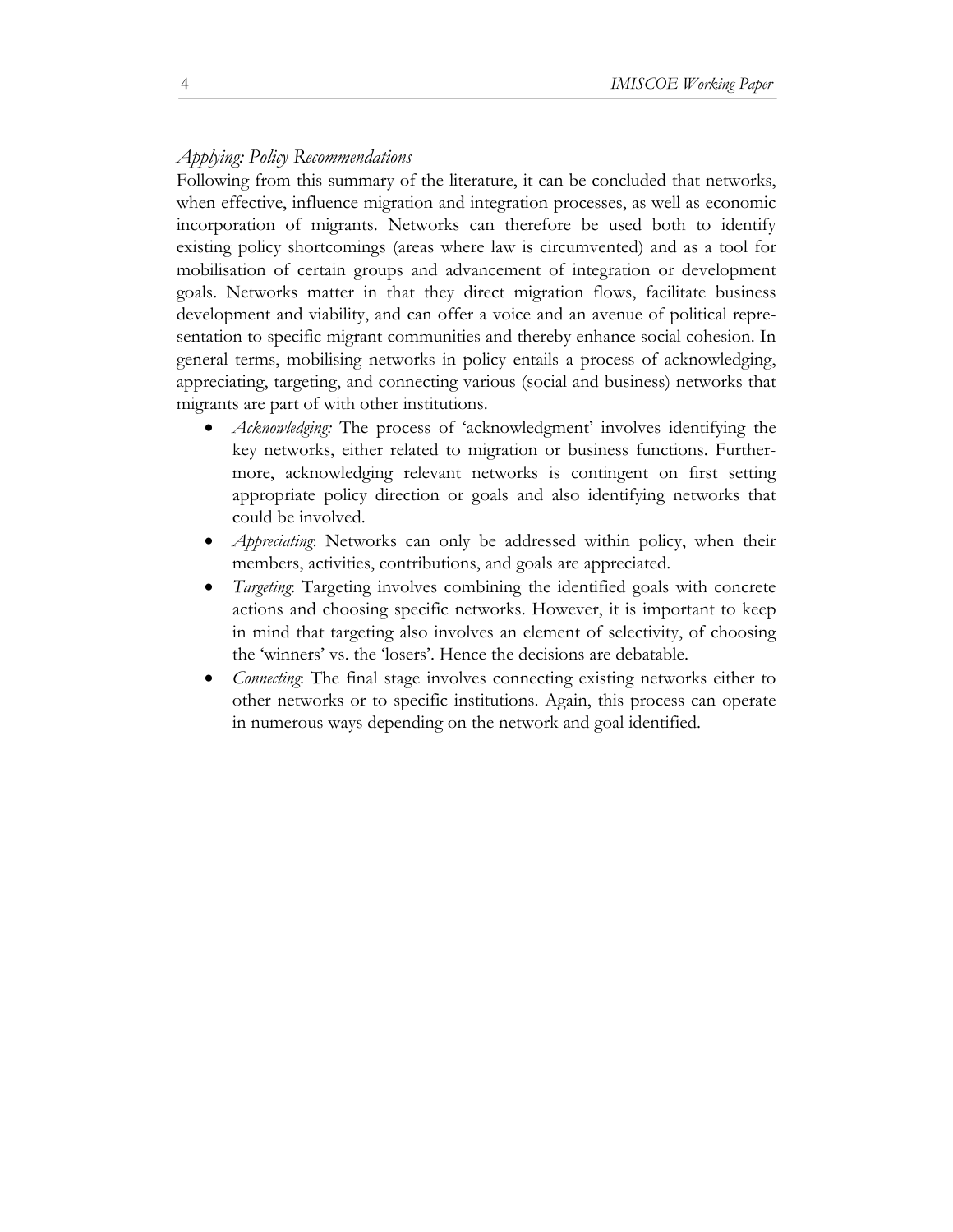*Applying: Policy Recommendations*

Following from this summary of the literature, it can be concluded that networks, when effective, influence migration and integration processes, as well as economic incorporation of migrants. Networks can therefore be used both to identify existing policy shortcomings (areas where law is circumvented) and as a tool for mobilisation of certain groups and advancement of integration or development goals. Networks matter in that they direct migration flows, facilitate business development and viability, and can offer a voice and an avenue of political representation to specific migrant communities and thereby enhance social cohesion. In general terms, mobilising networks in policy entails a process of acknowledging, appreciating, targeting, and connecting various (social and business) networks that migrants are part of with other institutions.

- *Acknowledging:* The process of 'acknowledgment' involves identifying the key networks, either related to migration or business functions. Furthermore, acknowledging relevant networks is contingent on first setting appropriate policy direction or goals and also identifying networks that could be involved.
- *Appreciating*: Networks can only be addressed within policy, when their members, activities, contributions, and goals are appreciated.
- *Targeting*: Targeting involves combining the identified goals with concrete actions and choosing specific networks. However, it is important to keep in mind that targeting also involves an element of selectivity, of choosing the 'winners' vs. the 'losers'. Hence the decisions are debatable.
- *Connecting*: The final stage involves connecting existing networks either to other networks or to specific institutions. Again, this process can operate in numerous ways depending on the network and goal identified.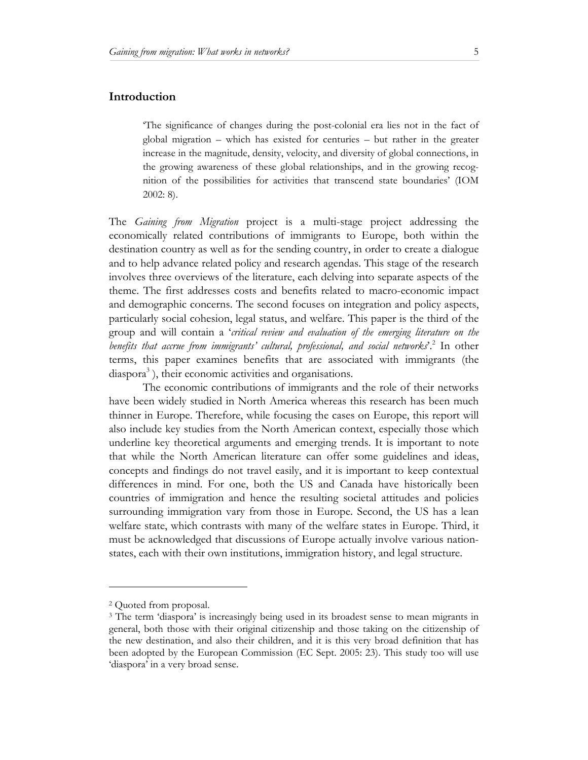## Introduction

> 'The significance of changes during the post-colonial era lies not in the fact of global migration – which has existed for centuries – but rather in the greater increase in the magnitude, density, velocity, and diversity of global connections, in the growing awareness of these global relationships, and in the growing recognition of the possibilities for activities that transcend state boundaries' (IOM 2002: 8).

The *Gaining from Migration* project is a multi-stage project addressing the economically related contributions of immigrants to Europe, both within the destination country as well as for the sending country, in order to create a dialogue and to help advance related policy and research agendas. This stage of the research involves three overviews of the literature, each delving into separate aspects of the theme. The first addresses costs and benefits related to macro-economic impact and demographic concerns. The second focuses on integration and policy aspects, particularly social cohesion, legal status, and welfare. This paper is the third of the group and will contain a '*critical review and evaluation of the emerging literature on the benefits that accrue from immigrants' cultural, professional, and social networks*'.[2] In other terms, this paper examines benefits that are associated with immigrants (the diaspora[3]), their economic activities and organisations.

The economic contributions of immigrants and the role of their networks have been widely studied in North America whereas this research has been much thinner in Europe. Therefore, while focusing the cases on Europe, this report will also include key studies from the North American context, especially those which underline key theoretical arguments and emerging trends. It is important to note that while the North American literature can offer some guidelines and ideas, concepts and findings do not travel easily, and it is important to keep contextual differences in mind. For one, both the US and Canada have historically been countries of immigration and hence the resulting societal attitudes and policies surrounding immigration vary from those in Europe. Second, the US has a lean welfare state, which contrasts with many of the welfare states in Europe. Third, it must be acknowledged that discussions of Europe actually involve various nation-states, each with their own institutions, immigration history, and legal structure.

---

[2] Quoted from proposal.

[3] The term 'diaspora' is increasingly being used in its broadest sense to mean migrants in general, both those with their original citizenship and those taking on the citizenship of the new destination, and also their children, and it is this very broad definition that has been adopted by the European Commission (EC Sept. 2005: 23). This study too will use 'diaspora' in a very broad sense.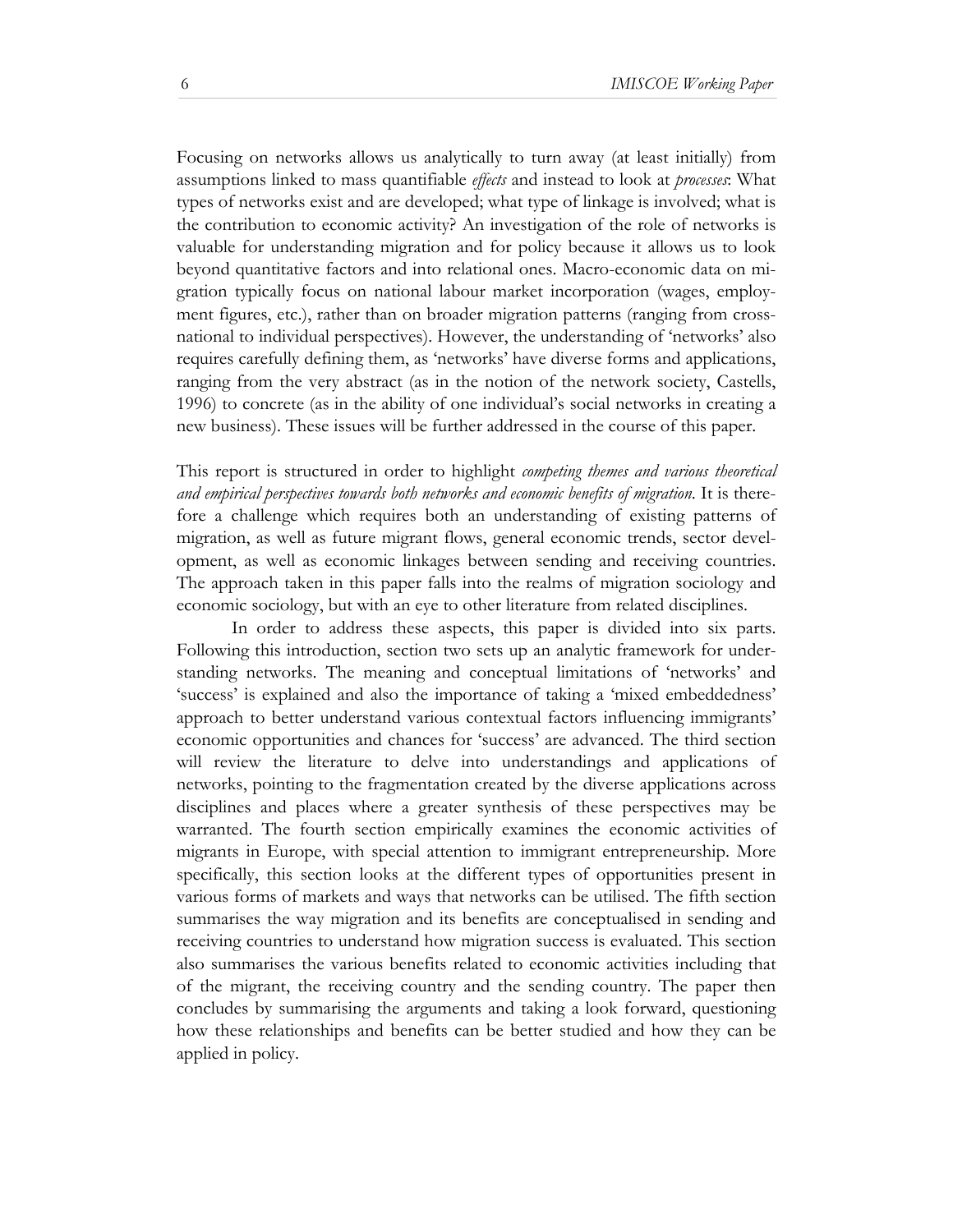Focusing on networks allows us analytically to turn away (at least initially) from assumptions linked to mass quantifiable *effects* and instead to look at *processes*: What types of networks exist and are developed; what type of linkage is involved; what is the contribution to economic activity? An investigation of the role of networks is valuable for understanding migration and for policy because it allows us to look beyond quantitative factors and into relational ones. Macro-economic data on migration typically focus on national labour market incorporation (wages, employment figures, etc.), rather than on broader migration patterns (ranging from cross-national to individual perspectives). However, the understanding of 'networks' also requires carefully defining them, as 'networks' have diverse forms and applications, ranging from the very abstract (as in the notion of the network society, Castells, 1996) to concrete (as in the ability of one individual's social networks in creating a new business). These issues will be further addressed in the course of this paper.

This report is structured in order to highlight *competing themes and various theoretical and empirical perspectives towards both networks and economic benefits of migration*. It is therefore a challenge which requires both an understanding of existing patterns of migration, as well as future migrant flows, general economic trends, sector development, as well as economic linkages between sending and receiving countries. The approach taken in this paper falls into the realms of migration sociology and economic sociology, but with an eye to other literature from related disciplines.

In order to address these aspects, this paper is divided into six parts. Following this introduction, section two sets up an analytic framework for understanding networks. The meaning and conceptual limitations of 'networks' and 'success' is explained and also the importance of taking a 'mixed embeddedness' approach to better understand various contextual factors influencing immigrants' economic opportunities and chances for 'success' are advanced. The third section will review the literature to delve into understandings and applications of networks, pointing to the fragmentation created by the diverse applications across disciplines and places where a greater synthesis of these perspectives may be warranted. The fourth section empirically examines the economic activities of migrants in Europe, with special attention to immigrant entrepreneurship. More specifically, this section looks at the different types of opportunities present in various forms of markets and ways that networks can be utilised. The fifth section summarises the way migration and its benefits are conceptualised in sending and receiving countries to understand how migration success is evaluated. This section also summarises the various benefits related to economic activities including that of the migrant, the receiving country and the sending country. The paper then concludes by summarising the arguments and taking a look forward, questioning how these relationships and benefits can be better studied and how they can be applied in policy.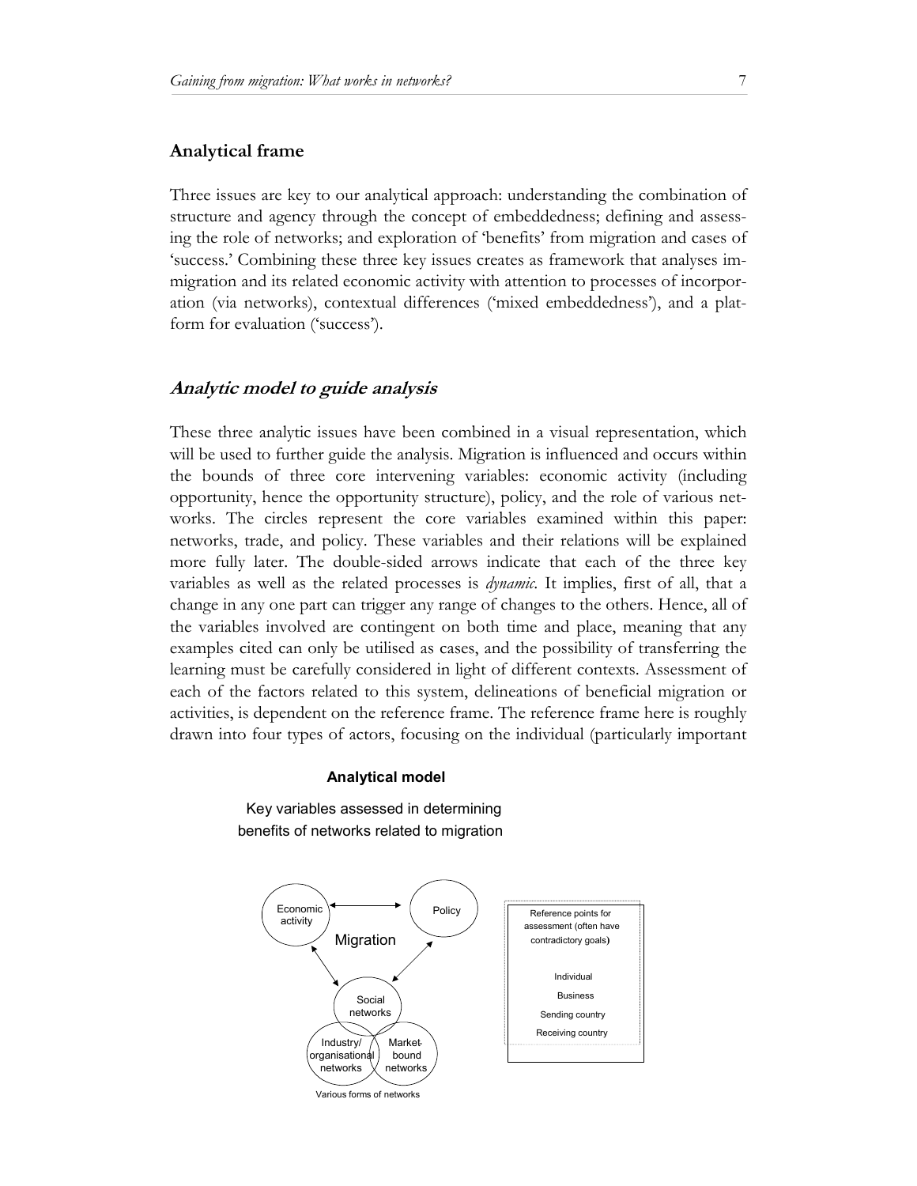## Analytical frame

Three issues are key to our analytical approach: understanding the combination of structure and agency through the concept of embeddedness; defining and assessing the role of networks; and exploration of 'benefits' from migration and cases of 'success.' Combining these three key issues creates as framework that analyses immigration and its related economic activity with attention to processes of incorporation (via networks), contextual differences ('mixed embeddedness'), and a platform for evaluation ('success').

### *Analytic model to guide analysis*

These three analytic issues have been combined in a visual representation, which will be used to further guide the analysis. Migration is influenced and occurs within the bounds of three core intervening variables: economic activity (including opportunity, hence the opportunity structure), policy, and the role of various networks. The circles represent the core variables examined within this paper: networks, trade, and policy. These variables and their relations will be explained more fully later. The double-sided arrows indicate that each of the three key variables as well as the related processes is *dynamic*. It implies, first of all, that a change in any one part can trigger any range of changes to the others. Hence, all of the variables involved are contingent on both time and place, meaning that any examples cited can only be utilised as cases, and the possibility of transferring the learning must be carefully considered in light of different contexts. Assessment of each of the factors related to this system, delineations of beneficial migration or activities, is dependent on the reference frame. The reference frame here is roughly drawn into four types of actors, focusing on the individual (particularly important

**Analytical model**

Key variables assessed in determining benefits of networks related to migration

Economic activity — Policy — Migration — Social networks — Industry/ organisational networks — Market-bound networks

Various forms of networks

Reference points for assessment (often have contradictory goals)

- Individual
- Business
- Sending country
- Receiving country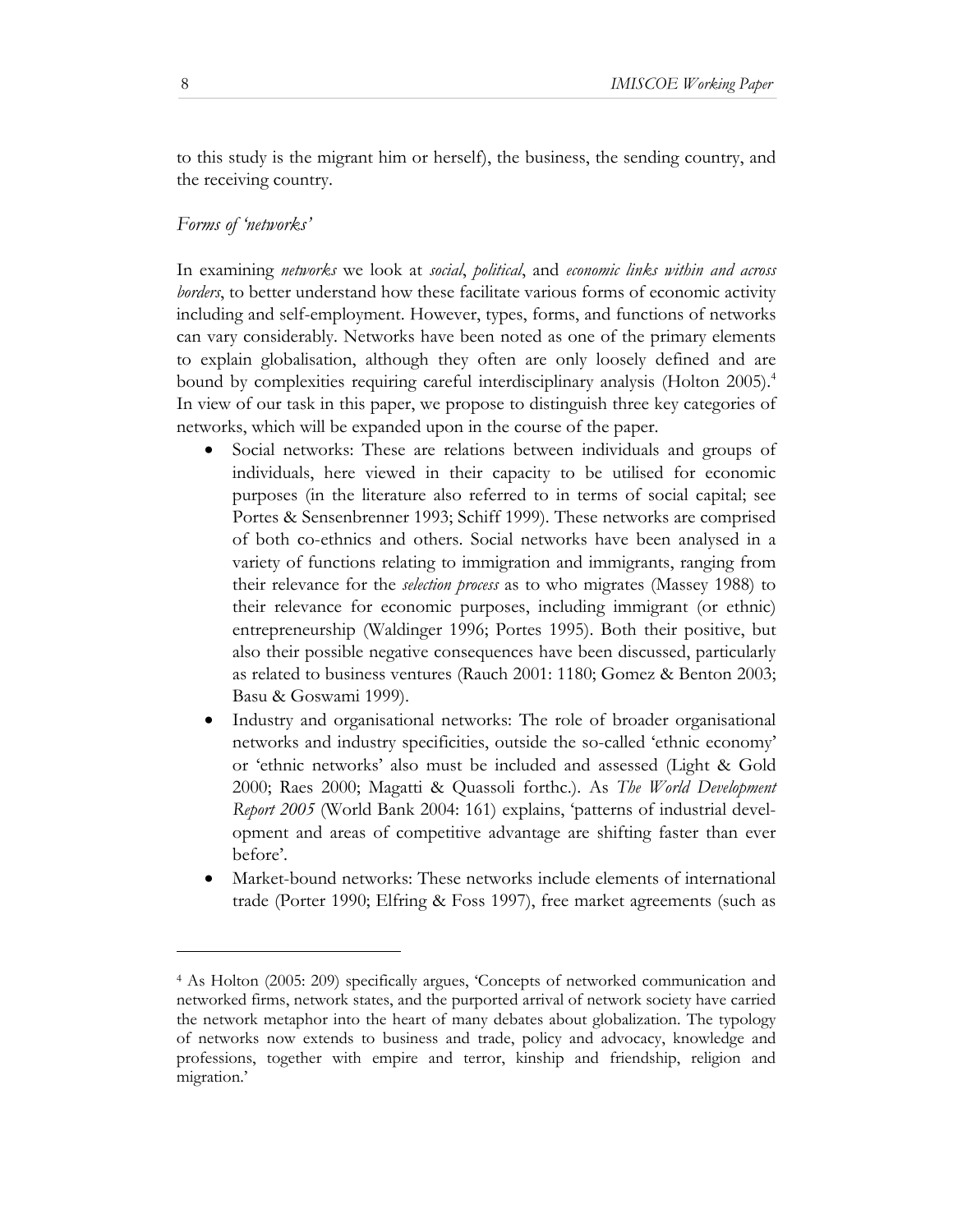to this study is the migrant him or herself), the business, the sending country, and the receiving country.

*Forms of 'networks'*

In examining *networks* we look at *social*, *political*, and *economic links within and across borders*, to better understand how these facilitate various forms of economic activity including and self-employment. However, types, forms, and functions of networks can vary considerably. Networks have been noted as one of the primary elements to explain globalisation, although they often are only loosely defined and are bound by complexities requiring careful interdisciplinary analysis (Holton 2005).[4] In view of our task in this paper, we propose to distinguish three key categories of networks, which will be expanded upon in the course of the paper.

- Social networks: These are relations between individuals and groups of individuals, here viewed in their capacity to be utilised for economic purposes (in the literature also referred to in terms of social capital; see Portes & Sensenbrenner 1993; Schiff 1999). These networks are comprised of both co-ethnics and others. Social networks have been analysed in a variety of functions relating to immigration and immigrants, ranging from their relevance for the *selection process* as to who migrates (Massey 1988) to their relevance for economic purposes, including immigrant (or ethnic) entrepreneurship (Waldinger 1996; Portes 1995). Both their positive, but also their possible negative consequences have been discussed, particularly as related to business ventures (Rauch 2001: 1180; Gomez & Benton 2003; Basu & Goswami 1999).
- Industry and organisational networks: The role of broader organisational networks and industry specificities, outside the so-called 'ethnic economy' or 'ethnic networks' also must be included and assessed (Light & Gold 2000; Raes 2000; Magatti & Quassoli forthc.). As *The World Development Report 2005* (World Bank 2004: 161) explains, 'patterns of industrial development and areas of competitive advantage are shifting faster than ever before'.
- Market-bound networks: These networks include elements of international trade (Porter 1990; Elfring & Foss 1997), free market agreements (such as

---

[4] As Holton (2005: 209) specifically argues, 'Concepts of networked communication and networked firms, network states, and the purported arrival of network society have carried the network metaphor into the heart of many debates about globalization. The typology of networks now extends to business and trade, policy and advocacy, knowledge and professions, together with empire and terror, kinship and friendship, religion and migration.'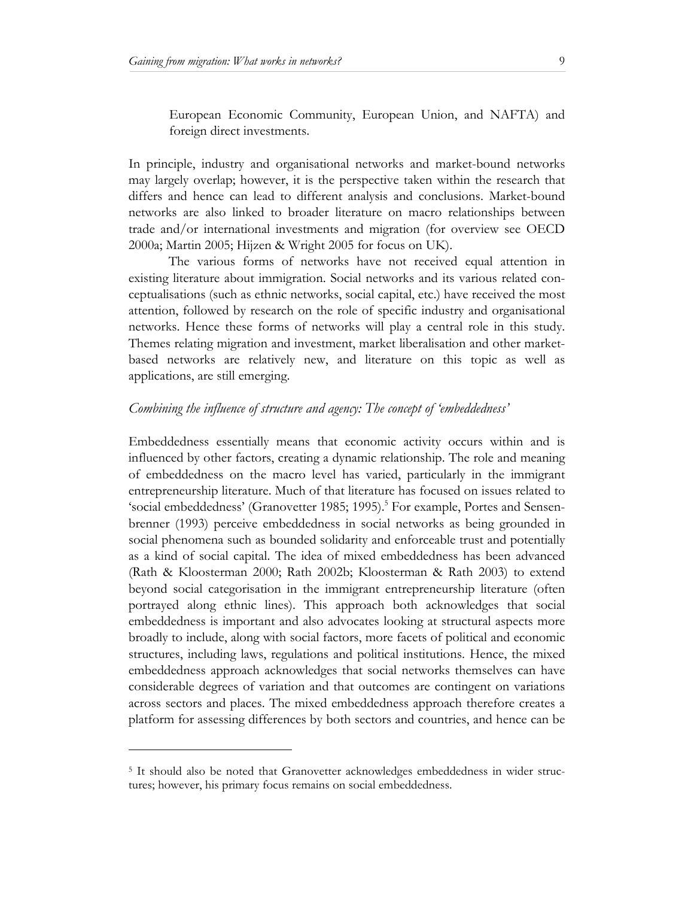European Economic Community, European Union, and NAFTA) and foreign direct investments.

In principle, industry and organisational networks and market-bound networks may largely overlap; however, it is the perspective taken within the research that differs and hence can lead to different analysis and conclusions. Market-bound networks are also linked to broader literature on macro relationships between trade and/or international investments and migration (for overview see OECD 2000a; Martin 2005; Hijzen & Wright 2005 for focus on UK).

The various forms of networks have not received equal attention in existing literature about immigration. Social networks and its various related conceptualisations (such as ethnic networks, social capital, etc.) have received the most attention, followed by research on the role of specific industry and organisational networks. Hence these forms of networks will play a central role in this study. Themes relating migration and investment, market liberalisation and other market-based networks are relatively new, and literature on this topic as well as applications, are still emerging.

### *Combining the influence of structure and agency: The concept of 'embeddedness'*

Embeddedness essentially means that economic activity occurs within and is influenced by other factors, creating a dynamic relationship. The role and meaning of embeddedness on the macro level has varied, particularly in the immigrant entrepreneurship literature. Much of that literature has focused on issues related to 'social embeddedness' (Granovetter 1985; 1995).[5] For example, Portes and Sensenbrenner (1993) perceive embeddedness in social networks as being grounded in social phenomena such as bounded solidarity and enforceable trust and potentially as a kind of social capital. The idea of mixed embeddedness has been advanced (Rath & Kloosterman 2000; Rath 2002b; Kloosterman & Rath 2003) to extend beyond social categorisation in the immigrant entrepreneurship literature (often portrayed along ethnic lines). This approach both acknowledges that social embeddedness is important and also advocates looking at structural aspects more broadly to include, along with social factors, more facets of political and economic structures, including laws, regulations and political institutions. Hence, the mixed embeddedness approach acknowledges that social networks themselves can have considerable degrees of variation and that outcomes are contingent on variations across sectors and places. The mixed embeddedness approach therefore creates a platform for assessing differences by both sectors and countries, and hence can be

[5] It should also be noted that Granovetter acknowledges embeddedness in wider structures; however, his primary focus remains on social embeddedness.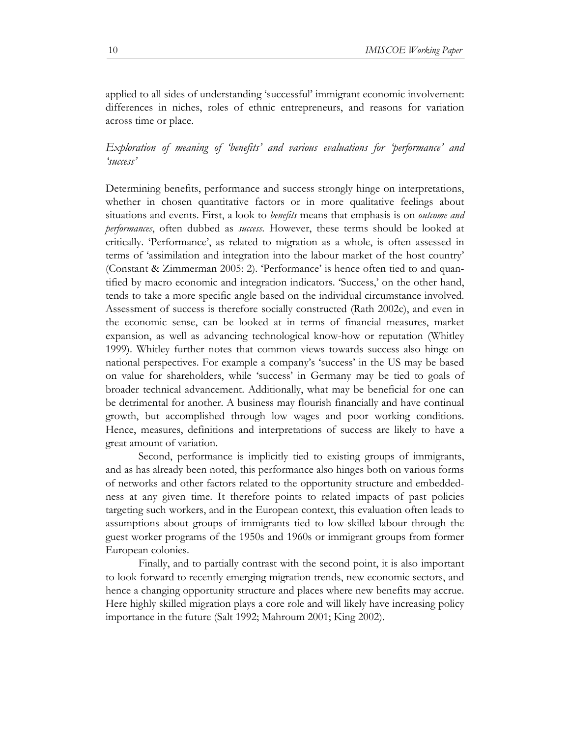applied to all sides of understanding 'successful' immigrant economic involvement: differences in niches, roles of ethnic entrepreneurs, and reasons for variation across time or place.

*Exploration of meaning of 'benefits' and various evaluations for 'performance' and 'success'*

Determining benefits, performance and success strongly hinge on interpretations, whether in chosen quantitative factors or in more qualitative feelings about situations and events. First, a look to *benefits* means that emphasis is on *outcome and performances*, often dubbed as *success*. However, these terms should be looked at critically. 'Performance', as related to migration as a whole, is often assessed in terms of 'assimilation and integration into the labour market of the host country' (Constant & Zimmerman 2005: 2). 'Performance' is hence often tied to and quantified by macro economic and integration indicators. 'Success,' on the other hand, tends to take a more specific angle based on the individual circumstance involved. Assessment of success is therefore socially constructed (Rath 2002c), and even in the economic sense, can be looked at in terms of financial measures, market expansion, as well as advancing technological know-how or reputation (Whitley 1999). Whitley further notes that common views towards success also hinge on national perspectives. For example a company's 'success' in the US may be based on value for shareholders, while 'success' in Germany may be tied to goals of broader technical advancement. Additionally, what may be beneficial for one can be detrimental for another. A business may flourish financially and have continual growth, but accomplished through low wages and poor working conditions. Hence, measures, definitions and interpretations of success are likely to have a great amount of variation.

Second, performance is implicitly tied to existing groups of immigrants, and as has already been noted, this performance also hinges both on various forms of networks and other factors related to the opportunity structure and embeddedness at any given time. It therefore points to related impacts of past policies targeting such workers, and in the European context, this evaluation often leads to assumptions about groups of immigrants tied to low-skilled labour through the guest worker programs of the 1950s and 1960s or immigrant groups from former European colonies.

Finally, and to partially contrast with the second point, it is also important to look forward to recently emerging migration trends, new economic sectors, and hence a changing opportunity structure and places where new benefits may accrue. Here highly skilled migration plays a core role and will likely have increasing policy importance in the future (Salt 1992; Mahroum 2001; King 2002).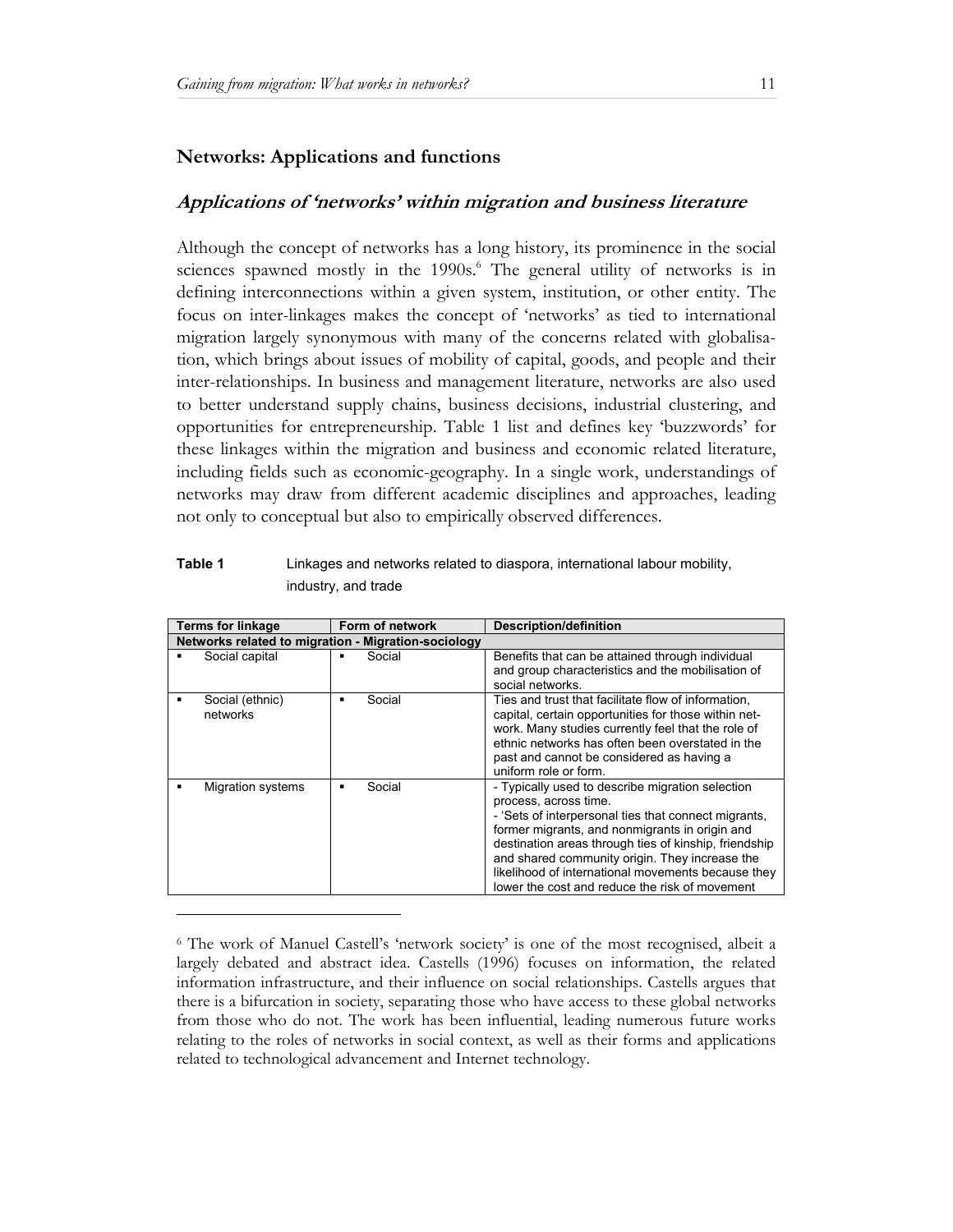## Networks: Applications and functions

### *Applications of 'networks' within migration and business literature*

Although the concept of networks has a long history, its prominence in the social sciences spawned mostly in the 1990s.[6] The general utility of networks is in defining interconnections within a given system, institution, or other entity. The focus on inter-linkages makes the concept of 'networks' as tied to international migration largely synonymous with many of the concerns related with globalisation, which brings about issues of mobility of capital, goods, and people and their inter-relationships. In business and management literature, networks are also used to better understand supply chains, business decisions, industrial clustering, and opportunities for entrepreneurship. Table 1 list and defines key 'buzzwords' for these linkages within the migration and business and economic related literature, including fields such as economic-geography. In a single work, understandings of networks may draw from different academic disciplines and approaches, leading not only to conceptual but also to empirically observed differences.

**Table 1** Linkages and networks related to diaspora, international labour mobility, industry, and trade

| Terms for linkage | Form of network | Description/definition |
|---|---|---|
| **Networks related to migration - Migration-sociology** | | |
| ▪ Social capital | ▪ Social | Benefits that can be attained through individual and group characteristics and the mobilisation of social networks. |
| ▪ Social (ethnic) networks | ▪ Social | Ties and trust that facilitate flow of information, capital, certain opportunities for those within network. Many studies currently feel that the role of ethnic networks has often been overstated in the past and cannot be considered as having a uniform role or form. |
| ▪ Migration systems | ▪ Social | - Typically used to describe migration selection process, across time.<br>- 'Sets of interpersonal ties that connect migrants, former migrants, and nonmigrants in origin and destination areas through ties of kinship, friendship and shared community origin. They increase the likelihood of international movements because they lower the cost and reduce the risk of movement |

[6] The work of Manuel Castell's 'network society' is one of the most recognised, albeit a largely debated and abstract idea. Castells (1996) focuses on information, the related information infrastructure, and their influence on social relationships. Castells argues that there is a bifurcation in society, separating those who have access to these global networks from those who do not. The work has been influential, leading numerous future works relating to the roles of networks in social context, as well as their forms and applications related to technological advancement and Internet technology.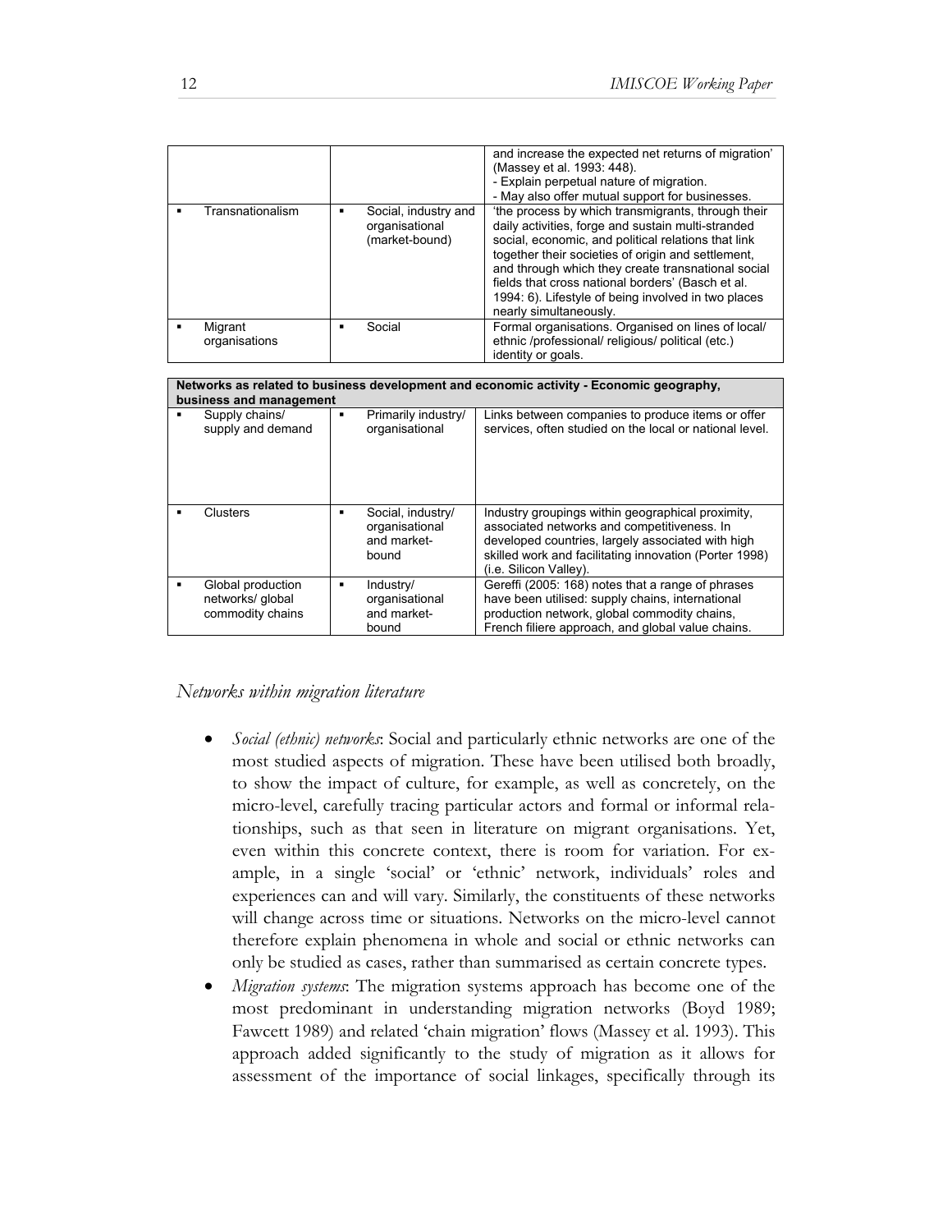| | | |
|---|---|---|
| | | and increase the expected net returns of migration' (Massey et al. 1993: 448).<br>- Explain perpetual nature of migration.<br>- May also offer mutual support for businesses. |
| ▪ Transnationalism | ▪ Social, industry and organisational (market-bound) | 'the process by which transmigrants, through their daily activities, forge and sustain multi-stranded social, economic, and political relations that link together their societies of origin and settlement, and through which they create transnational social fields that cross national borders' (Basch et al. 1994: 6). Lifestyle of being involved in two places nearly simultaneously. |
| ▪ Migrant organisations | ▪ Social | Formal organisations. Organised on lines of local/ ethnic /professional/ religious/ political (etc.) identity or goals. |

| **Networks as related to business development and economic activity - Economic geography, business and management** | | |
|---|---|---|
| ▪ Supply chains/ supply and demand | ▪ Primarily industry/ organisational | Links between companies to produce items or offer services, often studied on the local or national level. |
| ▪ Clusters | ▪ Social, industry/ organisational and market-bound | Industry groupings within geographical proximity, associated networks and competitiveness. In developed countries, largely associated with high skilled work and facilitating innovation (Porter 1998) (i.e. Silicon Valley). |
| ▪ Global production networks/ global commodity chains | ▪ Industry/ organisational and market-bound | Gereffi (2005: 168) notes that a range of phrases have been utilised: supply chains, international production network, global commodity chains, French filiere approach, and global value chains. |

*Networks within migration literature*

- *Social (ethnic) networks*: Social and particularly ethnic networks are one of the most studied aspects of migration. These have been utilised both broadly, to show the impact of culture, for example, as well as concretely, on the micro-level, carefully tracing particular actors and formal or informal relationships, such as that seen in literature on migrant organisations. Yet, even within this concrete context, there is room for variation. For example, in a single 'social' or 'ethnic' network, individuals' roles and experiences can and will vary. Similarly, the constituents of these networks will change across time or situations. Networks on the micro-level cannot therefore explain phenomena in whole and social or ethnic networks can only be studied as cases, rather than summarised as certain concrete types.
- *Migration systems*: The migration systems approach has become one of the most predominant in understanding migration networks (Boyd 1989; Fawcett 1989) and related 'chain migration' flows (Massey et al. 1993). This approach added significantly to the study of migration as it allows for assessment of the importance of social linkages, specifically through its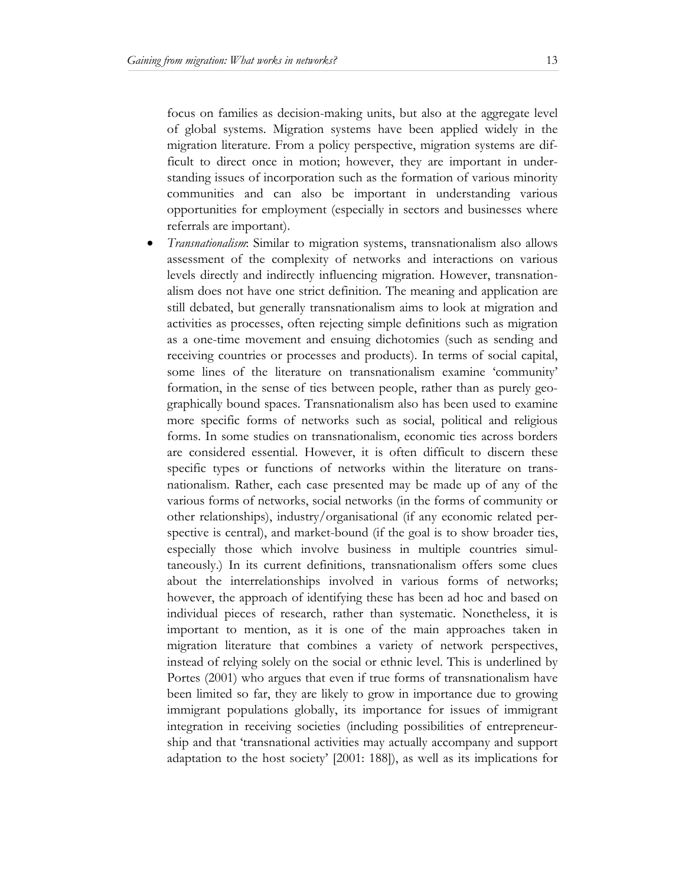focus on families as decision-making units, but also at the aggregate level of global systems. Migration systems have been applied widely in the migration literature. From a policy perspective, migration systems are difficult to direct once in motion; however, they are important in understanding issues of incorporation such as the formation of various minority communities and can also be important in understanding various opportunities for employment (especially in sectors and businesses where referrals are important).

- *Transnationalism*: Similar to migration systems, transnationalism also allows assessment of the complexity of networks and interactions on various levels directly and indirectly influencing migration. However, transnationalism does not have one strict definition. The meaning and application are still debated, but generally transnationalism aims to look at migration and activities as processes, often rejecting simple definitions such as migration as a one-time movement and ensuing dichotomies (such as sending and receiving countries or processes and products). In terms of social capital, some lines of the literature on transnationalism examine 'community' formation, in the sense of ties between people, rather than as purely geographically bound spaces. Transnationalism also has been used to examine more specific forms of networks such as social, political and religious forms. In some studies on transnationalism, economic ties across borders are considered essential. However, it is often difficult to discern these specific types or functions of networks within the literature on transnationalism. Rather, each case presented may be made up of any of the various forms of networks, social networks (in the forms of community or other relationships), industry/organisational (if any economic related perspective is central), and market-bound (if the goal is to show broader ties, especially those which involve business in multiple countries simultaneously.) In its current definitions, transnationalism offers some clues about the interrelationships involved in various forms of networks; however, the approach of identifying these has been ad hoc and based on individual pieces of research, rather than systematic. Nonetheless, it is important to mention, as it is one of the main approaches taken in migration literature that combines a variety of network perspectives, instead of relying solely on the social or ethnic level. This is underlined by Portes (2001) who argues that even if true forms of transnationalism have been limited so far, they are likely to grow in importance due to growing immigrant populations globally, its importance for issues of immigrant integration in receiving societies (including possibilities of entrepreneurship and that 'transnational activities may actually accompany and support adaptation to the host society' [2001: 188]), as well as its implications for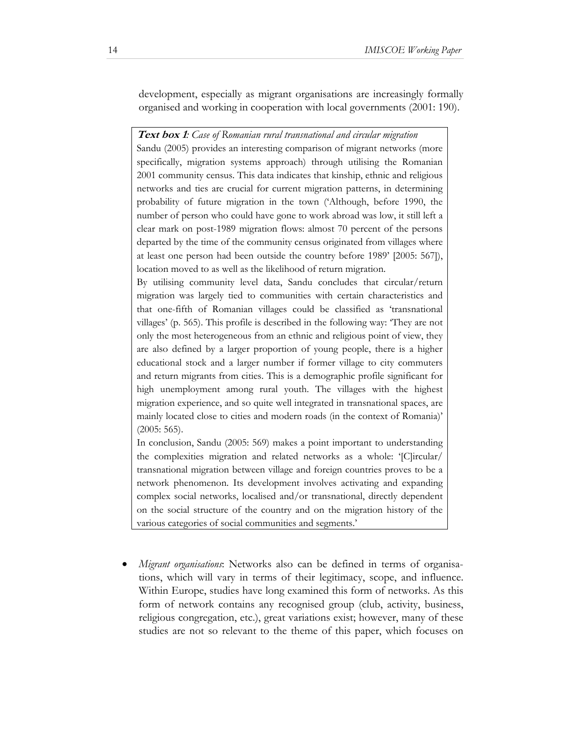development, especially as migrant organisations are increasingly formally organised and working in cooperation with local governments (2001: 190).

> ***Text box 1****: Case of Romanian rural transnational and circular migration*
>
> Sandu (2005) provides an interesting comparison of migrant networks (more specifically, migration systems approach) through utilising the Romanian 2001 community census. This data indicates that kinship, ethnic and religious networks and ties are crucial for current migration patterns, in determining probability of future migration in the town ('Although, before 1990, the number of person who could have gone to work abroad was low, it still left a clear mark on post-1989 migration flows: almost 70 percent of the persons departed by the time of the community census originated from villages where at least one person had been outside the country before 1989' [2005: 567]), location moved to as well as the likelihood of return migration.
>
> By utilising community level data, Sandu concludes that circular/return migration was largely tied to communities with certain characteristics and that one-fifth of Romanian villages could be classified as 'transnational villages' (p. 565). This profile is described in the following way: 'They are not only the most heterogeneous from an ethnic and religious point of view, they are also defined by a larger proportion of young people, there is a higher educational stock and a larger number if former village to city commuters and return migrants from cities. This is a demographic profile significant for high unemployment among rural youth. The villages with the highest migration experience, and so quite well integrated in transnational spaces, are mainly located close to cities and modern roads (in the context of Romania)' (2005: 565).
>
> In conclusion, Sandu (2005: 569) makes a point important to understanding the complexities migration and related networks as a whole: '[C]ircular/ transnational migration between village and foreign countries proves to be a network phenomenon. Its development involves activating and expanding complex social networks, localised and/or transnational, directly dependent on the social structure of the country and on the migration history of the various categories of social communities and segments.'

- *Migrant organisations*: Networks also can be defined in terms of organisations, which will vary in terms of their legitimacy, scope, and influence. Within Europe, studies have long examined this form of networks. As this form of network contains any recognised group (club, activity, business, religious congregation, etc.), great variations exist; however, many of these studies are not so relevant to the theme of this paper, which focuses on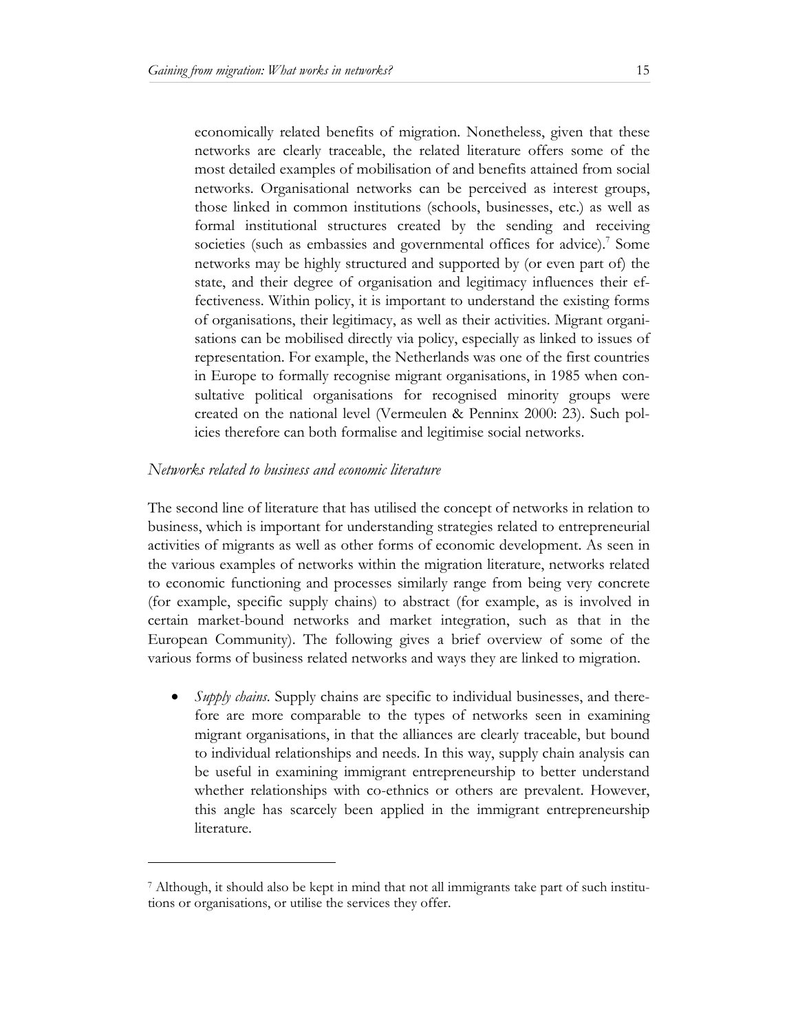economically related benefits of migration. Nonetheless, given that these networks are clearly traceable, the related literature offers some of the most detailed examples of mobilisation of and benefits attained from social networks. Organisational networks can be perceived as interest groups, those linked in common institutions (schools, businesses, etc.) as well as formal institutional structures created by the sending and receiving societies (such as embassies and governmental offices for advice).[7] Some networks may be highly structured and supported by (or even part of) the state, and their degree of organisation and legitimacy influences their effectiveness. Within policy, it is important to understand the existing forms of organisations, their legitimacy, as well as their activities. Migrant organisations can be mobilised directly via policy, especially as linked to issues of representation. For example, the Netherlands was one of the first countries in Europe to formally recognise migrant organisations, in 1985 when consultative political organisations for recognised minority groups were created on the national level (Vermeulen & Penninx 2000: 23). Such policies therefore can both formalise and legitimise social networks.

### *Networks related to business and economic literature*

The second line of literature that has utilised the concept of networks in relation to business, which is important for understanding strategies related to entrepreneurial activities of migrants as well as other forms of economic development. As seen in the various examples of networks within the migration literature, networks related to economic functioning and processes similarly range from being very concrete (for example, specific supply chains) to abstract (for example, as is involved in certain market-bound networks and market integration, such as that in the European Community). The following gives a brief overview of some of the various forms of business related networks and ways they are linked to migration.

- *Supply chains*. Supply chains are specific to individual businesses, and therefore are more comparable to the types of networks seen in examining migrant organisations, in that the alliances are clearly traceable, but bound to individual relationships and needs. In this way, supply chain analysis can be useful in examining immigrant entrepreneurship to better understand whether relationships with co-ethnics or others are prevalent. However, this angle has scarcely been applied in the immigrant entrepreneurship literature.

---

[7] Although, it should also be kept in mind that not all immigrants take part of such institutions or organisations, or utilise the services they offer.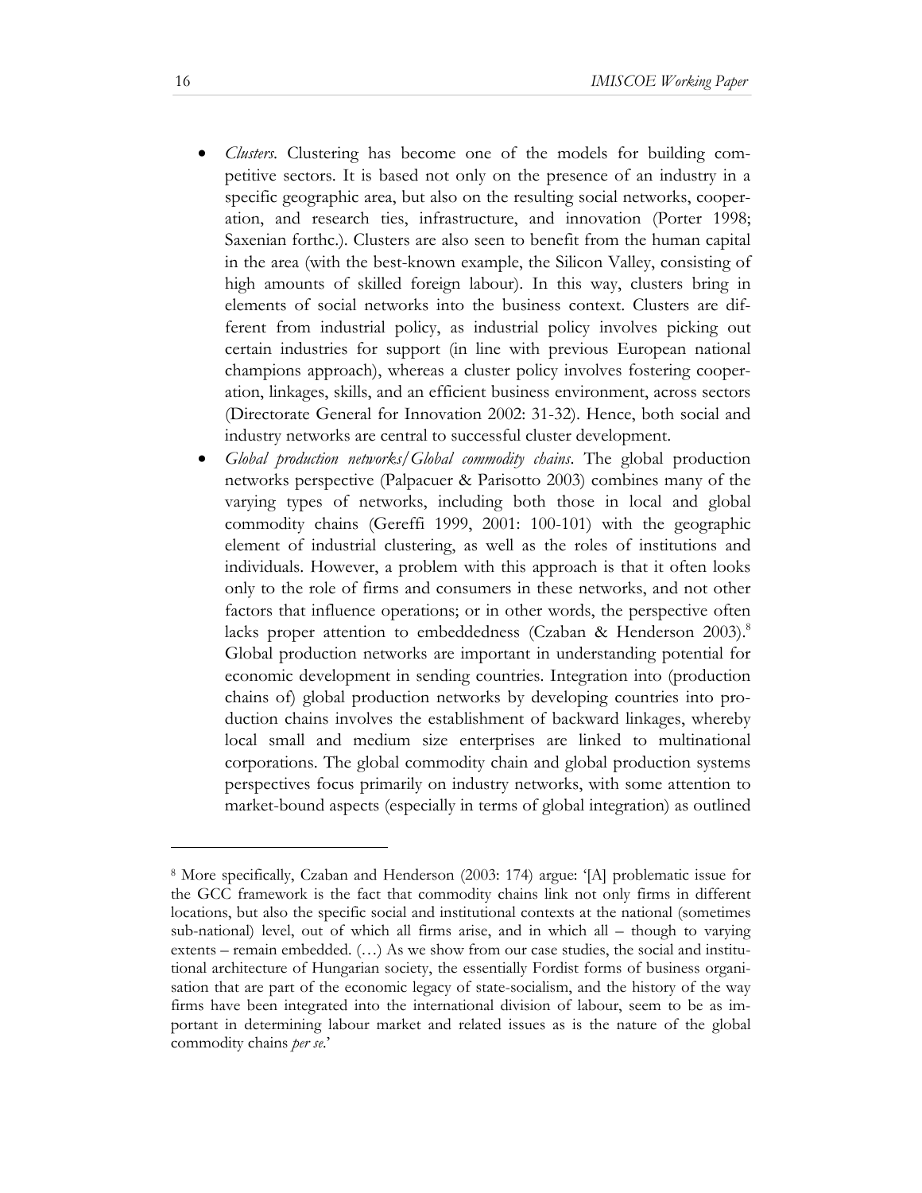- *Clusters*. Clustering has become one of the models for building competitive sectors. It is based not only on the presence of an industry in a specific geographic area, but also on the resulting social networks, cooperation, and research ties, infrastructure, and innovation (Porter 1998; Saxenian forthc.). Clusters are also seen to benefit from the human capital in the area (with the best-known example, the Silicon Valley, consisting of high amounts of skilled foreign labour). In this way, clusters bring in elements of social networks into the business context. Clusters are different from industrial policy, as industrial policy involves picking out certain industries for support (in line with previous European national champions approach), whereas a cluster policy involves fostering cooperation, linkages, skills, and an efficient business environment, across sectors (Directorate General for Innovation 2002: 31-32). Hence, both social and industry networks are central to successful cluster development.
- *Global production networks/Global commodity chains*. The global production networks perspective (Palpacuer & Parisotto 2003) combines many of the varying types of networks, including both those in local and global commodity chains (Gereffi 1999, 2001: 100-101) with the geographic element of industrial clustering, as well as the roles of institutions and individuals. However, a problem with this approach is that it often looks only to the role of firms and consumers in these networks, and not other factors that influence operations; or in other words, the perspective often lacks proper attention to embeddedness (Czaban & Henderson 2003).[8] Global production networks are important in understanding potential for economic development in sending countries. Integration into (production chains of) global production networks by developing countries into production chains involves the establishment of backward linkages, whereby local small and medium size enterprises are linked to multinational corporations. The global commodity chain and global production systems perspectives focus primarily on industry networks, with some attention to market-bound aspects (especially in terms of global integration) as outlined

[8] More specifically, Czaban and Henderson (2003: 174) argue: '[A] problematic issue for the GCC framework is the fact that commodity chains link not only firms in different locations, but also the specific social and institutional contexts at the national (sometimes sub-national) level, out of which all firms arise, and in which all – though to varying extents – remain embedded. (…) As we show from our case studies, the social and institutional architecture of Hungarian society, the essentially Fordist forms of business organisation that are part of the economic legacy of state-socialism, and the history of the way firms have been integrated into the international division of labour, seem to be as important in determining labour market and related issues as is the nature of the global commodity chains *per se*.'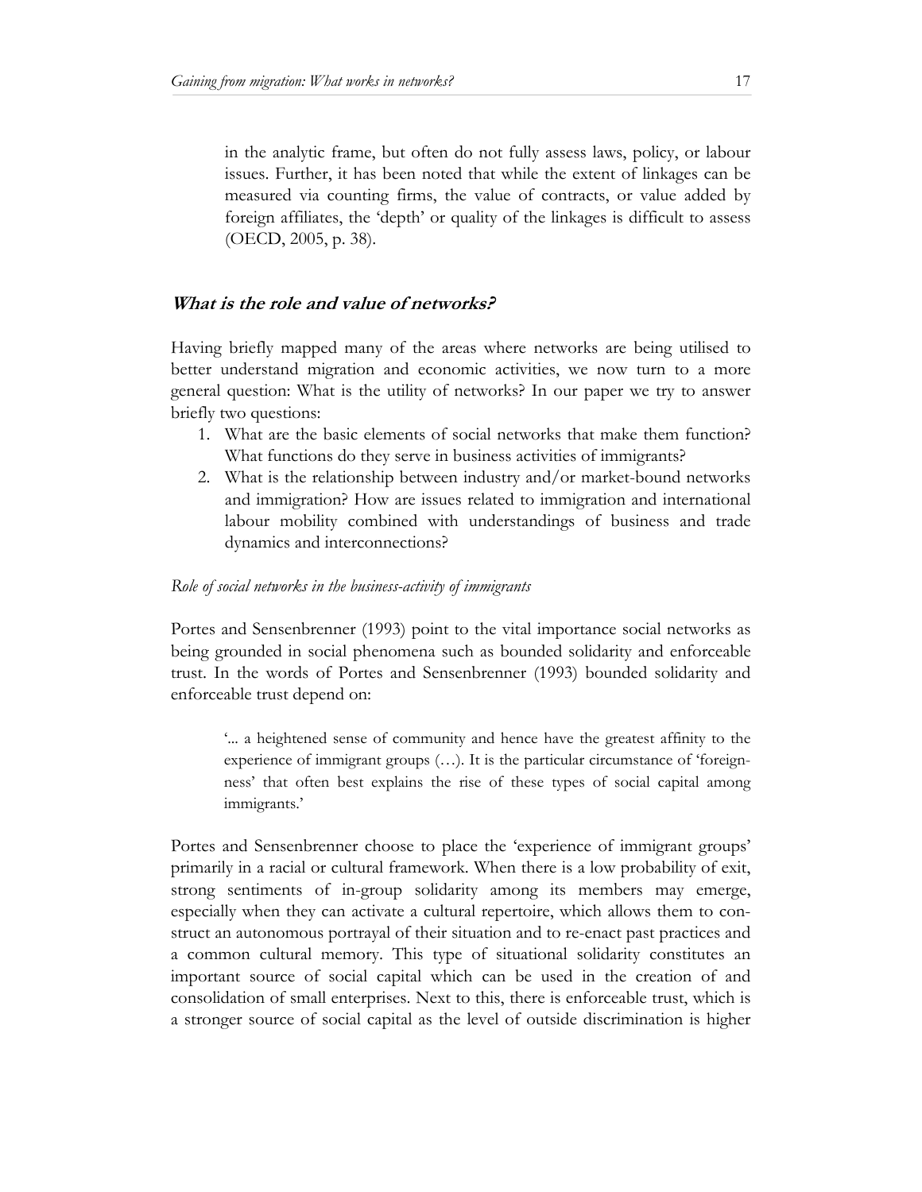in the analytic frame, but often do not fully assess laws, policy, or labour issues. Further, it has been noted that while the extent of linkages can be measured via counting firms, the value of contracts, or value added by foreign affiliates, the 'depth' or quality of the linkages is difficult to assess (OECD, 2005, p. 38).

## *What is the role and value of networks?*

Having briefly mapped many of the areas where networks are being utilised to better understand migration and economic activities, we now turn to a more general question: What is the utility of networks? In our paper we try to answer briefly two questions:

1. What are the basic elements of social networks that make them function? What functions do they serve in business activities of immigrants?
2. What is the relationship between industry and/or market-bound networks and immigration? How are issues related to immigration and international labour mobility combined with understandings of business and trade dynamics and interconnections?

### *Role of social networks in the business-activity of immigrants*

Portes and Sensenbrenner (1993) point to the vital importance social networks as being grounded in social phenomena such as bounded solidarity and enforceable trust. In the words of Portes and Sensenbrenner (1993) bounded solidarity and enforceable trust depend on:

> '... a heightened sense of community and hence have the greatest affinity to the experience of immigrant groups (…). It is the particular circumstance of 'foreignness' that often best explains the rise of these types of social capital among immigrants.'

Portes and Sensenbrenner choose to place the 'experience of immigrant groups' primarily in a racial or cultural framework. When there is a low probability of exit, strong sentiments of in-group solidarity among its members may emerge, especially when they can activate a cultural repertoire, which allows them to construct an autonomous portrayal of their situation and to re-enact past practices and a common cultural memory. This type of situational solidarity constitutes an important source of social capital which can be used in the creation of and consolidation of small enterprises. Next to this, there is enforceable trust, which is a stronger source of social capital as the level of outside discrimination is higher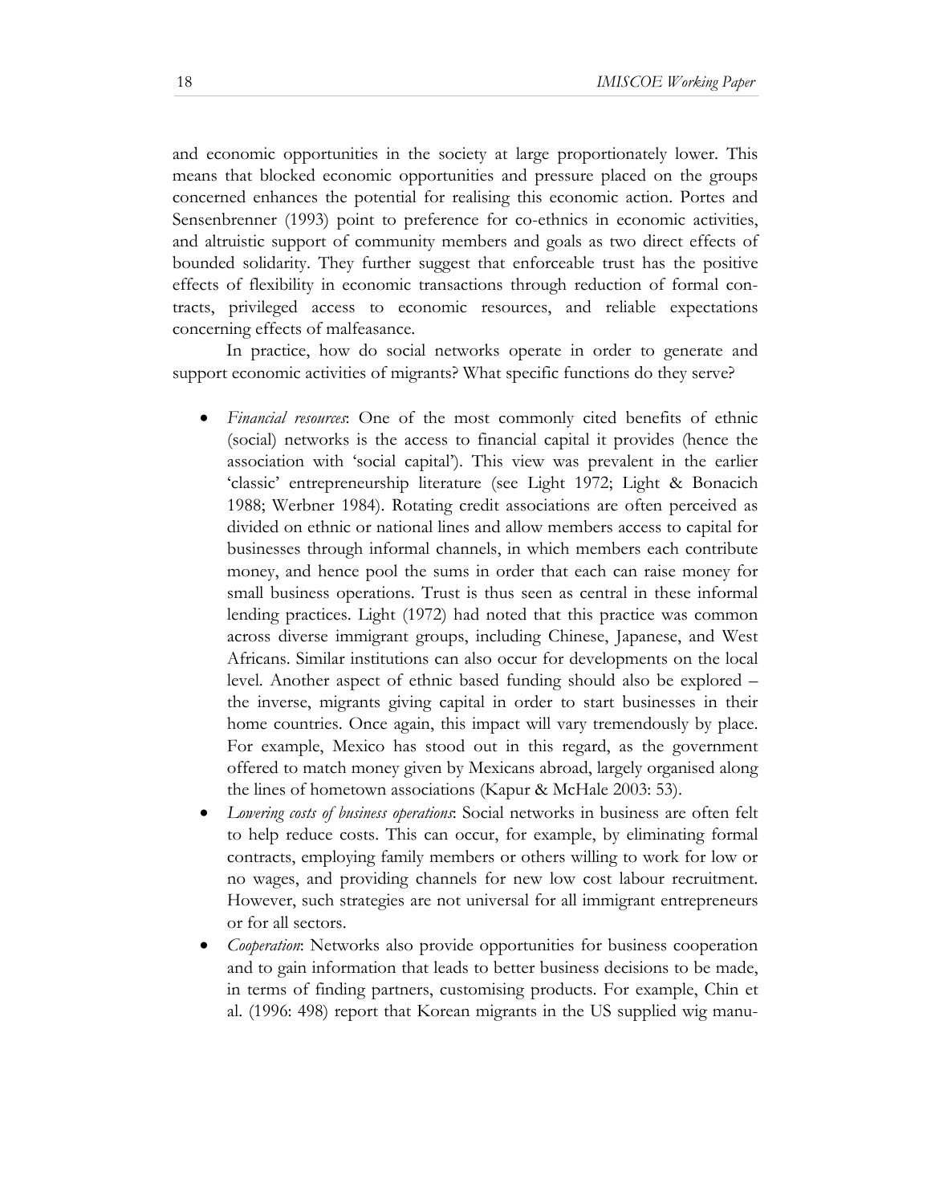and economic opportunities in the society at large proportionately lower. This means that blocked economic opportunities and pressure placed on the groups concerned enhances the potential for realising this economic action. Portes and Sensenbrenner (1993) point to preference for co-ethnics in economic activities, and altruistic support of community members and goals as two direct effects of bounded solidarity. They further suggest that enforceable trust has the positive effects of flexibility in economic transactions through reduction of formal contracts, privileged access to economic resources, and reliable expectations concerning effects of malfeasance.

In practice, how do social networks operate in order to generate and support economic activities of migrants? What specific functions do they serve?

- *Financial resources*: One of the most commonly cited benefits of ethnic (social) networks is the access to financial capital it provides (hence the association with 'social capital'). This view was prevalent in the earlier 'classic' entrepreneurship literature (see Light 1972; Light & Bonacich 1988; Werbner 1984). Rotating credit associations are often perceived as divided on ethnic or national lines and allow members access to capital for businesses through informal channels, in which members each contribute money, and hence pool the sums in order that each can raise money for small business operations. Trust is thus seen as central in these informal lending practices. Light (1972) had noted that this practice was common across diverse immigrant groups, including Chinese, Japanese, and West Africans. Similar institutions can also occur for developments on the local level. Another aspect of ethnic based funding should also be explored – the inverse, migrants giving capital in order to start businesses in their home countries. Once again, this impact will vary tremendously by place. For example, Mexico has stood out in this regard, as the government offered to match money given by Mexicans abroad, largely organised along the lines of hometown associations (Kapur & McHale 2003: 53).
- *Lowering costs of business operations*: Social networks in business are often felt to help reduce costs. This can occur, for example, by eliminating formal contracts, employing family members or others willing to work for low or no wages, and providing channels for new low cost labour recruitment. However, such strategies are not universal for all immigrant entrepreneurs or for all sectors.
- *Cooperation*: Networks also provide opportunities for business cooperation and to gain information that leads to better business decisions to be made, in terms of finding partners, customising products. For example, Chin et al. (1996: 498) report that Korean migrants in the US supplied wig manu-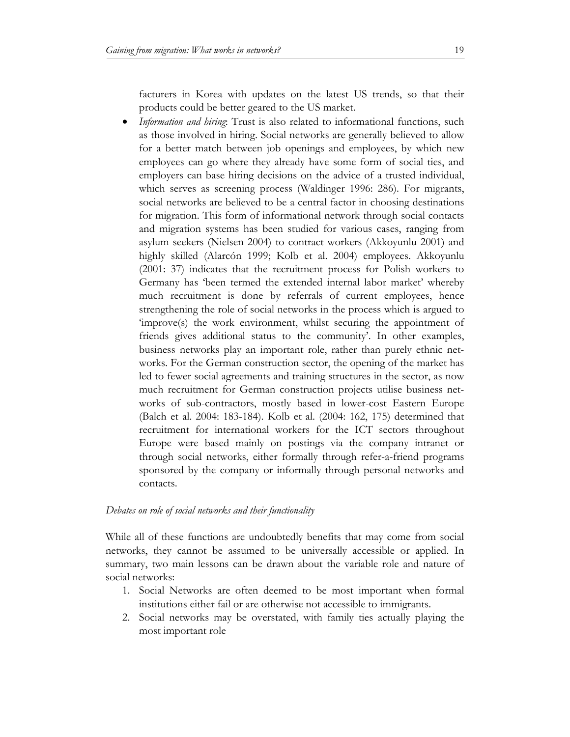facturers in Korea with updates on the latest US trends, so that their products could be better geared to the US market.

- *Information and hiring*: Trust is also related to informational functions, such as those involved in hiring. Social networks are generally believed to allow for a better match between job openings and employees, by which new employees can go where they already have some form of social ties, and employers can base hiring decisions on the advice of a trusted individual, which serves as screening process (Waldinger 1996: 286). For migrants, social networks are believed to be a central factor in choosing destinations for migration. This form of informational network through social contacts and migration systems has been studied for various cases, ranging from asylum seekers (Nielsen 2004) to contract workers (Akkoyunlu 2001) and highly skilled (Alarcón 1999; Kolb et al. 2004) employees. Akkoyunlu (2001: 37) indicates that the recruitment process for Polish workers to Germany has 'been termed the extended internal labor market' whereby much recruitment is done by referrals of current employees, hence strengthening the role of social networks in the process which is argued to 'improve(s) the work environment, whilst securing the appointment of friends gives additional status to the community'. In other examples, business networks play an important role, rather than purely ethnic networks. For the German construction sector, the opening of the market has led to fewer social agreements and training structures in the sector, as now much recruitment for German construction projects utilise business networks of sub-contractors, mostly based in lower-cost Eastern Europe (Balch et al. 2004: 183-184). Kolb et al. (2004: 162, 175) determined that recruitment for international workers for the ICT sectors throughout Europe were based mainly on postings via the company intranet or through social networks, either formally through refer-a-friend programs sponsored by the company or informally through personal networks and contacts.

*Debates on role of social networks and their functionality*

While all of these functions are undoubtedly benefits that may come from social networks, they cannot be assumed to be universally accessible or applied. In summary, two main lessons can be drawn about the variable role and nature of social networks:

1. Social Networks are often deemed to be most important when formal institutions either fail or are otherwise not accessible to immigrants.
2. Social networks may be overstated, with family ties actually playing the most important role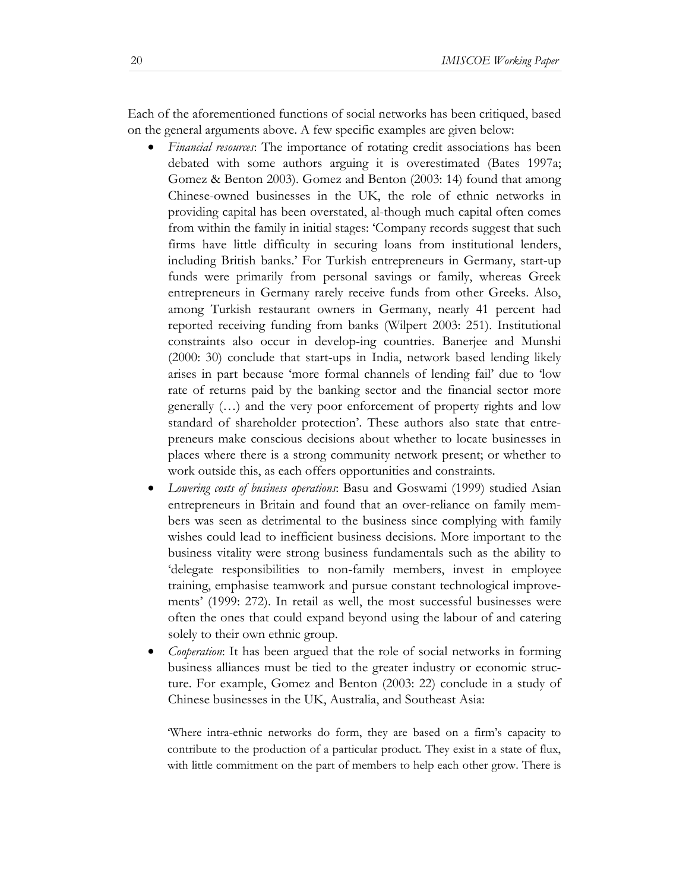Each of the aforementioned functions of social networks has been critiqued, based on the general arguments above. A few specific examples are given below:

- *Financial resources*: The importance of rotating credit associations has been debated with some authors arguing it is overestimated (Bates 1997a; Gomez & Benton 2003). Gomez and Benton (2003: 14) found that among Chinese-owned businesses in the UK, the role of ethnic networks in providing capital has been overstated, al-though much capital often comes from within the family in initial stages: 'Company records suggest that such firms have little difficulty in securing loans from institutional lenders, including British banks.' For Turkish entrepreneurs in Germany, start-up funds were primarily from personal savings or family, whereas Greek entrepreneurs in Germany rarely receive funds from other Greeks. Also, among Turkish restaurant owners in Germany, nearly 41 percent had reported receiving funding from banks (Wilpert 2003: 251). Institutional constraints also occur in develop-ing countries. Banerjee and Munshi (2000: 30) conclude that start-ups in India, network based lending likely arises in part because 'more formal channels of lending fail' due to 'low rate of returns paid by the banking sector and the financial sector more generally (…) and the very poor enforcement of property rights and low standard of shareholder protection'. These authors also state that entrepreneurs make conscious decisions about whether to locate businesses in places where there is a strong community network present; or whether to work outside this, as each offers opportunities and constraints.
- *Lowering costs of business operations*: Basu and Goswami (1999) studied Asian entrepreneurs in Britain and found that an over-reliance on family members was seen as detrimental to the business since complying with family wishes could lead to inefficient business decisions. More important to the business vitality were strong business fundamentals such as the ability to 'delegate responsibilities to non-family members, invest in employee training, emphasise teamwork and pursue constant technological improvements' (1999: 272). In retail as well, the most successful businesses were often the ones that could expand beyond using the labour of and catering solely to their own ethnic group.
- *Cooperation*: It has been argued that the role of social networks in forming business alliances must be tied to the greater industry or economic structure. For example, Gomez and Benton (2003: 22) conclude in a study of Chinese businesses in the UK, Australia, and Southeast Asia:

  'Where intra-ethnic networks do form, they are based on a firm's capacity to contribute to the production of a particular product. They exist in a state of flux, with little commitment on the part of members to help each other grow. There is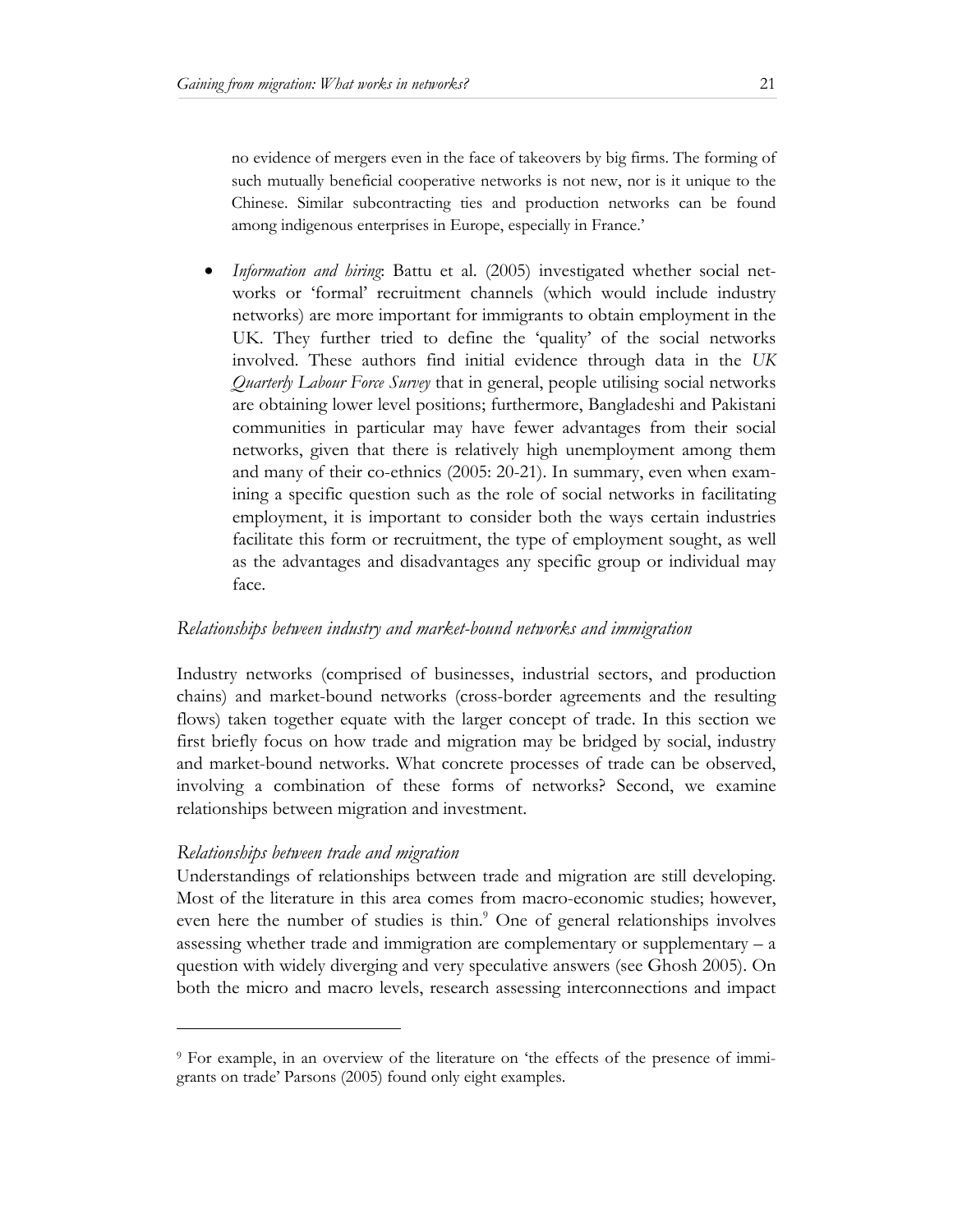no evidence of mergers even in the face of takeovers by big firms. The forming of such mutually beneficial cooperative networks is not new, nor is it unique to the Chinese. Similar subcontracting ties and production networks can be found among indigenous enterprises in Europe, especially in France.'

- *Information and hiring*: Battu et al. (2005) investigated whether social networks or 'formal' recruitment channels (which would include industry networks) are more important for immigrants to obtain employment in the UK. They further tried to define the 'quality' of the social networks involved. These authors find initial evidence through data in the *UK Quarterly Labour Force Survey* that in general, people utilising social networks are obtaining lower level positions; furthermore, Bangladeshi and Pakistani communities in particular may have fewer advantages from their social networks, given that there is relatively high unemployment among them and many of their co-ethnics (2005: 20-21). In summary, even when examining a specific question such as the role of social networks in facilitating employment, it is important to consider both the ways certain industries facilitate this form or recruitment, the type of employment sought, as well as the advantages and disadvantages any specific group or individual may face.

### *Relationships between industry and market-bound networks and immigration*

Industry networks (comprised of businesses, industrial sectors, and production chains) and market-bound networks (cross-border agreements and the resulting flows) taken together equate with the larger concept of trade. In this section we first briefly focus on how trade and migration may be bridged by social, industry and market-bound networks. What concrete processes of trade can be observed, involving a combination of these forms of networks? Second, we examine relationships between migration and investment.

#### *Relationships between trade and migration*

Understandings of relationships between trade and migration are still developing. Most of the literature in this area comes from macro-economic studies; however, even here the number of studies is thin.[9] One of general relationships involves assessing whether trade and immigration are complementary or supplementary – a question with widely diverging and very speculative answers (see Ghosh 2005). On both the micro and macro levels, research assessing interconnections and impact

[9] For example, in an overview of the literature on 'the effects of the presence of immigrants on trade' Parsons (2005) found only eight examples.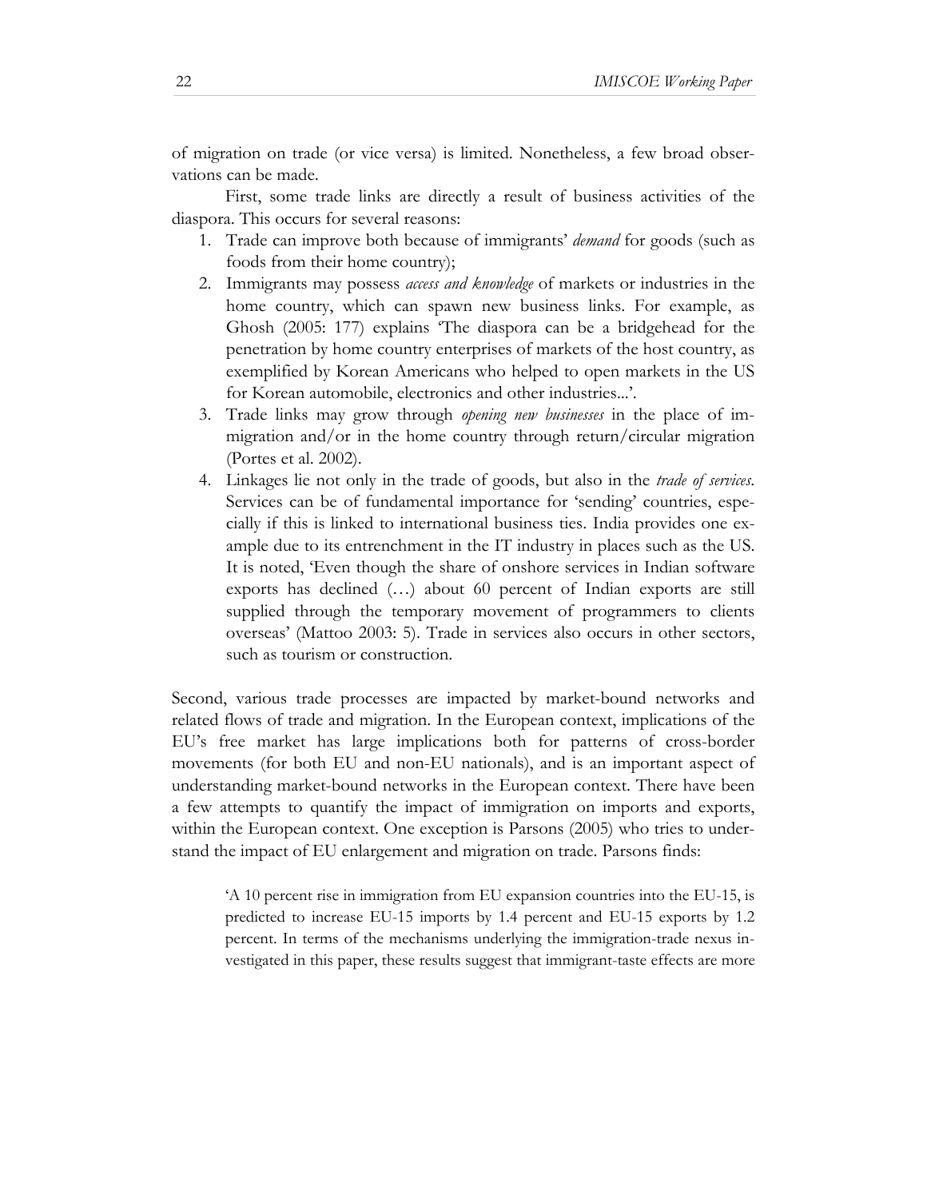of migration on trade (or vice versa) is limited. Nonetheless, a few broad observations can be made.

First, some trade links are directly a result of business activities of the diaspora. This occurs for several reasons:

1. Trade can improve both because of immigrants' *demand* for goods (such as foods from their home country);
2. Immigrants may possess *access and knowledge* of markets or industries in the home country, which can spawn new business links. For example, as Ghosh (2005: 177) explains 'The diaspora can be a bridgehead for the penetration by home country enterprises of markets of the host country, as exemplified by Korean Americans who helped to open markets in the US for Korean automobile, electronics and other industries...'.
3. Trade links may grow through *opening new businesses* in the place of immigration and/or in the home country through return/circular migration (Portes et al. 2002).
4. Linkages lie not only in the trade of goods, but also in the *trade of services*. Services can be of fundamental importance for 'sending' countries, especially if this is linked to international business ties. India provides one example due to its entrenchment in the IT industry in places such as the US. It is noted, 'Even though the share of onshore services in Indian software exports has declined (…) about 60 percent of Indian exports are still supplied through the temporary movement of programmers to clients overseas' (Mattoo 2003: 5). Trade in services also occurs in other sectors, such as tourism or construction.

Second, various trade processes are impacted by market-bound networks and related flows of trade and migration. In the European context, implications of the EU's free market has large implications both for patterns of cross-border movements (for both EU and non-EU nationals), and is an important aspect of understanding market-bound networks in the European context. There have been a few attempts to quantify the impact of immigration on imports and exports, within the European context. One exception is Parsons (2005) who tries to understand the impact of EU enlargement and migration on trade. Parsons finds:

> 'A 10 percent rise in immigration from EU expansion countries into the EU-15, is predicted to increase EU-15 imports by 1.4 percent and EU-15 exports by 1.2 percent. In terms of the mechanisms underlying the immigration-trade nexus investigated in this paper, these results suggest that immigrant-taste effects are more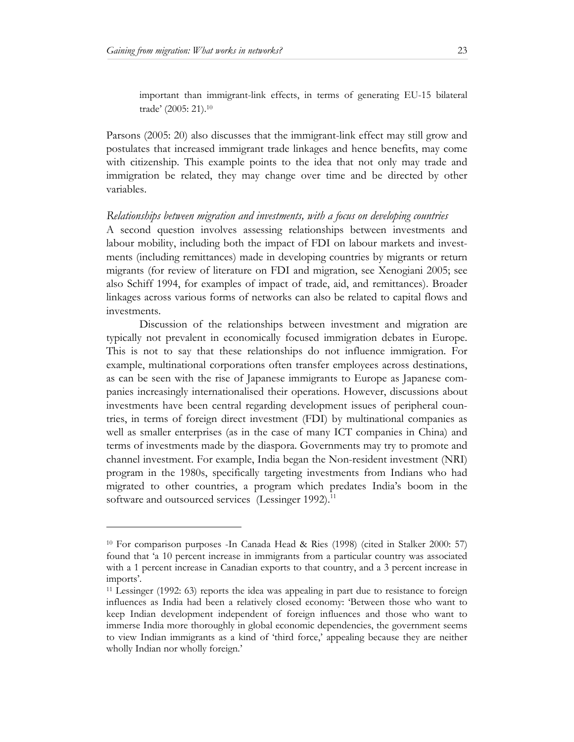important than immigrant-link effects, in terms of generating EU-15 bilateral trade' (2005: 21).[10]

Parsons (2005: 20) also discusses that the immigrant-link effect may still grow and postulates that increased immigrant trade linkages and hence benefits, may come with citizenship. This example points to the idea that not only may trade and immigration be related, they may change over time and be directed by other variables.

*Relationships between migration and investments, with a focus on developing countries*

A second question involves assessing relationships between investments and labour mobility, including both the impact of FDI on labour markets and investments (including remittances) made in developing countries by migrants or return migrants (for review of literature on FDI and migration, see Xenogiani 2005; see also Schiff 1994, for examples of impact of trade, aid, and remittances). Broader linkages across various forms of networks can also be related to capital flows and investments.

Discussion of the relationships between investment and migration are typically not prevalent in economically focused immigration debates in Europe. This is not to say that these relationships do not influence immigration. For example, multinational corporations often transfer employees across destinations, as can be seen with the rise of Japanese immigrants to Europe as Japanese companies increasingly internationalised their operations. However, discussions about investments have been central regarding development issues of peripheral countries, in terms of foreign direct investment (FDI) by multinational companies as well as smaller enterprises (as in the case of many ICT companies in China) and terms of investments made by the diaspora. Governments may try to promote and channel investment. For example, India began the Non-resident investment (NRI) program in the 1980s, specifically targeting investments from Indians who had migrated to other countries, a program which predates India's boom in the software and outsourced services (Lessinger 1992).[11]

---

[10] For comparison purposes -In Canada Head & Ries (1998) (cited in Stalker 2000: 57) found that 'a 10 percent increase in immigrants from a particular country was associated with a 1 percent increase in Canadian exports to that country, and a 3 percent increase in imports'.

[11] Lessinger (1992: 63) reports the idea was appealing in part due to resistance to foreign influences as India had been a relatively closed economy: 'Between those who want to keep Indian development independent of foreign influences and those who want to immerse India more thoroughly in global economic dependencies, the government seems to view Indian immigrants as a kind of 'third force,' appealing because they are neither wholly Indian nor wholly foreign.'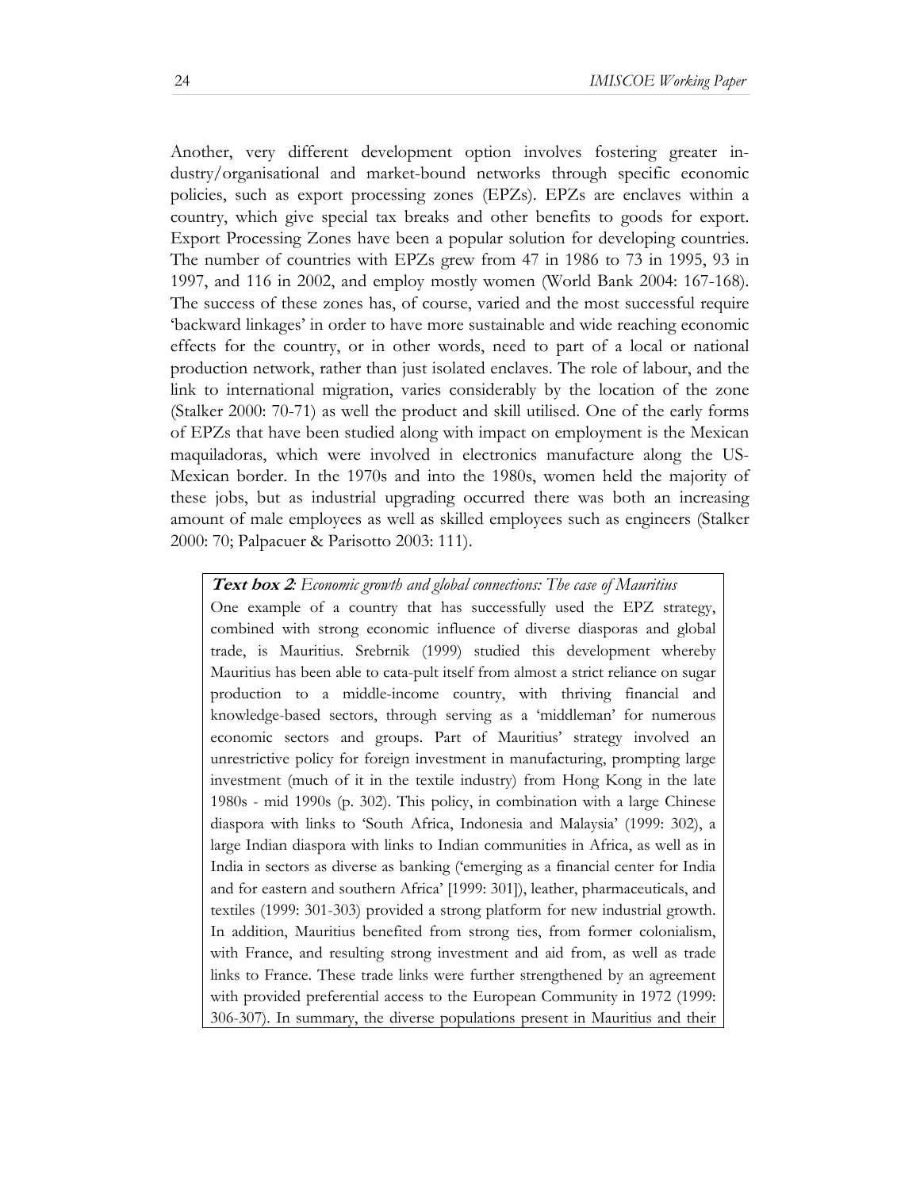Another, very different development option involves fostering greater industry/organisational and market-bound networks through specific economic policies, such as export processing zones (EPZs). EPZs are enclaves within a country, which give special tax breaks and other benefits to goods for export. Export Processing Zones have been a popular solution for developing countries. The number of countries with EPZs grew from 47 in 1986 to 73 in 1995, 93 in 1997, and 116 in 2002, and employ mostly women (World Bank 2004: 167-168). The success of these zones has, of course, varied and the most successful require 'backward linkages' in order to have more sustainable and wide reaching economic effects for the country, or in other words, need to part of a local or national production network, rather than just isolated enclaves. The role of labour, and the link to international migration, varies considerably by the location of the zone (Stalker 2000: 70-71) as well the product and skill utilised. One of the early forms of EPZs that have been studied along with impact on employment is the Mexican maquiladoras, which were involved in electronics manufacture along the US-Mexican border. In the 1970s and into the 1980s, women held the majority of these jobs, but as industrial upgrading occurred there was both an increasing amount of male employees as well as skilled employees such as engineers (Stalker 2000: 70; Palpacuer & Parisotto 2003: 111).

**Text box 2**: *Economic growth and global connections: The case of Mauritius*

One example of a country that has successfully used the EPZ strategy, combined with strong economic influence of diverse diasporas and global trade, is Mauritius. Srebrnik (1999) studied this development whereby Mauritius has been able to cata-pult itself from almost a strict reliance on sugar production to a middle-income country, with thriving financial and knowledge-based sectors, through serving as a 'middleman' for numerous economic sectors and groups. Part of Mauritius' strategy involved an unrestrictive policy for foreign investment in manufacturing, prompting large investment (much of it in the textile industry) from Hong Kong in the late 1980s - mid 1990s (p. 302). This policy, in combination with a large Chinese diaspora with links to 'South Africa, Indonesia and Malaysia' (1999: 302), a large Indian diaspora with links to Indian communities in Africa, as well as in India in sectors as diverse as banking ('emerging as a financial center for India and for eastern and southern Africa' [1999: 301]), leather, pharmaceuticals, and textiles (1999: 301-303) provided a strong platform for new industrial growth. In addition, Mauritius benefited from strong ties, from former colonialism, with France, and resulting strong investment and aid from, as well as trade links to France. These trade links were further strengthened by an agreement with provided preferential access to the European Community in 1972 (1999: 306-307). In summary, the diverse populations present in Mauritius and their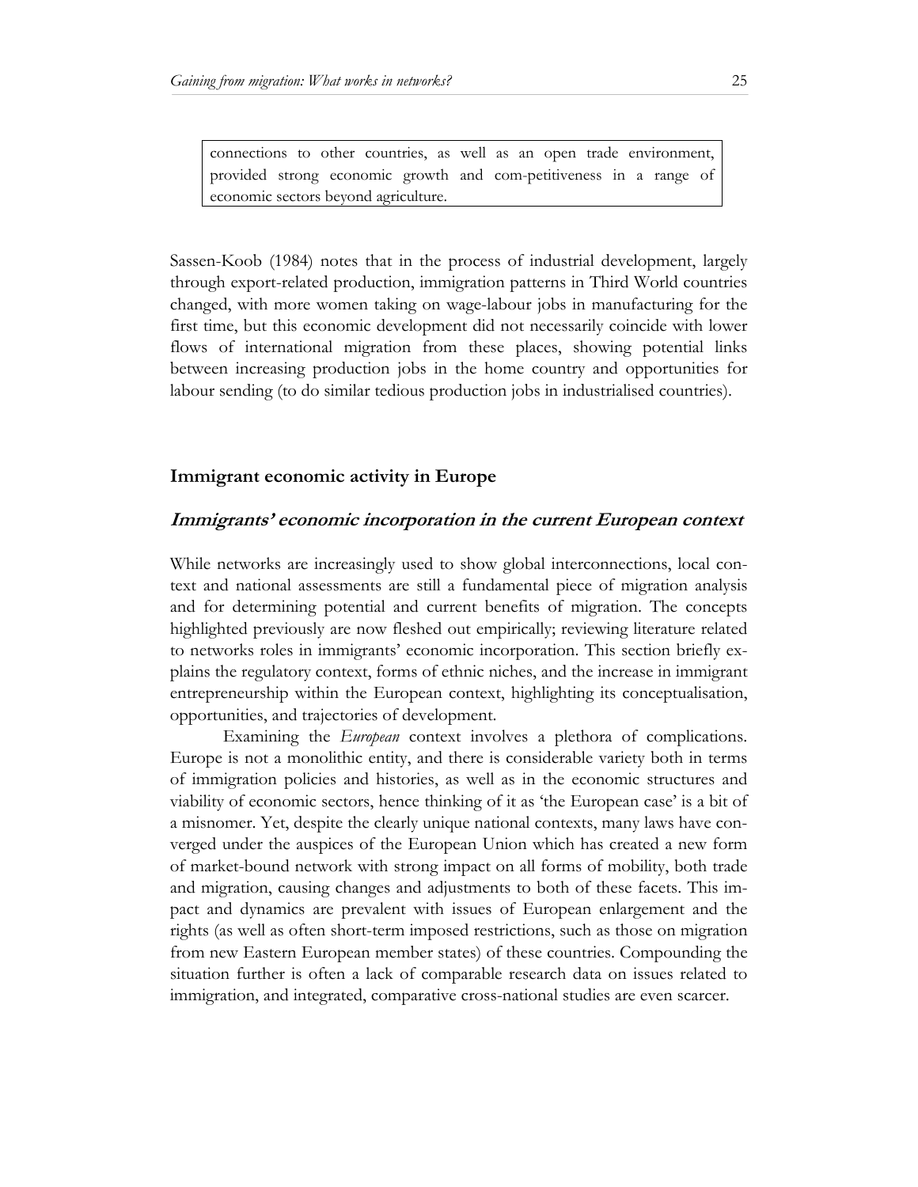connections to other countries, as well as an open trade environment, provided strong economic growth and com-petitiveness in a range of economic sectors beyond agriculture.

Sassen-Koob (1984) notes that in the process of industrial development, largely through export-related production, immigration patterns in Third World countries changed, with more women taking on wage-labour jobs in manufacturing for the first time, but this economic development did not necessarily coincide with lower flows of international migration from these places, showing potential links between increasing production jobs in the home country and opportunities for labour sending (to do similar tedious production jobs in industrialised countries).

## Immigrant economic activity in Europe

### *Immigrants' economic incorporation in the current European context*

While networks are increasingly used to show global interconnections, local context and national assessments are still a fundamental piece of migration analysis and for determining potential and current benefits of migration. The concepts highlighted previously are now fleshed out empirically; reviewing literature related to networks roles in immigrants' economic incorporation. This section briefly explains the regulatory context, forms of ethnic niches, and the increase in immigrant entrepreneurship within the European context, highlighting its conceptualisation, opportunities, and trajectories of development.

Examining the *European* context involves a plethora of complications. Europe is not a monolithic entity, and there is considerable variety both in terms of immigration policies and histories, as well as in the economic structures and viability of economic sectors, hence thinking of it as 'the European case' is a bit of a misnomer. Yet, despite the clearly unique national contexts, many laws have converged under the auspices of the European Union which has created a new form of market-bound network with strong impact on all forms of mobility, both trade and migration, causing changes and adjustments to both of these facets. This impact and dynamics are prevalent with issues of European enlargement and the rights (as well as often short-term imposed restrictions, such as those on migration from new Eastern European member states) of these countries. Compounding the situation further is often a lack of comparable research data on issues related to immigration, and integrated, comparative cross-national studies are even scarcer.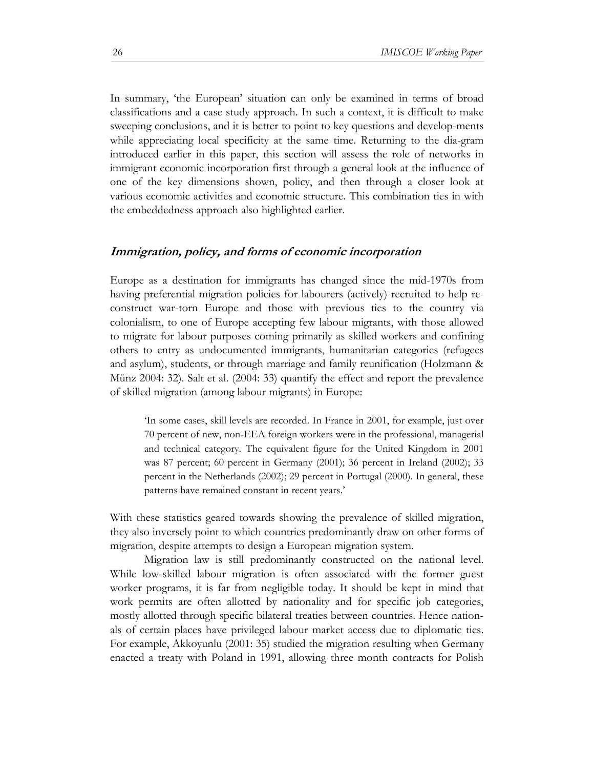In summary, 'the European' situation can only be examined in terms of broad classifications and a case study approach. In such a context, it is difficult to make sweeping conclusions, and it is better to point to key questions and develop-ments while appreciating local specificity at the same time. Returning to the dia-gram introduced earlier in this paper, this section will assess the role of networks in immigrant economic incorporation first through a general look at the influence of one of the key dimensions shown, policy, and then through a closer look at various economic activities and economic structure. This combination ties in with the embeddedness approach also highlighted earlier.

## *Immigration, policy, and forms of economic incorporation*

Europe as a destination for immigrants has changed since the mid-1970s from having preferential migration policies for labourers (actively) recruited to help re-construct war-torn Europe and those with previous ties to the country via colonialism, to one of Europe accepting few labour migrants, with those allowed to migrate for labour purposes coming primarily as skilled workers and confining others to entry as undocumented immigrants, humanitarian categories (refugees and asylum), students, or through marriage and family reunification (Holzmann & Münz 2004: 32). Salt et al. (2004: 33) quantify the effect and report the prevalence of skilled migration (among labour migrants) in Europe:

> 'In some cases, skill levels are recorded. In France in 2001, for example, just over 70 percent of new, non-EEA foreign workers were in the professional, managerial and technical category. The equivalent figure for the United Kingdom in 2001 was 87 percent; 60 percent in Germany (2001); 36 percent in Ireland (2002); 33 percent in the Netherlands (2002); 29 percent in Portugal (2000). In general, these patterns have remained constant in recent years.'

With these statistics geared towards showing the prevalence of skilled migration, they also inversely point to which countries predominantly draw on other forms of migration, despite attempts to design a European migration system.

Migration law is still predominantly constructed on the national level. While low-skilled labour migration is often associated with the former guest worker programs, it is far from negligible today. It should be kept in mind that work permits are often allotted by nationality and for specific job categories, mostly allotted through specific bilateral treaties between countries. Hence nation-als of certain places have privileged labour market access due to diplomatic ties. For example, Akkoyunlu (2001: 35) studied the migration resulting when Germany enacted a treaty with Poland in 1991, allowing three month contracts for Polish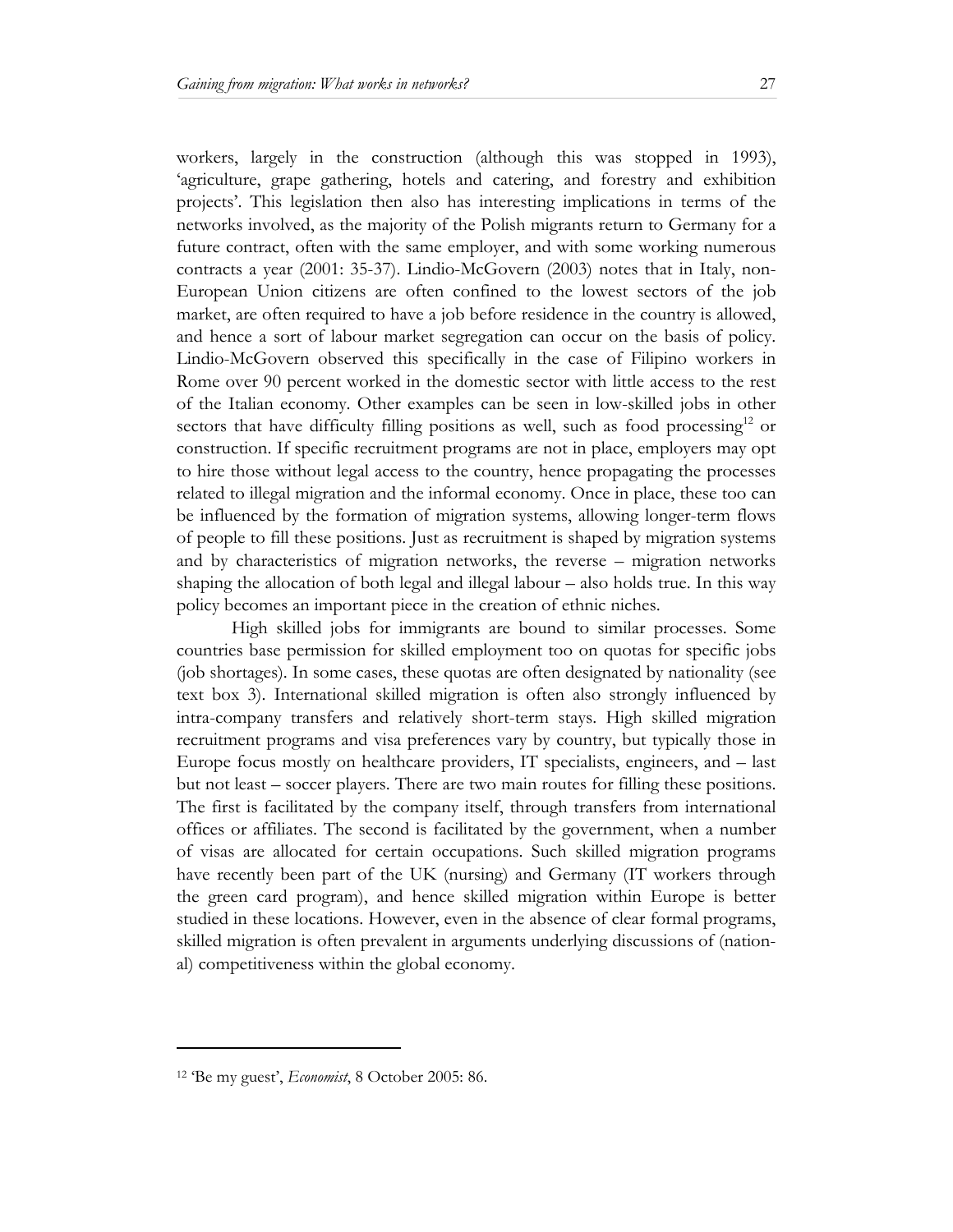workers, largely in the construction (although this was stopped in 1993), 'agriculture, grape gathering, hotels and catering, and forestry and exhibition projects'. This legislation then also has interesting implications in terms of the networks involved, as the majority of the Polish migrants return to Germany for a future contract, often with the same employer, and with some working numerous contracts a year (2001: 35-37). Lindio-McGovern (2003) notes that in Italy, non-European Union citizens are often confined to the lowest sectors of the job market, are often required to have a job before residence in the country is allowed, and hence a sort of labour market segregation can occur on the basis of policy. Lindio-McGovern observed this specifically in the case of Filipino workers in Rome over 90 percent worked in the domestic sector with little access to the rest of the Italian economy. Other examples can be seen in low-skilled jobs in other sectors that have difficulty filling positions as well, such as food processing[12] or construction. If specific recruitment programs are not in place, employers may opt to hire those without legal access to the country, hence propagating the processes related to illegal migration and the informal economy. Once in place, these too can be influenced by the formation of migration systems, allowing longer-term flows of people to fill these positions. Just as recruitment is shaped by migration systems and by characteristics of migration networks, the reverse – migration networks shaping the allocation of both legal and illegal labour – also holds true. In this way policy becomes an important piece in the creation of ethnic niches.

High skilled jobs for immigrants are bound to similar processes. Some countries base permission for skilled employment too on quotas for specific jobs (job shortages). In some cases, these quotas are often designated by nationality (see text box 3). International skilled migration is often also strongly influenced by intra-company transfers and relatively short-term stays. High skilled migration recruitment programs and visa preferences vary by country, but typically those in Europe focus mostly on healthcare providers, IT specialists, engineers, and – last but not least – soccer players. There are two main routes for filling these positions. The first is facilitated by the company itself, through transfers from international offices or affiliates. The second is facilitated by the government, when a number of visas are allocated for certain occupations. Such skilled migration programs have recently been part of the UK (nursing) and Germany (IT workers through the green card program), and hence skilled migration within Europe is better studied in these locations. However, even in the absence of clear formal programs, skilled migration is often prevalent in arguments underlying discussions of (national) competitiveness within the global economy.

[12] 'Be my guest', *Economist*, 8 October 2005: 86.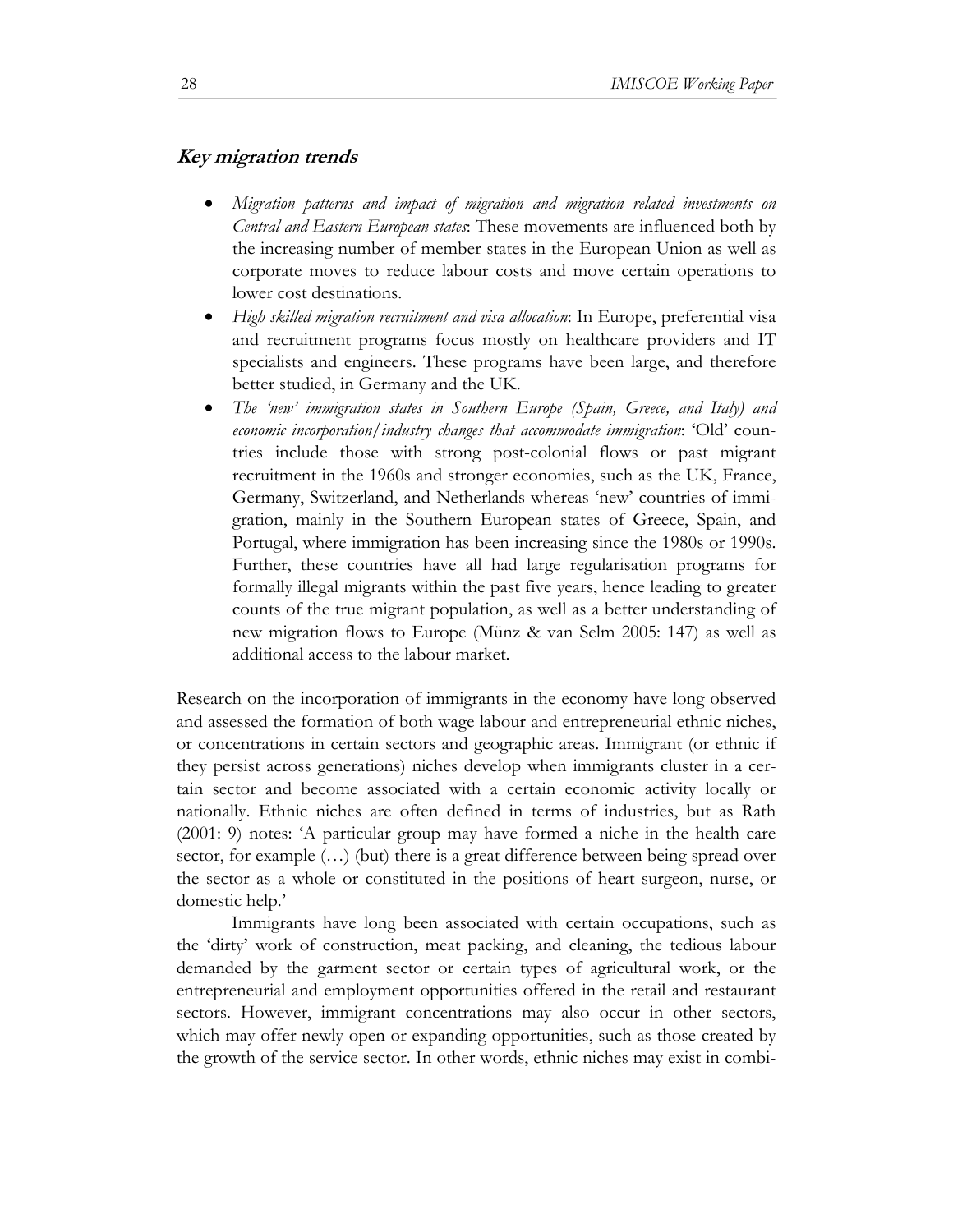### *Key migration trends*

- *Migration patterns and impact of migration and migration related investments on Central and Eastern European states*: These movements are influenced both by the increasing number of member states in the European Union as well as corporate moves to reduce labour costs and move certain operations to lower cost destinations.
- *High skilled migration recruitment and visa allocation*: In Europe, preferential visa and recruitment programs focus mostly on healthcare providers and IT specialists and engineers. These programs have been large, and therefore better studied, in Germany and the UK.
- *The 'new' immigration states in Southern Europe (Spain, Greece, and Italy) and economic incorporation/industry changes that accommodate immigration*: 'Old' countries include those with strong post-colonial flows or past migrant recruitment in the 1960s and stronger economies, such as the UK, France, Germany, Switzerland, and Netherlands whereas 'new' countries of immigration, mainly in the Southern European states of Greece, Spain, and Portugal, where immigration has been increasing since the 1980s or 1990s. Further, these countries have all had large regularisation programs for formally illegal migrants within the past five years, hence leading to greater counts of the true migrant population, as well as a better understanding of new migration flows to Europe (Münz & van Selm 2005: 147) as well as additional access to the labour market.

Research on the incorporation of immigrants in the economy have long observed and assessed the formation of both wage labour and entrepreneurial ethnic niches, or concentrations in certain sectors and geographic areas. Immigrant (or ethnic if they persist across generations) niches develop when immigrants cluster in a certain sector and become associated with a certain economic activity locally or nationally. Ethnic niches are often defined in terms of industries, but as Rath (2001: 9) notes: 'A particular group may have formed a niche in the health care sector, for example (…) (but) there is a great difference between being spread over the sector as a whole or constituted in the positions of heart surgeon, nurse, or domestic help.'

Immigrants have long been associated with certain occupations, such as the 'dirty' work of construction, meat packing, and cleaning, the tedious labour demanded by the garment sector or certain types of agricultural work, or the entrepreneurial and employment opportunities offered in the retail and restaurant sectors. However, immigrant concentrations may also occur in other sectors, which may offer newly open or expanding opportunities, such as those created by the growth of the service sector. In other words, ethnic niches may exist in combi-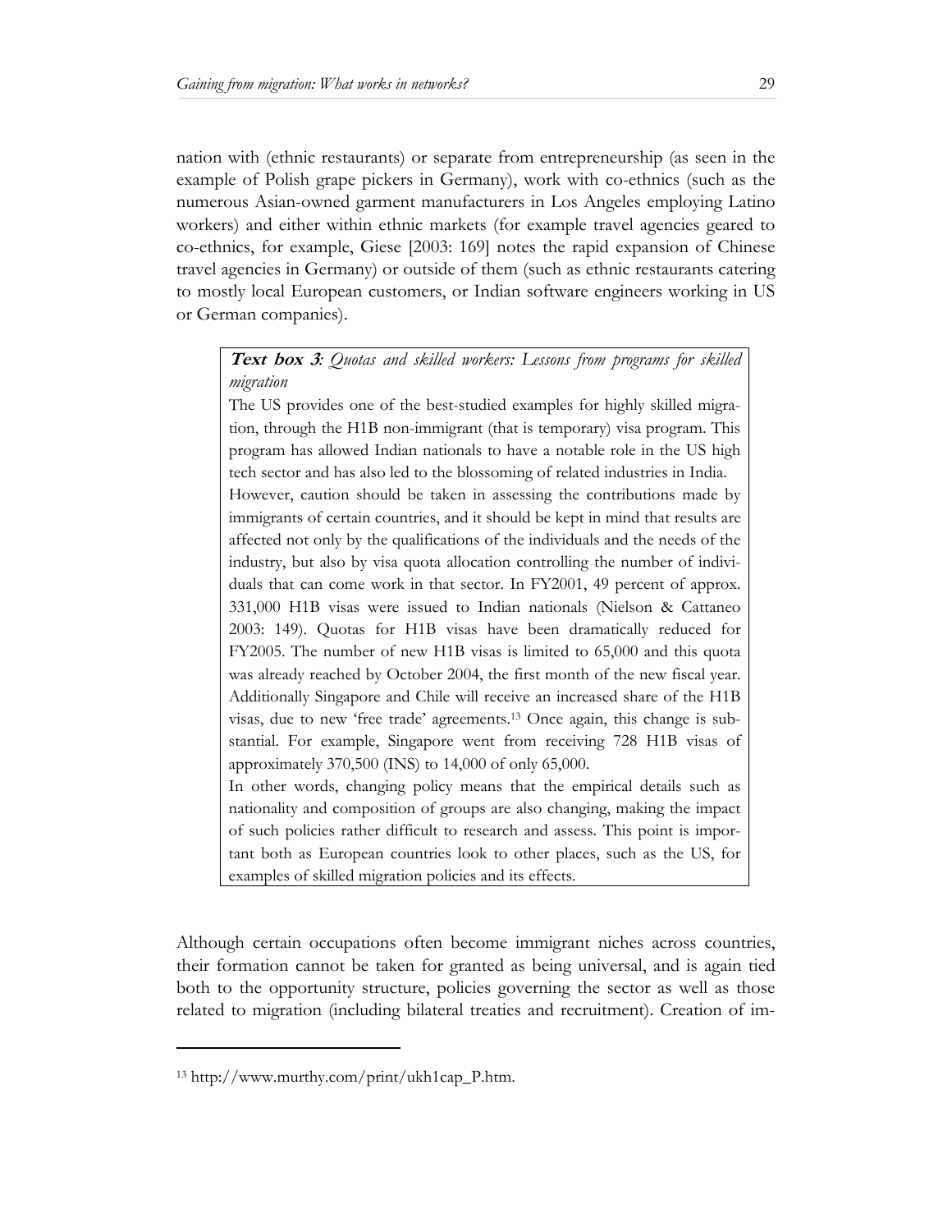nation with (ethnic restaurants) or separate from entrepreneurship (as seen in the example of Polish grape pickers in Germany), work with co-ethnics (such as the numerous Asian-owned garment manufacturers in Los Angeles employing Latino workers) and either within ethnic markets (for example travel agencies geared to co-ethnics, for example, Giese [2003: 169] notes the rapid expansion of Chinese travel agencies in Germany) or outside of them (such as ethnic restaurants catering to mostly local European customers, or Indian software engineers working in US or German companies).

> ***Text box 3**: Quotas and skilled workers: Lessons from programs for skilled migration*
>
> The US provides one of the best-studied examples for highly skilled migration, through the H1B non-immigrant (that is temporary) visa program. This program has allowed Indian nationals to have a notable role in the US high tech sector and has also led to the blossoming of related industries in India.
>
> However, caution should be taken in assessing the contributions made by immigrants of certain countries, and it should be kept in mind that results are affected not only by the qualifications of the individuals and the needs of the industry, but also by visa quota allocation controlling the number of individuals that can come work in that sector. In FY2001, 49 percent of approx. 331,000 H1B visas were issued to Indian nationals (Nielson & Cattaneo 2003: 149). Quotas for H1B visas have been dramatically reduced for FY2005. The number of new H1B visas is limited to 65,000 and this quota was already reached by October 2004, the first month of the new fiscal year. Additionally Singapore and Chile will receive an increased share of the H1B visas, due to new 'free trade' agreements.[13] Once again, this change is substantial. For example, Singapore went from receiving 728 H1B visas of approximately 370,500 (INS) to 14,000 of only 65,000.
>
> In other words, changing policy means that the empirical details such as nationality and composition of groups are also changing, making the impact of such policies rather difficult to research and assess. This point is important both as European countries look to other places, such as the US, for examples of skilled migration policies and its effects.

Although certain occupations often become immigrant niches across countries, their formation cannot be taken for granted as being universal, and is again tied both to the opportunity structure, policies governing the sector as well as those related to migration (including bilateral treaties and recruitment). Creation of im-

---

[13] http://www.murthy.com/print/ukh1cap_P.htm.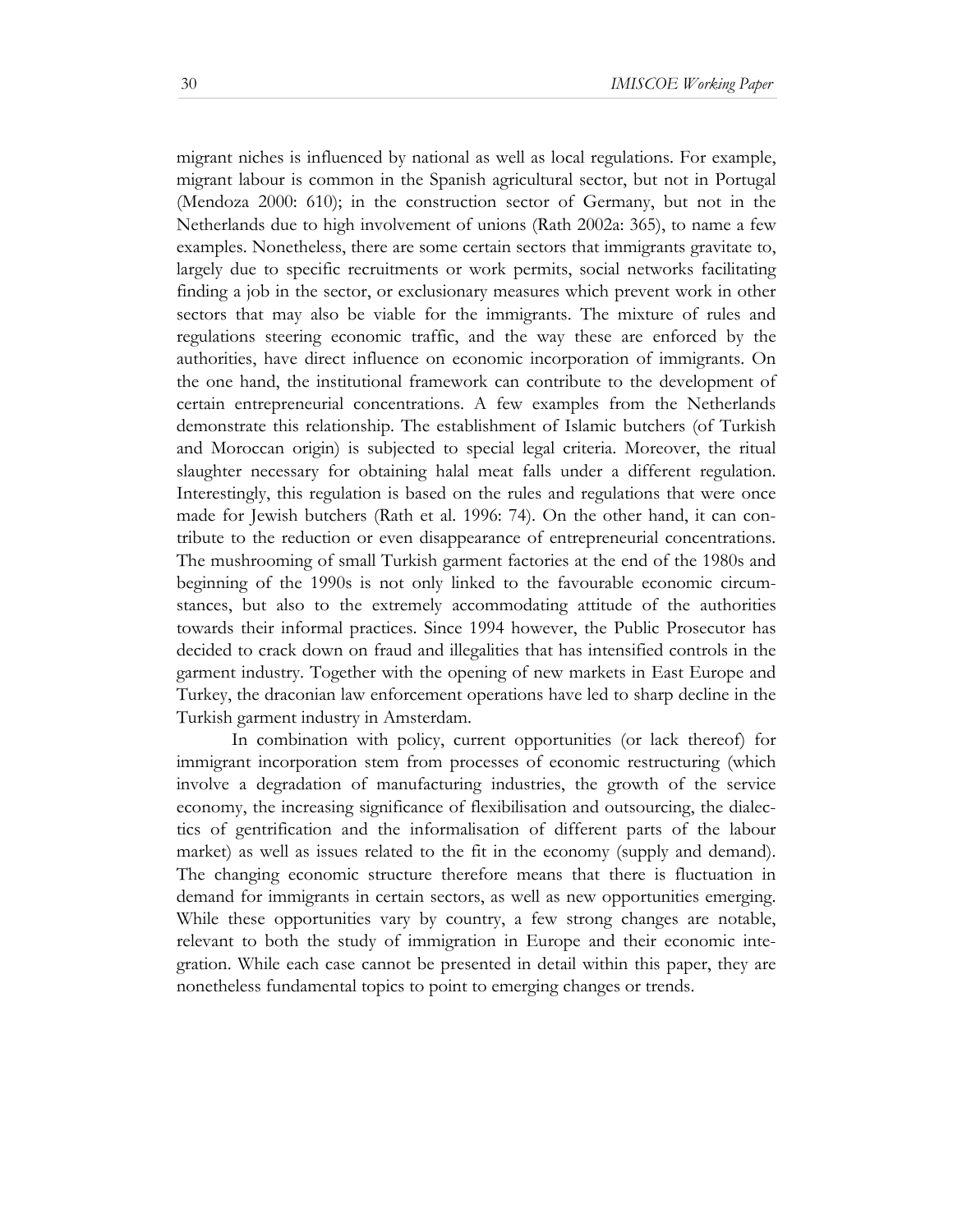migrant niches is influenced by national as well as local regulations. For example, migrant labour is common in the Spanish agricultural sector, but not in Portugal (Mendoza 2000: 610); in the construction sector of Germany, but not in the Netherlands due to high involvement of unions (Rath 2002a: 365), to name a few examples. Nonetheless, there are some certain sectors that immigrants gravitate to, largely due to specific recruitments or work permits, social networks facilitating finding a job in the sector, or exclusionary measures which prevent work in other sectors that may also be viable for the immigrants. The mixture of rules and regulations steering economic traffic, and the way these are enforced by the authorities, have direct influence on economic incorporation of immigrants. On the one hand, the institutional framework can contribute to the development of certain entrepreneurial concentrations. A few examples from the Netherlands demonstrate this relationship. The establishment of Islamic butchers (of Turkish and Moroccan origin) is subjected to special legal criteria. Moreover, the ritual slaughter necessary for obtaining halal meat falls under a different regulation. Interestingly, this regulation is based on the rules and regulations that were once made for Jewish butchers (Rath et al. 1996: 74). On the other hand, it can contribute to the reduction or even disappearance of entrepreneurial concentrations. The mushrooming of small Turkish garment factories at the end of the 1980s and beginning of the 1990s is not only linked to the favourable economic circumstances, but also to the extremely accommodating attitude of the authorities towards their informal practices. Since 1994 however, the Public Prosecutor has decided to crack down on fraud and illegalities that has intensified controls in the garment industry. Together with the opening of new markets in East Europe and Turkey, the draconian law enforcement operations have led to sharp decline in the Turkish garment industry in Amsterdam.

In combination with policy, current opportunities (or lack thereof) for immigrant incorporation stem from processes of economic restructuring (which involve a degradation of manufacturing industries, the growth of the service economy, the increasing significance of flexibilisation and outsourcing, the dialectics of gentrification and the informalisation of different parts of the labour market) as well as issues related to the fit in the economy (supply and demand). The changing economic structure therefore means that there is fluctuation in demand for immigrants in certain sectors, as well as new opportunities emerging. While these opportunities vary by country, a few strong changes are notable, relevant to both the study of immigration in Europe and their economic integration. While each case cannot be presented in detail within this paper, they are nonetheless fundamental topics to point to emerging changes or trends.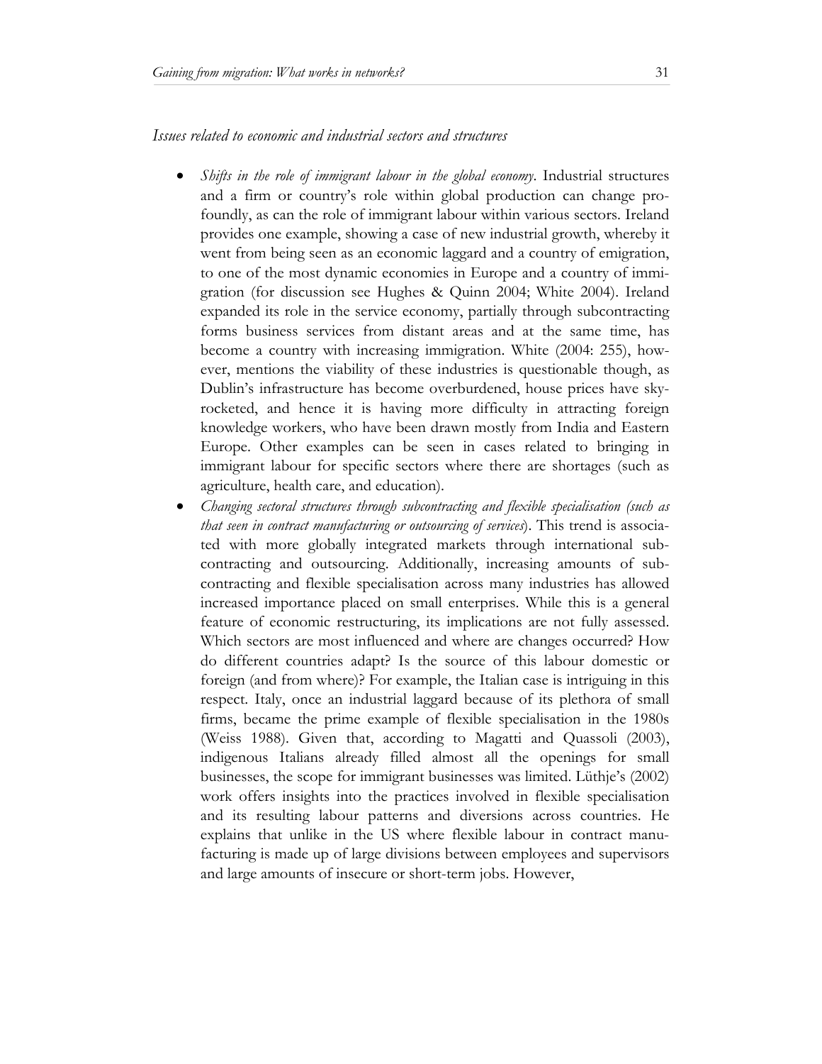*Issues related to economic and industrial sectors and structures*

- *Shifts in the role of immigrant labour in the global economy*. Industrial structures and a firm or country's role within global production can change profoundly, as can the role of immigrant labour within various sectors. Ireland provides one example, showing a case of new industrial growth, whereby it went from being seen as an economic laggard and a country of emigration, to one of the most dynamic economies in Europe and a country of immigration (for discussion see Hughes & Quinn 2004; White 2004). Ireland expanded its role in the service economy, partially through subcontracting forms business services from distant areas and at the same time, has become a country with increasing immigration. White (2004: 255), however, mentions the viability of these industries is questionable though, as Dublin's infrastructure has become overburdened, house prices have skyrocketed, and hence it is having more difficulty in attracting foreign knowledge workers, who have been drawn mostly from India and Eastern Europe. Other examples can be seen in cases related to bringing in immigrant labour for specific sectors where there are shortages (such as agriculture, health care, and education).
- *Changing sectoral structures through subcontracting and flexible specialisation (such as that seen in contract manufacturing or outsourcing of services)*. This trend is associated with more globally integrated markets through international subcontracting and outsourcing. Additionally, increasing amounts of subcontracting and flexible specialisation across many industries has allowed increased importance placed on small enterprises. While this is a general feature of economic restructuring, its implications are not fully assessed. Which sectors are most influenced and where are changes occurred? How do different countries adapt? Is the source of this labour domestic or foreign (and from where)? For example, the Italian case is intriguing in this respect. Italy, once an industrial laggard because of its plethora of small firms, became the prime example of flexible specialisation in the 1980s (Weiss 1988). Given that, according to Magatti and Quassoli (2003), indigenous Italians already filled almost all the openings for small businesses, the scope for immigrant businesses was limited. Lüthje's (2002) work offers insights into the practices involved in flexible specialisation and its resulting labour patterns and diversions across countries. He explains that unlike in the US where flexible labour in contract manufacturing is made up of large divisions between employees and supervisors and large amounts of insecure or short-term jobs. However,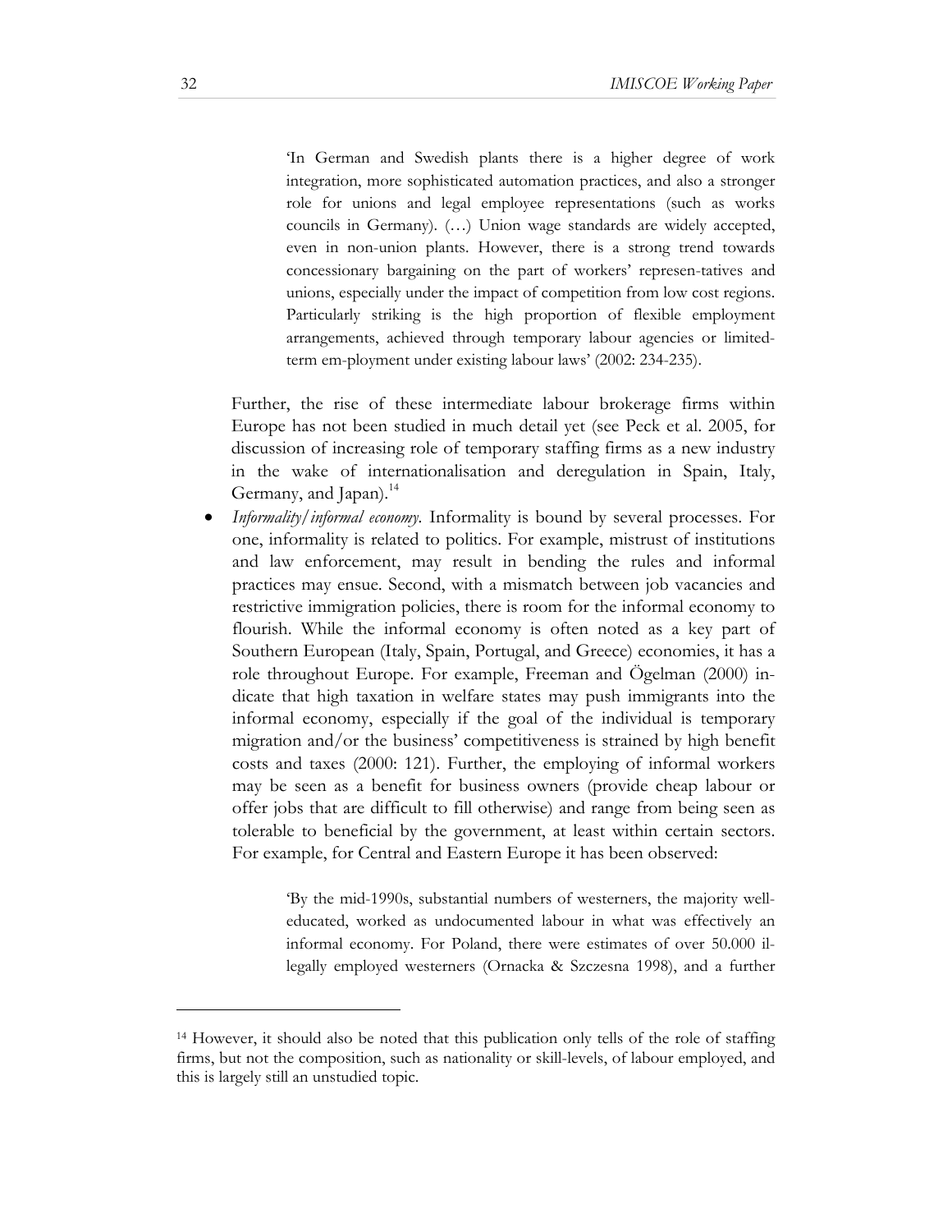> 'In German and Swedish plants there is a higher degree of work integration, more sophisticated automation practices, and also a stronger role for unions and legal employee representations (such as works councils in Germany). (…) Union wage standards are widely accepted, even in non-union plants. However, there is a strong trend towards concessionary bargaining on the part of workers' represen-tatives and unions, especially under the impact of competition from low cost regions. Particularly striking is the high proportion of flexible employment arrangements, achieved through temporary labour agencies or limited-term em-ployment under existing labour laws' (2002: 234-235).

Further, the rise of these intermediate labour brokerage firms within Europe has not been studied in much detail yet (see Peck et al. 2005, for discussion of increasing role of temporary staffing firms as a new industry in the wake of internationalisation and deregulation in Spain, Italy, Germany, and Japan).[14]

- *Informality/informal economy.* Informality is bound by several processes. For one, informality is related to politics. For example, mistrust of institutions and law enforcement, may result in bending the rules and informal practices may ensue. Second, with a mismatch between job vacancies and restrictive immigration policies, there is room for the informal economy to flourish. While the informal economy is often noted as a key part of Southern European (Italy, Spain, Portugal, and Greece) economies, it has a role throughout Europe. For example, Freeman and Ögelman (2000) indicate that high taxation in welfare states may push immigrants into the informal economy, especially if the goal of the individual is temporary migration and/or the business' competitiveness is strained by high benefit costs and taxes (2000: 121). Further, the employing of informal workers may be seen as a benefit for business owners (provide cheap labour or offer jobs that are difficult to fill otherwise) and range from being seen as tolerable to beneficial by the government, at least within certain sectors. For example, for Central and Eastern Europe it has been observed:

> 'By the mid-1990s, substantial numbers of westerners, the majority well-educated, worked as undocumented labour in what was effectively an informal economy. For Poland, there were estimates of over 50.000 illegally employed westerners (Ornacka & Szczesna 1998), and a further

[14] However, it should also be noted that this publication only tells of the role of staffing firms, but not the composition, such as nationality or skill-levels, of labour employed, and this is largely still an unstudied topic.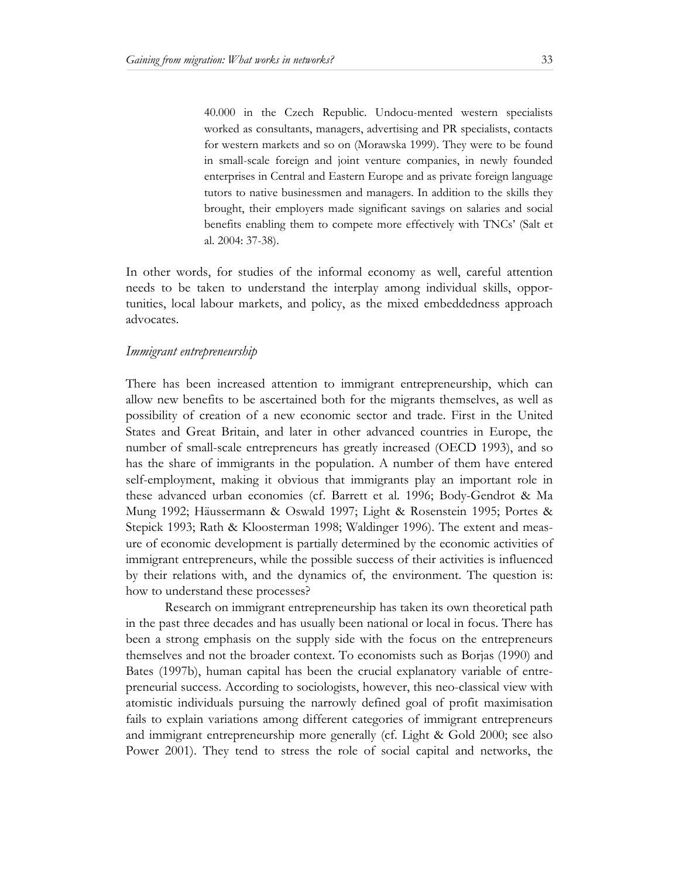> 40.000 in the Czech Republic. Undocu-mented western specialists worked as consultants, managers, advertising and PR specialists, contacts for western markets and so on (Morawska 1999). They were to be found in small-scale foreign and joint venture companies, in newly founded enterprises in Central and Eastern Europe and as private foreign language tutors to native businessmen and managers. In addition to the skills they brought, their employers made significant savings on salaries and social benefits enabling them to compete more effectively with TNCs' (Salt et al. 2004: 37-38).

In other words, for studies of the informal economy as well, careful attention needs to be taken to understand the interplay among individual skills, opportunities, local labour markets, and policy, as the mixed embeddedness approach advocates.

### *Immigrant entrepreneurship*

There has been increased attention to immigrant entrepreneurship, which can allow new benefits to be ascertained both for the migrants themselves, as well as possibility of creation of a new economic sector and trade. First in the United States and Great Britain, and later in other advanced countries in Europe, the number of small-scale entrepreneurs has greatly increased (OECD 1993), and so has the share of immigrants in the population. A number of them have entered self-employment, making it obvious that immigrants play an important role in these advanced urban economies (cf. Barrett et al. 1996; Body-Gendrot & Ma Mung 1992; Häussermann & Oswald 1997; Light & Rosenstein 1995; Portes & Stepick 1993; Rath & Kloosterman 1998; Waldinger 1996). The extent and measure of economic development is partially determined by the economic activities of immigrant entrepreneurs, while the possible success of their activities is influenced by their relations with, and the dynamics of, the environment. The question is: how to understand these processes?

Research on immigrant entrepreneurship has taken its own theoretical path in the past three decades and has usually been national or local in focus. There has been a strong emphasis on the supply side with the focus on the entrepreneurs themselves and not the broader context. To economists such as Borjas (1990) and Bates (1997b), human capital has been the crucial explanatory variable of entrepreneurial success. According to sociologists, however, this neo-classical view with atomistic individuals pursuing the narrowly defined goal of profit maximisation fails to explain variations among different categories of immigrant entrepreneurs and immigrant entrepreneurship more generally (cf. Light & Gold 2000; see also Power 2001). They tend to stress the role of social capital and networks, the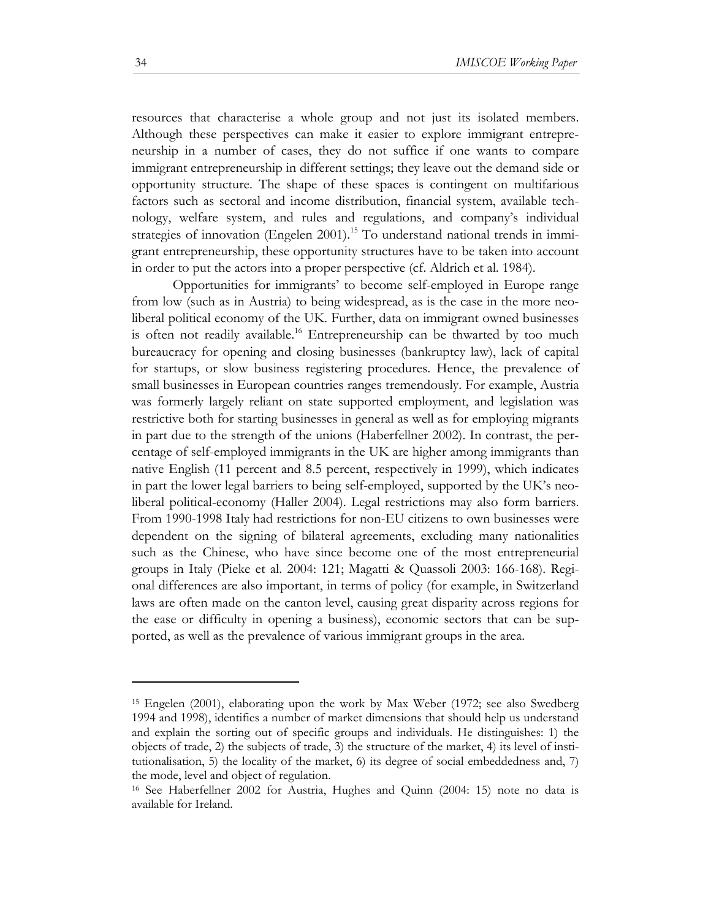resources that characterise a whole group and not just its isolated members. Although these perspectives can make it easier to explore immigrant entrepreneurship in a number of cases, they do not suffice if one wants to compare immigrant entrepreneurship in different settings; they leave out the demand side or opportunity structure. The shape of these spaces is contingent on multifarious factors such as sectoral and income distribution, financial system, available technology, welfare system, and rules and regulations, and company's individual strategies of innovation (Engelen 2001).[15] To understand national trends in immigrant entrepreneurship, these opportunity structures have to be taken into account in order to put the actors into a proper perspective (cf. Aldrich et al. 1984).

Opportunities for immigrants' to become self-employed in Europe range from low (such as in Austria) to being widespread, as is the case in the more neoliberal political economy of the UK. Further, data on immigrant owned businesses is often not readily available.[16] Entrepreneurship can be thwarted by too much bureaucracy for opening and closing businesses (bankruptcy law), lack of capital for startups, or slow business registering procedures. Hence, the prevalence of small businesses in European countries ranges tremendously. For example, Austria was formerly largely reliant on state supported employment, and legislation was restrictive both for starting businesses in general as well as for employing migrants in part due to the strength of the unions (Haberfellner 2002). In contrast, the percentage of self-employed immigrants in the UK are higher among immigrants than native English (11 percent and 8.5 percent, respectively in 1999), which indicates in part the lower legal barriers to being self-employed, supported by the UK's neoliberal political-economy (Haller 2004). Legal restrictions may also form barriers. From 1990-1998 Italy had restrictions for non-EU citizens to own businesses were dependent on the signing of bilateral agreements, excluding many nationalities such as the Chinese, who have since become one of the most entrepreneurial groups in Italy (Pieke et al. 2004: 121; Magatti & Quassoli 2003: 166-168). Regional differences are also important, in terms of policy (for example, in Switzerland laws are often made on the canton level, causing great disparity across regions for the ease or difficulty in opening a business), economic sectors that can be supported, as well as the prevalence of various immigrant groups in the area.

---

[15] Engelen (2001), elaborating upon the work by Max Weber (1972; see also Swedberg 1994 and 1998), identifies a number of market dimensions that should help us understand and explain the sorting out of specific groups and individuals. He distinguishes: 1) the objects of trade, 2) the subjects of trade, 3) the structure of the market, 4) its level of institutionalisation, 5) the locality of the market, 6) its degree of social embeddedness and, 7) the mode, level and object of regulation.

[16] See Haberfellner 2002 for Austria, Hughes and Quinn (2004: 15) note no data is available for Ireland.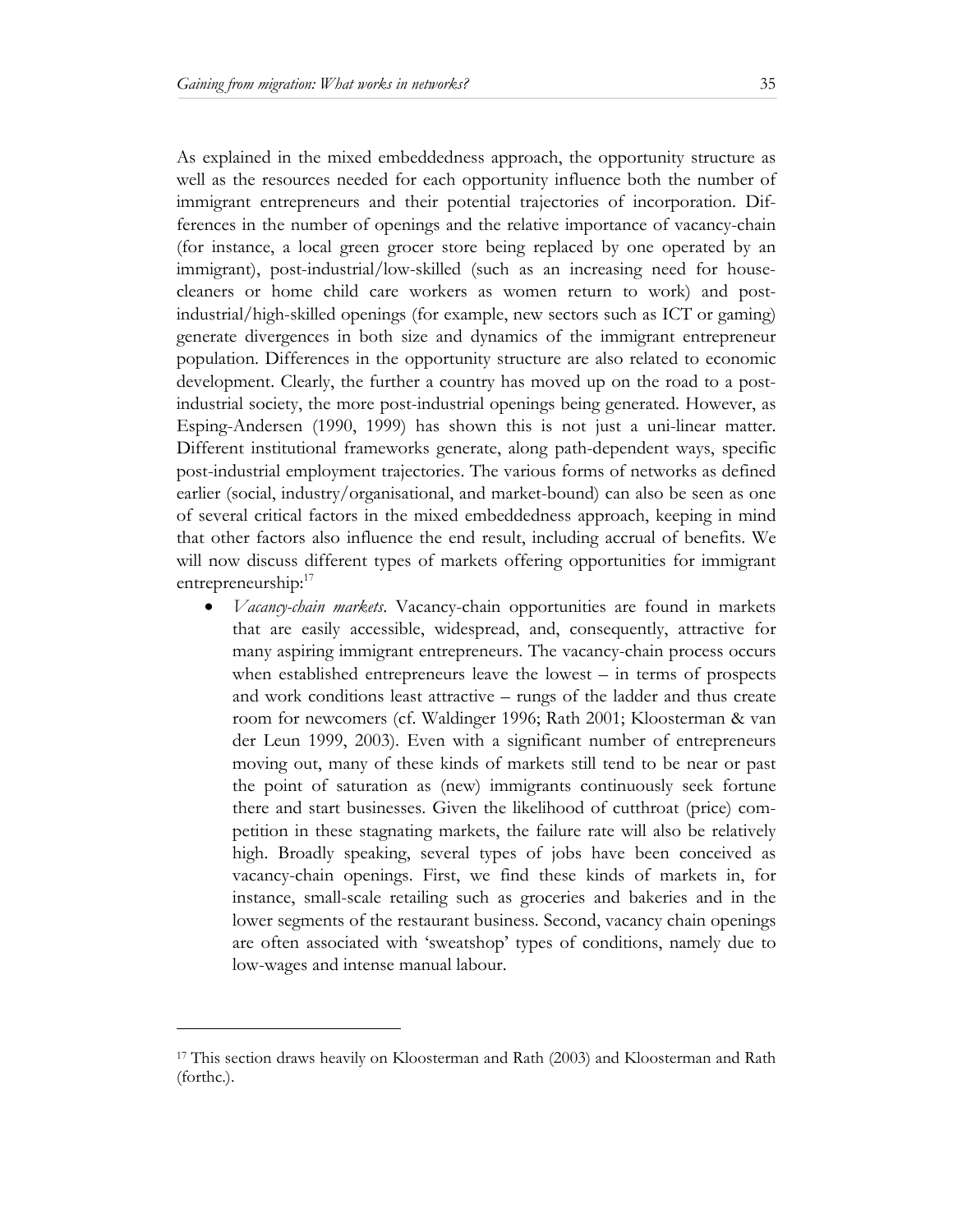As explained in the mixed embeddedness approach, the opportunity structure as well as the resources needed for each opportunity influence both the number of immigrant entrepreneurs and their potential trajectories of incorporation. Differences in the number of openings and the relative importance of vacancy-chain (for instance, a local green grocer store being replaced by one operated by an immigrant), post-industrial/low-skilled (such as an increasing need for house-cleaners or home child care workers as women return to work) and post-industrial/high-skilled openings (for example, new sectors such as ICT or gaming) generate divergences in both size and dynamics of the immigrant entrepreneur population. Differences in the opportunity structure are also related to economic development. Clearly, the further a country has moved up on the road to a post-industrial society, the more post-industrial openings being generated. However, as Esping-Andersen (1990, 1999) has shown this is not just a uni-linear matter. Different institutional frameworks generate, along path-dependent ways, specific post-industrial employment trajectories. The various forms of networks as defined earlier (social, industry/organisational, and market-bound) can also be seen as one of several critical factors in the mixed embeddedness approach, keeping in mind that other factors also influence the end result, including accrual of benefits. We will now discuss different types of markets offering opportunities for immigrant entrepreneurship:[17]

- *Vacancy-chain markets*. Vacancy-chain opportunities are found in markets that are easily accessible, widespread, and, consequently, attractive for many aspiring immigrant entrepreneurs. The vacancy-chain process occurs when established entrepreneurs leave the lowest – in terms of prospects and work conditions least attractive – rungs of the ladder and thus create room for newcomers (cf. Waldinger 1996; Rath 2001; Kloosterman & van der Leun 1999, 2003). Even with a significant number of entrepreneurs moving out, many of these kinds of markets still tend to be near or past the point of saturation as (new) immigrants continuously seek fortune there and start businesses. Given the likelihood of cutthroat (price) competition in these stagnating markets, the failure rate will also be relatively high. Broadly speaking, several types of jobs have been conceived as vacancy-chain openings. First, we find these kinds of markets in, for instance, small-scale retailing such as groceries and bakeries and in the lower segments of the restaurant business. Second, vacancy chain openings are often associated with 'sweatshop' types of conditions, namely due to low-wages and intense manual labour.

---

[17] This section draws heavily on Kloosterman and Rath (2003) and Kloosterman and Rath (forthc.).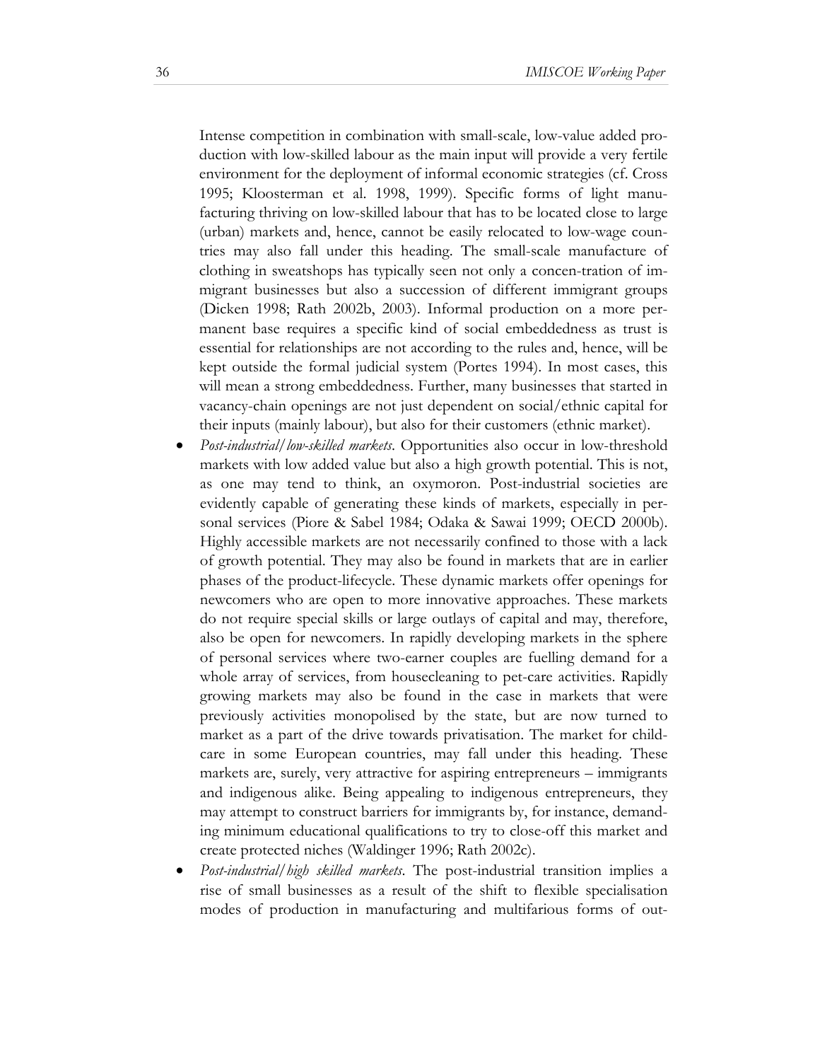Intense competition in combination with small-scale, low-value added production with low-skilled labour as the main input will provide a very fertile environment for the deployment of informal economic strategies (cf. Cross 1995; Kloosterman et al. 1998, 1999). Specific forms of light manufacturing thriving on low-skilled labour that has to be located close to large (urban) markets and, hence, cannot be easily relocated to low-wage countries may also fall under this heading. The small-scale manufacture of clothing in sweatshops has typically seen not only a concen-tration of immigrant businesses but also a succession of different immigrant groups (Dicken 1998; Rath 2002b, 2003). Informal production on a more permanent base requires a specific kind of social embeddedness as trust is essential for relationships are not according to the rules and, hence, will be kept outside the formal judicial system (Portes 1994). In most cases, this will mean a strong embeddedness. Further, many businesses that started in vacancy-chain openings are not just dependent on social/ethnic capital for their inputs (mainly labour), but also for their customers (ethnic market).

- *Post-industrial/low-skilled markets*. Opportunities also occur in low-threshold markets with low added value but also a high growth potential. This is not, as one may tend to think, an oxymoron. Post-industrial societies are evidently capable of generating these kinds of markets, especially in personal services (Piore & Sabel 1984; Odaka & Sawai 1999; OECD 2000b). Highly accessible markets are not necessarily confined to those with a lack of growth potential. They may also be found in markets that are in earlier phases of the product-lifecycle. These dynamic markets offer openings for newcomers who are open to more innovative approaches. These markets do not require special skills or large outlays of capital and may, therefore, also be open for newcomers. In rapidly developing markets in the sphere of personal services where two-earner couples are fuelling demand for a whole array of services, from housecleaning to pet-care activities. Rapidly growing markets may also be found in the case in markets that were previously activities monopolised by the state, but are now turned to market as a part of the drive towards privatisation. The market for childcare in some European countries, may fall under this heading. These markets are, surely, very attractive for aspiring entrepreneurs – immigrants and indigenous alike. Being appealing to indigenous entrepreneurs, they may attempt to construct barriers for immigrants by, for instance, demanding minimum educational qualifications to try to close-off this market and create protected niches (Waldinger 1996; Rath 2002c).
- *Post-industrial/high skilled markets*. The post-industrial transition implies a rise of small businesses as a result of the shift to flexible specialisation modes of production in manufacturing and multifarious forms of out-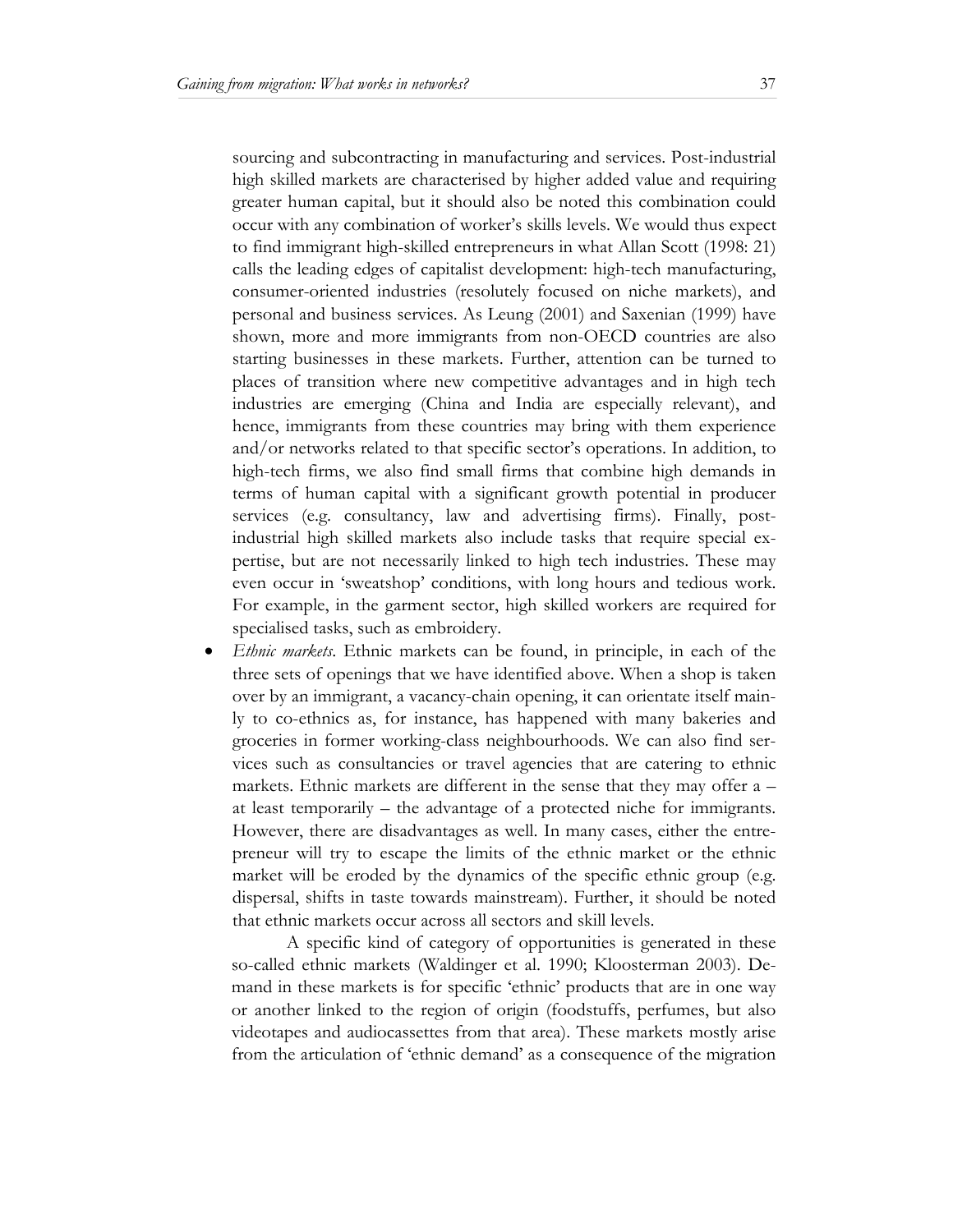sourcing and subcontracting in manufacturing and services. Post-industrial high skilled markets are characterised by higher added value and requiring greater human capital, but it should also be noted this combination could occur with any combination of worker's skills levels. We would thus expect to find immigrant high-skilled entrepreneurs in what Allan Scott (1998: 21) calls the leading edges of capitalist development: high-tech manufacturing, consumer-oriented industries (resolutely focused on niche markets), and personal and business services. As Leung (2001) and Saxenian (1999) have shown, more and more immigrants from non-OECD countries are also starting businesses in these markets. Further, attention can be turned to places of transition where new competitive advantages and in high tech industries are emerging (China and India are especially relevant), and hence, immigrants from these countries may bring with them experience and/or networks related to that specific sector's operations. In addition, to high-tech firms, we also find small firms that combine high demands in terms of human capital with a significant growth potential in producer services (e.g. consultancy, law and advertising firms). Finally, post-industrial high skilled markets also include tasks that require special expertise, but are not necessarily linked to high tech industries. These may even occur in 'sweatshop' conditions, with long hours and tedious work. For example, in the garment sector, high skilled workers are required for specialised tasks, such as embroidery.

- *Ethnic markets.* Ethnic markets can be found, in principle, in each of the three sets of openings that we have identified above. When a shop is taken over by an immigrant, a vacancy-chain opening, it can orientate itself mainly to co-ethnics as, for instance, has happened with many bakeries and groceries in former working-class neighbourhoods. We can also find services such as consultancies or travel agencies that are catering to ethnic markets. Ethnic markets are different in the sense that they may offer a – at least temporarily – the advantage of a protected niche for immigrants. However, there are disadvantages as well. In many cases, either the entrepreneur will try to escape the limits of the ethnic market or the ethnic market will be eroded by the dynamics of the specific ethnic group (e.g. dispersal, shifts in taste towards mainstream). Further, it should be noted that ethnic markets occur across all sectors and skill levels.

A specific kind of category of opportunities is generated in these so-called ethnic markets (Waldinger et al. 1990; Kloosterman 2003). Demand in these markets is for specific 'ethnic' products that are in one way or another linked to the region of origin (foodstuffs, perfumes, but also videotapes and audiocassettes from that area). These markets mostly arise from the articulation of 'ethnic demand' as a consequence of the migration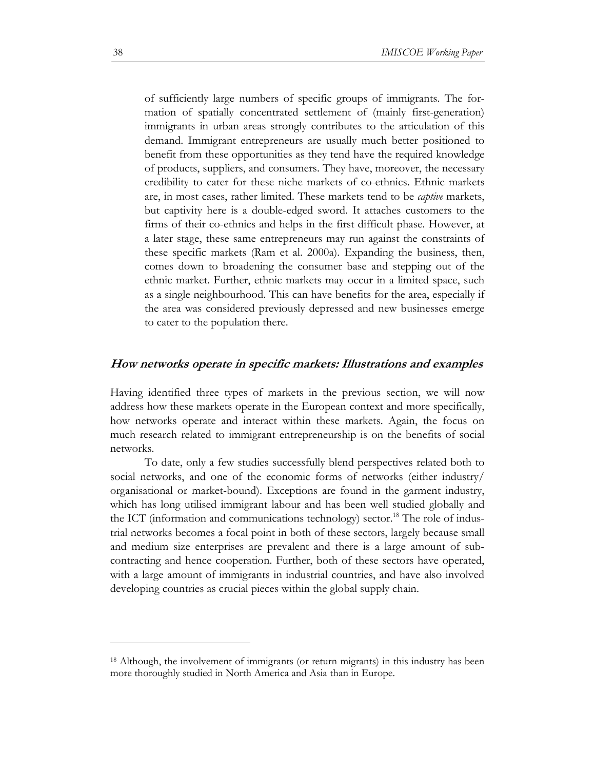of sufficiently large numbers of specific groups of immigrants. The formation of spatially concentrated settlement of (mainly first-generation) immigrants in urban areas strongly contributes to the articulation of this demand. Immigrant entrepreneurs are usually much better positioned to benefit from these opportunities as they tend have the required knowledge of products, suppliers, and consumers. They have, moreover, the necessary credibility to cater for these niche markets of co-ethnics. Ethnic markets are, in most cases, rather limited. These markets tend to be *captive* markets, but captivity here is a double-edged sword. It attaches customers to the firms of their co-ethnics and helps in the first difficult phase. However, at a later stage, these same entrepreneurs may run against the constraints of these specific markets (Ram et al. 2000a). Expanding the business, then, comes down to broadening the consumer base and stepping out of the ethnic market. Further, ethnic markets may occur in a limited space, such as a single neighbourhood. This can have benefits for the area, especially if the area was considered previously depressed and new businesses emerge to cater to the population there.

### *How networks operate in specific markets: Illustrations and examples*

Having identified three types of markets in the previous section, we will now address how these markets operate in the European context and more specifically, how networks operate and interact within these markets. Again, the focus on much research related to immigrant entrepreneurship is on the benefits of social networks.

To date, only a few studies successfully blend perspectives related both to social networks, and one of the economic forms of networks (either industry/ organisational or market-bound). Exceptions are found in the garment industry, which has long utilised immigrant labour and has been well studied globally and the ICT (information and communications technology) sector.[18] The role of industrial networks becomes a focal point in both of these sectors, largely because small and medium size enterprises are prevalent and there is a large amount of subcontracting and hence cooperation. Further, both of these sectors have operated, with a large amount of immigrants in industrial countries, and have also involved developing countries as crucial pieces within the global supply chain.

[18] Although, the involvement of immigrants (or return migrants) in this industry has been more thoroughly studied in North America and Asia than in Europe.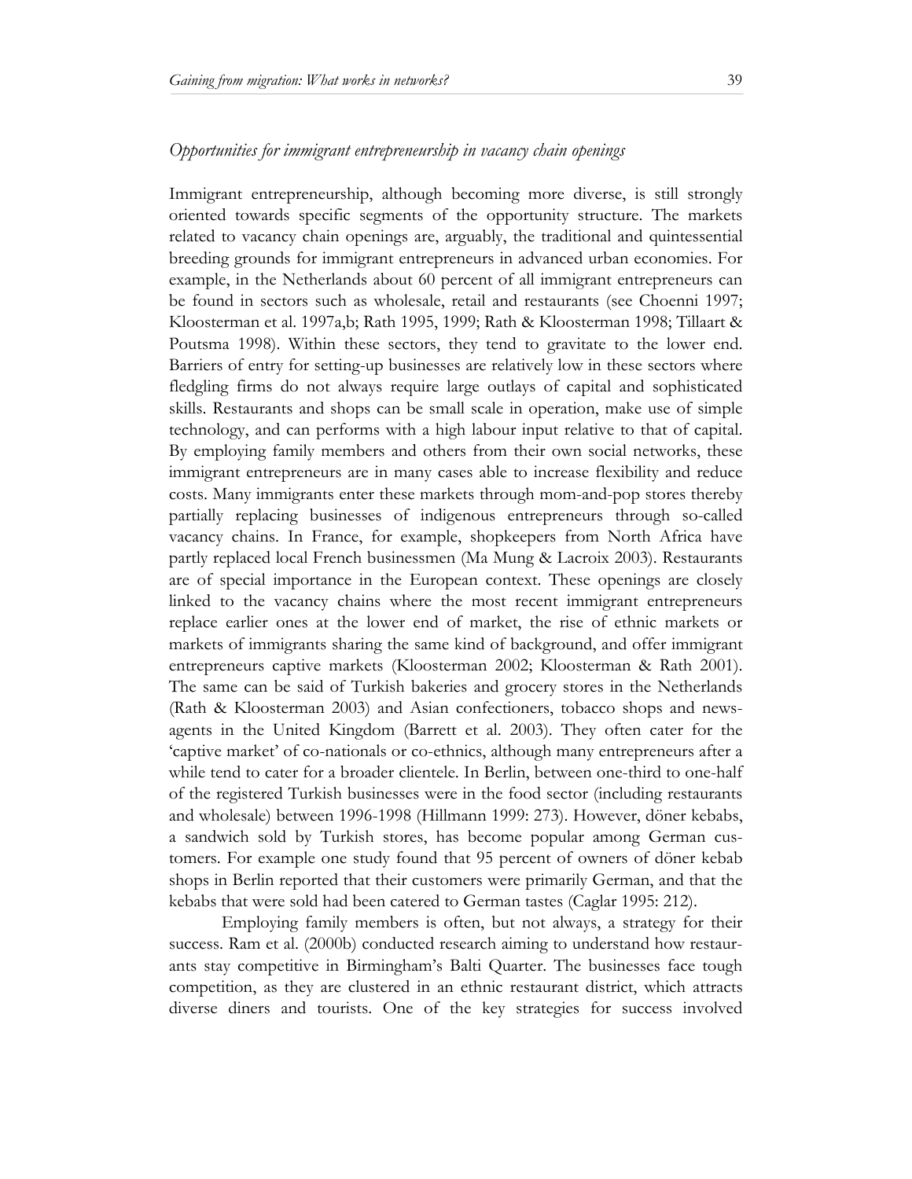*Opportunities for immigrant entrepreneurship in vacancy chain openings*

Immigrant entrepreneurship, although becoming more diverse, is still strongly oriented towards specific segments of the opportunity structure. The markets related to vacancy chain openings are, arguably, the traditional and quintessential breeding grounds for immigrant entrepreneurs in advanced urban economies. For example, in the Netherlands about 60 percent of all immigrant entrepreneurs can be found in sectors such as wholesale, retail and restaurants (see Choenni 1997; Kloosterman et al. 1997a,b; Rath 1995, 1999; Rath & Kloosterman 1998; Tillaart & Poutsma 1998). Within these sectors, they tend to gravitate to the lower end. Barriers of entry for setting-up businesses are relatively low in these sectors where fledgling firms do not always require large outlays of capital and sophisticated skills. Restaurants and shops can be small scale in operation, make use of simple technology, and can performs with a high labour input relative to that of capital. By employing family members and others from their own social networks, these immigrant entrepreneurs are in many cases able to increase flexibility and reduce costs. Many immigrants enter these markets through mom-and-pop stores thereby partially replacing businesses of indigenous entrepreneurs through so-called vacancy chains. In France, for example, shopkeepers from North Africa have partly replaced local French businessmen (Ma Mung & Lacroix 2003). Restaurants are of special importance in the European context. These openings are closely linked to the vacancy chains where the most recent immigrant entrepreneurs replace earlier ones at the lower end of market, the rise of ethnic markets or markets of immigrants sharing the same kind of background, and offer immigrant entrepreneurs captive markets (Kloosterman 2002; Kloosterman & Rath 2001). The same can be said of Turkish bakeries and grocery stores in the Netherlands (Rath & Kloosterman 2003) and Asian confectioners, tobacco shops and news-agents in the United Kingdom (Barrett et al. 2003). They often cater for the 'captive market' of co-nationals or co-ethnics, although many entrepreneurs after a while tend to cater for a broader clientele. In Berlin, between one-third to one-half of the registered Turkish businesses were in the food sector (including restaurants and wholesale) between 1996-1998 (Hillmann 1999: 273). However, döner kebabs, a sandwich sold by Turkish stores, has become popular among German customers. For example one study found that 95 percent of owners of döner kebab shops in Berlin reported that their customers were primarily German, and that the kebabs that were sold had been catered to German tastes (Caglar 1995: 212).

Employing family members is often, but not always, a strategy for their success. Ram et al. (2000b) conducted research aiming to understand how restaurants stay competitive in Birmingham's Balti Quarter. The businesses face tough competition, as they are clustered in an ethnic restaurant district, which attracts diverse diners and tourists. One of the key strategies for success involved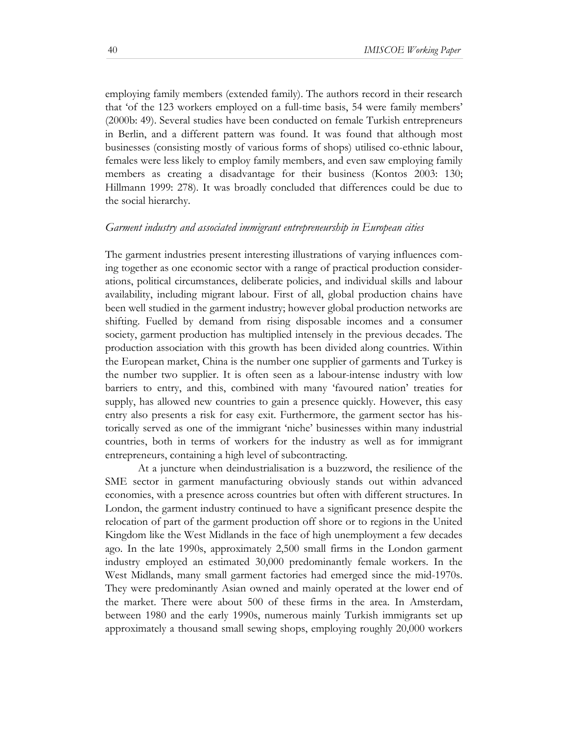employing family members (extended family). The authors record in their research that 'of the 123 workers employed on a full-time basis, 54 were family members' (2000b: 49). Several studies have been conducted on female Turkish entrepreneurs in Berlin, and a different pattern was found. It was found that although most businesses (consisting mostly of various forms of shops) utilised co-ethnic labour, females were less likely to employ family members, and even saw employing family members as creating a disadvantage for their business (Kontos 2003: 130; Hillmann 1999: 278). It was broadly concluded that differences could be due to the social hierarchy.

*Garment industry and associated immigrant entrepreneurship in European cities*

The garment industries present interesting illustrations of varying influences coming together as one economic sector with a range of practical production considerations, political circumstances, deliberate policies, and individual skills and labour availability, including migrant labour. First of all, global production chains have been well studied in the garment industry; however global production networks are shifting. Fuelled by demand from rising disposable incomes and a consumer society, garment production has multiplied intensely in the previous decades. The production association with this growth has been divided along countries. Within the European market, China is the number one supplier of garments and Turkey is the number two supplier. It is often seen as a labour-intense industry with low barriers to entry, and this, combined with many 'favoured nation' treaties for supply, has allowed new countries to gain a presence quickly. However, this easy entry also presents a risk for easy exit. Furthermore, the garment sector has historically served as one of the immigrant 'niche' businesses within many industrial countries, both in terms of workers for the industry as well as for immigrant entrepreneurs, containing a high level of subcontracting.

At a juncture when deindustrialisation is a buzzword, the resilience of the SME sector in garment manufacturing obviously stands out within advanced economies, with a presence across countries but often with different structures. In London, the garment industry continued to have a significant presence despite the relocation of part of the garment production off shore or to regions in the United Kingdom like the West Midlands in the face of high unemployment a few decades ago. In the late 1990s, approximately 2,500 small firms in the London garment industry employed an estimated 30,000 predominantly female workers. In the West Midlands, many small garment factories had emerged since the mid-1970s. They were predominantly Asian owned and mainly operated at the lower end of the market. There were about 500 of these firms in the area. In Amsterdam, between 1980 and the early 1990s, numerous mainly Turkish immigrants set up approximately a thousand small sewing shops, employing roughly 20,000 workers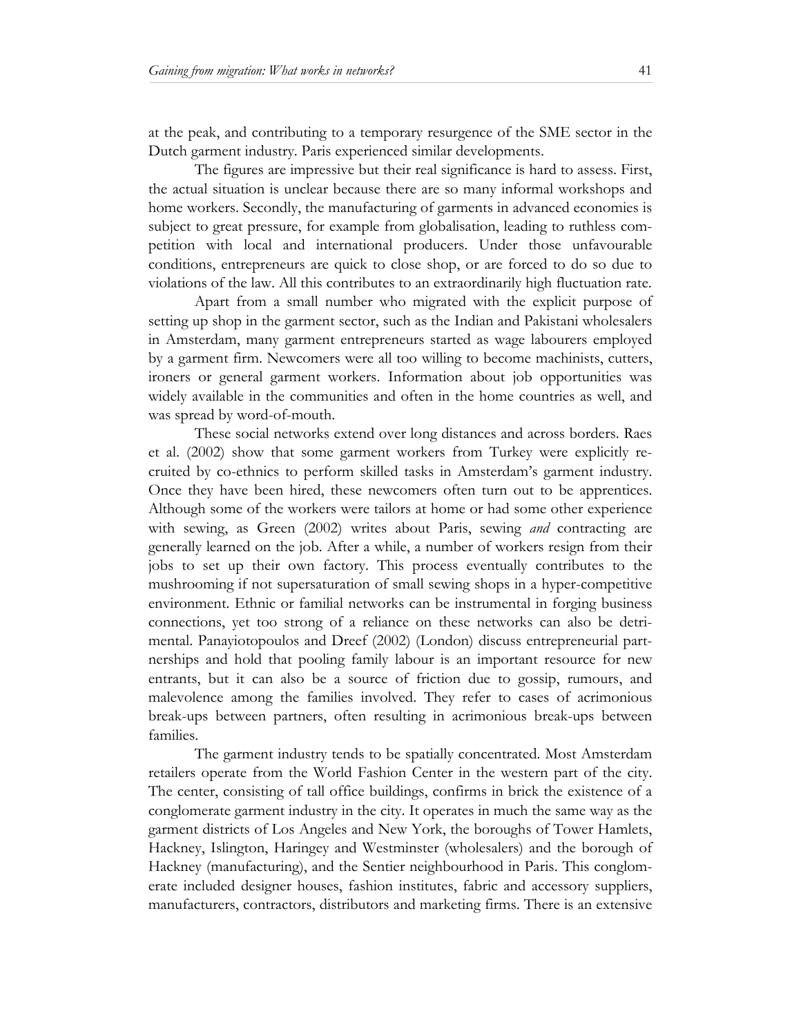at the peak, and contributing to a temporary resurgence of the SME sector in the Dutch garment industry. Paris experienced similar developments.

The figures are impressive but their real significance is hard to assess. First, the actual situation is unclear because there are so many informal workshops and home workers. Secondly, the manufacturing of garments in advanced economies is subject to great pressure, for example from globalisation, leading to ruthless competition with local and international producers. Under those unfavourable conditions, entrepreneurs are quick to close shop, or are forced to do so due to violations of the law. All this contributes to an extraordinarily high fluctuation rate.

Apart from a small number who migrated with the explicit purpose of setting up shop in the garment sector, such as the Indian and Pakistani wholesalers in Amsterdam, many garment entrepreneurs started as wage labourers employed by a garment firm. Newcomers were all too willing to become machinists, cutters, ironers or general garment workers. Information about job opportunities was widely available in the communities and often in the home countries as well, and was spread by word-of-mouth.

These social networks extend over long distances and across borders. Raes et al. (2002) show that some garment workers from Turkey were explicitly recruited by co-ethnics to perform skilled tasks in Amsterdam's garment industry. Once they have been hired, these newcomers often turn out to be apprentices. Although some of the workers were tailors at home or had some other experience with sewing, as Green (2002) writes about Paris, sewing *and* contracting are generally learned on the job. After a while, a number of workers resign from their jobs to set up their own factory. This process eventually contributes to the mushrooming if not supersaturation of small sewing shops in a hyper-competitive environment. Ethnic or familial networks can be instrumental in forging business connections, yet too strong of a reliance on these networks can also be detrimental. Panayiotopoulos and Dreef (2002) (London) discuss entrepreneurial partnerships and hold that pooling family labour is an important resource for new entrants, but it can also be a source of friction due to gossip, rumours, and malevolence among the families involved. They refer to cases of acrimonious break-ups between partners, often resulting in acrimonious break-ups between families.

The garment industry tends to be spatially concentrated. Most Amsterdam retailers operate from the World Fashion Center in the western part of the city. The center, consisting of tall office buildings, confirms in brick the existence of a conglomerate garment industry in the city. It operates in much the same way as the garment districts of Los Angeles and New York, the boroughs of Tower Hamlets, Hackney, Islington, Haringey and Westminster (wholesalers) and the borough of Hackney (manufacturing), and the Sentier neighbourhood in Paris. This conglomerate included designer houses, fashion institutes, fabric and accessory suppliers, manufacturers, contractors, distributors and marketing firms. There is an extensive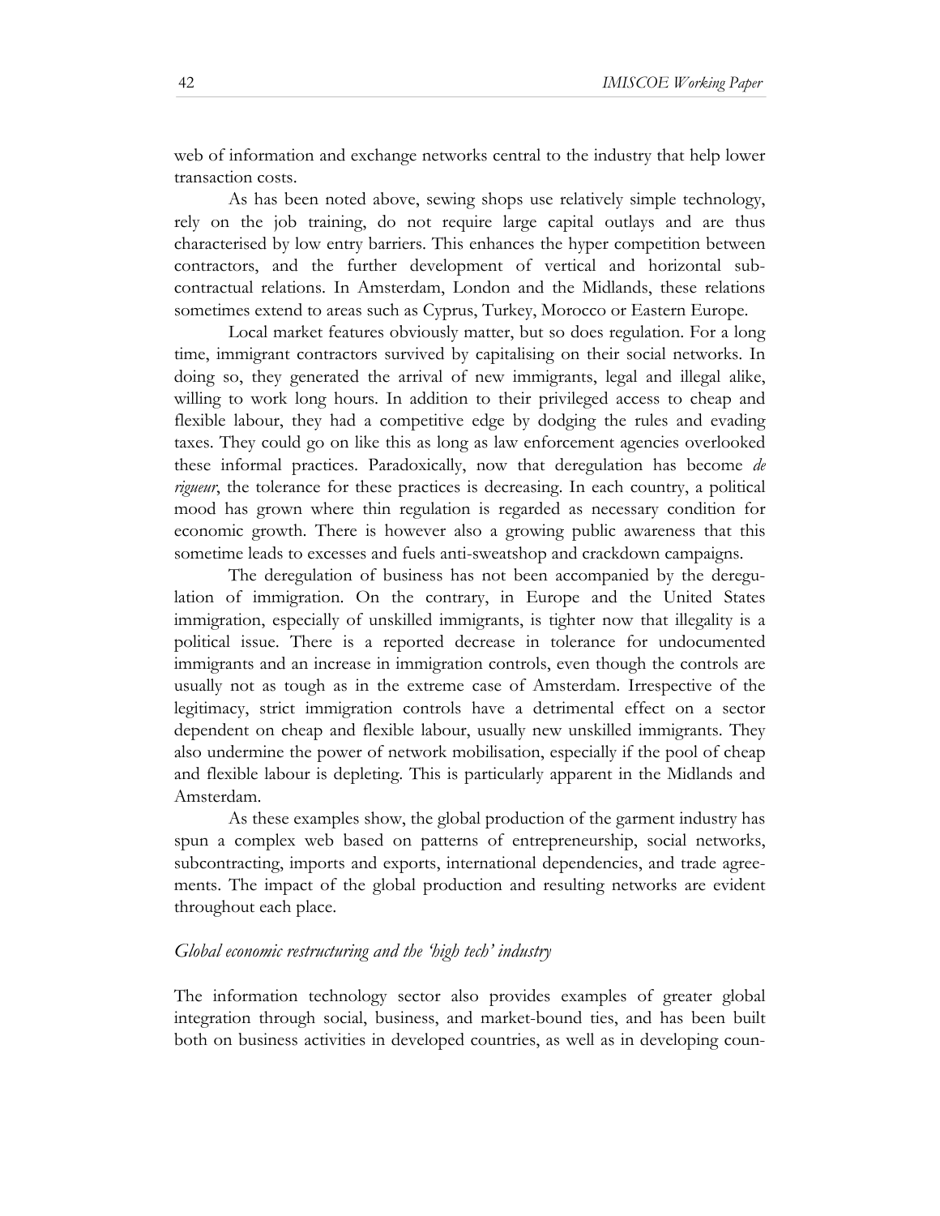web of information and exchange networks central to the industry that help lower transaction costs.

As has been noted above, sewing shops use relatively simple technology, rely on the job training, do not require large capital outlays and are thus characterised by low entry barriers. This enhances the hyper competition between contractors, and the further development of vertical and horizontal sub-contractual relations. In Amsterdam, London and the Midlands, these relations sometimes extend to areas such as Cyprus, Turkey, Morocco or Eastern Europe.

Local market features obviously matter, but so does regulation. For a long time, immigrant contractors survived by capitalising on their social networks. In doing so, they generated the arrival of new immigrants, legal and illegal alike, willing to work long hours. In addition to their privileged access to cheap and flexible labour, they had a competitive edge by dodging the rules and evading taxes. They could go on like this as long as law enforcement agencies overlooked these informal practices. Paradoxically, now that deregulation has become *de rigueur*, the tolerance for these practices is decreasing. In each country, a political mood has grown where thin regulation is regarded as necessary condition for economic growth. There is however also a growing public awareness that this sometime leads to excesses and fuels anti-sweatshop and crackdown campaigns.

The deregulation of business has not been accompanied by the deregulation of immigration. On the contrary, in Europe and the United States immigration, especially of unskilled immigrants, is tighter now that illegality is a political issue. There is a reported decrease in tolerance for undocumented immigrants and an increase in immigration controls, even though the controls are usually not as tough as in the extreme case of Amsterdam. Irrespective of the legitimacy, strict immigration controls have a detrimental effect on a sector dependent on cheap and flexible labour, usually new unskilled immigrants. They also undermine the power of network mobilisation, especially if the pool of cheap and flexible labour is depleting. This is particularly apparent in the Midlands and Amsterdam.

As these examples show, the global production of the garment industry has spun a complex web based on patterns of entrepreneurship, social networks, subcontracting, imports and exports, international dependencies, and trade agreements. The impact of the global production and resulting networks are evident throughout each place.

*Global economic restructuring and the 'high tech' industry*

The information technology sector also provides examples of greater global integration through social, business, and market-bound ties, and has been built both on business activities in developed countries, as well as in developing coun-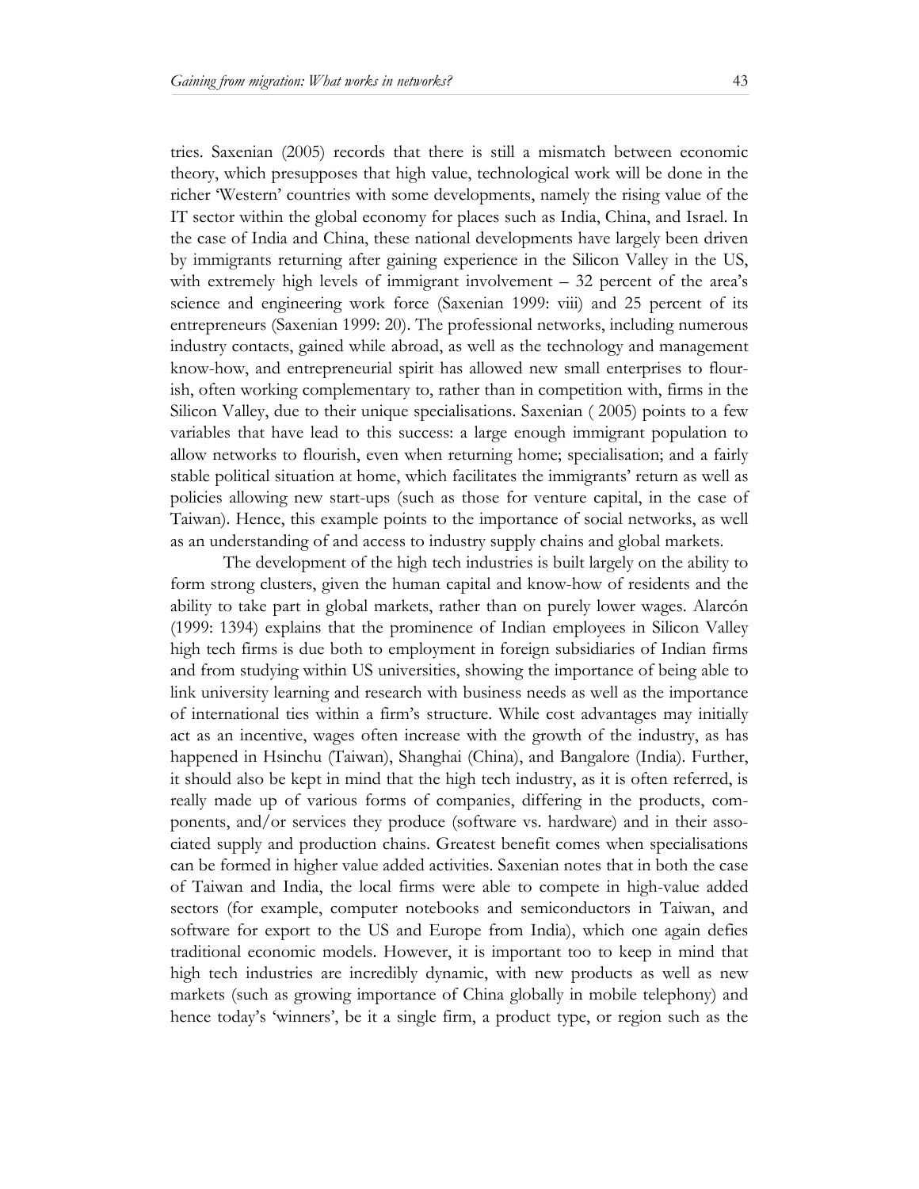tries. Saxenian (2005) records that there is still a mismatch between economic theory, which presupposes that high value, technological work will be done in the richer 'Western' countries with some developments, namely the rising value of the IT sector within the global economy for places such as India, China, and Israel. In the case of India and China, these national developments have largely been driven by immigrants returning after gaining experience in the Silicon Valley in the US, with extremely high levels of immigrant involvement – 32 percent of the area's science and engineering work force (Saxenian 1999: viii) and 25 percent of its entrepreneurs (Saxenian 1999: 20). The professional networks, including numerous industry contacts, gained while abroad, as well as the technology and management know-how, and entrepreneurial spirit has allowed new small enterprises to flourish, often working complementary to, rather than in competition with, firms in the Silicon Valley, due to their unique specialisations. Saxenian ( 2005) points to a few variables that have lead to this success: a large enough immigrant population to allow networks to flourish, even when returning home; specialisation; and a fairly stable political situation at home, which facilitates the immigrants' return as well as policies allowing new start-ups (such as those for venture capital, in the case of Taiwan). Hence, this example points to the importance of social networks, as well as an understanding of and access to industry supply chains and global markets.

The development of the high tech industries is built largely on the ability to form strong clusters, given the human capital and know-how of residents and the ability to take part in global markets, rather than on purely lower wages. Alarcón (1999: 1394) explains that the prominence of Indian employees in Silicon Valley high tech firms is due both to employment in foreign subsidiaries of Indian firms and from studying within US universities, showing the importance of being able to link university learning and research with business needs as well as the importance of international ties within a firm's structure. While cost advantages may initially act as an incentive, wages often increase with the growth of the industry, as has happened in Hsinchu (Taiwan), Shanghai (China), and Bangalore (India). Further, it should also be kept in mind that the high tech industry, as it is often referred, is really made up of various forms of companies, differing in the products, components, and/or services they produce (software vs. hardware) and in their associated supply and production chains. Greatest benefit comes when specialisations can be formed in higher value added activities. Saxenian notes that in both the case of Taiwan and India, the local firms were able to compete in high-value added sectors (for example, computer notebooks and semiconductors in Taiwan, and software for export to the US and Europe from India), which one again defies traditional economic models. However, it is important too to keep in mind that high tech industries are incredibly dynamic, with new products as well as new markets (such as growing importance of China globally in mobile telephony) and hence today's 'winners', be it a single firm, a product type, or region such as the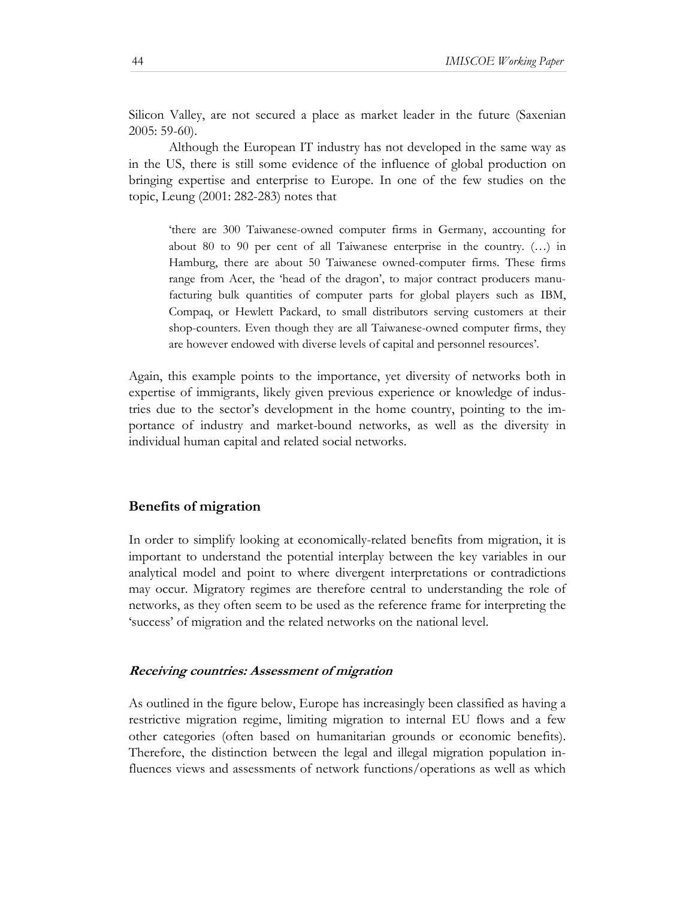Silicon Valley, are not secured a place as market leader in the future (Saxenian 2005: 59-60).

Although the European IT industry has not developed in the same way as in the US, there is still some evidence of the influence of global production on bringing expertise and enterprise to Europe. In one of the few studies on the topic, Leung (2001: 282-283) notes that

> 'there are 300 Taiwanese-owned computer firms in Germany, accounting for about 80 to 90 per cent of all Taiwanese enterprise in the country. (…) in Hamburg, there are about 50 Taiwanese owned-computer firms. These firms range from Acer, the 'head of the dragon', to major contract producers manufacturing bulk quantities of computer parts for global players such as IBM, Compaq, or Hewlett Packard, to small distributors serving customers at their shop-counters. Even though they are all Taiwanese-owned computer firms, they are however endowed with diverse levels of capital and personnel resources'.

Again, this example points to the importance, yet diversity of networks both in expertise of immigrants, likely given previous experience or knowledge of industries due to the sector's development in the home country, pointing to the importance of industry and market-bound networks, as well as the diversity in individual human capital and related social networks.

## Benefits of migration

In order to simplify looking at economically-related benefits from migration, it is important to understand the potential interplay between the key variables in our analytical model and point to where divergent interpretations or contradictions may occur. Migratory regimes are therefore central to understanding the role of networks, as they often seem to be used as the reference frame for interpreting the 'success' of migration and the related networks on the national level.

### *Receiving countries: Assessment of migration*

As outlined in the figure below, Europe has increasingly been classified as having a restrictive migration regime, limiting migration to internal EU flows and a few other categories (often based on humanitarian grounds or economic benefits). Therefore, the distinction between the legal and illegal migration population influences views and assessments of network functions/operations as well as which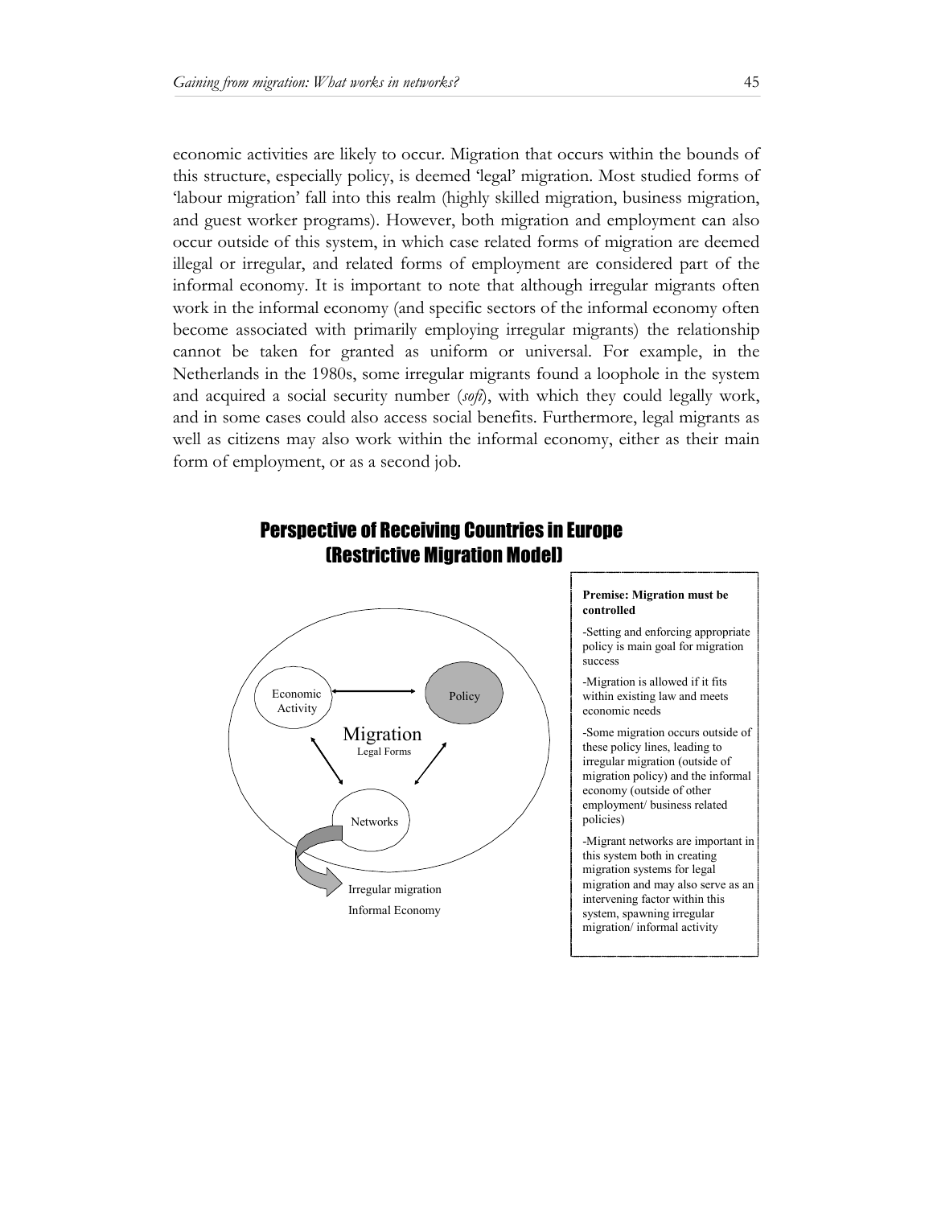economic activities are likely to occur. Migration that occurs within the bounds of this structure, especially policy, is deemed 'legal' migration. Most studied forms of 'labour migration' fall into this realm (highly skilled migration, business migration, and guest worker programs). However, both migration and employment can also occur outside of this system, in which case related forms of migration are deemed illegal or irregular, and related forms of employment are considered part of the informal economy. It is important to note that although irregular migrants often work in the informal economy (and specific sectors of the informal economy often become associated with primarily employing irregular migrants) the relationship cannot be taken for granted as uniform or universal. For example, in the Netherlands in the 1980s, some irregular migrants found a loophole in the system and acquired a social security number (*sofi*), with which they could legally work, and in some cases could also access social benefits. Furthermore, legal migrants as well as citizens may also work within the informal economy, either as their main form of employment, or as a second job.

## Perspective of Receiving Countries in Europe (Restrictive Migration Model)

Economic Activity

Policy

Migration
Legal Forms

Networks

Irregular migration
Informal Economy

**Premise: Migration must be controlled**

-Setting and enforcing appropriate policy is main goal for migration success

-Migration is allowed if it fits within existing law and meets economic needs

-Some migration occurs outside of these policy lines, leading to irregular migration (outside of migration policy) and the informal economy (outside of other employment/ business related policies)

-Migrant networks are important in this system both in creating migration systems for legal migration and may also serve as an intervening factor within this system, spawning irregular migration/ informal activity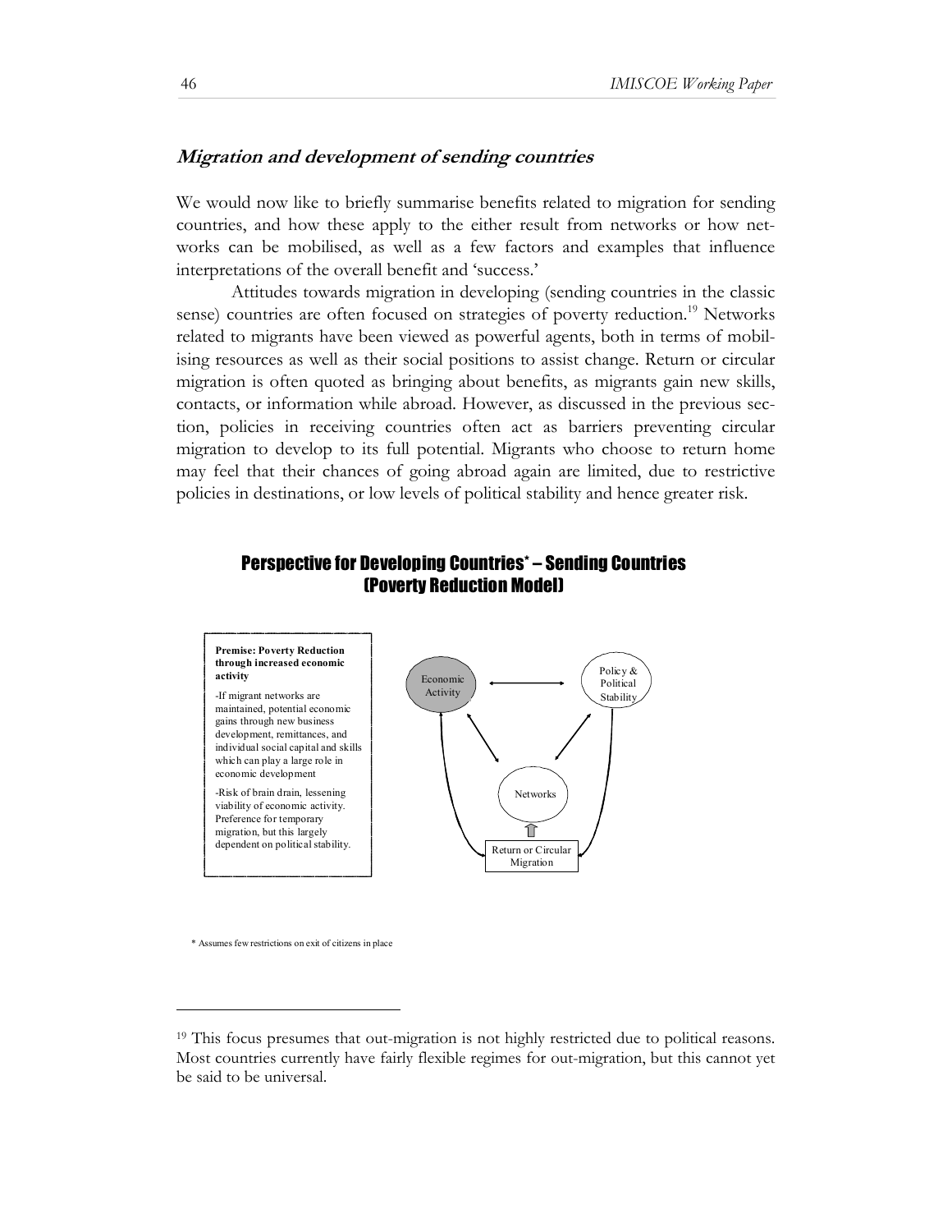## *Migration and development of sending countries*

We would now like to briefly summarise benefits related to migration for sending countries, and how these apply to the either result from networks or how networks can be mobilised, as well as a few factors and examples that influence interpretations of the overall benefit and 'success.'

Attitudes towards migration in developing (sending countries in the classic sense) countries are often focused on strategies of poverty reduction.[19] Networks related to migrants have been viewed as powerful agents, both in terms of mobilising resources as well as their social positions to assist change. Return or circular migration is often quoted as bringing about benefits, as migrants gain new skills, contacts, or information while abroad. However, as discussed in the previous section, policies in receiving countries often act as barriers preventing circular migration to develop to its full potential. Migrants who choose to return home may feel that their chances of going abroad again are limited, due to restrictive policies in destinations, or low levels of political stability and hence greater risk.

### Perspective for Developing Countries* – Sending Countries (Poverty Reduction Model)

**Premise: Poverty Reduction through increased economic activity**

-If migrant networks are maintained, potential economic gains through new business development, remittances, and individual social capital and skills which can play a large role in economic development

-Risk of brain drain, lessening viability of economic activity. Preference for temporary migration, but this largely dependent on political stability.

Economic Activity — Policy & Political Stability — Networks — Return or Circular Migration

\* Assumes few restrictions on exit of citizens in place

---

[19] This focus presumes that out-migration is not highly restricted due to political reasons. Most countries currently have fairly flexible regimes for out-migration, but this cannot yet be said to be universal.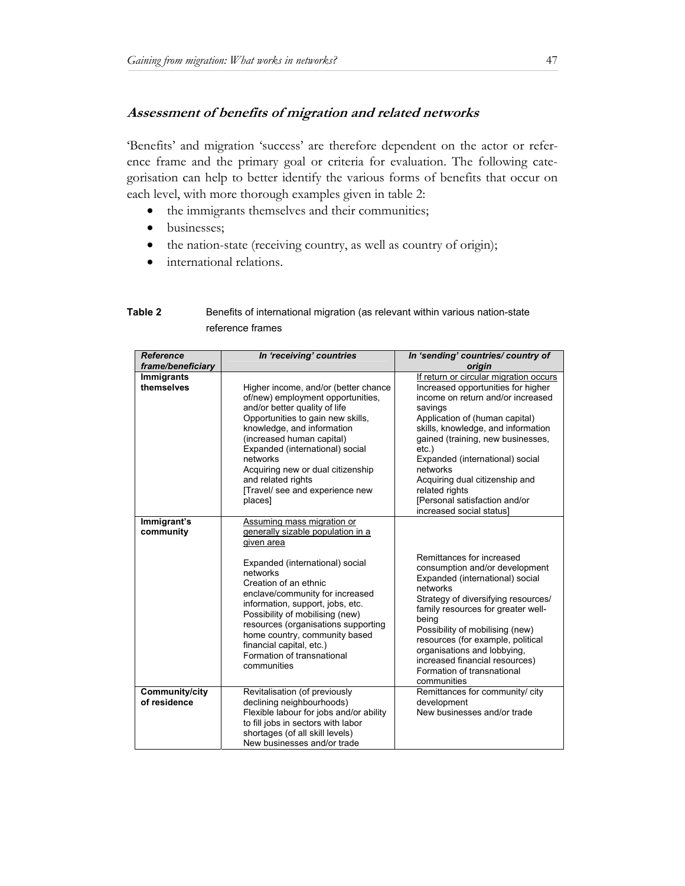## *Assessment of benefits of migration and related networks*

'Benefits' and migration 'success' are therefore dependent on the actor or reference frame and the primary goal or criteria for evaluation. The following categorisation can help to better identify the various forms of benefits that occur on each level, with more thorough examples given in table 2:

- the immigrants themselves and their communities;
- businesses;
- the nation-state (receiving country, as well as country of origin);
- international relations.

**Table 2** Benefits of international migration (as relevant within various nation-state reference frames

| *Reference frame/beneficiary* | *In 'receiving' countries* | *In 'sending' countries/ country of origin* |
|---|---|---|
| **Immigrants themselves** | Higher income, and/or (better chance of/new) employment opportunities, and/or better quality of life<br>Opportunities to gain new skills, knowledge, and information (increased human capital)<br>Expanded (international) social networks<br>Acquiring new or dual citizenship and related rights<br>[Travel/ see and experience new places] | <u>If return or circular migration occurs</u><br>Increased opportunities for higher income on return and/or increased savings<br>Application of (human capital) skills, knowledge, and information gained (training, new businesses, etc.)<br>Expanded (international) social networks<br>Acquiring dual citizenship and related rights<br>[Personal satisfaction and/or increased social status] |
| **Immigrant's community** | <u>Assuming mass migration or generally sizable population in a given area</u><br><br>Expanded (international) social networks<br>Creation of an ethnic enclave/community for increased information, support, jobs, etc.<br>Possibility of mobilising (new) resources (organisations supporting home country, community based financial capital, etc.)<br>Formation of transnational communities | Remittances for increased consumption and/or development<br>Expanded (international) social networks<br>Strategy of diversifying resources/ family resources for greater well-being<br>Possibility of mobilising (new) resources (for example, political organisations and lobbying, increased financial resources)<br>Formation of transnational communities |
| **Community/city of residence** | Revitalisation (of previously declining neighbourhoods)<br>Flexible labour for jobs and/or ability to fill jobs in sectors with labor shortages (of all skill levels)<br>New businesses and/or trade | Remittances for community/ city development<br>New businesses and/or trade |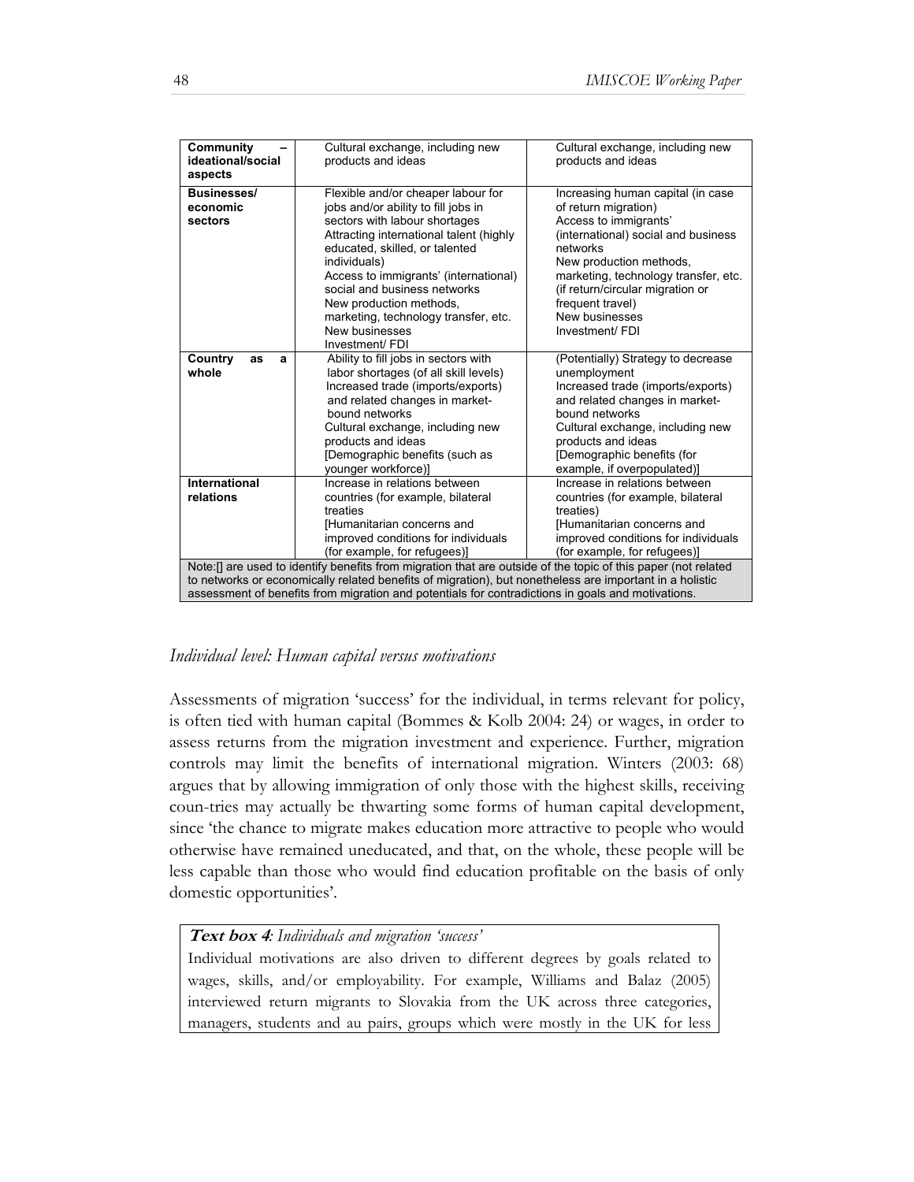| Community – ideational/social aspects | Cultural exchange, including new products and ideas | Cultural exchange, including new products and ideas |
|---|---|---|
| Businesses/ economic sectors | Flexible and/or cheaper labour for jobs and/or ability to fill jobs in sectors with labour shortages<br>Attracting international talent (highly educated, skilled, or talented individuals)<br>Access to immigrants' (international) social and business networks<br>New production methods, marketing, technology transfer, etc.<br>New businesses<br>Investment/ FDI | Increasing human capital (in case of return migration)<br>Access to immigrants' (international) social and business networks<br>New production methods, marketing, technology transfer, etc. (if return/circular migration or frequent travel)<br>New businesses<br>Investment/ FDI |
| Country as a whole | Ability to fill jobs in sectors with labor shortages (of all skill levels)<br>Increased trade (imports/exports) and related changes in market-bound networks<br>Cultural exchange, including new products and ideas<br>[Demographic benefits (such as younger workforce)] | (Potentially) Strategy to decrease unemployment<br>Increased trade (imports/exports) and related changes in market-bound networks<br>Cultural exchange, including new products and ideas<br>[Demographic benefits (for example, if overpopulated)] |
| International relations | Increase in relations between countries (for example, bilateral treaties<br>[Humanitarian concerns and improved conditions for individuals (for example, for refugees)] | Increase in relations between countries (for example, bilateral treaties)<br>[Humanitarian concerns and improved conditions for individuals (for example, for refugees)] |
| Note:[] are used to identify benefits from migration that are outside of the topic of this paper (not related to networks or economically related benefits of migration), but nonetheless are important in a holistic assessment of benefits from migration and potentials for contradictions in goals and motivations. | | |

### *Individual level: Human capital versus motivations*

Assessments of migration 'success' for the individual, in terms relevant for policy, is often tied with human capital (Bommes & Kolb 2004: 24) or wages, in order to assess returns from the migration investment and experience. Further, migration controls may limit the benefits of international migration. Winters (2003: 68) argues that by allowing immigration of only those with the highest skills, receiving coun-tries may actually be thwarting some forms of human capital development, since 'the chance to migrate makes education more attractive to people who would otherwise have remained uneducated, and that, on the whole, these people will be less capable than those who would find education profitable on the basis of only domestic opportunities'.

**Text box 4**: *Individuals and migration 'success'*

Individual motivations are also driven to different degrees by goals related to wages, skills, and/or employability. For example, Williams and Balaz (2005) interviewed return migrants to Slovakia from the UK across three categories, managers, students and au pairs, groups which were mostly in the UK for less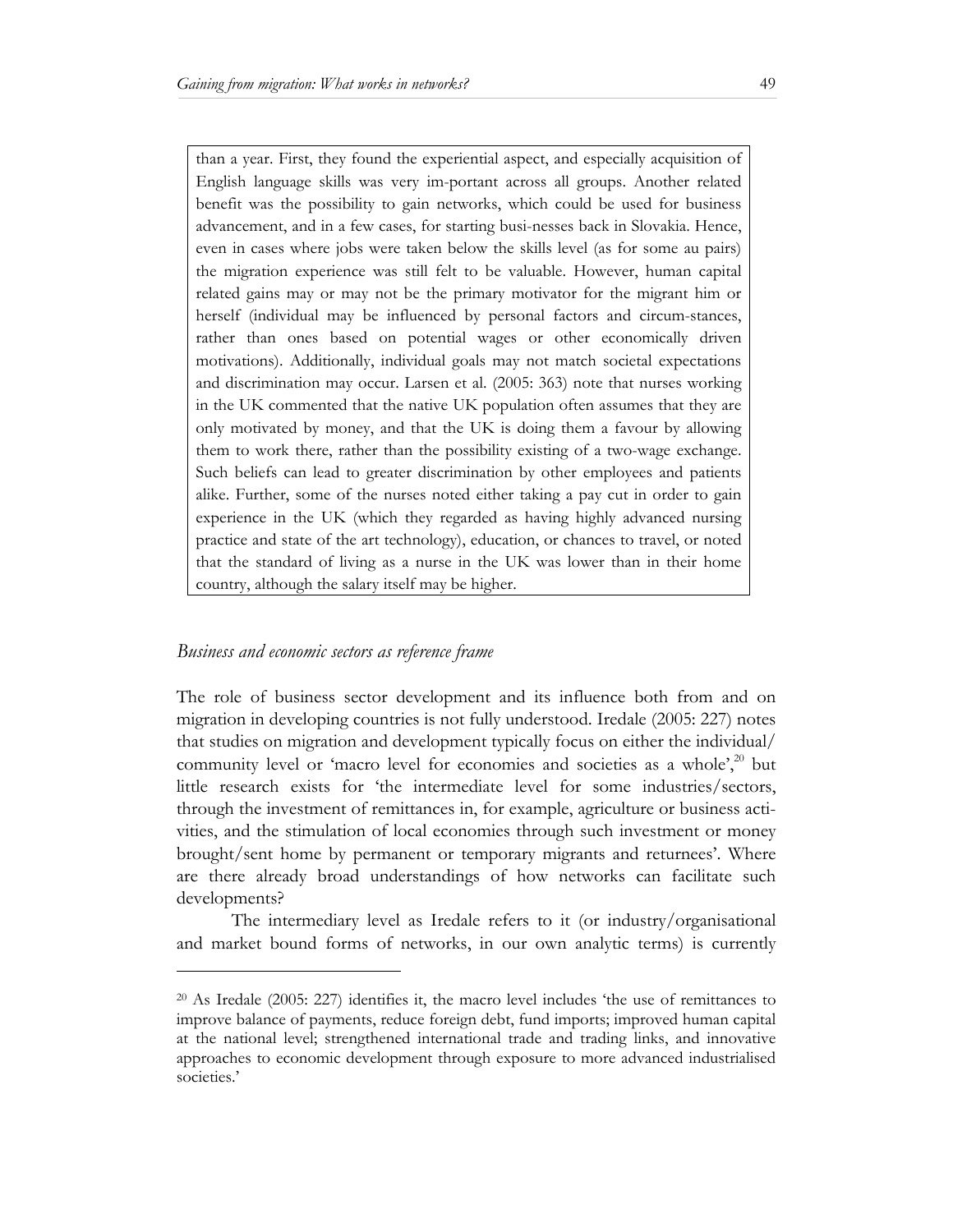than a year. First, they found the experiential aspect, and especially acquisition of English language skills was very im-portant across all groups. Another related benefit was the possibility to gain networks, which could be used for business advancement, and in a few cases, for starting busi-nesses back in Slovakia. Hence, even in cases where jobs were taken below the skills level (as for some au pairs) the migration experience was still felt to be valuable. However, human capital related gains may or may not be the primary motivator for the migrant him or herself (individual may be influenced by personal factors and circum-stances, rather than ones based on potential wages or other economically driven motivations). Additionally, individual goals may not match societal expectations and discrimination may occur. Larsen et al. (2005: 363) note that nurses working in the UK commented that the native UK population often assumes that they are only motivated by money, and that the UK is doing them a favour by allowing them to work there, rather than the possibility existing of a two-wage exchange. Such beliefs can lead to greater discrimination by other employees and patients alike. Further, some of the nurses noted either taking a pay cut in order to gain experience in the UK (which they regarded as having highly advanced nursing practice and state of the art technology), education, or chances to travel, or noted that the standard of living as a nurse in the UK was lower than in their home country, although the salary itself may be higher.

### *Business and economic sectors as reference frame*

The role of business sector development and its influence both from and on migration in developing countries is not fully understood. Iredale (2005: 227) notes that studies on migration and development typically focus on either the individual/ community level or 'macro level for economies and societies as a whole',[20] but little research exists for 'the intermediate level for some industries/sectors, through the investment of remittances in, for example, agriculture or business acti-vities, and the stimulation of local economies through such investment or money brought/sent home by permanent or temporary migrants and returnees'. Where are there already broad understandings of how networks can facilitate such developments?

The intermediary level as Iredale refers to it (or industry/organisational and market bound forms of networks, in our own analytic terms) is currently

[20] As Iredale (2005: 227) identifies it, the macro level includes 'the use of remittances to improve balance of payments, reduce foreign debt, fund imports; improved human capital at the national level; strengthened international trade and trading links, and innovative approaches to economic development through exposure to more advanced industrialised societies.'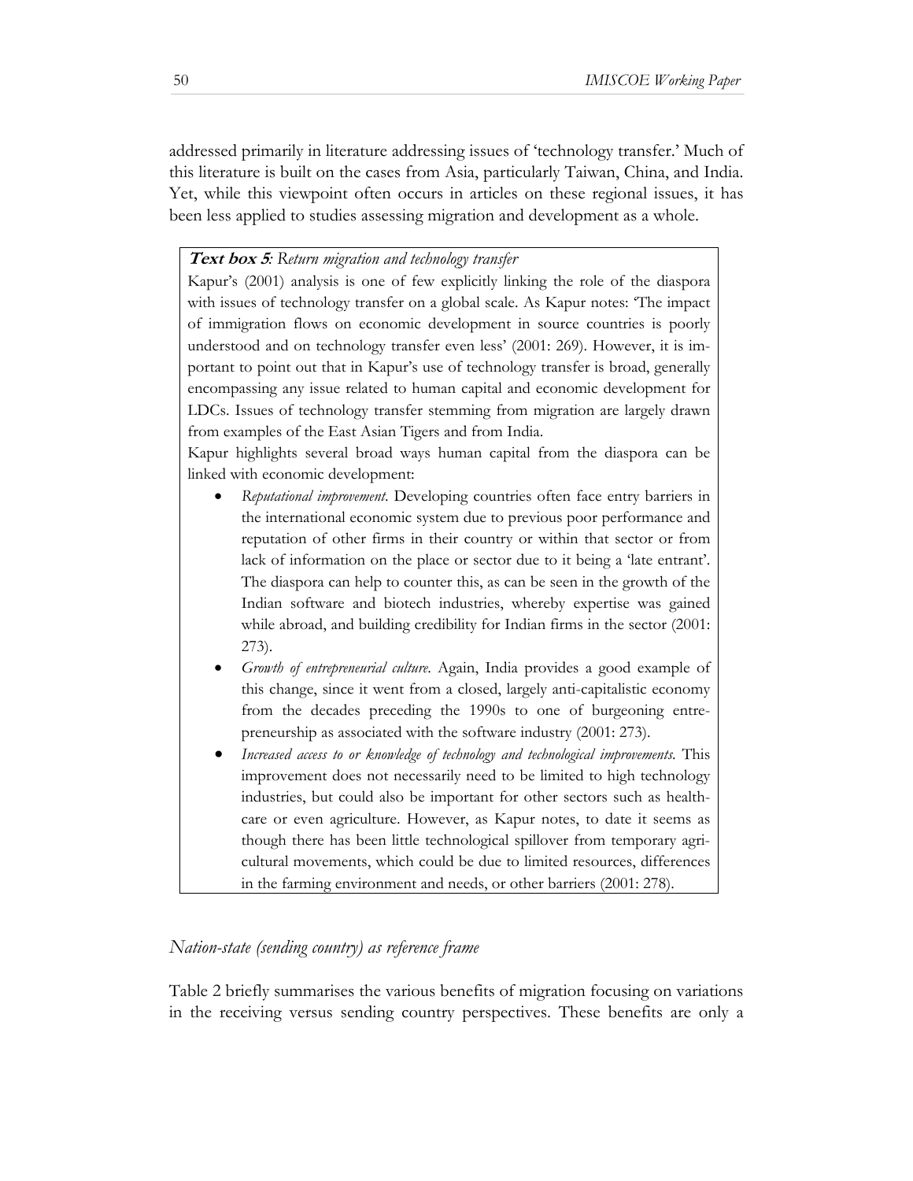addressed primarily in literature addressing issues of 'technology transfer.' Much of this literature is built on the cases from Asia, particularly Taiwan, China, and India. Yet, while this viewpoint often occurs in articles on these regional issues, it has been less applied to studies assessing migration and development as a whole.

> **Text box 5**: *Return migration and technology transfer*
>
> Kapur's (2001) analysis is one of few explicitly linking the role of the diaspora with issues of technology transfer on a global scale. As Kapur notes: 'The impact of immigration flows on economic development in source countries is poorly understood and on technology transfer even less' (2001: 269). However, it is important to point out that in Kapur's use of technology transfer is broad, generally encompassing any issue related to human capital and economic development for LDCs. Issues of technology transfer stemming from migration are largely drawn from examples of the East Asian Tigers and from India.
>
> Kapur highlights several broad ways human capital from the diaspora can be linked with economic development:
>
> - *Reputational improvement.* Developing countries often face entry barriers in the international economic system due to previous poor performance and reputation of other firms in their country or within that sector or from lack of information on the place or sector due to it being a 'late entrant'. The diaspora can help to counter this, as can be seen in the growth of the Indian software and biotech industries, whereby expertise was gained while abroad, and building credibility for Indian firms in the sector (2001: 273).
> - *Growth of entrepreneurial culture.* Again, India provides a good example of this change, since it went from a closed, largely anti-capitalistic economy from the decades preceding the 1990s to one of burgeoning entrepreneurship as associated with the software industry (2001: 273).
> - *Increased access to or knowledge of technology and technological improvements.* This improvement does not necessarily need to be limited to high technology industries, but could also be important for other sectors such as healthcare or even agriculture. However, as Kapur notes, to date it seems as though there has been little technological spillover from temporary agricultural movements, which could be due to limited resources, differences in the farming environment and needs, or other barriers (2001: 278).

*Nation-state (sending country) as reference frame*

Table 2 briefly summarises the various benefits of migration focusing on variations in the receiving versus sending country perspectives. These benefits are only a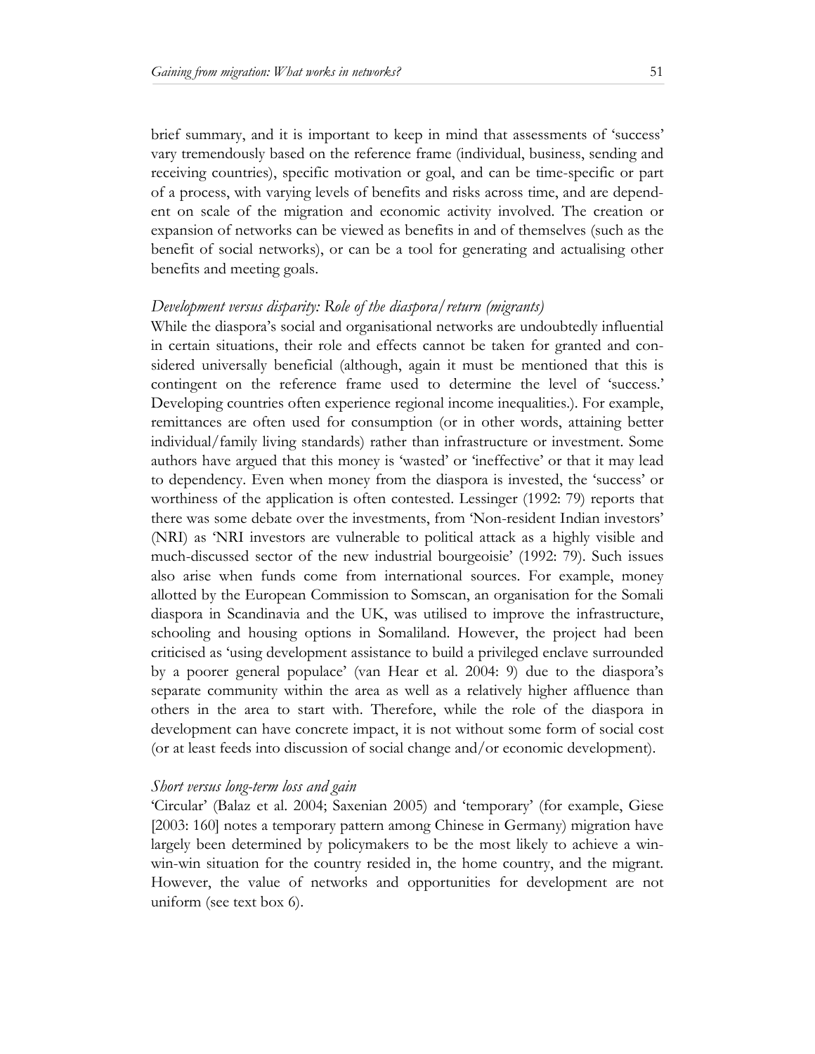brief summary, and it is important to keep in mind that assessments of 'success' vary tremendously based on the reference frame (individual, business, sending and receiving countries), specific motivation or goal, and can be time-specific or part of a process, with varying levels of benefits and risks across time, and are dependent on scale of the migration and economic activity involved. The creation or expansion of networks can be viewed as benefits in and of themselves (such as the benefit of social networks), or can be a tool for generating and actualising other benefits and meeting goals.

*Development versus disparity: Role of the diaspora/return (migrants)*

While the diaspora's social and organisational networks are undoubtedly influential in certain situations, their role and effects cannot be taken for granted and considered universally beneficial (although, again it must be mentioned that this is contingent on the reference frame used to determine the level of 'success.' Developing countries often experience regional income inequalities.). For example, remittances are often used for consumption (or in other words, attaining better individual/family living standards) rather than infrastructure or investment. Some authors have argued that this money is 'wasted' or 'ineffective' or that it may lead to dependency. Even when money from the diaspora is invested, the 'success' or worthiness of the application is often contested. Lessinger (1992: 79) reports that there was some debate over the investments, from 'Non-resident Indian investors' (NRI) as 'NRI investors are vulnerable to political attack as a highly visible and much-discussed sector of the new industrial bourgeoisie' (1992: 79). Such issues also arise when funds come from international sources. For example, money allotted by the European Commission to Somscan, an organisation for the Somali diaspora in Scandinavia and the UK, was utilised to improve the infrastructure, schooling and housing options in Somaliland. However, the project had been criticised as 'using development assistance to build a privileged enclave surrounded by a poorer general populace' (van Hear et al. 2004: 9) due to the diaspora's separate community within the area as well as a relatively higher affluence than others in the area to start with. Therefore, while the role of the diaspora in development can have concrete impact, it is not without some form of social cost (or at least feeds into discussion of social change and/or economic development).

*Short versus long-term loss and gain*

'Circular' (Balaz et al. 2004; Saxenian 2005) and 'temporary' (for example, Giese [2003: 160] notes a temporary pattern among Chinese in Germany) migration have largely been determined by policymakers to be the most likely to achieve a win-win-win situation for the country resided in, the home country, and the migrant. However, the value of networks and opportunities for development are not uniform (see text box 6).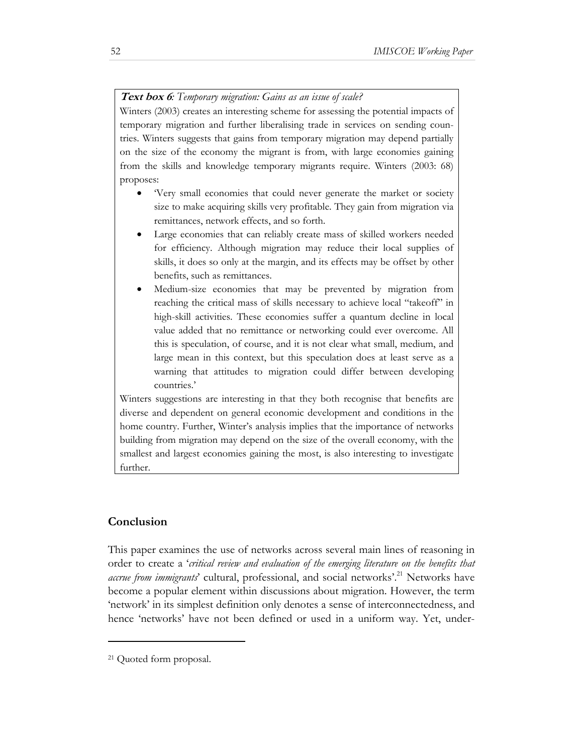**Text box 6**: *Temporary migration: Gains as an issue of scale?*

Winters (2003) creates an interesting scheme for assessing the potential impacts of temporary migration and further liberalising trade in services on sending countries. Winters suggests that gains from temporary migration may depend partially on the size of the economy the migrant is from, with large economies gaining from the skills and knowledge temporary migrants require. Winters (2003: 68) proposes:

- 'Very small economies that could never generate the market or society size to make acquiring skills very profitable. They gain from migration via remittances, network effects, and so forth.
- Large economies that can reliably create mass of skilled workers needed for efficiency. Although migration may reduce their local supplies of skills, it does so only at the margin, and its effects may be offset by other benefits, such as remittances.
- Medium-size economies that may be prevented by migration from reaching the critical mass of skills necessary to achieve local "takeoff" in high-skill activities. These economies suffer a quantum decline in local value added that no remittance or networking could ever overcome. All this is speculation, of course, and it is not clear what small, medium, and large mean in this context, but this speculation does at least serve as a warning that attitudes to migration could differ between developing countries.'

Winters suggestions are interesting in that they both recognise that benefits are diverse and dependent on general economic development and conditions in the home country. Further, Winter's analysis implies that the importance of networks building from migration may depend on the size of the overall economy, with the smallest and largest economies gaining the most, is also interesting to investigate further.

## Conclusion

This paper examines the use of networks across several main lines of reasoning in order to create a '*critical review and evaluation of the emerging literature on the benefits that accrue from immigrants*' cultural, professional, and social networks'.[21] Networks have become a popular element within discussions about migration. However, the term 'network' in its simplest definition only denotes a sense of interconnectedness, and hence 'networks' have not been defined or used in a uniform way. Yet, under-

---

[21] Quoted form proposal.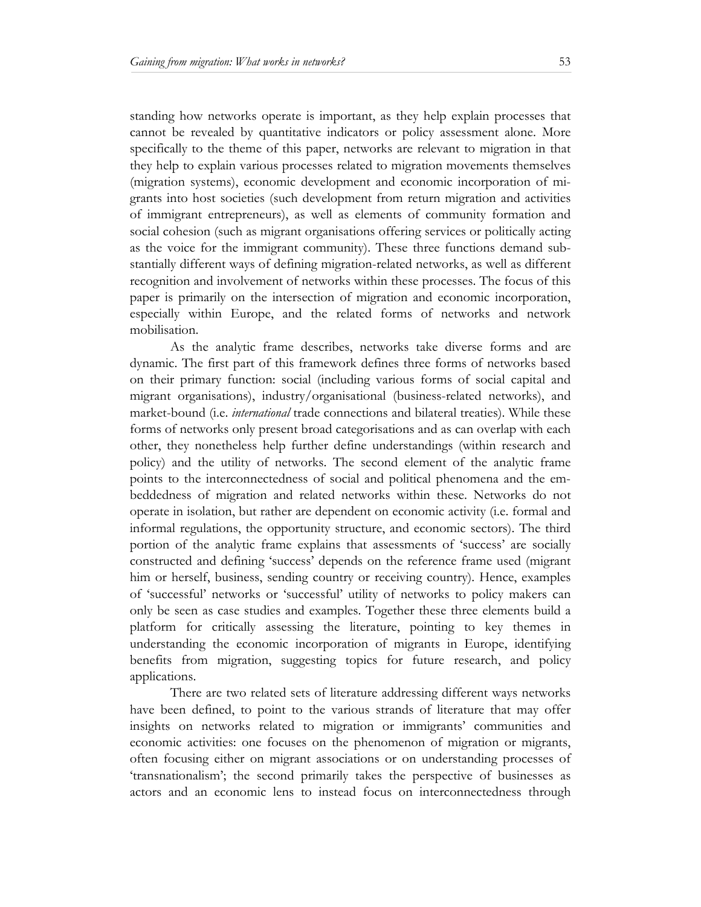standing how networks operate is important, as they help explain processes that cannot be revealed by quantitative indicators or policy assessment alone. More specifically to the theme of this paper, networks are relevant to migration in that they help to explain various processes related to migration movements themselves (migration systems), economic development and economic incorporation of migrants into host societies (such development from return migration and activities of immigrant entrepreneurs), as well as elements of community formation and social cohesion (such as migrant organisations offering services or politically acting as the voice for the immigrant community). These three functions demand substantially different ways of defining migration-related networks, as well as different recognition and involvement of networks within these processes. The focus of this paper is primarily on the intersection of migration and economic incorporation, especially within Europe, and the related forms of networks and network mobilisation.

As the analytic frame describes, networks take diverse forms and are dynamic. The first part of this framework defines three forms of networks based on their primary function: social (including various forms of social capital and migrant organisations), industry/organisational (business-related networks), and market-bound (i.e. *international* trade connections and bilateral treaties). While these forms of networks only present broad categorisations and as can overlap with each other, they nonetheless help further define understandings (within research and policy) and the utility of networks. The second element of the analytic frame points to the interconnectedness of social and political phenomena and the embeddedness of migration and related networks within these. Networks do not operate in isolation, but rather are dependent on economic activity (i.e. formal and informal regulations, the opportunity structure, and economic sectors). The third portion of the analytic frame explains that assessments of 'success' are socially constructed and defining 'success' depends on the reference frame used (migrant him or herself, business, sending country or receiving country). Hence, examples of 'successful' networks or 'successful' utility of networks to policy makers can only be seen as case studies and examples. Together these three elements build a platform for critically assessing the literature, pointing to key themes in understanding the economic incorporation of migrants in Europe, identifying benefits from migration, suggesting topics for future research, and policy applications.

There are two related sets of literature addressing different ways networks have been defined, to point to the various strands of literature that may offer insights on networks related to migration or immigrants' communities and economic activities: one focuses on the phenomenon of migration or migrants, often focusing either on migrant associations or on understanding processes of 'transnationalism'; the second primarily takes the perspective of businesses as actors and an economic lens to instead focus on interconnectedness through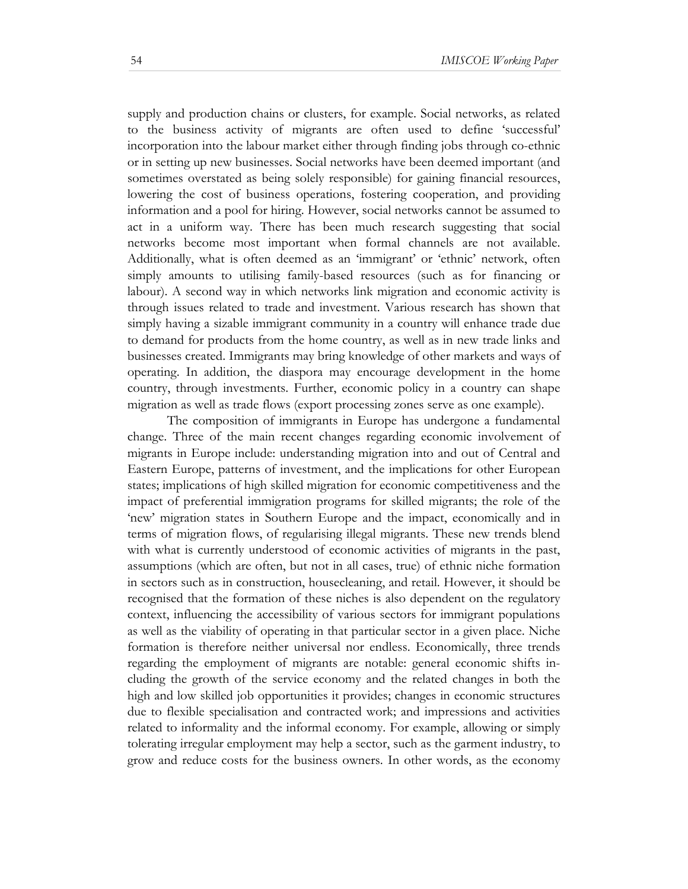supply and production chains or clusters, for example. Social networks, as related to the business activity of migrants are often used to define 'successful' incorporation into the labour market either through finding jobs through co-ethnic or in setting up new businesses. Social networks have been deemed important (and sometimes overstated as being solely responsible) for gaining financial resources, lowering the cost of business operations, fostering cooperation, and providing information and a pool for hiring. However, social networks cannot be assumed to act in a uniform way. There has been much research suggesting that social networks become most important when formal channels are not available. Additionally, what is often deemed as an 'immigrant' or 'ethnic' network, often simply amounts to utilising family-based resources (such as for financing or labour). A second way in which networks link migration and economic activity is through issues related to trade and investment. Various research has shown that simply having a sizable immigrant community in a country will enhance trade due to demand for products from the home country, as well as in new trade links and businesses created. Immigrants may bring knowledge of other markets and ways of operating. In addition, the diaspora may encourage development in the home country, through investments. Further, economic policy in a country can shape migration as well as trade flows (export processing zones serve as one example).

The composition of immigrants in Europe has undergone a fundamental change. Three of the main recent changes regarding economic involvement of migrants in Europe include: understanding migration into and out of Central and Eastern Europe, patterns of investment, and the implications for other European states; implications of high skilled migration for economic competitiveness and the impact of preferential immigration programs for skilled migrants; the role of the 'new' migration states in Southern Europe and the impact, economically and in terms of migration flows, of regularising illegal migrants. These new trends blend with what is currently understood of economic activities of migrants in the past, assumptions (which are often, but not in all cases, true) of ethnic niche formation in sectors such as in construction, housecleaning, and retail. However, it should be recognised that the formation of these niches is also dependent on the regulatory context, influencing the accessibility of various sectors for immigrant populations as well as the viability of operating in that particular sector in a given place. Niche formation is therefore neither universal nor endless. Economically, three trends regarding the employment of migrants are notable: general economic shifts including the growth of the service economy and the related changes in both the high and low skilled job opportunities it provides; changes in economic structures due to flexible specialisation and contracted work; and impressions and activities related to informality and the informal economy. For example, allowing or simply tolerating irregular employment may help a sector, such as the garment industry, to grow and reduce costs for the business owners. In other words, as the economy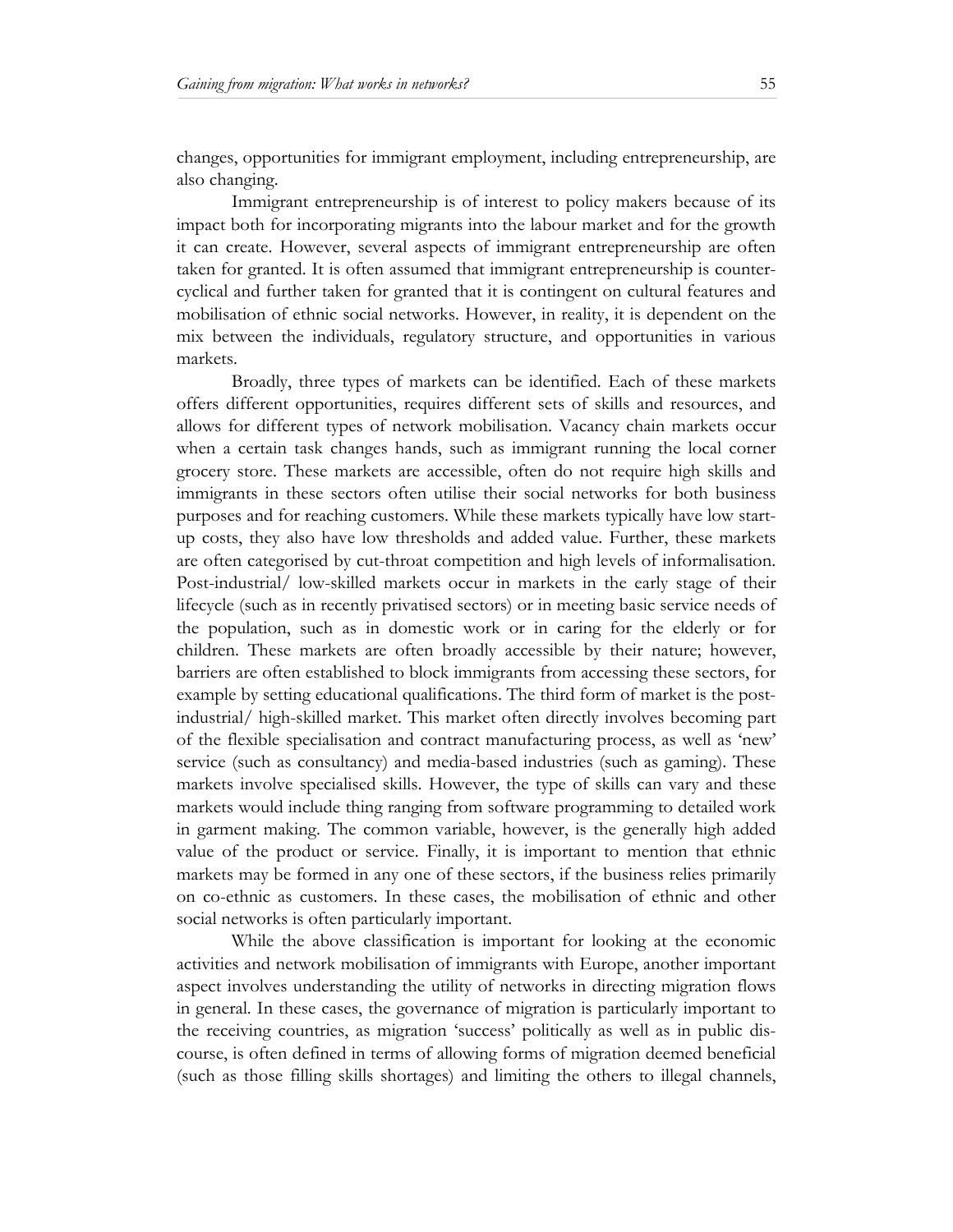changes, opportunities for immigrant employment, including entrepreneurship, are also changing.

Immigrant entrepreneurship is of interest to policy makers because of its impact both for incorporating migrants into the labour market and for the growth it can create. However, several aspects of immigrant entrepreneurship are often taken for granted. It is often assumed that immigrant entrepreneurship is counter-cyclical and further taken for granted that it is contingent on cultural features and mobilisation of ethnic social networks. However, in reality, it is dependent on the mix between the individuals, regulatory structure, and opportunities in various markets.

Broadly, three types of markets can be identified. Each of these markets offers different opportunities, requires different sets of skills and resources, and allows for different types of network mobilisation. Vacancy chain markets occur when a certain task changes hands, such as immigrant running the local corner grocery store. These markets are accessible, often do not require high skills and immigrants in these sectors often utilise their social networks for both business purposes and for reaching customers. While these markets typically have low start-up costs, they also have low thresholds and added value. Further, these markets are often categorised by cut-throat competition and high levels of informalisation. Post-industrial/ low-skilled markets occur in markets in the early stage of their lifecycle (such as in recently privatised sectors) or in meeting basic service needs of the population, such as in domestic work or in caring for the elderly or for children. These markets are often broadly accessible by their nature; however, barriers are often established to block immigrants from accessing these sectors, for example by setting educational qualifications. The third form of market is the post-industrial/ high-skilled market. This market often directly involves becoming part of the flexible specialisation and contract manufacturing process, as well as 'new' service (such as consultancy) and media-based industries (such as gaming). These markets involve specialised skills. However, the type of skills can vary and these markets would include thing ranging from software programming to detailed work in garment making. The common variable, however, is the generally high added value of the product or service. Finally, it is important to mention that ethnic markets may be formed in any one of these sectors, if the business relies primarily on co-ethnic as customers. In these cases, the mobilisation of ethnic and other social networks is often particularly important.

While the above classification is important for looking at the economic activities and network mobilisation of immigrants with Europe, another important aspect involves understanding the utility of networks in directing migration flows in general. In these cases, the governance of migration is particularly important to the receiving countries, as migration 'success' politically as well as in public discourse, is often defined in terms of allowing forms of migration deemed beneficial (such as those filling skills shortages) and limiting the others to illegal channels,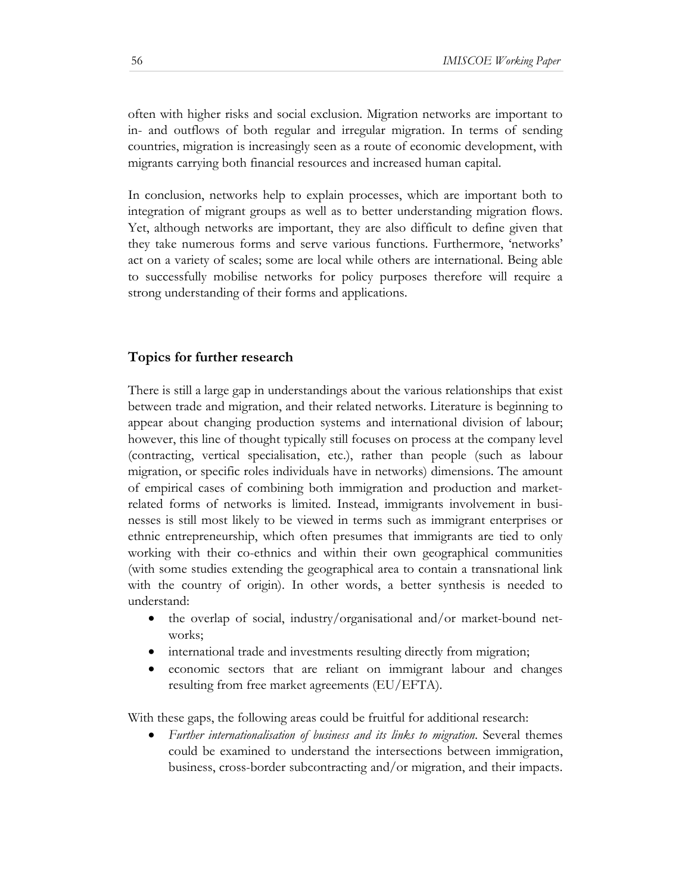often with higher risks and social exclusion. Migration networks are important to in- and outflows of both regular and irregular migration. In terms of sending countries, migration is increasingly seen as a route of economic development, with migrants carrying both financial resources and increased human capital.

In conclusion, networks help to explain processes, which are important both to integration of migrant groups as well as to better understanding migration flows. Yet, although networks are important, they are also difficult to define given that they take numerous forms and serve various functions. Furthermore, 'networks' act on a variety of scales; some are local while others are international. Being able to successfully mobilise networks for policy purposes therefore will require a strong understanding of their forms and applications.

## Topics for further research

There is still a large gap in understandings about the various relationships that exist between trade and migration, and their related networks. Literature is beginning to appear about changing production systems and international division of labour; however, this line of thought typically still focuses on process at the company level (contracting, vertical specialisation, etc.), rather than people (such as labour migration, or specific roles individuals have in networks) dimensions. The amount of empirical cases of combining both immigration and production and market-related forms of networks is limited. Instead, immigrants involvement in businesses is still most likely to be viewed in terms such as immigrant enterprises or ethnic entrepreneurship, which often presumes that immigrants are tied to only working with their co-ethnics and within their own geographical communities (with some studies extending the geographical area to contain a transnational link with the country of origin). In other words, a better synthesis is needed to understand:

- the overlap of social, industry/organisational and/or market-bound networks;
- international trade and investments resulting directly from migration;
- economic sectors that are reliant on immigrant labour and changes resulting from free market agreements (EU/EFTA).

With these gaps, the following areas could be fruitful for additional research:

- *Further internationalisation of business and its links to migration*. Several themes could be examined to understand the intersections between immigration, business, cross-border subcontracting and/or migration, and their impacts.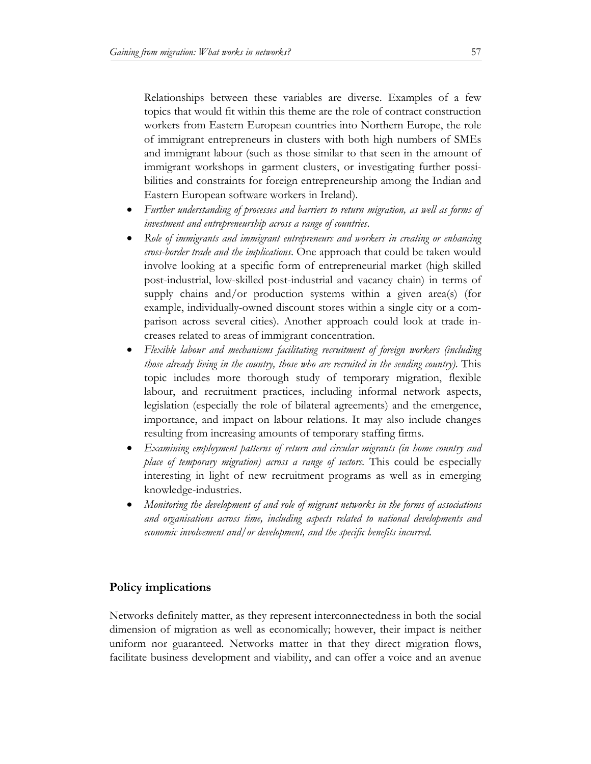Relationships between these variables are diverse. Examples of a few topics that would fit within this theme are the role of contract construction workers from Eastern European countries into Northern Europe, the role of immigrant entrepreneurs in clusters with both high numbers of SMEs and immigrant labour (such as those similar to that seen in the amount of immigrant workshops in garment clusters, or investigating further possibilities and constraints for foreign entrepreneurship among the Indian and Eastern European software workers in Ireland).

- *Further understanding of processes and barriers to return migration, as well as forms of investment and entrepreneurship across a range of countries*.
- *Role of immigrants and immigrant entrepreneurs and workers in creating or enhancing cross-border trade and the implications*. One approach that could be taken would involve looking at a specific form of entrepreneurial market (high skilled post-industrial, low-skilled post-industrial and vacancy chain) in terms of supply chains and/or production systems within a given area(s) (for example, individually-owned discount stores within a single city or a comparison across several cities). Another approach could look at trade increases related to areas of immigrant concentration.
- *Flexible labour and mechanisms facilitating recruitment of foreign workers (including those already living in the country, those who are recruited in the sending country)*. This topic includes more thorough study of temporary migration, flexible labour, and recruitment practices, including informal network aspects, legislation (especially the role of bilateral agreements) and the emergence, importance, and impact on labour relations. It may also include changes resulting from increasing amounts of temporary staffing firms.
- *Examining employment patterns of return and circular migrants (in home country and place of temporary migration) across a range of sectors.* This could be especially interesting in light of new recruitment programs as well as in emerging knowledge-industries.
- *Monitoring the development of and role of migrant networks in the forms of associations and organisations across time, including aspects related to national developments and economic involvement and/or development, and the specific benefits incurred.*

## Policy implications

Networks definitely matter, as they represent interconnectedness in both the social dimension of migration as well as economically; however, their impact is neither uniform nor guaranteed. Networks matter in that they direct migration flows, facilitate business development and viability, and can offer a voice and an avenue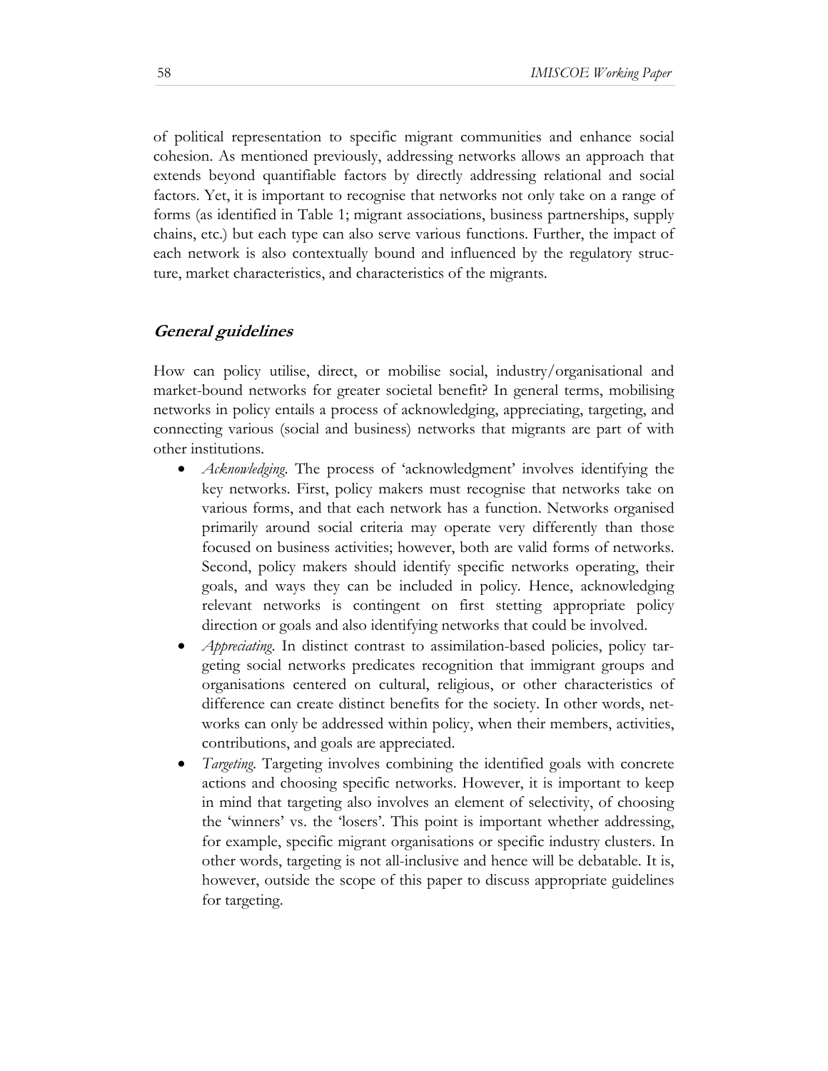of political representation to specific migrant communities and enhance social cohesion. As mentioned previously, addressing networks allows an approach that extends beyond quantifiable factors by directly addressing relational and social factors. Yet, it is important to recognise that networks not only take on a range of forms (as identified in Table 1; migrant associations, business partnerships, supply chains, etc.) but each type can also serve various functions. Further, the impact of each network is also contextually bound and influenced by the regulatory structure, market characteristics, and characteristics of the migrants.

### *General guidelines*

How can policy utilise, direct, or mobilise social, industry/organisational and market-bound networks for greater societal benefit? In general terms, mobilising networks in policy entails a process of acknowledging, appreciating, targeting, and connecting various (social and business) networks that migrants are part of with other institutions.

- *Acknowledging.* The process of 'acknowledgment' involves identifying the key networks. First, policy makers must recognise that networks take on various forms, and that each network has a function. Networks organised primarily around social criteria may operate very differently than those focused on business activities; however, both are valid forms of networks. Second, policy makers should identify specific networks operating, their goals, and ways they can be included in policy. Hence, acknowledging relevant networks is contingent on first stetting appropriate policy direction or goals and also identifying networks that could be involved.
- *Appreciating.* In distinct contrast to assimilation-based policies, policy targeting social networks predicates recognition that immigrant groups and organisations centered on cultural, religious, or other characteristics of difference can create distinct benefits for the society. In other words, networks can only be addressed within policy, when their members, activities, contributions, and goals are appreciated.
- *Targeting.* Targeting involves combining the identified goals with concrete actions and choosing specific networks. However, it is important to keep in mind that targeting also involves an element of selectivity, of choosing the 'winners' vs. the 'losers'. This point is important whether addressing, for example, specific migrant organisations or specific industry clusters. In other words, targeting is not all-inclusive and hence will be debatable. It is, however, outside the scope of this paper to discuss appropriate guidelines for targeting.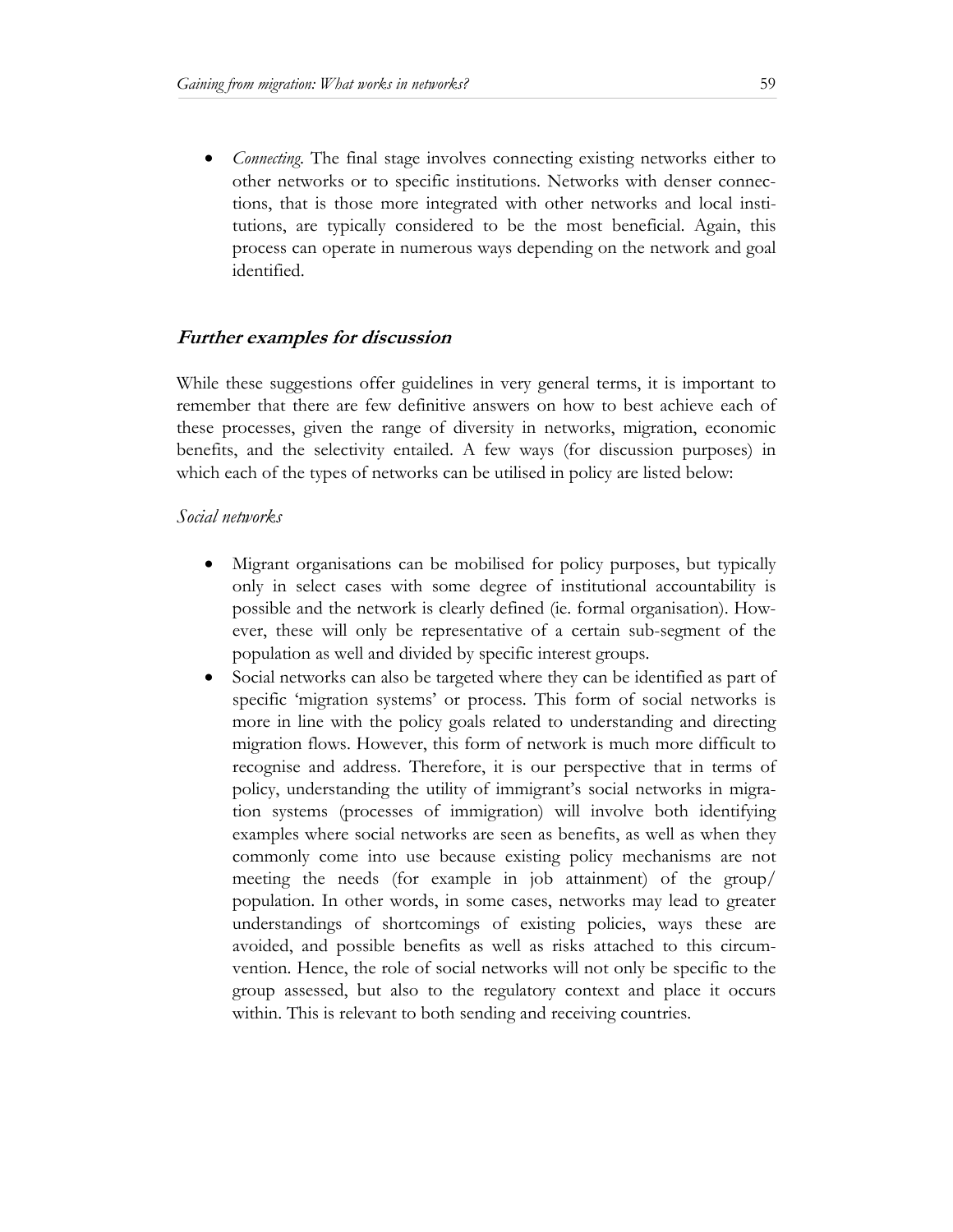- *Connecting.* The final stage involves connecting existing networks either to other networks or to specific institutions. Networks with denser connections, that is those more integrated with other networks and local institutions, are typically considered to be the most beneficial. Again, this process can operate in numerous ways depending on the network and goal identified.

### *Further examples for discussion*

While these suggestions offer guidelines in very general terms, it is important to remember that there are few definitive answers on how to best achieve each of these processes, given the range of diversity in networks, migration, economic benefits, and the selectivity entailed. A few ways (for discussion purposes) in which each of the types of networks can be utilised in policy are listed below:

*Social networks*

- Migrant organisations can be mobilised for policy purposes, but typically only in select cases with some degree of institutional accountability is possible and the network is clearly defined (ie. formal organisation). However, these will only be representative of a certain sub-segment of the population as well and divided by specific interest groups.
- Social networks can also be targeted where they can be identified as part of specific 'migration systems' or process. This form of social networks is more in line with the policy goals related to understanding and directing migration flows. However, this form of network is much more difficult to recognise and address. Therefore, it is our perspective that in terms of policy, understanding the utility of immigrant's social networks in migration systems (processes of immigration) will involve both identifying examples where social networks are seen as benefits, as well as when they commonly come into use because existing policy mechanisms are not meeting the needs (for example in job attainment) of the group/ population. In other words, in some cases, networks may lead to greater understandings of shortcomings of existing policies, ways these are avoided, and possible benefits as well as risks attached to this circumvention. Hence, the role of social networks will not only be specific to the group assessed, but also to the regulatory context and place it occurs within. This is relevant to both sending and receiving countries.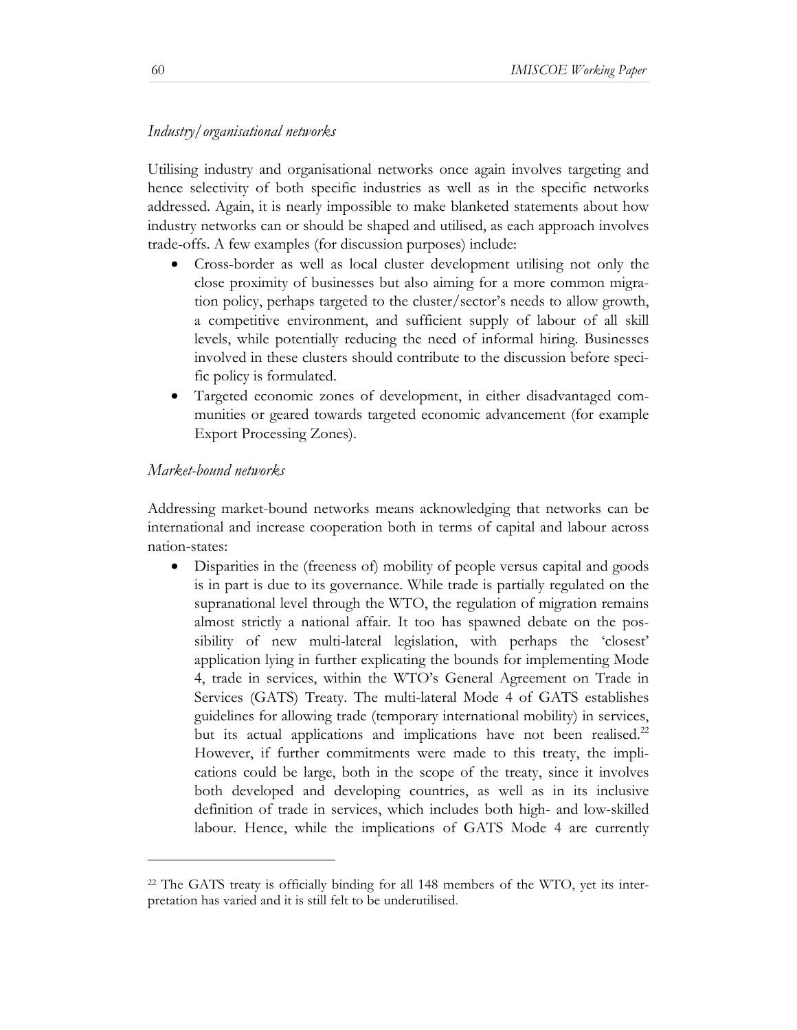*Industry/organisational networks*

Utilising industry and organisational networks once again involves targeting and hence selectivity of both specific industries as well as in the specific networks addressed. Again, it is nearly impossible to make blanketed statements about how industry networks can or should be shaped and utilised, as each approach involves trade-offs. A few examples (for discussion purposes) include:

- Cross-border as well as local cluster development utilising not only the close proximity of businesses but also aiming for a more common migration policy, perhaps targeted to the cluster/sector's needs to allow growth, a competitive environment, and sufficient supply of labour of all skill levels, while potentially reducing the need of informal hiring. Businesses involved in these clusters should contribute to the discussion before specific policy is formulated.
- Targeted economic zones of development, in either disadvantaged communities or geared towards targeted economic advancement (for example Export Processing Zones).

*Market-bound networks*

Addressing market-bound networks means acknowledging that networks can be international and increase cooperation both in terms of capital and labour across nation-states:

- Disparities in the (freeness of) mobility of people versus capital and goods is in part is due to its governance. While trade is partially regulated on the supranational level through the WTO, the regulation of migration remains almost strictly a national affair. It too has spawned debate on the possibility of new multi-lateral legislation, with perhaps the 'closest' application lying in further explicating the bounds for implementing Mode 4, trade in services, within the WTO's General Agreement on Trade in Services (GATS) Treaty. The multi-lateral Mode 4 of GATS establishes guidelines for allowing trade (temporary international mobility) in services, but its actual applications and implications have not been realised.[22] However, if further commitments were made to this treaty, the implications could be large, both in the scope of the treaty, since it involves both developed and developing countries, as well as in its inclusive definition of trade in services, which includes both high- and low-skilled labour. Hence, while the implications of GATS Mode 4 are currently

---

[22] The GATS treaty is officially binding for all 148 members of the WTO, yet its interpretation has varied and it is still felt to be underutilised.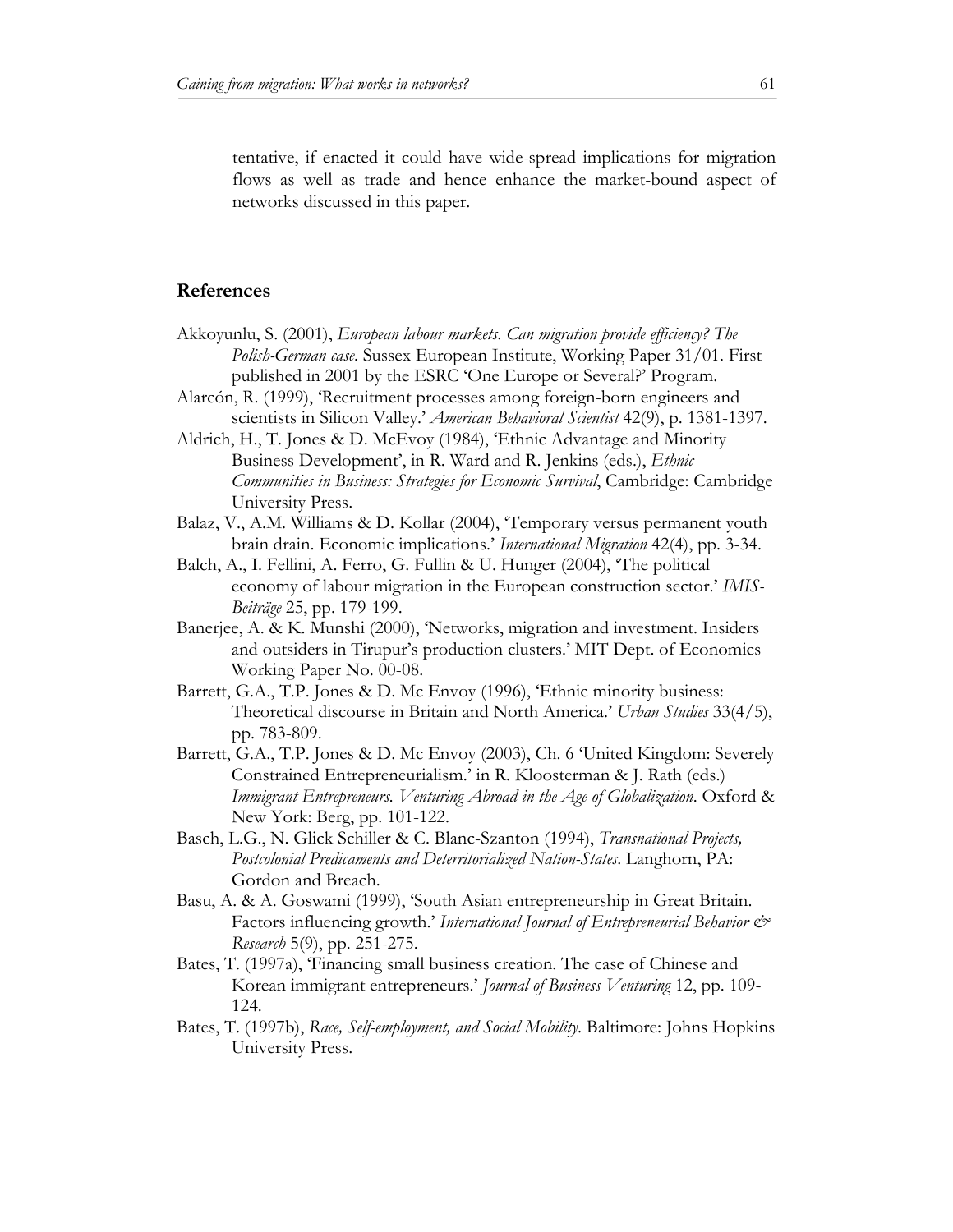tentative, if enacted it could have wide-spread implications for migration flows as well as trade and hence enhance the market-bound aspect of networks discussed in this paper.

## References

Akkoyunlu, S. (2001), *European labour markets. Can migration provide efficiency? The Polish-German case*. Sussex European Institute, Working Paper 31/01. First published in 2001 by the ESRC 'One Europe or Several?' Program.

Alarcón, R. (1999), 'Recruitment processes among foreign-born engineers and scientists in Silicon Valley.' *American Behavioral Scientist* 42(9), p. 1381-1397.

Aldrich, H., T. Jones & D. McEvoy (1984), 'Ethnic Advantage and Minority Business Development', in R. Ward and R. Jenkins (eds.), *Ethnic Communities in Business: Strategies for Economic Survival*, Cambridge: Cambridge University Press.

Balaz, V., A.M. Williams & D. Kollar (2004), 'Temporary versus permanent youth brain drain. Economic implications.' *International Migration* 42(4), pp. 3-34.

Balch, A., I. Fellini, A. Ferro, G. Fullin & U. Hunger (2004), 'The political economy of labour migration in the European construction sector.' *IMIS-Beiträge* 25, pp. 179-199.

Banerjee, A. & K. Munshi (2000), 'Networks, migration and investment. Insiders and outsiders in Tirupur's production clusters.' MIT Dept. of Economics Working Paper No. 00-08.

Barrett, G.A., T.P. Jones & D. Mc Envoy (1996), 'Ethnic minority business: Theoretical discourse in Britain and North America.' *Urban Studies* 33(4/5), pp. 783-809.

Barrett, G.A., T.P. Jones & D. Mc Envoy (2003), Ch. 6 'United Kingdom: Severely Constrained Entrepreneurialism.' in R. Kloosterman & J. Rath (eds.) *Immigrant Entrepreneurs. Venturing Abroad in the Age of Globalization*. Oxford & New York: Berg, pp. 101-122.

Basch, L.G., N. Glick Schiller & C. Blanc-Szanton (1994), *Transnational Projects, Postcolonial Predicaments and Deterritorialized Nation-States*. Langhorn, PA: Gordon and Breach.

Basu, A. & A. Goswami (1999), 'South Asian entrepreneurship in Great Britain. Factors influencing growth.' *International Journal of Entrepreneurial Behavior & Research* 5(9), pp. 251-275.

Bates, T. (1997a), 'Financing small business creation. The case of Chinese and Korean immigrant entrepreneurs.' *Journal of Business Venturing* 12, pp. 109-124.

Bates, T. (1997b), *Race, Self-employment, and Social Mobility*. Baltimore: Johns Hopkins University Press.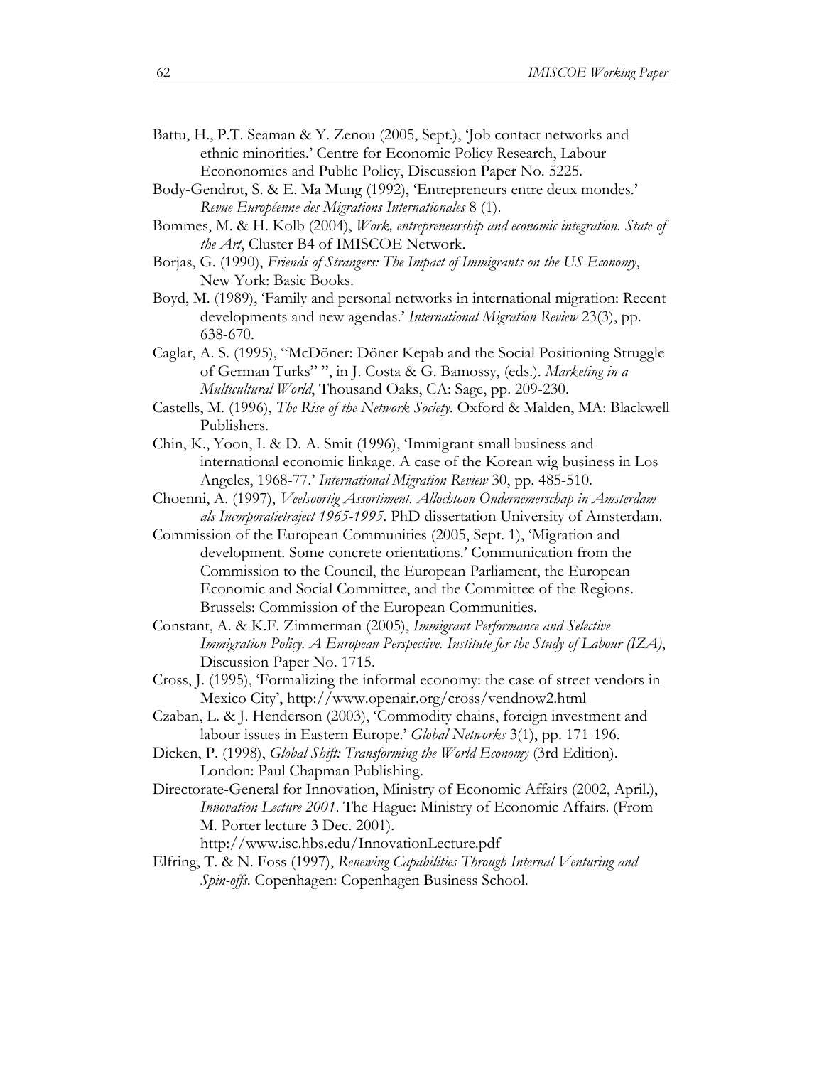Battu, H., P.T. Seaman & Y. Zenou (2005, Sept.), 'Job contact networks and ethnic minorities.' Centre for Economic Policy Research, Labour Econonomics and Public Policy, Discussion Paper No. 5225.

Body-Gendrot, S. & E. Ma Mung (1992), 'Entrepreneurs entre deux mondes.' *Revue Européenne des Migrations Internationales* 8 (1).

Bommes, M. & H. Kolb (2004), *Work, entrepreneurship and economic integration. State of the Art*, Cluster B4 of IMISCOE Network.

Borjas, G. (1990), *Friends of Strangers: The Impact of Immigrants on the US Economy*, New York: Basic Books.

Boyd, M. (1989), 'Family and personal networks in international migration: Recent developments and new agendas.' *International Migration Review* 23(3), pp. 638-670.

Caglar, A. S. (1995), "McDöner: Döner Kepab and the Social Positioning Struggle of German Turks" ", in J. Costa & G. Bamossy, (eds.). *Marketing in a Multicultural World*, Thousand Oaks, CA: Sage, pp. 209-230.

Castells, M. (1996), *The Rise of the Network Society.* Oxford & Malden, MA: Blackwell Publishers.

Chin, K., Yoon, I. & D. A. Smit (1996), 'Immigrant small business and international economic linkage. A case of the Korean wig business in Los Angeles, 1968-77.' *International Migration Review* 30, pp. 485-510.

Choenni, A. (1997), *Veelsoortig Assortiment. Allochtoon Ondernemerschap in Amsterdam als Incorporatietraject 1965-1995*. PhD dissertation University of Amsterdam.

Commission of the European Communities (2005, Sept. 1), 'Migration and development. Some concrete orientations.' Communication from the Commission to the Council, the European Parliament, the European Economic and Social Committee, and the Committee of the Regions. Brussels: Commission of the European Communities.

Constant, A. & K.F. Zimmerman (2005), *Immigrant Performance and Selective Immigration Policy. A European Perspective. Institute for the Study of Labour (IZA)*, Discussion Paper No. 1715.

Cross, J. (1995), 'Formalizing the informal economy: the case of street vendors in Mexico City', http://www.openair.org/cross/vendnow2.html

Czaban, L. & J. Henderson (2003), 'Commodity chains, foreign investment and labour issues in Eastern Europe.' *Global Networks* 3(1), pp. 171-196.

Dicken, P. (1998), *Global Shift: Transforming the World Economy* (3rd Edition). London: Paul Chapman Publishing.

Directorate-General for Innovation, Ministry of Economic Affairs (2002, April.), *Innovation Lecture 2001*. The Hague: Ministry of Economic Affairs. (From M. Porter lecture 3 Dec. 2001). http://www.isc.hbs.edu/InnovationLecture.pdf

Elfring, T. & N. Foss (1997), *Renewing Capabilities Through Internal Venturing and Spin-offs.* Copenhagen: Copenhagen Business School.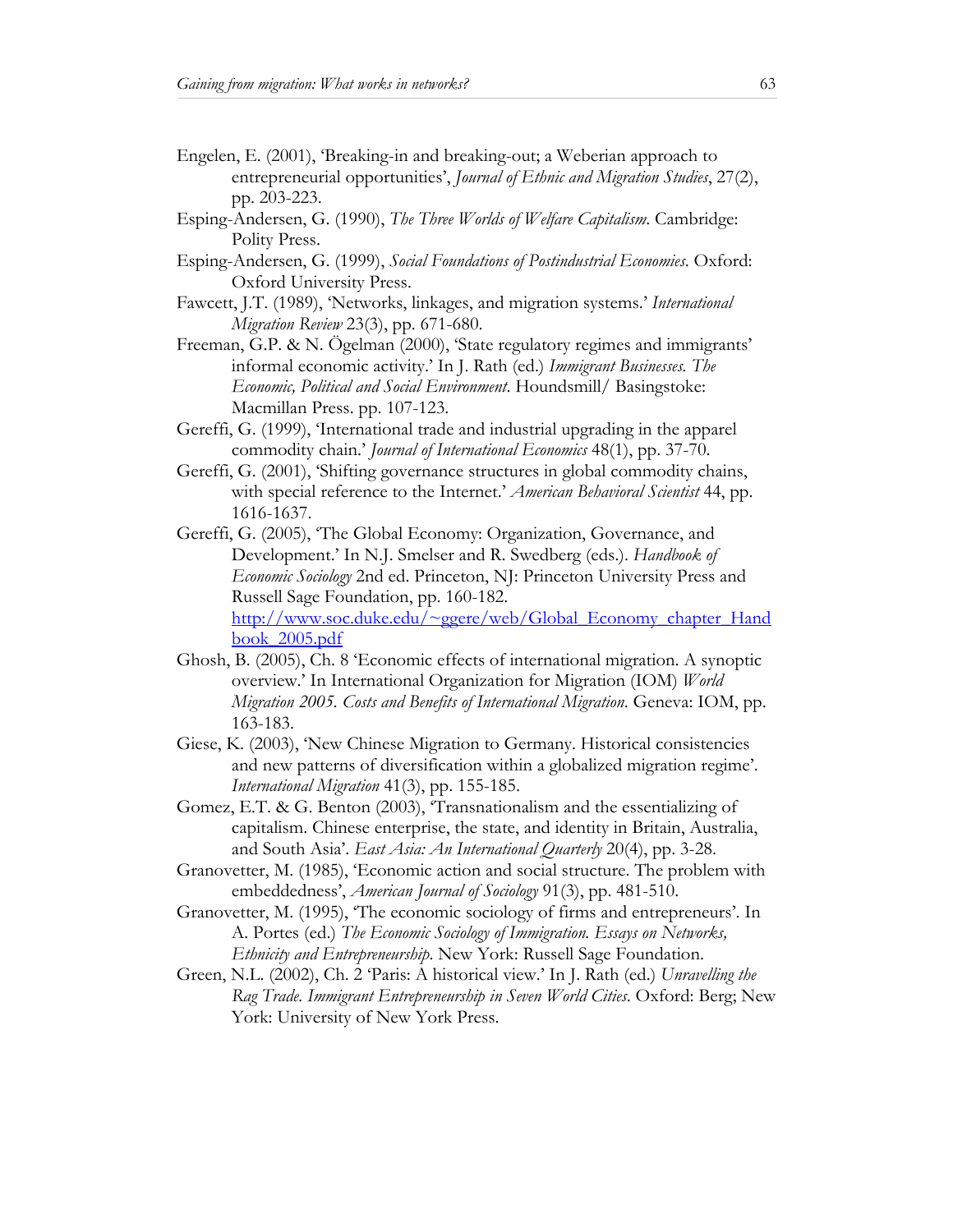Engelen, E. (2001), 'Breaking-in and breaking-out; a Weberian approach to entrepreneurial opportunities', *Journal of Ethnic and Migration Studies*, 27(2), pp. 203-223.

Esping-Andersen, G. (1990), *The Three Worlds of Welfare Capitalism*. Cambridge: Polity Press.

Esping-Andersen, G. (1999), *Social Foundations of Postindustrial Economies*. Oxford: Oxford University Press.

Fawcett, J.T. (1989), 'Networks, linkages, and migration systems.' *International Migration Review* 23(3), pp. 671-680.

Freeman, G.P. & N. Ögelman (2000), 'State regulatory regimes and immigrants' informal economic activity.' In J. Rath (ed.) *Immigrant Businesses. The Economic, Political and Social Environment*. Houndsmill/ Basingstoke: Macmillan Press. pp. 107-123.

Gereffi, G. (1999), 'International trade and industrial upgrading in the apparel commodity chain.' *Journal of International Economics* 48(1), pp. 37-70.

Gereffi, G. (2001), 'Shifting governance structures in global commodity chains, with special reference to the Internet.' *American Behavioral Scientist* 44, pp. 1616-1637.

Gereffi, G. (2005), 'The Global Economy: Organization, Governance, and Development.' In N.J. Smelser and R. Swedberg (eds.). *Handbook of Economic Sociology* 2nd ed. Princeton, NJ: Princeton University Press and Russell Sage Foundation, pp. 160-182. http://www.soc.duke.edu/~ggere/web/Global_Economy_chapter_Handbook_2005.pdf

Ghosh, B. (2005), Ch. 8 'Economic effects of international migration. A synoptic overview.' In International Organization for Migration (IOM) *World Migration 2005. Costs and Benefits of International Migration*. Geneva: IOM, pp. 163-183.

Giese, K. (2003), 'New Chinese Migration to Germany. Historical consistencies and new patterns of diversification within a globalized migration regime'. *International Migration* 41(3), pp. 155-185.

Gomez, E.T. & G. Benton (2003), 'Transnationalism and the essentializing of capitalism. Chinese enterprise, the state, and identity in Britain, Australia, and South Asia'. *East Asia: An International Quarterly* 20(4), pp. 3-28.

Granovetter, M. (1985), 'Economic action and social structure. The problem with embeddedness', *American Journal of Sociology* 91(3), pp. 481-510.

Granovetter, M. (1995), 'The economic sociology of firms and entrepreneurs'. In A. Portes (ed.) *The Economic Sociology of Immigration. Essays on Networks, Ethnicity and Entrepreneurship*. New York: Russell Sage Foundation.

Green, N.L. (2002), Ch. 2 'Paris: A historical view.' In J. Rath (ed.) *Unravelling the Rag Trade. Immigrant Entrepreneurship in Seven World Cities*. Oxford: Berg; New York: University of New York Press.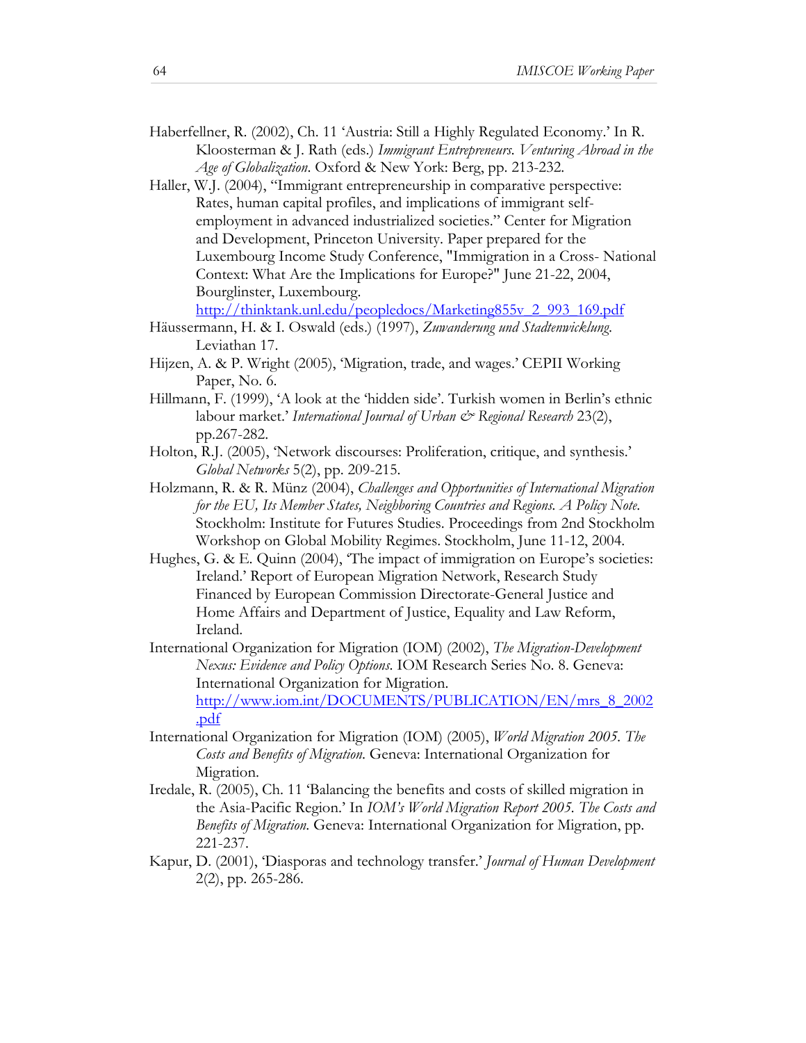Haberfellner, R. (2002), Ch. 11 'Austria: Still a Highly Regulated Economy.' In R. Kloosterman & J. Rath (eds.) *Immigrant Entrepreneurs. Venturing Abroad in the Age of Globalization*. Oxford & New York: Berg, pp. 213-232.

Haller, W.J. (2004), "Immigrant entrepreneurship in comparative perspective: Rates, human capital profiles, and implications of immigrant self-employment in advanced industrialized societies." Center for Migration and Development, Princeton University. Paper prepared for the Luxembourg Income Study Conference, "Immigration in a Cross- National Context: What Are the Implications for Europe?" June 21-22, 2004, Bourglinster, Luxembourg. http://thinktank.unl.edu/peopledocs/Marketing855v_2_993_169.pdf

Häussermann, H. & I. Oswald (eds.) (1997), *Zuwanderung und Stadtenwicklung*. Leviathan 17.

Hijzen, A. & P. Wright (2005), 'Migration, trade, and wages.' CEPII Working Paper, No. 6.

Hillmann, F. (1999), 'A look at the 'hidden side'. Turkish women in Berlin's ethnic labour market.' *International Journal of Urban & Regional Research* 23(2), pp.267-282.

Holton, R.J. (2005), 'Network discourses: Proliferation, critique, and synthesis.' *Global Networks* 5(2), pp. 209-215.

Holzmann, R. & R. Münz (2004), *Challenges and Opportunities of International Migration for the EU, Its Member States, Neighboring Countries and Regions. A Policy Note*. Stockholm: Institute for Futures Studies. Proceedings from 2nd Stockholm Workshop on Global Mobility Regimes. Stockholm, June 11-12, 2004.

Hughes, G. & E. Quinn (2004), 'The impact of immigration on Europe's societies: Ireland.' Report of European Migration Network, Research Study Financed by European Commission Directorate-General Justice and Home Affairs and Department of Justice, Equality and Law Reform, Ireland.

International Organization for Migration (IOM) (2002), *The Migration-Development Nexus: Evidence and Policy Options*. IOM Research Series No. 8. Geneva: International Organization for Migration. http://www.iom.int/DOCUMENTS/PUBLICATION/EN/mrs_8_2002.pdf

International Organization for Migration (IOM) (2005), *World Migration 2005. The Costs and Benefits of Migration*. Geneva: International Organization for Migration.

Iredale, R. (2005), Ch. 11 'Balancing the benefits and costs of skilled migration in the Asia-Pacific Region.' In *IOM's World Migration Report 2005. The Costs and Benefits of Migration*. Geneva: International Organization for Migration, pp. 221-237.

Kapur, D. (2001), 'Diasporas and technology transfer.' *Journal of Human Development* 2(2), pp. 265-286.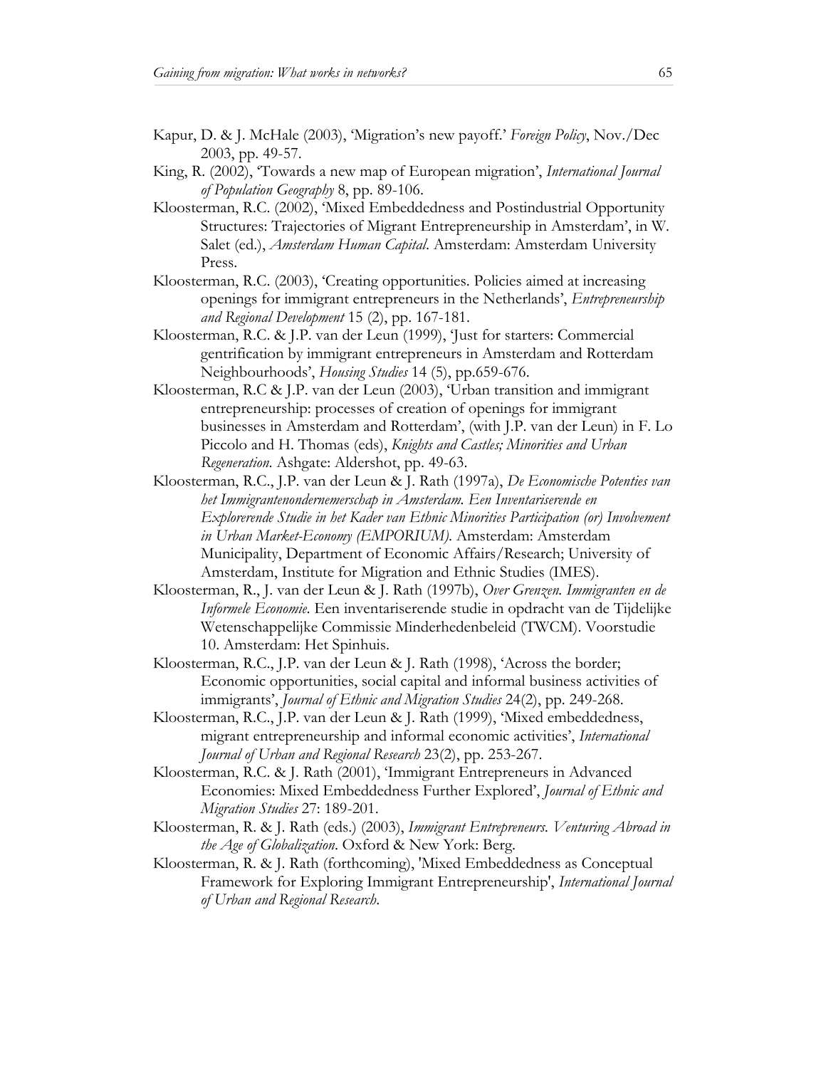Kapur, D. & J. McHale (2003), 'Migration's new payoff.' *Foreign Policy*, Nov./Dec 2003, pp. 49-57.

King, R. (2002), 'Towards a new map of European migration', *International Journal of Population Geography* 8, pp. 89-106.

Kloosterman, R.C. (2002), 'Mixed Embeddedness and Postindustrial Opportunity Structures: Trajectories of Migrant Entrepreneurship in Amsterdam', in W. Salet (ed.), *Amsterdam Human Capital*. Amsterdam: Amsterdam University Press.

Kloosterman, R.C. (2003), 'Creating opportunities. Policies aimed at increasing openings for immigrant entrepreneurs in the Netherlands', *Entrepreneurship and Regional Development* 15 (2), pp. 167-181.

Kloosterman, R.C. & J.P. van der Leun (1999), 'Just for starters: Commercial gentrification by immigrant entrepreneurs in Amsterdam and Rotterdam Neighbourhoods', *Housing Studies* 14 (5), pp.659-676.

Kloosterman, R.C & J.P. van der Leun (2003), 'Urban transition and immigrant entrepreneurship: processes of creation of openings for immigrant businesses in Amsterdam and Rotterdam', (with J.P. van der Leun) in F. Lo Piccolo and H. Thomas (eds), *Knights and Castles; Minorities and Urban Regeneration.* Ashgate: Aldershot, pp. 49-63.

Kloosterman, R.C., J.P. van der Leun & J. Rath (1997a), *De Economische Potenties van het Immigrantenondernemerschap in Amsterdam. Een Inventariserende en Explorerende Studie in het Kader van Ethnic Minorities Participation (or) Involvement in Urban Market-Economy (EMPORIUM).* Amsterdam: Amsterdam Municipality, Department of Economic Affairs/Research; University of Amsterdam, Institute for Migration and Ethnic Studies (IMES).

Kloosterman, R., J. van der Leun & J. Rath (1997b), *Over Grenzen. Immigranten en de Informele Economie.* Een inventariserende studie in opdracht van de Tijdelijke Wetenschappelijke Commissie Minderhedenbeleid (TWCM). Voorstudie 10. Amsterdam: Het Spinhuis.

Kloosterman, R.C., J.P. van der Leun & J. Rath (1998), 'Across the border; Economic opportunities, social capital and informal business activities of immigrants', *Journal of Ethnic and Migration Studies* 24(2), pp. 249-268.

Kloosterman, R.C., J.P. van der Leun & J. Rath (1999), 'Mixed embeddedness, migrant entrepreneurship and informal economic activities', *International Journal of Urban and Regional Research* 23(2), pp. 253-267.

Kloosterman, R.C. & J. Rath (2001), 'Immigrant Entrepreneurs in Advanced Economies: Mixed Embeddedness Further Explored', *Journal of Ethnic and Migration Studies* 27: 189-201.

Kloosterman, R. & J. Rath (eds.) (2003), *Immigrant Entrepreneurs. Venturing Abroad in the Age of Globalization*. Oxford & New York: Berg.

Kloosterman, R. & J. Rath (forthcoming), 'Mixed Embeddedness as Conceptual Framework for Exploring Immigrant Entrepreneurship', *International Journal of Urban and Regional Research*.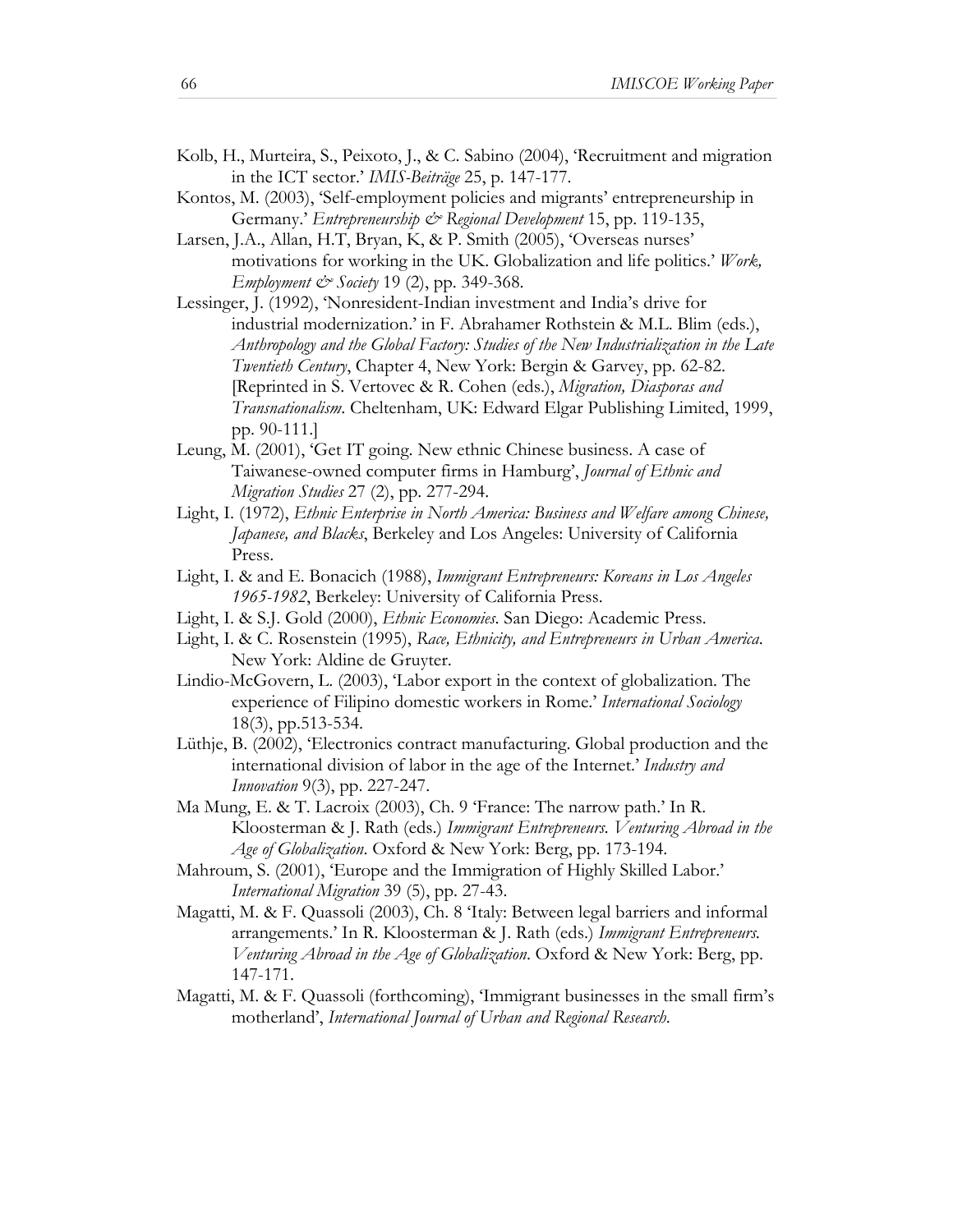Kolb, H., Murteira, S., Peixoto, J., & C. Sabino (2004), 'Recruitment and migration in the ICT sector.' *IMIS-Beiträge* 25, p. 147-177.

Kontos, M. (2003), 'Self-employment policies and migrants' entrepreneurship in Germany.' *Entrepreneurship & Regional Development* 15, pp. 119-135,

Larsen, J.A., Allan, H.T, Bryan, K, & P. Smith (2005), 'Overseas nurses' motivations for working in the UK. Globalization and life politics.' *Work, Employment & Society* 19 (2), pp. 349-368.

Lessinger, J. (1992), 'Nonresident-Indian investment and India's drive for industrial modernization.' in F. Abrahamer Rothstein & M.L. Blim (eds.), *Anthropology and the Global Factory: Studies of the New Industrialization in the Late Twentieth Century*, Chapter 4, New York: Bergin & Garvey, pp. 62-82. [Reprinted in S. Vertovec & R. Cohen (eds.), *Migration, Diasporas and Transnationalism*. Cheltenham, UK: Edward Elgar Publishing Limited, 1999, pp. 90-111.]

Leung, M. (2001), 'Get IT going. New ethnic Chinese business. A case of Taiwanese-owned computer firms in Hamburg', *Journal of Ethnic and Migration Studies* 27 (2), pp. 277-294.

Light, I. (1972), *Ethnic Enterprise in North America: Business and Welfare among Chinese, Japanese, and Blacks*, Berkeley and Los Angeles: University of California Press.

Light, I. & and E. Bonacich (1988), *Immigrant Entrepreneurs: Koreans in Los Angeles 1965-1982*, Berkeley: University of California Press.

Light, I. & S.J. Gold (2000), *Ethnic Economies*. San Diego: Academic Press.

Light, I. & C. Rosenstein (1995), *Race, Ethnicity, and Entrepreneurs in Urban America*. New York: Aldine de Gruyter.

Lindio-McGovern, L. (2003), 'Labor export in the context of globalization. The experience of Filipino domestic workers in Rome.' *International Sociology* 18(3), pp.513-534.

Lüthje, B. (2002), 'Electronics contract manufacturing. Global production and the international division of labor in the age of the Internet.' *Industry and Innovation* 9(3), pp. 227-247.

Ma Mung, E. & T. Lacroix (2003), Ch. 9 'France: The narrow path.' In R. Kloosterman & J. Rath (eds.) *Immigrant Entrepreneurs. Venturing Abroad in the Age of Globalization*. Oxford & New York: Berg, pp. 173-194.

Mahroum, S. (2001), 'Europe and the Immigration of Highly Skilled Labor.' *International Migration* 39 (5), pp. 27-43.

Magatti, M. & F. Quassoli (2003), Ch. 8 'Italy: Between legal barriers and informal arrangements.' In R. Kloosterman & J. Rath (eds.) *Immigrant Entrepreneurs. Venturing Abroad in the Age of Globalization*. Oxford & New York: Berg, pp. 147-171.

Magatti, M. & F. Quassoli (forthcoming), 'Immigrant businesses in the small firm's motherland', *International Journal of Urban and Regional Research*.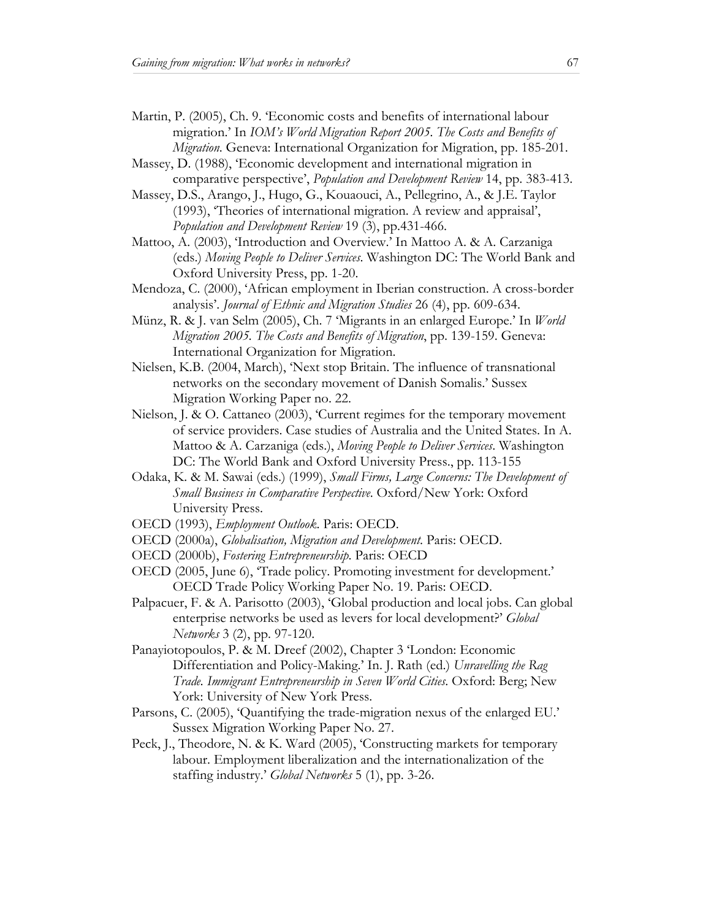Martin, P. (2005), Ch. 9. 'Economic costs and benefits of international labour migration.' In *IOM's World Migration Report 2005. The Costs and Benefits of Migration*. Geneva: International Organization for Migration, pp. 185-201.

Massey, D. (1988), 'Economic development and international migration in comparative perspective', *Population and Development Review* 14, pp. 383-413.

Massey, D.S., Arango, J., Hugo, G., Kouaouci, A., Pellegrino, A., & J.E. Taylor (1993), 'Theories of international migration. A review and appraisal', *Population and Development Review* 19 (3), pp.431-466.

Mattoo, A. (2003), 'Introduction and Overview.' In Mattoo A. & A. Carzaniga (eds.) *Moving People to Deliver Services.* Washington DC: The World Bank and Oxford University Press, pp. 1-20.

Mendoza, C. (2000), 'African employment in Iberian construction. A cross-border analysis'. *Journal of Ethnic and Migration Studies* 26 (4), pp. 609-634.

Münz, R. & J. van Selm (2005), Ch. 7 'Migrants in an enlarged Europe.' In *World Migration 2005. The Costs and Benefits of Migration*, pp. 139-159. Geneva: International Organization for Migration.

Nielsen, K.B. (2004, March), 'Next stop Britain. The influence of transnational networks on the secondary movement of Danish Somalis.' Sussex Migration Working Paper no. 22.

Nielson, J. & O. Cattaneo (2003), 'Current regimes for the temporary movement of service providers. Case studies of Australia and the United States. In A. Mattoo & A. Carzaniga (eds.), *Moving People to Deliver Services*. Washington DC: The World Bank and Oxford University Press., pp. 113-155

Odaka, K. & M. Sawai (eds.) (1999), *Small Firms, Large Concerns: The Development of Small Business in Comparative Perspective.* Oxford/New York: Oxford University Press.

OECD (1993), *Employment Outlook.* Paris: OECD.

OECD (2000a), *Globalisation, Migration and Development.* Paris: OECD.

OECD (2000b), *Fostering Entrepreneurship.* Paris: OECD

OECD (2005, June 6), 'Trade policy. Promoting investment for development.' OECD Trade Policy Working Paper No. 19. Paris: OECD.

Palpacuer, F. & A. Parisotto (2003), 'Global production and local jobs. Can global enterprise networks be used as levers for local development?' *Global Networks* 3 (2), pp. 97-120.

Panayiotopoulos, P. & M. Dreef (2002), Chapter 3 'London: Economic Differentiation and Policy-Making.' In. J. Rath (ed.) *Unravelling the Rag Trade. Immigrant Entrepreneurship in Seven World Cities.* Oxford: Berg; New York: University of New York Press.

Parsons, C. (2005), 'Quantifying the trade-migration nexus of the enlarged EU.' Sussex Migration Working Paper No. 27.

Peck, J., Theodore, N. & K. Ward (2005), 'Constructing markets for temporary labour. Employment liberalization and the internationalization of the staffing industry.' *Global Networks* 5 (1), pp. 3-26.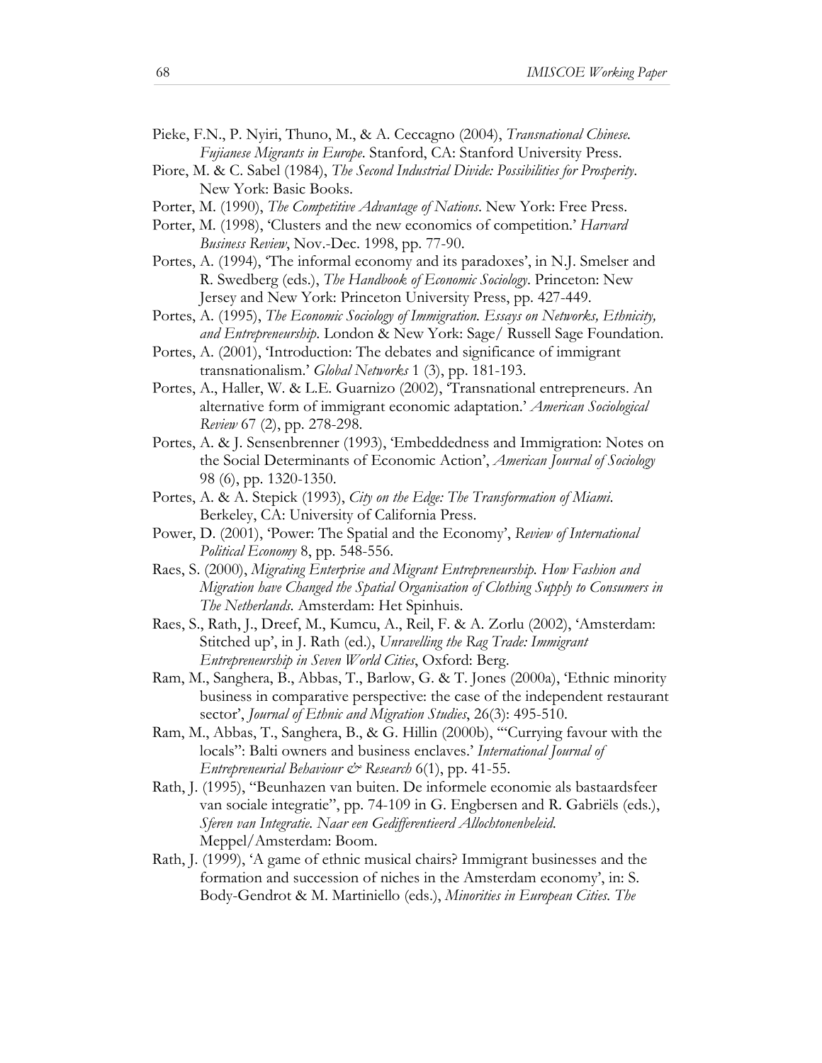Pieke, F.N., P. Nyiri, Thuno, M., & A. Ceccagno (2004), *Transnational Chinese. Fujianese Migrants in Europe*. Stanford, CA: Stanford University Press.

Piore, M. & C. Sabel (1984), *The Second Industrial Divide: Possibilities for Prosperity*. New York: Basic Books.

Porter, M. (1990), *The Competitive Advantage of Nations*. New York: Free Press.

Porter, M. (1998), 'Clusters and the new economics of competition.' *Harvard Business Review*, Nov.-Dec. 1998, pp. 77-90.

Portes, A. (1994), 'The informal economy and its paradoxes', in N.J. Smelser and R. Swedberg (eds.), *The Handbook of Economic Sociology*. Princeton: New Jersey and New York: Princeton University Press, pp. 427-449.

Portes, A. (1995), *The Economic Sociology of Immigration. Essays on Networks, Ethnicity, and Entrepreneurship*. London & New York: Sage/ Russell Sage Foundation.

Portes, A. (2001), 'Introduction: The debates and significance of immigrant transnationalism.' *Global Networks* 1 (3), pp. 181-193.

Portes, A., Haller, W. & L.E. Guarnizo (2002), 'Transnational entrepreneurs. An alternative form of immigrant economic adaptation.' *American Sociological Review* 67 (2), pp. 278-298.

Portes, A. & J. Sensenbrenner (1993), 'Embeddedness and Immigration: Notes on the Social Determinants of Economic Action', *American Journal of Sociology* 98 (6), pp. 1320-1350.

Portes, A. & A. Stepick (1993), *City on the Edge: The Transformation of Miami*. Berkeley, CA: University of California Press.

Power, D. (2001), 'Power: The Spatial and the Economy', *Review of International Political Economy* 8, pp. 548-556.

Raes, S. (2000), *Migrating Enterprise and Migrant Entrepreneurship. How Fashion and Migration have Changed the Spatial Organisation of Clothing Supply to Consumers in The Netherlands*. Amsterdam: Het Spinhuis.

Raes, S., Rath, J., Dreef, M., Kumcu, A., Reil, F. & A. Zorlu (2002), 'Amsterdam: Stitched up', in J. Rath (ed.), *Unravelling the Rag Trade: Immigrant Entrepreneurship in Seven World Cities*, Oxford: Berg.

Ram, M., Sanghera, B., Abbas, T., Barlow, G. & T. Jones (2000a), 'Ethnic minority business in comparative perspective: the case of the independent restaurant sector', *Journal of Ethnic and Migration Studies*, 26(3): 495-510.

Ram, M., Abbas, T., Sanghera, B., & G. Hillin (2000b), '"Currying favour with the locals": Balti owners and business enclaves.' *International Journal of Entrepreneurial Behaviour & Research* 6(1), pp. 41-55.

Rath, J. (1995), "Beunhazen van buiten. De informele economie als bastaardsfeer van sociale integratie", pp. 74-109 in G. Engbersen and R. Gabriëls (eds.), *Sferen van Integratie. Naar een Gedifferentieerd Allochtonenbeleid*. Meppel/Amsterdam: Boom.

Rath, J. (1999), 'A game of ethnic musical chairs? Immigrant businesses and the formation and succession of niches in the Amsterdam economy', in: S. Body-Gendrot & M. Martiniello (eds.), *Minorities in European Cities. The*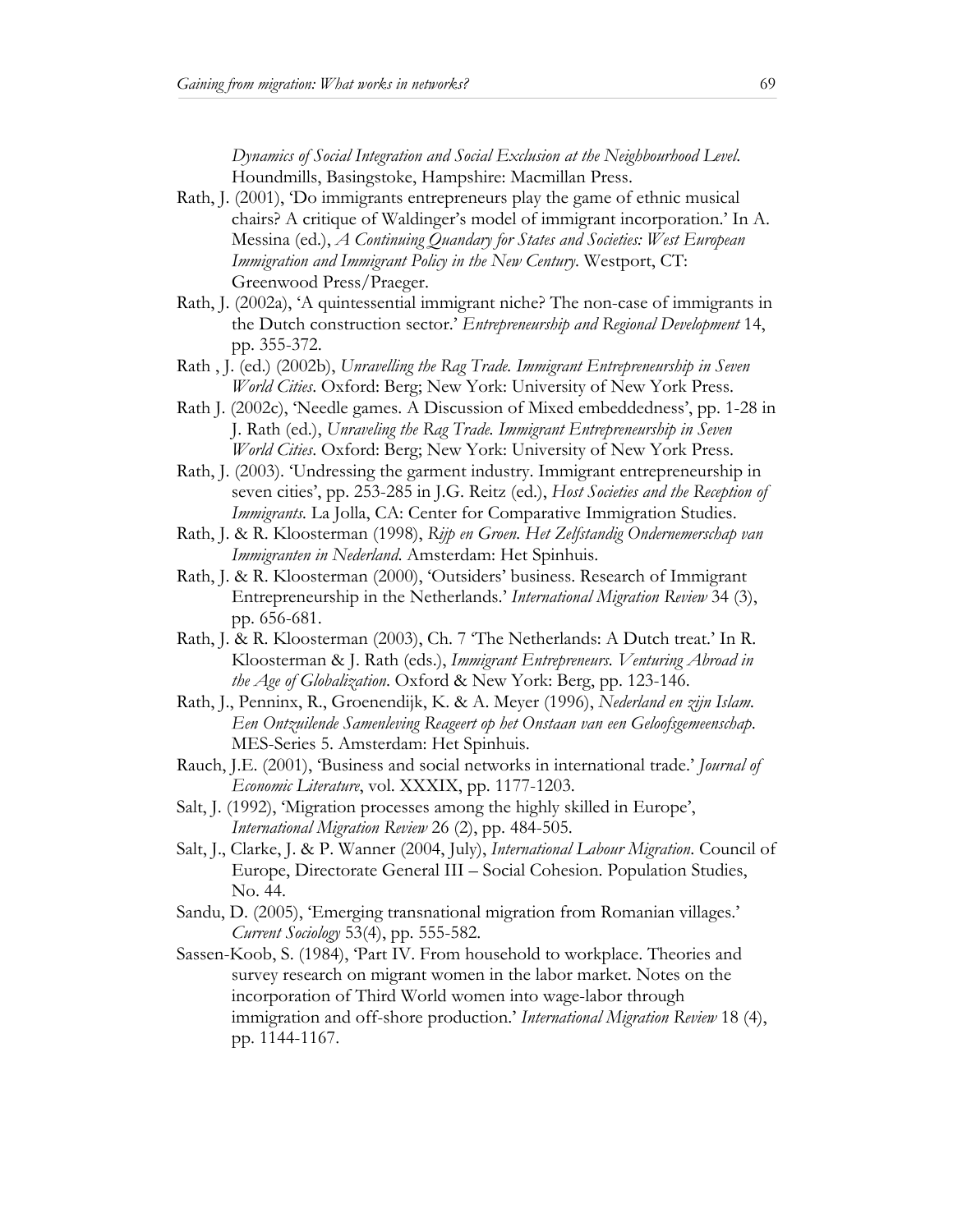*Dynamics of Social Integration and Social Exclusion at the Neighbourhood Level*. Houndmills, Basingstoke, Hampshire: Macmillan Press.

Rath, J. (2001), 'Do immigrants entrepreneurs play the game of ethnic musical chairs? A critique of Waldinger's model of immigrant incorporation.' In A. Messina (ed.), *A Continuing Quandary for States and Societies: West European Immigration and Immigrant Policy in the New Century*. Westport, CT: Greenwood Press/Praeger.

Rath, J. (2002a), 'A quintessential immigrant niche? The non-case of immigrants in the Dutch construction sector.' *Entrepreneurship and Regional Development* 14, pp. 355-372.

Rath , J. (ed.) (2002b), *Unravelling the Rag Trade. Immigrant Entrepreneurship in Seven World Cities*. Oxford: Berg; New York: University of New York Press.

Rath J. (2002c), 'Needle games. A Discussion of Mixed embeddedness', pp. 1-28 in J. Rath (ed.), *Unraveling the Rag Trade. Immigrant Entrepreneurship in Seven World Cities*. Oxford: Berg; New York: University of New York Press.

Rath, J. (2003). 'Undressing the garment industry. Immigrant entrepreneurship in seven cities', pp. 253-285 in J.G. Reitz (ed.), *Host Societies and the Reception of Immigrants*. La Jolla, CA: Center for Comparative Immigration Studies.

Rath, J. & R. Kloosterman (1998), *Rijp en Groen. Het Zelfstandig Ondernemerschap van Immigranten in Nederland*. Amsterdam: Het Spinhuis.

Rath, J. & R. Kloosterman (2000), 'Outsiders' business. Research of Immigrant Entrepreneurship in the Netherlands.' *International Migration Review* 34 (3), pp. 656-681.

Rath, J. & R. Kloosterman (2003), Ch. 7 'The Netherlands: A Dutch treat.' In R. Kloosterman & J. Rath (eds.), *Immigrant Entrepreneurs. Venturing Abroad in the Age of Globalization*. Oxford & New York: Berg, pp. 123-146.

Rath, J., Penninx, R., Groenendijk, K. & A. Meyer (1996), *Nederland en zijn Islam. Een Ontzuilende Samenleving Reageert op het Onstaan van een Geloofsgemeenschap*. MES-Series 5. Amsterdam: Het Spinhuis.

Rauch, J.E. (2001), 'Business and social networks in international trade.' *Journal of Economic Literature*, vol. XXXIX, pp. 1177-1203.

Salt, J. (1992), 'Migration processes among the highly skilled in Europe', *International Migration Review* 26 (2), pp. 484-505.

Salt, J., Clarke, J. & P. Wanner (2004, July), *International Labour Migration*. Council of Europe, Directorate General III – Social Cohesion. Population Studies, No. 44.

Sandu, D. (2005), 'Emerging transnational migration from Romanian villages.' *Current Sociology* 53(4), pp. 555-582.

Sassen-Koob, S. (1984), 'Part IV. From household to workplace. Theories and survey research on migrant women in the labor market. Notes on the incorporation of Third World women into wage-labor through immigration and off-shore production.' *International Migration Review* 18 (4), pp. 1144-1167.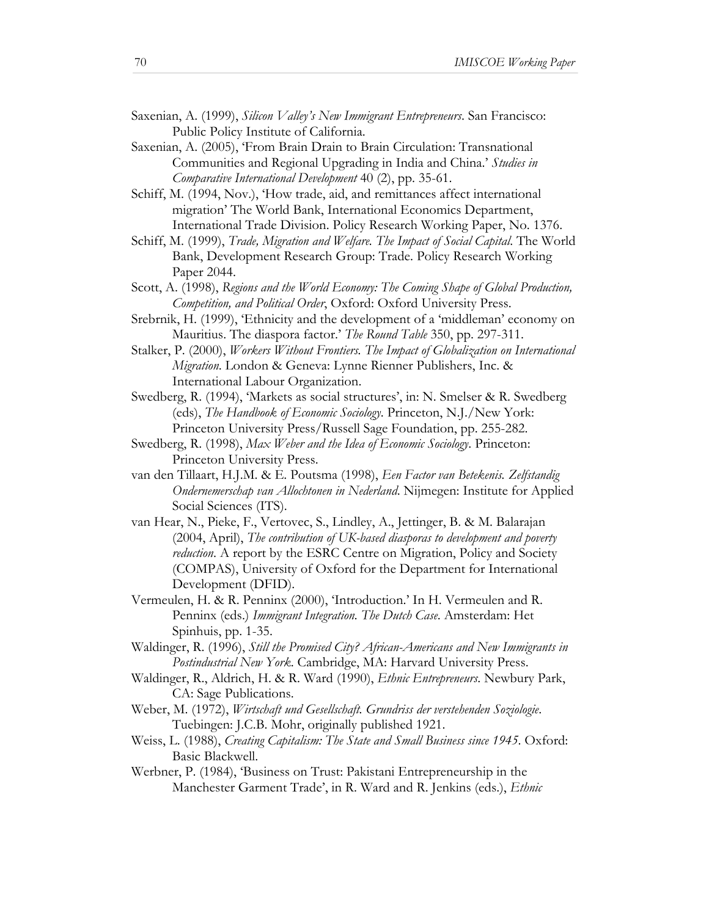Saxenian, A. (1999), *Silicon Valley's New Immigrant Entrepreneurs*. San Francisco: Public Policy Institute of California.

Saxenian, A. (2005), 'From Brain Drain to Brain Circulation: Transnational Communities and Regional Upgrading in India and China.' *Studies in Comparative International Development* 40 (2), pp. 35-61.

Schiff, M. (1994, Nov.), 'How trade, aid, and remittances affect international migration' The World Bank, International Economics Department, International Trade Division. Policy Research Working Paper, No. 1376.

Schiff, M. (1999), *Trade, Migration and Welfare. The Impact of Social Capital*. The World Bank, Development Research Group: Trade. Policy Research Working Paper 2044.

Scott, A. (1998), *Regions and the World Economy: The Coming Shape of Global Production, Competition, and Political Order*, Oxford: Oxford University Press.

Srebrnik, H. (1999), 'Ethnicity and the development of a 'middleman' economy on Mauritius. The diaspora factor.' *The Round Table* 350, pp. 297-311.

Stalker, P. (2000), *Workers Without Frontiers. The Impact of Globalization on International Migration*. London & Geneva: Lynne Rienner Publishers, Inc. & International Labour Organization.

Swedberg, R. (1994), 'Markets as social structures', in: N. Smelser & R. Swedberg (eds), *The Handbook of Economic Sociology*. Princeton, N.J./New York: Princeton University Press/Russell Sage Foundation, pp. 255-282.

Swedberg, R. (1998), *Max Weber and the Idea of Economic Sociology*. Princeton: Princeton University Press.

van den Tillaart, H.J.M. & E. Poutsma (1998), *Een Factor van Betekenis. Zelfstandig Ondernemerschap van Allochtonen in Nederland*. Nijmegen: Institute for Applied Social Sciences (ITS).

van Hear, N., Pieke, F., Vertovec, S., Lindley, A., Jettinger, B. & M. Balarajan (2004, April), *The contribution of UK-based diasporas to development and poverty reduction*. A report by the ESRC Centre on Migration, Policy and Society (COMPAS), University of Oxford for the Department for International Development (DFID).

Vermeulen, H. & R. Penninx (2000), 'Introduction.' In H. Vermeulen and R. Penninx (eds.) *Immigrant Integration. The Dutch Case*. Amsterdam: Het Spinhuis, pp. 1-35.

Waldinger, R. (1996), *Still the Promised City? African-Americans and New Immigrants in Postindustrial New York*. Cambridge, MA: Harvard University Press.

Waldinger, R., Aldrich, H. & R. Ward (1990), *Ethnic Entrepreneurs*. Newbury Park, CA: Sage Publications.

Weber, M. (1972), *Wirtschaft und Gesellschaft. Grundriss der verstehenden Soziologie*. Tuebingen: J.C.B. Mohr, originally published 1921.

Weiss, L. (1988), *Creating Capitalism: The State and Small Business since 1945*. Oxford: Basic Blackwell.

Werbner, P. (1984), 'Business on Trust: Pakistani Entrepreneurship in the Manchester Garment Trade', in R. Ward and R. Jenkins (eds.), *Ethnic*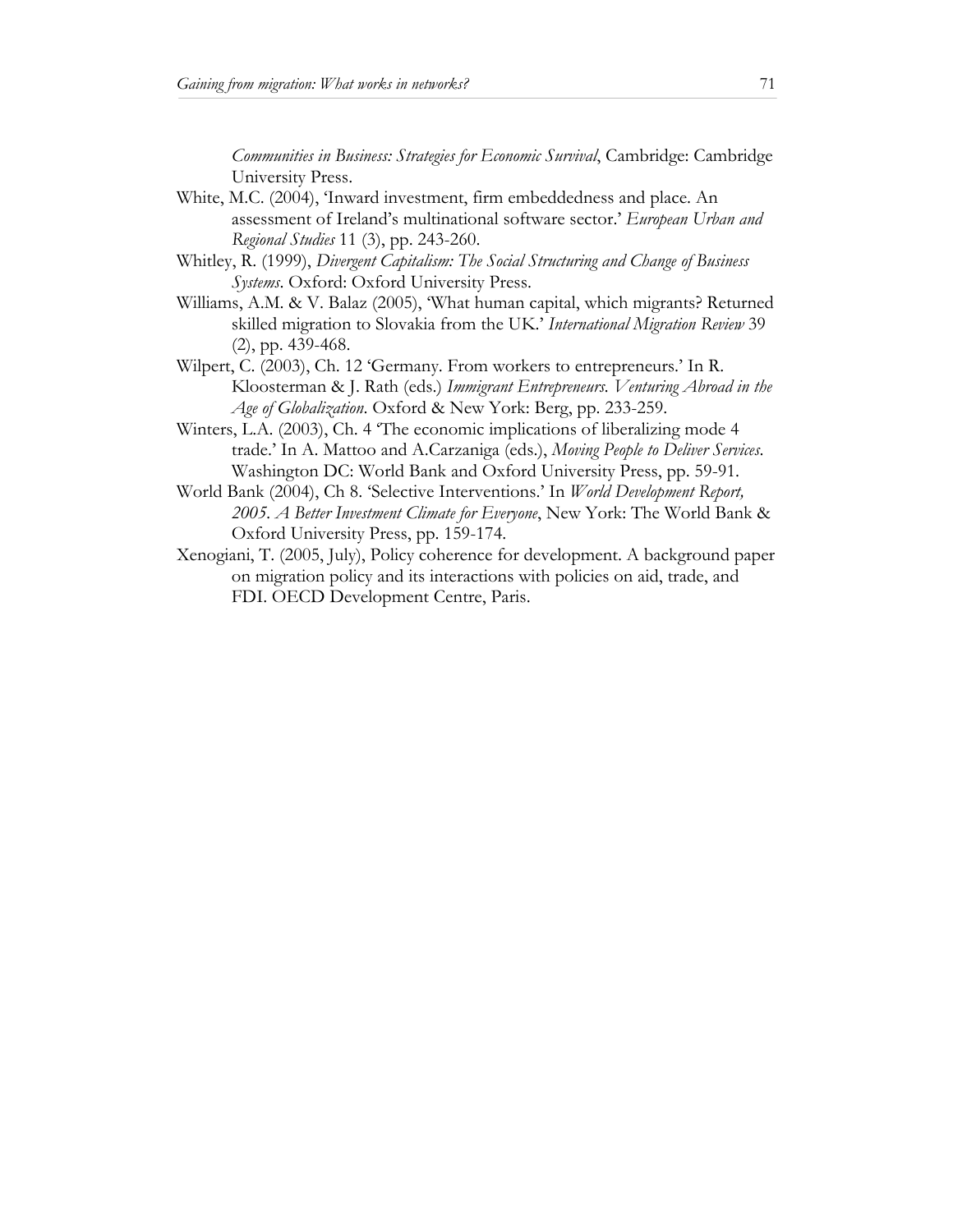*Communities in Business: Strategies for Economic Survival*, Cambridge: Cambridge University Press.

White, M.C. (2004), 'Inward investment, firm embeddedness and place. An assessment of Ireland's multinational software sector.' *European Urban and Regional Studies* 11 (3), pp. 243-260.

Whitley, R. (1999), *Divergent Capitalism: The Social Structuring and Change of Business Systems*. Oxford: Oxford University Press.

Williams, A.M. & V. Balaz (2005), 'What human capital, which migrants? Returned skilled migration to Slovakia from the UK.' *International Migration Review* 39 (2), pp. 439-468.

Wilpert, C. (2003), Ch. 12 'Germany. From workers to entrepreneurs.' In R. Kloosterman & J. Rath (eds.) *Immigrant Entrepreneurs. Venturing Abroad in the Age of Globalization*. Oxford & New York: Berg, pp. 233-259.

Winters, L.A. (2003), Ch. 4 'The economic implications of liberalizing mode 4 trade.' In A. Mattoo and A.Carzaniga (eds.), *Moving People to Deliver Services*. Washington DC: World Bank and Oxford University Press, pp. 59-91.

World Bank (2004), Ch 8. 'Selective Interventions.' In *World Development Report, 2005. A Better Investment Climate for Everyone*, New York: The World Bank & Oxford University Press, pp. 159-174.

Xenogiani, T. (2005, July), Policy coherence for development. A background paper on migration policy and its interactions with policies on aid, trade, and FDI. OECD Development Centre, Paris.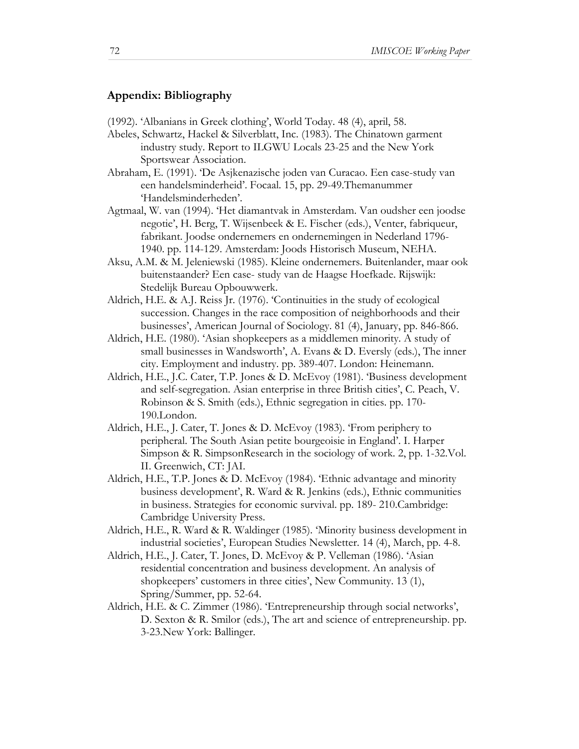## Appendix: Bibliography

(1992). 'Albanians in Greek clothing', World Today. 48 (4), april, 58.

Abeles, Schwartz, Hackel & Silverblatt, Inc. (1983). The Chinatown garment industry study. Report to ILGWU Locals 23-25 and the New York Sportswear Association.

Abraham, E. (1991). 'De Asjkenazische joden van Curacao. Een case-study van een handelsminderheid'. Focaal. 15, pp. 29-49.Themanummer 'Handelsminderheden'.

Agtmaal, W. van (1994). 'Het diamantvak in Amsterdam. Van oudsher een joodse negotie', H. Berg, T. Wijsenbeek & E. Fischer (eds.), Venter, fabriqueur, fabrikant. Joodse ondernemers en ondernemingen in Nederland 1796-1940. pp. 114-129. Amsterdam: Joods Historisch Museum, NEHA.

Aksu, A.M. & M. Jeleniewski (1985). Kleine ondernemers. Buitenlander, maar ook buitenstaander? Een case- study van de Haagse Hoefkade. Rijswijk: Stedelijk Bureau Opbouwwerk.

Aldrich, H.E. & A.J. Reiss Jr. (1976). 'Continuities in the study of ecological succession. Changes in the race composition of neighborhoods and their businesses', American Journal of Sociology. 81 (4), January, pp. 846-866.

Aldrich, H.E. (1980). 'Asian shopkeepers as a middlemen minority. A study of small businesses in Wandsworth', A. Evans & D. Eversly (eds.), The inner city. Employment and industry. pp. 389-407. London: Heinemann.

Aldrich, H.E., J.C. Cater, T.P. Jones & D. McEvoy (1981). 'Business development and self-segregation. Asian enterprise in three British cities', C. Peach, V. Robinson & S. Smith (eds.), Ethnic segregation in cities. pp. 170-190.London.

Aldrich, H.E., J. Cater, T. Jones & D. McEvoy (1983). 'From periphery to peripheral. The South Asian petite bourgeoisie in England'. I. Harper Simpson & R. SimpsonResearch in the sociology of work. 2, pp. 1-32.Vol. II. Greenwich, CT: JAI.

Aldrich, H.E., T.P. Jones & D. McEvoy (1984). 'Ethnic advantage and minority business development', R. Ward & R. Jenkins (eds.), Ethnic communities in business. Strategies for economic survival. pp. 189- 210.Cambridge: Cambridge University Press.

Aldrich, H.E., R. Ward & R. Waldinger (1985). 'Minority business development in industrial societies', European Studies Newsletter. 14 (4), March, pp. 4-8.

Aldrich, H.E., J. Cater, T. Jones, D. McEvoy & P. Velleman (1986). 'Asian residential concentration and business development. An analysis of shopkeepers' customers in three cities', New Community. 13 (1), Spring/Summer, pp. 52-64.

Aldrich, H.E. & C. Zimmer (1986). 'Entrepreneurship through social networks', D. Sexton & R. Smilor (eds.), The art and science of entrepreneurship. pp. 3-23.New York: Ballinger.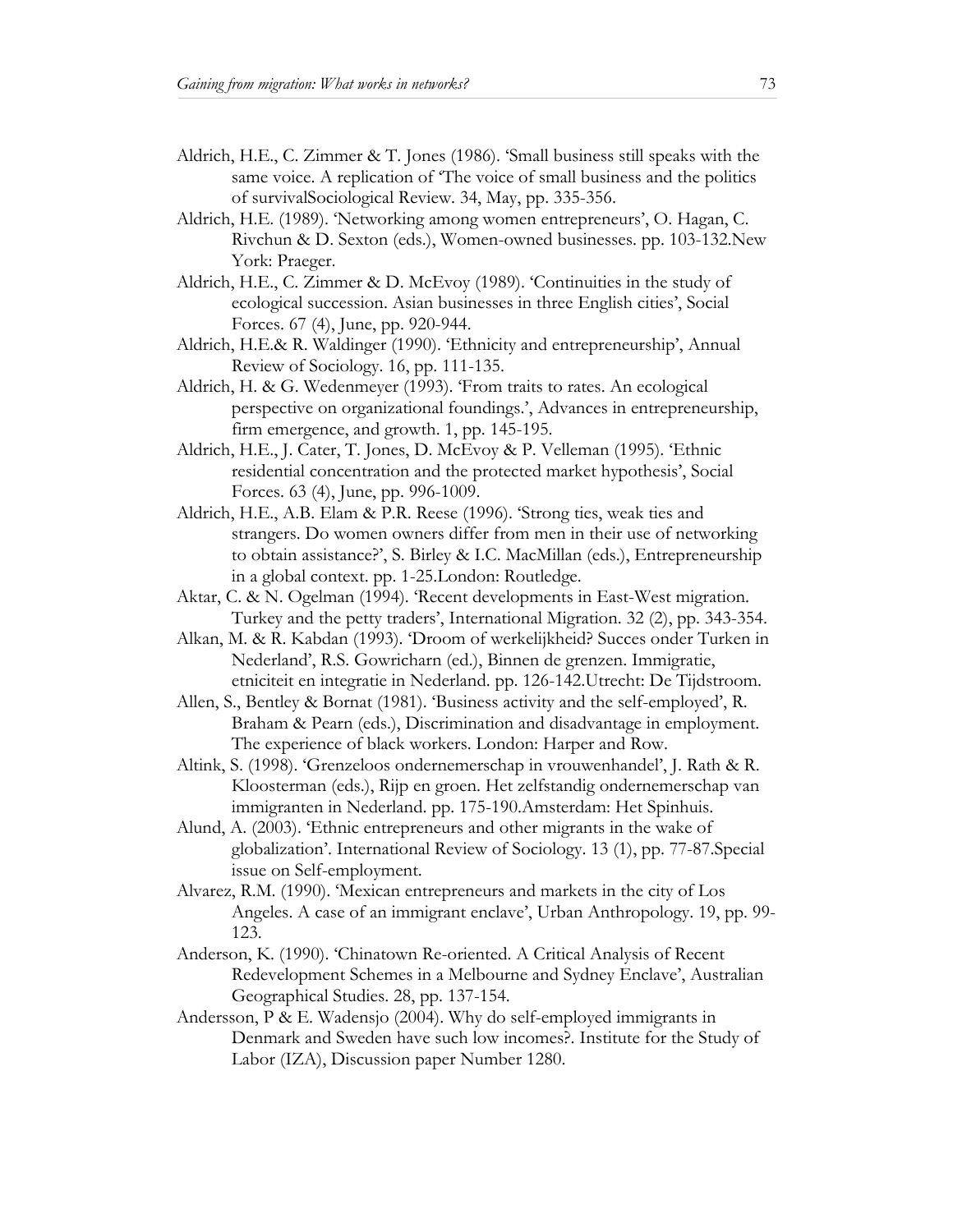Aldrich, H.E., C. Zimmer & T. Jones (1986). 'Small business still speaks with the same voice. A replication of 'The voice of small business and the politics of survivalSociological Review. 34, May, pp. 335-356.

Aldrich, H.E. (1989). 'Networking among women entrepreneurs', O. Hagan, C. Rivchun & D. Sexton (eds.), Women-owned businesses. pp. 103-132.New York: Praeger.

Aldrich, H.E., C. Zimmer & D. McEvoy (1989). 'Continuities in the study of ecological succession. Asian businesses in three English cities', Social Forces. 67 (4), June, pp. 920-944.

Aldrich, H.E.& R. Waldinger (1990). 'Ethnicity and entrepreneurship', Annual Review of Sociology. 16, pp. 111-135.

Aldrich, H. & G. Wedenmeyer (1993). 'From traits to rates. An ecological perspective on organizational foundings.', Advances in entrepreneurship, firm emergence, and growth. 1, pp. 145-195.

Aldrich, H.E., J. Cater, T. Jones, D. McEvoy & P. Velleman (1995). 'Ethnic residential concentration and the protected market hypothesis', Social Forces. 63 (4), June, pp. 996-1009.

Aldrich, H.E., A.B. Elam & P.R. Reese (1996). 'Strong ties, weak ties and strangers. Do women owners differ from men in their use of networking to obtain assistance?', S. Birley & I.C. MacMillan (eds.), Entrepreneurship in a global context. pp. 1-25.London: Routledge.

Aktar, C. & N. Ogelman (1994). 'Recent developments in East-West migration. Turkey and the petty traders', International Migration. 32 (2), pp. 343-354.

Alkan, M. & R. Kabdan (1993). 'Droom of werkelijkheid? Succes onder Turken in Nederland', R.S. Gowricharn (ed.), Binnen de grenzen. Immigratie, etniciteit en integratie in Nederland. pp. 126-142.Utrecht: De Tijdstroom.

Allen, S., Bentley & Bornat (1981). 'Business activity and the self-employed', R. Braham & Pearn (eds.), Discrimination and disadvantage in employment. The experience of black workers. London: Harper and Row.

Altink, S. (1998). 'Grenzeloos ondernemerschap in vrouwenhandel', J. Rath & R. Kloosterman (eds.), Rijp en groen. Het zelfstandig ondernemerschap van immigranten in Nederland. pp. 175-190.Amsterdam: Het Spinhuis.

Alund, A. (2003). 'Ethnic entrepreneurs and other migrants in the wake of globalization'. International Review of Sociology. 13 (1), pp. 77-87.Special issue on Self-employment.

Alvarez, R.M. (1990). 'Mexican entrepreneurs and markets in the city of Los Angeles. A case of an immigrant enclave', Urban Anthropology. 19, pp. 99-123.

Anderson, K. (1990). 'Chinatown Re-oriented. A Critical Analysis of Recent Redevelopment Schemes in a Melbourne and Sydney Enclave', Australian Geographical Studies. 28, pp. 137-154.

Andersson, P & E. Wadensjo (2004). Why do self-employed immigrants in Denmark and Sweden have such low incomes?. Institute for the Study of Labor (IZA), Discussion paper Number 1280.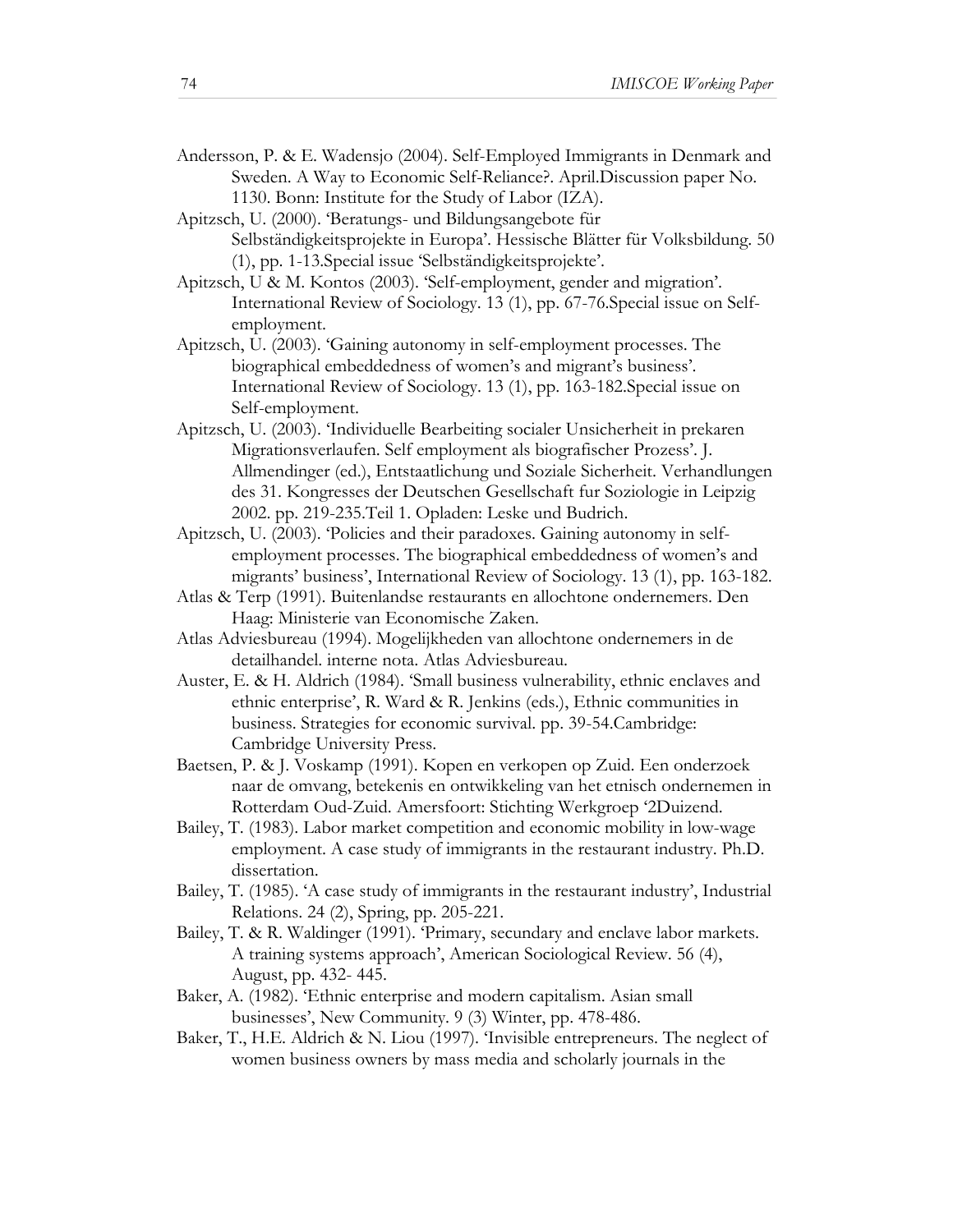Andersson, P. & E. Wadensjo (2004). Self-Employed Immigrants in Denmark and Sweden. A Way to Economic Self-Reliance?. April.Discussion paper No. 1130. Bonn: Institute for the Study of Labor (IZA).

Apitzsch, U. (2000). 'Beratungs- und Bildungsangebote für Selbständigkeitsprojekte in Europa'. Hessische Blätter für Volksbildung. 50 (1), pp. 1-13.Special issue 'Selbständigkeitsprojekte'.

Apitzsch, U & M. Kontos (2003). 'Self-employment, gender and migration'. International Review of Sociology. 13 (1), pp. 67-76.Special issue on Self-employment.

Apitzsch, U. (2003). 'Gaining autonomy in self-employment processes. The biographical embeddedness of women's and migrant's business'. International Review of Sociology. 13 (1), pp. 163-182.Special issue on Self-employment.

Apitzsch, U. (2003). 'Individuelle Bearbeiting socialer Unsicherheit in prekaren Migrationsverlaufen. Self employment als biografischer Prozess'. J. Allmendinger (ed.), Entstaatlichung und Soziale Sicherheit. Verhandlungen des 31. Kongresses der Deutschen Gesellschaft fur Soziologie in Leipzig 2002. pp. 219-235.Teil 1. Opladen: Leske und Budrich.

Apitzsch, U. (2003). 'Policies and their paradoxes. Gaining autonomy in self-employment processes. The biographical embeddedness of women's and migrants' business', International Review of Sociology. 13 (1), pp. 163-182.

Atlas & Terp (1991). Buitenlandse restaurants en allochtone ondernemers. Den Haag: Ministerie van Economische Zaken.

Atlas Adviesbureau (1994). Mogelijkheden van allochtone ondernemers in de detailhandel. interne nota. Atlas Adviesbureau.

Auster, E. & H. Aldrich (1984). 'Small business vulnerability, ethnic enclaves and ethnic enterprise', R. Ward & R. Jenkins (eds.), Ethnic communities in business. Strategies for economic survival. pp. 39-54.Cambridge: Cambridge University Press.

Baetsen, P. & J. Voskamp (1991). Kopen en verkopen op Zuid. Een onderzoek naar de omvang, betekenis en ontwikkeling van het etnisch ondernemen in Rotterdam Oud-Zuid. Amersfoort: Stichting Werkgroep '2Duizend.

Bailey, T. (1983). Labor market competition and economic mobility in low-wage employment. A case study of immigrants in the restaurant industry. Ph.D. dissertation.

Bailey, T. (1985). 'A case study of immigrants in the restaurant industry', Industrial Relations. 24 (2), Spring, pp. 205-221.

Bailey, T. & R. Waldinger (1991). 'Primary, secundary and enclave labor markets. A training systems approach', American Sociological Review. 56 (4), August, pp. 432- 445.

Baker, A. (1982). 'Ethnic enterprise and modern capitalism. Asian small businesses', New Community. 9 (3) Winter, pp. 478-486.

Baker, T., H.E. Aldrich & N. Liou (1997). 'Invisible entrepreneurs. The neglect of women business owners by mass media and scholarly journals in the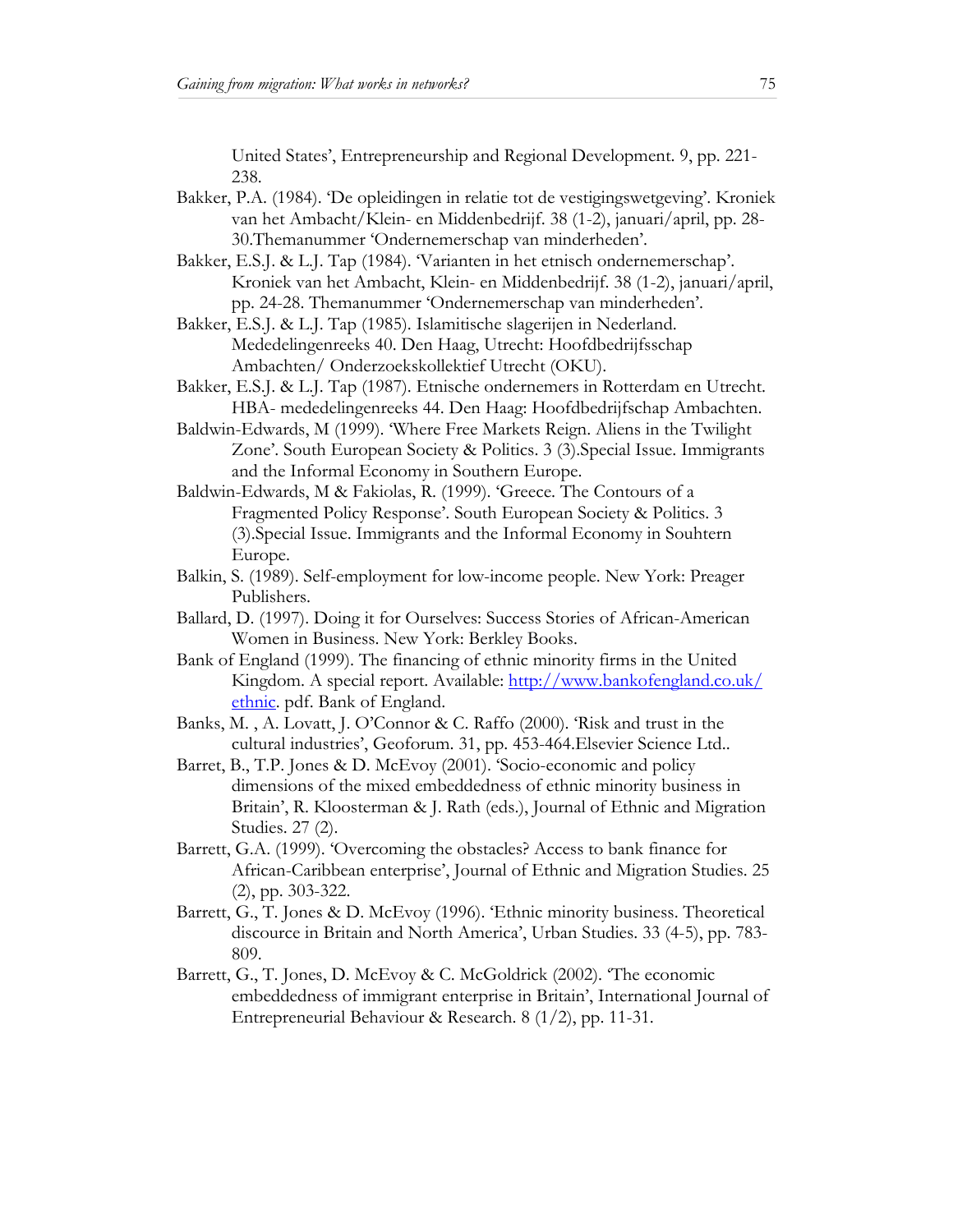United States', Entrepreneurship and Regional Development. 9, pp. 221-238.

Bakker, P.A. (1984). 'De opleidingen in relatie tot de vestigingswetgeving'. Kroniek van het Ambacht/Klein- en Middenbedrijf. 38 (1-2), januari/april, pp. 28-30.Themanummer 'Ondernemerschap van minderheden'.

Bakker, E.S.J. & L.J. Tap (1984). 'Varianten in het etnisch ondernemerschap'. Kroniek van het Ambacht, Klein- en Middenbedrijf. 38 (1-2), januari/april, pp. 24-28. Themanummer 'Ondernemerschap van minderheden'.

Bakker, E.S.J. & L.J. Tap (1985). Islamitische slagerijen in Nederland. Mededelingenreeks 40. Den Haag, Utrecht: Hoofdbedrijfsschap Ambachten/ Onderzoekskollektief Utrecht (OKU).

Bakker, E.S.J. & L.J. Tap (1987). Etnische ondernemers in Rotterdam en Utrecht. HBA- mededelingenreeks 44. Den Haag: Hoofdbedrijfschap Ambachten.

Baldwin-Edwards, M (1999). 'Where Free Markets Reign. Aliens in the Twilight Zone'. South European Society & Politics. 3 (3).Special Issue. Immigrants and the Informal Economy in Southern Europe.

Baldwin-Edwards, M & Fakiolas, R. (1999). 'Greece. The Contours of a Fragmented Policy Response'. South European Society & Politics. 3 (3).Special Issue. Immigrants and the Informal Economy in Souhtern Europe.

Balkin, S. (1989). Self-employment for low-income people. New York: Preager Publishers.

Ballard, D. (1997). Doing it for Ourselves: Success Stories of African-American Women in Business. New York: Berkley Books.

Bank of England (1999). The financing of ethnic minority firms in the United Kingdom. A special report. Available: http://www.bankofengland.co.uk/ethnic. pdf. Bank of England.

Banks, M. , A. Lovatt, J. O'Connor & C. Raffo (2000). 'Risk and trust in the cultural industries', Geoforum. 31, pp. 453-464.Elsevier Science Ltd..

Barret, B., T.P. Jones & D. McEvoy (2001). 'Socio-economic and policy dimensions of the mixed embeddedness of ethnic minority business in Britain', R. Kloosterman & J. Rath (eds.), Journal of Ethnic and Migration Studies. 27 (2).

Barrett, G.A. (1999). 'Overcoming the obstacles? Access to bank finance for African-Caribbean enterprise', Journal of Ethnic and Migration Studies. 25 (2), pp. 303-322.

Barrett, G., T. Jones & D. McEvoy (1996). 'Ethnic minority business. Theoretical discource in Britain and North America', Urban Studies. 33 (4-5), pp. 783-809.

Barrett, G., T. Jones, D. McEvoy & C. McGoldrick (2002). 'The economic embeddedness of immigrant enterprise in Britain', International Journal of Entrepreneurial Behaviour & Research. 8 (1/2), pp. 11-31.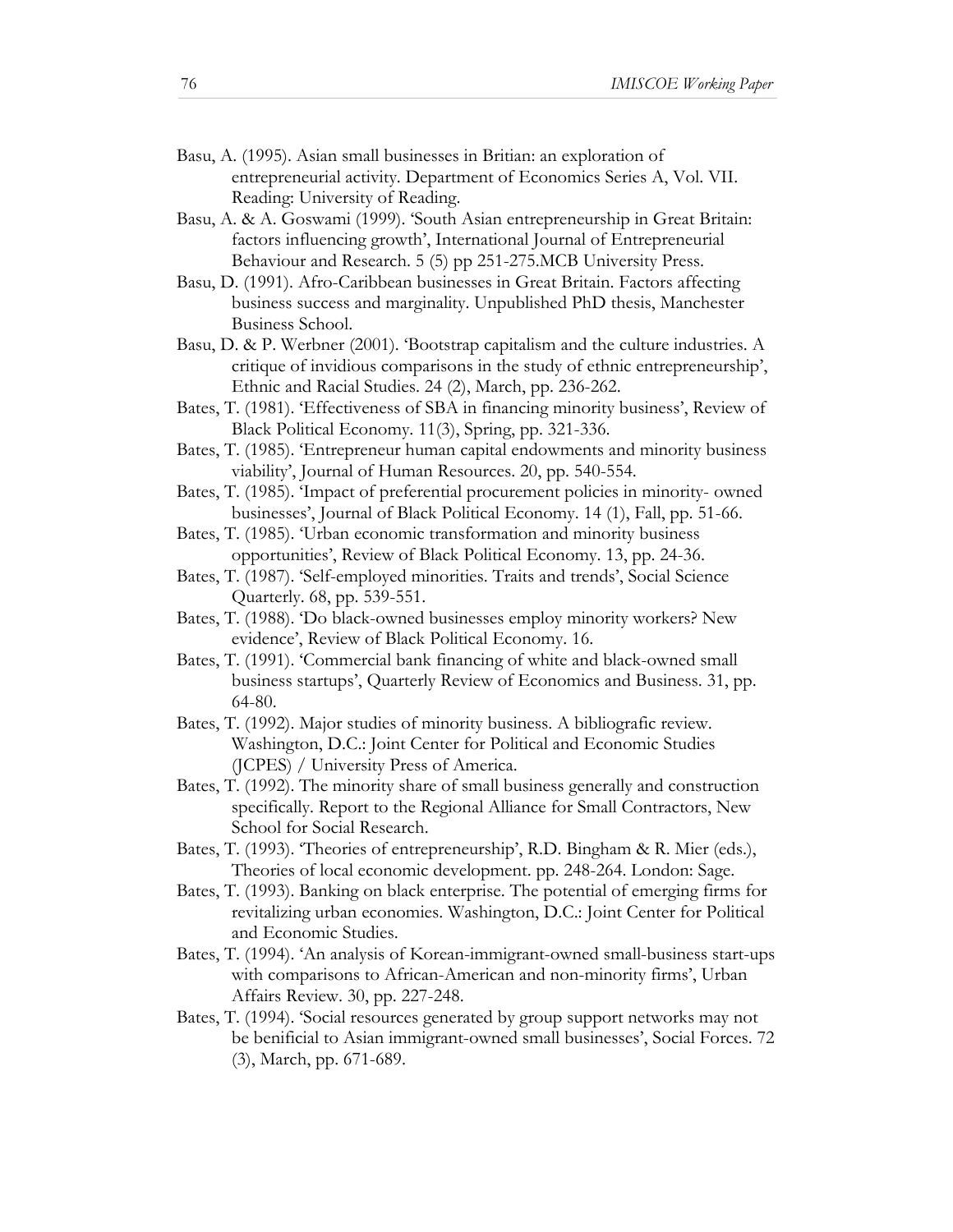Basu, A. (1995). Asian small businesses in Britian: an exploration of entrepreneurial activity. Department of Economics Series A, Vol. VII. Reading: University of Reading.

Basu, A. & A. Goswami (1999). 'South Asian entrepreneurship in Great Britain: factors influencing growth', International Journal of Entrepreneurial Behaviour and Research. 5 (5) pp 251-275.MCB University Press.

Basu, D. (1991). Afro-Caribbean businesses in Great Britain. Factors affecting business success and marginality. Unpublished PhD thesis, Manchester Business School.

Basu, D. & P. Werbner (2001). 'Bootstrap capitalism and the culture industries. A critique of invidious comparisons in the study of ethnic entrepreneurship', Ethnic and Racial Studies. 24 (2), March, pp. 236-262.

Bates, T. (1981). 'Effectiveness of SBA in financing minority business', Review of Black Political Economy. 11(3), Spring, pp. 321-336.

Bates, T. (1985). 'Entrepreneur human capital endowments and minority business viability', Journal of Human Resources. 20, pp. 540-554.

Bates, T. (1985). 'Impact of preferential procurement policies in minority- owned businesses', Journal of Black Political Economy. 14 (1), Fall, pp. 51-66.

Bates, T. (1985). 'Urban economic transformation and minority business opportunities', Review of Black Political Economy. 13, pp. 24-36.

Bates, T. (1987). 'Self-employed minorities. Traits and trends', Social Science Quarterly. 68, pp. 539-551.

Bates, T. (1988). 'Do black-owned businesses employ minority workers? New evidence', Review of Black Political Economy. 16.

Bates, T. (1991). 'Commercial bank financing of white and black-owned small business startups', Quarterly Review of Economics and Business. 31, pp. 64-80.

Bates, T. (1992). Major studies of minority business. A bibliografic review. Washington, D.C.: Joint Center for Political and Economic Studies (JCPES) / University Press of America.

Bates, T. (1992). The minority share of small business generally and construction specifically. Report to the Regional Alliance for Small Contractors, New School for Social Research.

Bates, T. (1993). 'Theories of entrepreneurship', R.D. Bingham & R. Mier (eds.), Theories of local economic development. pp. 248-264. London: Sage.

Bates, T. (1993). Banking on black enterprise. The potential of emerging firms for revitalizing urban economies. Washington, D.C.: Joint Center for Political and Economic Studies.

Bates, T. (1994). 'An analysis of Korean-immigrant-owned small-business start-ups with comparisons to African-American and non-minority firms', Urban Affairs Review. 30, pp. 227-248.

Bates, T. (1994). 'Social resources generated by group support networks may not be benificial to Asian immigrant-owned small businesses', Social Forces. 72 (3), March, pp. 671-689.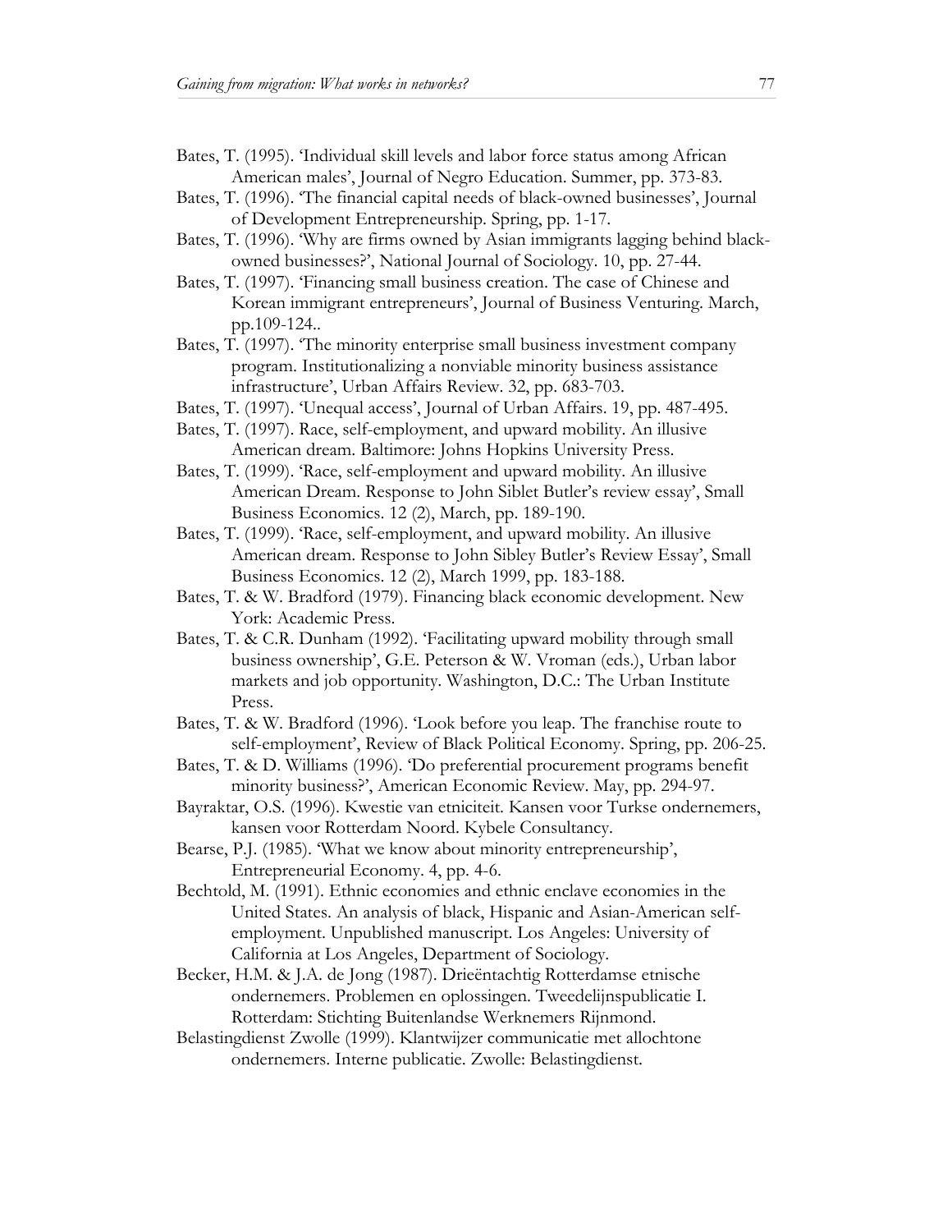Bates, T. (1995). 'Individual skill levels and labor force status among African American males', Journal of Negro Education. Summer, pp. 373-83.

Bates, T. (1996). 'The financial capital needs of black-owned businesses', Journal of Development Entrepreneurship. Spring, pp. 1-17.

Bates, T. (1996). 'Why are firms owned by Asian immigrants lagging behind black-owned businesses?', National Journal of Sociology. 10, pp. 27-44.

Bates, T. (1997). 'Financing small business creation. The case of Chinese and Korean immigrant entrepreneurs', Journal of Business Venturing. March, pp.109-124..

Bates, T. (1997). 'The minority enterprise small business investment company program. Institutionalizing a nonviable minority business assistance infrastructure', Urban Affairs Review. 32, pp. 683-703.

Bates, T. (1997). 'Unequal access', Journal of Urban Affairs. 19, pp. 487-495.

Bates, T. (1997). Race, self-employment, and upward mobility. An illusive American dream. Baltimore: Johns Hopkins University Press.

Bates, T. (1999). 'Race, self-employment and upward mobility. An illusive American Dream. Response to John Siblet Butler's review essay', Small Business Economics. 12 (2), March, pp. 189-190.

Bates, T. (1999). 'Race, self-employment, and upward mobility. An illusive American dream. Response to John Sibley Butler's Review Essay', Small Business Economics. 12 (2), March 1999, pp. 183-188.

Bates, T. & W. Bradford (1979). Financing black economic development. New York: Academic Press.

Bates, T. & C.R. Dunham (1992). 'Facilitating upward mobility through small business ownership', G.E. Peterson & W. Vroman (eds.), Urban labor markets and job opportunity. Washington, D.C.: The Urban Institute Press.

Bates, T. & W. Bradford (1996). 'Look before you leap. The franchise route to self-employment', Review of Black Political Economy. Spring, pp. 206-25.

Bates, T. & D. Williams (1996). 'Do preferential procurement programs benefit minority business?', American Economic Review. May, pp. 294-97.

Bayraktar, O.S. (1996). Kwestie van etniciteit. Kansen voor Turkse ondernemers, kansen voor Rotterdam Noord. Kybele Consultancy.

Bearse, P.J. (1985). 'What we know about minority entrepreneurship', Entrepreneurial Economy. 4, pp. 4-6.

Bechtold, M. (1991). Ethnic economies and ethnic enclave economies in the United States. An analysis of black, Hispanic and Asian-American self-employment. Unpublished manuscript. Los Angeles: University of California at Los Angeles, Department of Sociology.

Becker, H.M. & J.A. de Jong (1987). Drieëntachtig Rotterdamse etnische ondernemers. Problemen en oplossingen. Tweedelijnspublicatie I. Rotterdam: Stichting Buitenlandse Werknemers Rijnmond.

Belastingdienst Zwolle (1999). Klantwijzer communicatie met allochtone ondernemers. Interne publicatie. Zwolle: Belastingdienst.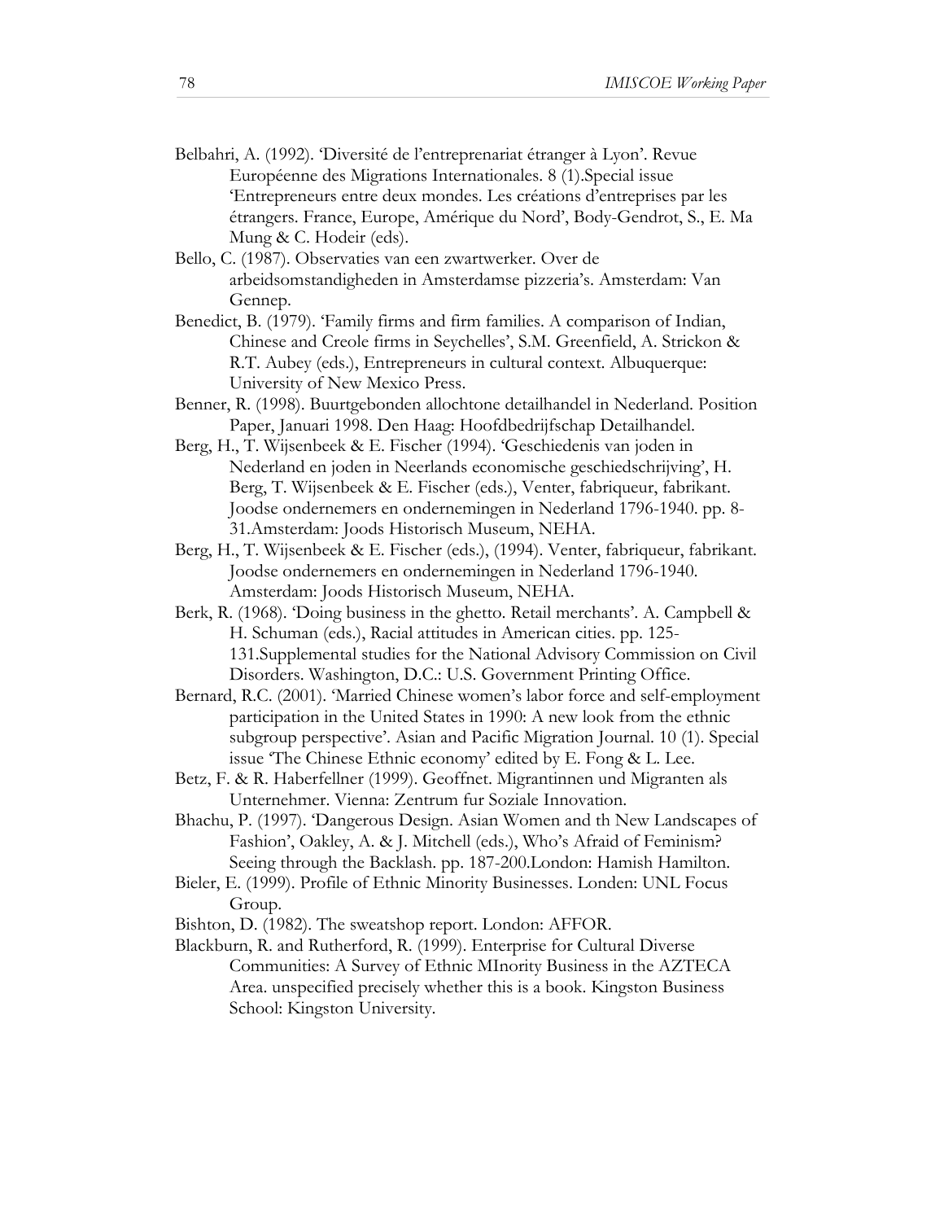Belbahri, A. (1992). 'Diversité de l'entreprenariat étranger à Lyon'. Revue Européenne des Migrations Internationales. 8 (1).Special issue 'Entrepreneurs entre deux mondes. Les créations d'entreprises par les étrangers. France, Europe, Amérique du Nord', Body-Gendrot, S., E. Ma Mung & C. Hodeir (eds).

Bello, C. (1987). Observaties van een zwartwerker. Over de arbeidsomstandigheden in Amsterdamse pizzeria's. Amsterdam: Van Gennep.

Benedict, B. (1979). 'Family firms and firm families. A comparison of Indian, Chinese and Creole firms in Seychelles', S.M. Greenfield, A. Strickon & R.T. Aubey (eds.), Entrepreneurs in cultural context. Albuquerque: University of New Mexico Press.

Benner, R. (1998). Buurtgebonden allochtone detailhandel in Nederland. Position Paper, Januari 1998. Den Haag: Hoofdbedrijfschap Detailhandel.

Berg, H., T. Wijsenbeek & E. Fischer (1994). 'Geschiedenis van joden in Nederland en joden in Neerlands economische geschiedschrijving', H. Berg, T. Wijsenbeek & E. Fischer (eds.), Venter, fabriqueur, fabrikant. Joodse ondernemers en ondernemingen in Nederland 1796-1940. pp. 8-31.Amsterdam: Joods Historisch Museum, NEHA.

Berg, H., T. Wijsenbeek & E. Fischer (eds.), (1994). Venter, fabriqueur, fabrikant. Joodse ondernemers en ondernemingen in Nederland 1796-1940. Amsterdam: Joods Historisch Museum, NEHA.

Berk, R. (1968). 'Doing business in the ghetto. Retail merchants'. A. Campbell & H. Schuman (eds.), Racial attitudes in American cities. pp. 125-131.Supplemental studies for the National Advisory Commission on Civil Disorders. Washington, D.C.: U.S. Government Printing Office.

Bernard, R.C. (2001). 'Married Chinese women's labor force and self-employment participation in the United States in 1990: A new look from the ethnic subgroup perspective'. Asian and Pacific Migration Journal. 10 (1). Special issue 'The Chinese Ethnic economy' edited by E. Fong & L. Lee.

Betz, F. & R. Haberfellner (1999). Geoffnet. Migrantinnen und Migranten als Unternehmer. Vienna: Zentrum fur Soziale Innovation.

Bhachu, P. (1997). 'Dangerous Design. Asian Women and th New Landscapes of Fashion', Oakley, A. & J. Mitchell (eds.), Who's Afraid of Feminism? Seeing through the Backlash. pp. 187-200.London: Hamish Hamilton.

Bieler, E. (1999). Profile of Ethnic Minority Businesses. Londen: UNL Focus Group.

Bishton, D. (1982). The sweatshop report. London: AFFOR.

Blackburn, R. and Rutherford, R. (1999). Enterprise for Cultural Diverse Communities: A Survey of Ethnic MInority Business in the AZTECA Area. unspecified precisely whether this is a book. Kingston Business School: Kingston University.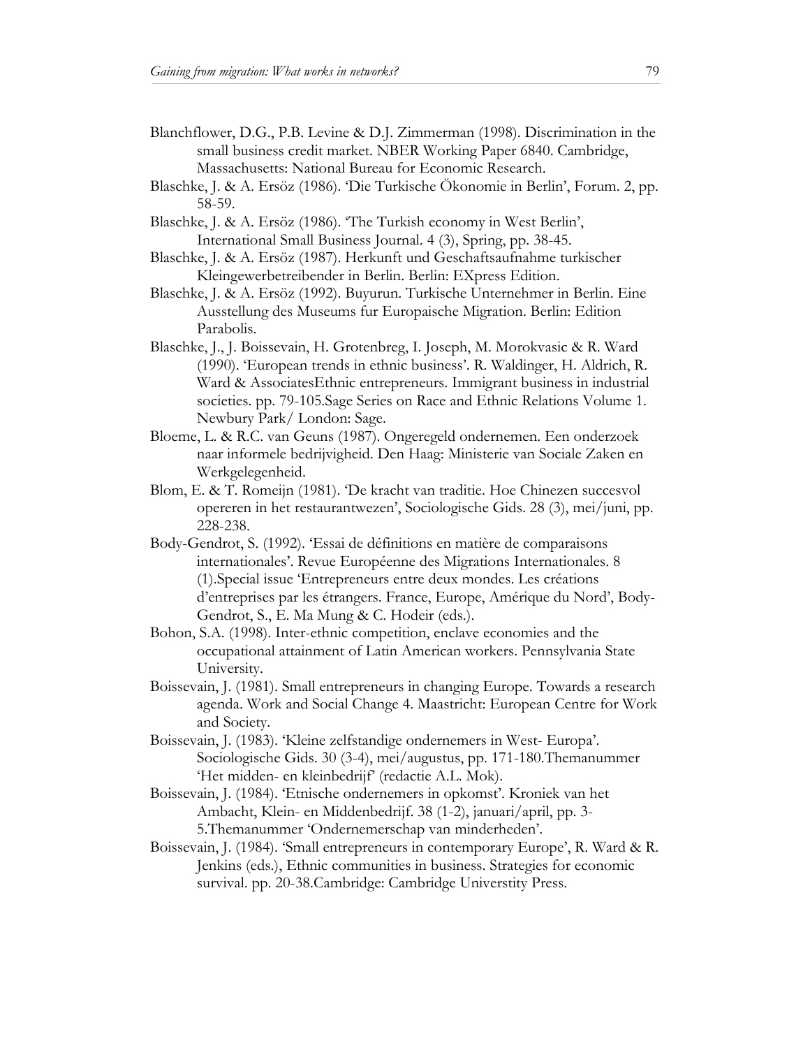Blanchflower, D.G., P.B. Levine & D.J. Zimmerman (1998). Discrimination in the small business credit market. NBER Working Paper 6840. Cambridge, Massachusetts: National Bureau for Economic Research.

Blaschke, J. & A. Ersöz (1986). 'Die Turkische Ökonomie in Berlin', Forum. 2, pp. 58-59.

Blaschke, J. & A. Ersöz (1986). 'The Turkish economy in West Berlin', International Small Business Journal. 4 (3), Spring, pp. 38-45.

Blaschke, J. & A. Ersöz (1987). Herkunft und Geschaftsaufnahme turkischer Kleingewerbetreibender in Berlin. Berlin: EXpress Edition.

Blaschke, J. & A. Ersöz (1992). Buyurun. Turkische Unternehmer in Berlin. Eine Ausstellung des Museums fur Europaische Migration. Berlin: Edition Parabolis.

Blaschke, J., J. Boissevain, H. Grotenbreg, I. Joseph, M. Morokvasic & R. Ward (1990). 'European trends in ethnic business'. R. Waldinger, H. Aldrich, R. Ward & AssociatesEthnic entrepreneurs. Immigrant business in industrial societies. pp. 79-105.Sage Series on Race and Ethnic Relations Volume 1. Newbury Park/ London: Sage.

Bloeme, L. & R.C. van Geuns (1987). Ongeregeld ondernemen. Een onderzoek naar informele bedrijvigheid. Den Haag: Ministerie van Sociale Zaken en Werkgelegenheid.

Blom, E. & T. Romeijn (1981). 'De kracht van traditie. Hoe Chinezen succesvol opereren in het restaurantwezen', Sociologische Gids. 28 (3), mei/juni, pp. 228-238.

Body-Gendrot, S. (1992). 'Essai de définitions en matière de comparaisons internationales'. Revue Européenne des Migrations Internationales. 8 (1).Special issue 'Entrepreneurs entre deux mondes. Les créations d'entreprises par les étrangers. France, Europe, Amérique du Nord', Body-Gendrot, S., E. Ma Mung & C. Hodeir (eds.).

Bohon, S.A. (1998). Inter-ethnic competition, enclave economies and the occupational attainment of Latin American workers. Pennsylvania State University.

Boissevain, J. (1981). Small entrepreneurs in changing Europe. Towards a research agenda. Work and Social Change 4. Maastricht: European Centre for Work and Society.

Boissevain, J. (1983). 'Kleine zelfstandige ondernemers in West- Europa'. Sociologische Gids. 30 (3-4), mei/augustus, pp. 171-180.Themanummer 'Het midden- en kleinbedrijf' (redactie A.L. Mok).

Boissevain, J. (1984). 'Etnische ondernemers in opkomst'. Kroniek van het Ambacht, Klein- en Middenbedrijf. 38 (1-2), januari/april, pp. 3-5.Themanummer 'Ondernemerschap van minderheden'.

Boissevain, J. (1984). 'Small entrepreneurs in contemporary Europe', R. Ward & R. Jenkins (eds.), Ethnic communities in business. Strategies for economic survival. pp. 20-38.Cambridge: Cambridge Universtity Press.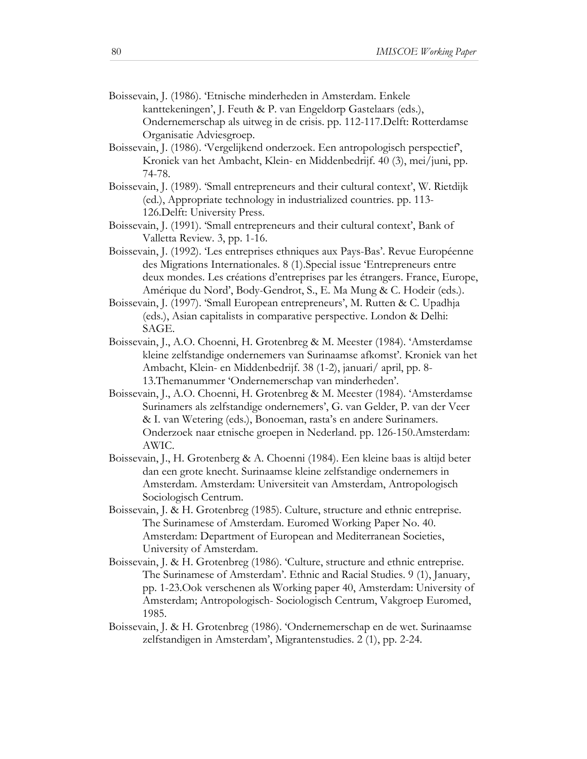Boissevain, J. (1986). 'Etnische minderheden in Amsterdam. Enkele kanttekeningen', J. Feuth & P. van Engeldorp Gastelaars (eds.), Ondernemerschap als uitweg in de crisis. pp. 112-117.Delft: Rotterdamse Organisatie Adviesgroep.

Boissevain, J. (1986). 'Vergelijkend onderzoek. Een antropologisch perspectief', Kroniek van het Ambacht, Klein- en Middenbedrijf. 40 (3), mei/juni, pp. 74-78.

Boissevain, J. (1989). 'Small entrepreneurs and their cultural context', W. Rietdijk (ed.), Appropriate technology in industrialized countries. pp. 113-126.Delft: University Press.

Boissevain, J. (1991). 'Small entrepreneurs and their cultural context', Bank of Valletta Review. 3, pp. 1-16.

Boissevain, J. (1992). 'Les entreprises ethniques aux Pays-Bas'. Revue Européenne des Migrations Internationales. 8 (1).Special issue 'Entrepreneurs entre deux mondes. Les créations d'entreprises par les étrangers. France, Europe, Amérique du Nord', Body-Gendrot, S., E. Ma Mung & C. Hodeir (eds.).

Boissevain, J. (1997). 'Small European entrepreneurs', M. Rutten & C. Upadhja (eds.), Asian capitalists in comparative perspective. London & Delhi: SAGE.

Boissevain, J., A.O. Choenni, H. Grotenbreg & M. Meester (1984). 'Amsterdamse kleine zelfstandige ondernemers van Surinaamse afkomst'. Kroniek van het Ambacht, Klein- en Middenbedrijf. 38 (1-2), januari/ april, pp. 8-13.Themanummer 'Ondernemerschap van minderheden'.

Boissevain, J., A.O. Choenni, H. Grotenbreg & M. Meester (1984). 'Amsterdamse Surinamers als zelfstandige ondernemers', G. van Gelder, P. van der Veer & I. van Wetering (eds.), Bonoeman, rasta's en andere Surinamers. Onderzoek naar etnische groepen in Nederland. pp. 126-150.Amsterdam: AWIC.

Boissevain, J., H. Grotenberg & A. Choenni (1984). Een kleine baas is altijd beter dan een grote knecht. Surinaamse kleine zelfstandige ondernemers in Amsterdam. Amsterdam: Universiteit van Amsterdam, Antropologisch Sociologisch Centrum.

Boissevain, J. & H. Grotenbreg (1985). Culture, structure and ethnic entreprise. The Surinamese of Amsterdam. Euromed Working Paper No. 40. Amsterdam: Department of European and Mediterranean Societies, University of Amsterdam.

Boissevain, J. & H. Grotenbreg (1986). 'Culture, structure and ethnic entreprise. The Surinamese of Amsterdam'. Ethnic and Racial Studies. 9 (1), January, pp. 1-23.Ook verschenen als Working paper 40, Amsterdam: University of Amsterdam; Antropologisch- Sociologisch Centrum, Vakgroep Euromed, 1985.

Boissevain, J. & H. Grotenbreg (1986). 'Ondernemerschap en de wet. Surinaamse zelfstandigen in Amsterdam', Migrantenstudies. 2 (1), pp. 2-24.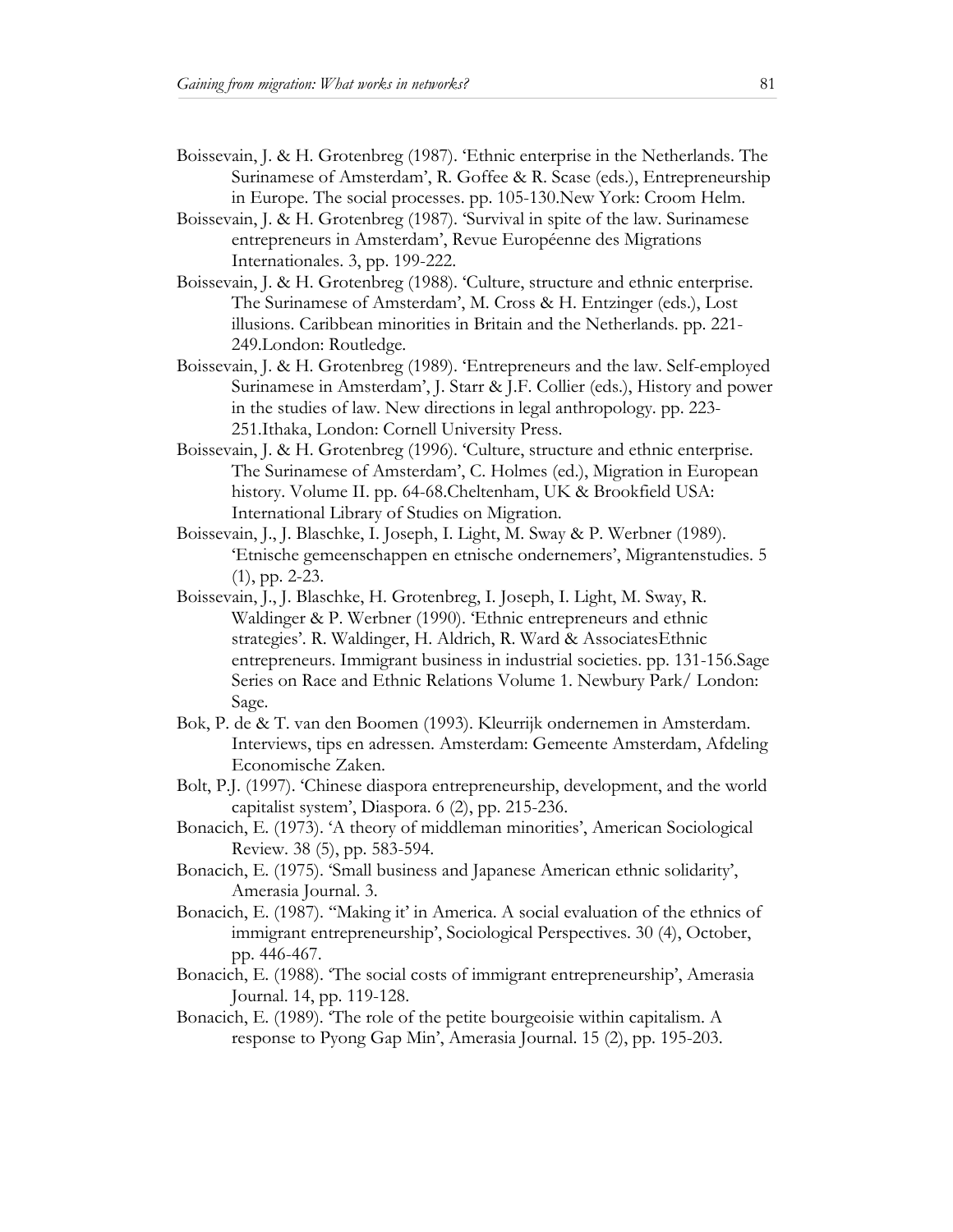Boissevain, J. & H. Grotenbreg (1987). 'Ethnic enterprise in the Netherlands. The Surinamese of Amsterdam', R. Goffee & R. Scase (eds.), Entrepreneurship in Europe. The social processes. pp. 105-130.New York: Croom Helm.

Boissevain, J. & H. Grotenbreg (1987). 'Survival in spite of the law. Surinamese entrepreneurs in Amsterdam', Revue Européenne des Migrations Internationales. 3, pp. 199-222.

Boissevain, J. & H. Grotenbreg (1988). 'Culture, structure and ethnic enterprise. The Surinamese of Amsterdam', M. Cross & H. Entzinger (eds.), Lost illusions. Caribbean minorities in Britain and the Netherlands. pp. 221-249.London: Routledge.

Boissevain, J. & H. Grotenbreg (1989). 'Entrepreneurs and the law. Self-employed Surinamese in Amsterdam', J. Starr & J.F. Collier (eds.), History and power in the studies of law. New directions in legal anthropology. pp. 223-251.Ithaka, London: Cornell University Press.

Boissevain, J. & H. Grotenbreg (1996). 'Culture, structure and ethnic enterprise. The Surinamese of Amsterdam', C. Holmes (ed.), Migration in European history. Volume II. pp. 64-68.Cheltenham, UK & Brookfield USA: International Library of Studies on Migration.

Boissevain, J., J. Blaschke, I. Joseph, I. Light, M. Sway & P. Werbner (1989). 'Etnische gemeenschappen en etnische ondernemers', Migrantenstudies. 5 (1), pp. 2-23.

Boissevain, J., J. Blaschke, H. Grotenbreg, I. Joseph, I. Light, M. Sway, R. Waldinger & P. Werbner (1990). 'Ethnic entrepreneurs and ethnic strategies'. R. Waldinger, H. Aldrich, R. Ward & AssociatesEthnic entrepreneurs. Immigrant business in industrial societies. pp. 131-156.Sage Series on Race and Ethnic Relations Volume 1. Newbury Park/ London: Sage.

Bok, P. de & T. van den Boomen (1993). Kleurrijk ondernemen in Amsterdam. Interviews, tips en adressen. Amsterdam: Gemeente Amsterdam, Afdeling Economische Zaken.

Bolt, P.J. (1997). 'Chinese diaspora entrepreneurship, development, and the world capitalist system', Diaspora. 6 (2), pp. 215-236.

Bonacich, E. (1973). 'A theory of middleman minorities', American Sociological Review. 38 (5), pp. 583-594.

Bonacich, E. (1975). 'Small business and Japanese American ethnic solidarity', Amerasia Journal. 3.

Bonacich, E. (1987). ''Making it' in America. A social evaluation of the ethnics of immigrant entrepreneurship', Sociological Perspectives. 30 (4), October, pp. 446-467.

Bonacich, E. (1988). 'The social costs of immigrant entrepreneurship', Amerasia Journal. 14, pp. 119-128.

Bonacich, E. (1989). 'The role of the petite bourgeoisie within capitalism. A response to Pyong Gap Min', Amerasia Journal. 15 (2), pp. 195-203.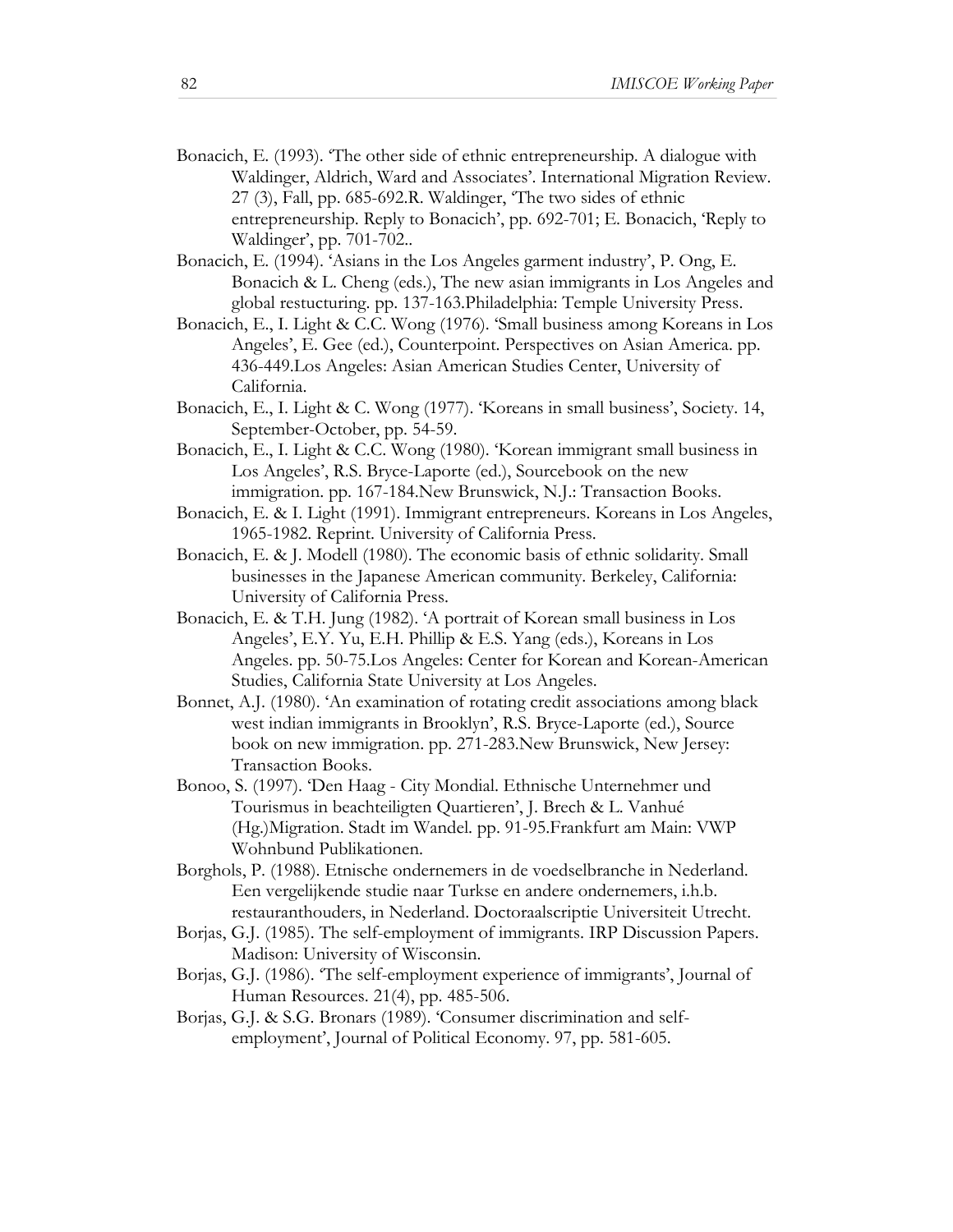Bonacich, E. (1993). 'The other side of ethnic entrepreneurship. A dialogue with Waldinger, Aldrich, Ward and Associates'. International Migration Review. 27 (3), Fall, pp. 685-692.R. Waldinger, 'The two sides of ethnic entrepreneurship. Reply to Bonacich', pp. 692-701; E. Bonacich, 'Reply to Waldinger', pp. 701-702..

Bonacich, E. (1994). 'Asians in the Los Angeles garment industry', P. Ong, E. Bonacich & L. Cheng (eds.), The new asian immigrants in Los Angeles and global restucturing. pp. 137-163.Philadelphia: Temple University Press.

Bonacich, E., I. Light & C.C. Wong (1976). 'Small business among Koreans in Los Angeles', E. Gee (ed.), Counterpoint. Perspectives on Asian America. pp. 436-449.Los Angeles: Asian American Studies Center, University of California.

Bonacich, E., I. Light & C. Wong (1977). 'Koreans in small business', Society. 14, September-October, pp. 54-59.

Bonacich, E., I. Light & C.C. Wong (1980). 'Korean immigrant small business in Los Angeles', R.S. Bryce-Laporte (ed.), Sourcebook on the new immigration. pp. 167-184.New Brunswick, N.J.: Transaction Books.

Bonacich, E. & I. Light (1991). Immigrant entrepreneurs. Koreans in Los Angeles, 1965-1982. Reprint. University of California Press.

Bonacich, E. & J. Modell (1980). The economic basis of ethnic solidarity. Small businesses in the Japanese American community. Berkeley, California: University of California Press.

Bonacich, E. & T.H. Jung (1982). 'A portrait of Korean small business in Los Angeles', E.Y. Yu, E.H. Phillip & E.S. Yang (eds.), Koreans in Los Angeles. pp. 50-75.Los Angeles: Center for Korean and Korean-American Studies, California State University at Los Angeles.

Bonnet, A.J. (1980). 'An examination of rotating credit associations among black west indian immigrants in Brooklyn', R.S. Bryce-Laporte (ed.), Source book on new immigration. pp. 271-283.New Brunswick, New Jersey: Transaction Books.

Bonoo, S. (1997). 'Den Haag - City Mondial. Ethnische Unternehmer und Tourismus in beachteiligten Quartieren', J. Brech & L. Vanhué (Hg.)Migration. Stadt im Wandel. pp. 91-95.Frankfurt am Main: VWP Wohnbund Publikationen.

Borghols, P. (1988). Etnische ondernemers in de voedselbranche in Nederland. Een vergelijkende studie naar Turkse en andere ondernemers, i.h.b. restauranthouders, in Nederland. Doctoraalscriptie Universiteit Utrecht.

Borjas, G.J. (1985). The self-employment of immigrants. IRP Discussion Papers. Madison: University of Wisconsin.

Borjas, G.J. (1986). 'The self-employment experience of immigrants', Journal of Human Resources. 21(4), pp. 485-506.

Borjas, G.J. & S.G. Bronars (1989). 'Consumer discrimination and self-employment', Journal of Political Economy. 97, pp. 581-605.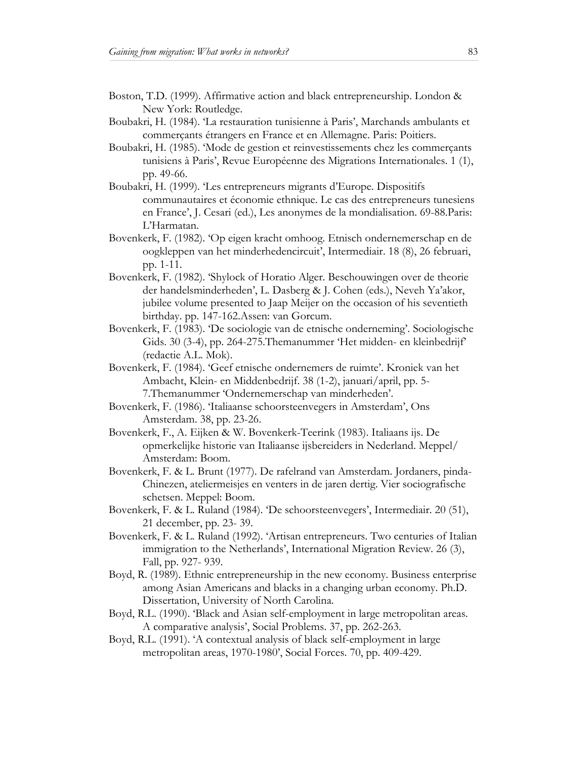Boston, T.D. (1999). Affirmative action and black entrepreneurship. London & New York: Routledge.

Boubakri, H. (1984). 'La restauration tunisienne à Paris', Marchands ambulants et commerçants étrangers en France et en Allemagne. Paris: Poitiers.

Boubakri, H. (1985). 'Mode de gestion et reinvestissements chez les commerçants tunisiens à Paris', Revue Européenne des Migrations Internationales. 1 (1), pp. 49-66.

Boubakri, H. (1999). 'Les entrepreneurs migrants d'Europe. Dispositifs communautaires et économie ethnique. Le cas des entrepreneurs tunesiens en France', J. Cesari (ed.), Les anonymes de la mondialisation. 69-88.Paris: L'Harmatan.

Bovenkerk, F. (1982). 'Op eigen kracht omhoog. Etnisch ondernemerschap en de oogkleppen van het minderhedencircuit', Intermediair. 18 (8), 26 februari, pp. 1-11.

Bovenkerk, F. (1982). 'Shylock of Horatio Alger. Beschouwingen over de theorie der handelsminderheden', L. Dasberg & J. Cohen (eds.), Neveh Ya'akor, jubilee volume presented to Jaap Meijer on the occasion of his seventieth birthday. pp. 147-162.Assen: van Gorcum.

Bovenkerk, F. (1983). 'De sociologie van de etnische onderneming'. Sociologische Gids. 30 (3-4), pp. 264-275.Themanummer 'Het midden- en kleinbedrijf' (redactie A.L. Mok).

Bovenkerk, F. (1984). 'Geef etnische ondernemers de ruimte'. Kroniek van het Ambacht, Klein- en Middenbedrijf. 38 (1-2), januari/april, pp. 5-7.Themanummer 'Ondernemerschap van minderheden'.

Bovenkerk, F. (1986). 'Italiaanse schoorsteenvegers in Amsterdam', Ons Amsterdam. 38, pp. 23-26.

Bovenkerk, F., A. Eijken & W. Bovenkerk-Teerink (1983). Italiaans ijs. De opmerkelijke historie van Italiaanse ijsbereiders in Nederland. Meppel/ Amsterdam: Boom.

Bovenkerk, F. & L. Brunt (1977). De rafelrand van Amsterdam. Jordaners, pinda-Chinezen, ateliermeisjes en venters in de jaren dertig. Vier sociografische schetsen. Meppel: Boom.

Bovenkerk, F. & L. Ruland (1984). 'De schoorsteenvegers', Intermediair. 20 (51), 21 december, pp. 23- 39.

Bovenkerk, F. & L. Ruland (1992). 'Artisan entrepreneurs. Two centuries of Italian immigration to the Netherlands', International Migration Review. 26 (3), Fall, pp. 927- 939.

Boyd, R. (1989). Ethnic entrepreneurship in the new economy. Business enterprise among Asian Americans and blacks in a changing urban economy. Ph.D. Dissertation, University of North Carolina.

Boyd, R.L. (1990). 'Black and Asian self-employment in large metropolitan areas. A comparative analysis', Social Problems. 37, pp. 262-263.

Boyd, R.L. (1991). 'A contextual analysis of black self-employment in large metropolitan areas, 1970-1980', Social Forces. 70, pp. 409-429.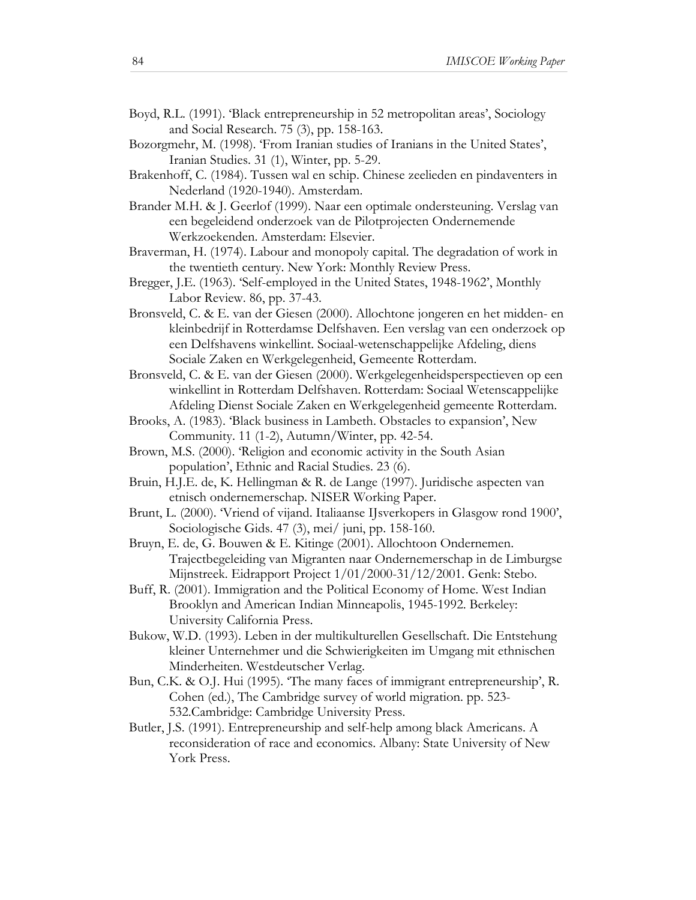Boyd, R.L. (1991). 'Black entrepreneurship in 52 metropolitan areas', Sociology and Social Research. 75 (3), pp. 158-163.

Bozorgmehr, M. (1998). 'From Iranian studies of Iranians in the United States', Iranian Studies. 31 (1), Winter, pp. 5-29.

Brakenhoff, C. (1984). Tussen wal en schip. Chinese zeelieden en pindaventers in Nederland (1920-1940). Amsterdam.

Brander M.H. & J. Geerlof (1999). Naar een optimale ondersteuning. Verslag van een begeleidend onderzoek van de Pilotprojecten Ondernemende Werkzoekenden. Amsterdam: Elsevier.

Braverman, H. (1974). Labour and monopoly capital. The degradation of work in the twentieth century. New York: Monthly Review Press.

Bregger, J.E. (1963). 'Self-employed in the United States, 1948-1962', Monthly Labor Review. 86, pp. 37-43.

Bronsveld, C. & E. van der Giesen (2000). Allochtone jongeren en het midden- en kleinbedrijf in Rotterdamse Delfshaven. Een verslag van een onderzoek op een Delfshavens winkellint. Sociaal-wetenschappelijke Afdeling, diens Sociale Zaken en Werkgelegenheid, Gemeente Rotterdam.

Bronsveld, C. & E. van der Giesen (2000). Werkgelegenheidsperspectieven op een winkellint in Rotterdam Delfshaven. Rotterdam: Sociaal Wetenscappelijke Afdeling Dienst Sociale Zaken en Werkgelegenheid gemeente Rotterdam.

Brooks, A. (1983). 'Black business in Lambeth. Obstacles to expansion', New Community. 11 (1-2), Autumn/Winter, pp. 42-54.

Brown, M.S. (2000). 'Religion and economic activity in the South Asian population', Ethnic and Racial Studies. 23 (6).

Bruin, H.J.E. de, K. Hellingman & R. de Lange (1997). Juridische aspecten van etnisch ondernemerschap. NISER Working Paper.

Brunt, L. (2000). 'Vriend of vijand. Italiaanse IJsverkopers in Glasgow rond 1900', Sociologische Gids. 47 (3), mei/ juni, pp. 158-160.

Bruyn, E. de, G. Bouwen & E. Kitinge (2001). Allochtoon Ondernemen. Trajectbegeleiding van Migranten naar Ondernemerschap in de Limburgse Mijnstreek. Eidrapport Project 1/01/2000-31/12/2001. Genk: Stebo.

Buff, R. (2001). Immigration and the Political Economy of Home. West Indian Brooklyn and American Indian Minneapolis, 1945-1992. Berkeley: University California Press.

Bukow, W.D. (1993). Leben in der multikulturellen Gesellschaft. Die Entstehung kleiner Unternehmer und die Schwierigkeiten im Umgang mit ethnischen Minderheiten. Westdeutscher Verlag.

Bun, C.K. & O.J. Hui (1995). 'The many faces of immigrant entrepreneurship', R. Cohen (ed.), The Cambridge survey of world migration. pp. 523-532.Cambridge: Cambridge University Press.

Butler, J.S. (1991). Entrepreneurship and self-help among black Americans. A reconsideration of race and economics. Albany: State University of New York Press.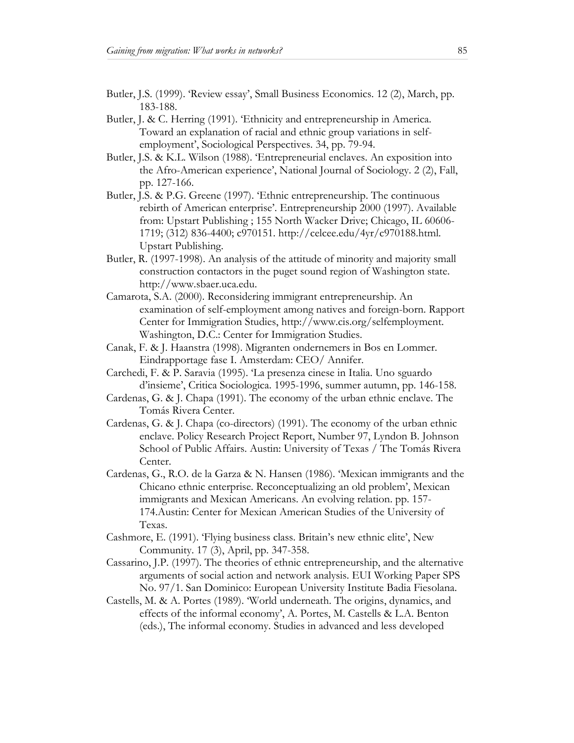Butler, J.S. (1999). 'Review essay', Small Business Economics. 12 (2), March, pp. 183-188.

Butler, J. & C. Herring (1991). 'Ethnicity and entrepreneurship in America. Toward an explanation of racial and ethnic group variations in self-employment', Sociological Perspectives. 34, pp. 79-94.

Butler, J.S. & K.L. Wilson (1988). 'Entrepreneurial enclaves. An exposition into the Afro-American experience', National Journal of Sociology. 2 (2), Fall, pp. 127-166.

Butler, J.S. & P.G. Greene (1997). 'Ethnic entrepreneurship. The continuous rebirth of American enterprise'. Entrepreneurship 2000 (1997). Available from: Upstart Publishing ; 155 North Wacker Drive; Chicago, IL 60606-1719; (312) 836-4400; c970151. http://celcee.edu/4yr/c970188.html. Upstart Publishing.

Butler, R. (1997-1998). An analysis of the attitude of minority and majority small construction contactors in the puget sound region of Washington state. http://www.sbaer.uca.edu.

Camarota, S.A. (2000). Reconsidering immigrant entrepreneurship. An examination of self-employment among natives and foreign-born. Rapport Center for Immigration Studies, http://www.cis.org/selfemployment. Washington, D.C.: Center for Immigration Studies.

Canak, F. & J. Haanstra (1998). Migranten ondernemers in Bos en Lommer. Eindrapportage fase I. Amsterdam: CEO/ Annifer.

Carchedi, F. & P. Saravia (1995). 'La presenza cinese in Italia. Uno sguardo d'insieme', Critica Sociologica. 1995-1996, summer autumn, pp. 146-158.

Cardenas, G. & J. Chapa (1991). The economy of the urban ethnic enclave. The Tomás Rivera Center.

Cardenas, G. & J. Chapa (co-directors) (1991). The economy of the urban ethnic enclave. Policy Research Project Report, Number 97, Lyndon B. Johnson School of Public Affairs. Austin: University of Texas / The Tomás Rivera Center.

Cardenas, G., R.O. de la Garza & N. Hansen (1986). 'Mexican immigrants and the Chicano ethnic enterprise. Reconceptualizing an old problem', Mexican immigrants and Mexican Americans. An evolving relation. pp. 157-174.Austin: Center for Mexican American Studies of the University of Texas.

Cashmore, E. (1991). 'Flying business class. Britain's new ethnic elite', New Community. 17 (3), April, pp. 347-358.

Cassarino, J.P. (1997). The theories of ethnic entrepreneurship, and the alternative arguments of social action and network analysis. EUI Working Paper SPS No. 97/1. San Dominico: European University Institute Badia Fiesolana.

Castells, M. & A. Portes (1989). 'World underneath. The origins, dynamics, and effects of the informal economy', A. Portes, M. Castells & L.A. Benton (eds.), The informal economy. Studies in advanced and less developed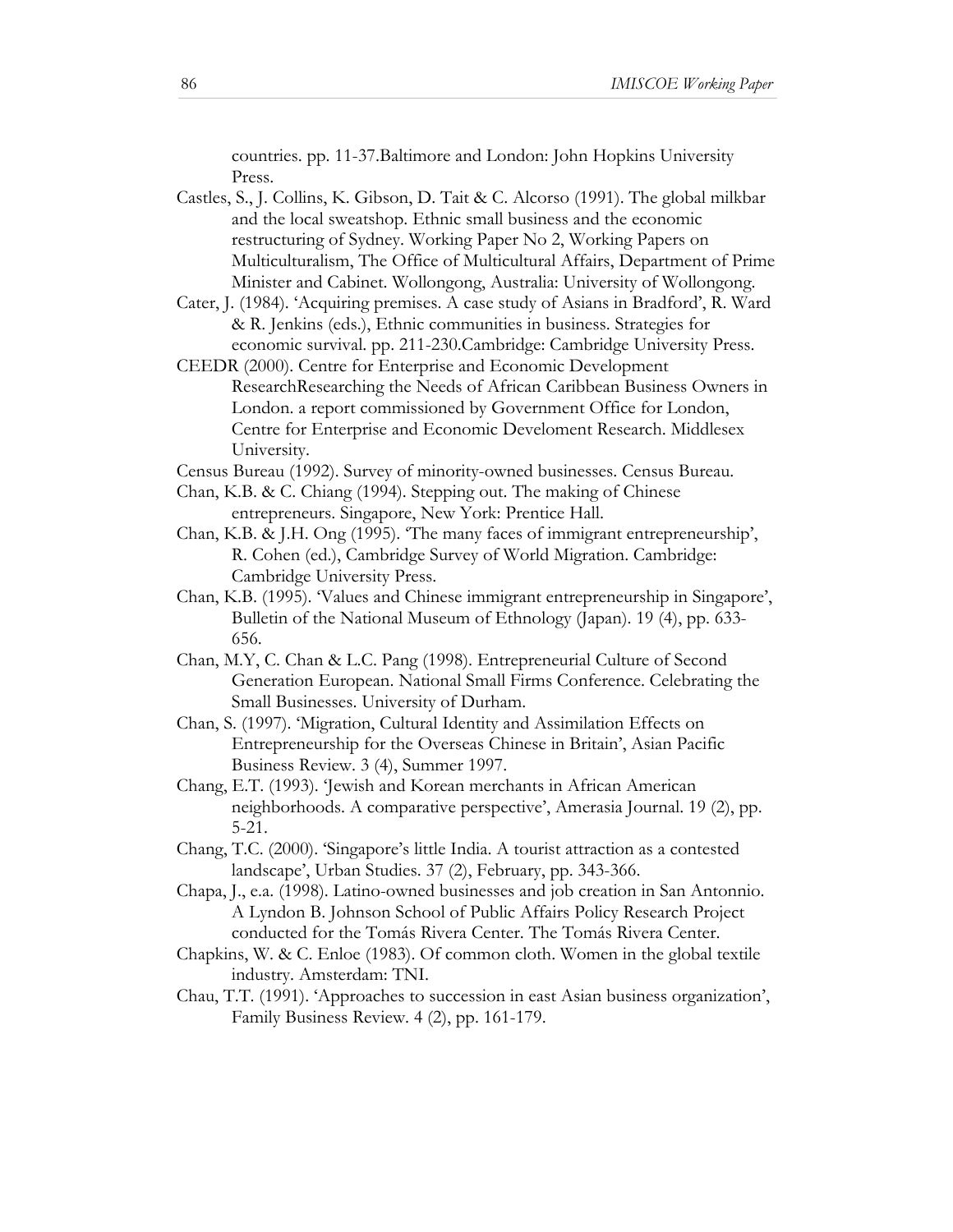countries. pp. 11-37.Baltimore and London: John Hopkins University Press.

Castles, S., J. Collins, K. Gibson, D. Tait & C. Alcorso (1991). The global milkbar and the local sweatshop. Ethnic small business and the economic restructuring of Sydney. Working Paper No 2, Working Papers on Multiculturalism, The Office of Multicultural Affairs, Department of Prime Minister and Cabinet. Wollongong, Australia: University of Wollongong.

Cater, J. (1984). 'Acquiring premises. A case study of Asians in Bradford', R. Ward & R. Jenkins (eds.), Ethnic communities in business. Strategies for economic survival. pp. 211-230.Cambridge: Cambridge University Press.

CEEDR (2000). Centre for Enterprise and Economic Development ResearchResearching the Needs of African Caribbean Business Owners in London. a report commissioned by Government Office for London, Centre for Enterprise and Economic Develoment Research. Middlesex University.

Census Bureau (1992). Survey of minority-owned businesses. Census Bureau.

Chan, K.B. & C. Chiang (1994). Stepping out. The making of Chinese entrepreneurs. Singapore, New York: Prentice Hall.

Chan, K.B. & J.H. Ong (1995). 'The many faces of immigrant entrepreneurship', R. Cohen (ed.), Cambridge Survey of World Migration. Cambridge: Cambridge University Press.

Chan, K.B. (1995). 'Values and Chinese immigrant entrepreneurship in Singapore', Bulletin of the National Museum of Ethnology (Japan). 19 (4), pp. 633-656.

Chan, M.Y, C. Chan & L.C. Pang (1998). Entrepreneurial Culture of Second Generation European. National Small Firms Conference. Celebrating the Small Businesses. University of Durham.

Chan, S. (1997). 'Migration, Cultural Identity and Assimilation Effects on Entrepreneurship for the Overseas Chinese in Britain', Asian Pacific Business Review. 3 (4), Summer 1997.

Chang, E.T. (1993). 'Jewish and Korean merchants in African American neighborhoods. A comparative perspective', Amerasia Journal. 19 (2), pp. 5-21.

Chang, T.C. (2000). 'Singapore's little India. A tourist attraction as a contested landscape', Urban Studies. 37 (2), February, pp. 343-366.

Chapa, J., e.a. (1998). Latino-owned businesses and job creation in San Antonnio. A Lyndon B. Johnson School of Public Affairs Policy Research Project conducted for the Tomás Rivera Center. The Tomás Rivera Center.

Chapkins, W. & C. Enloe (1983). Of common cloth. Women in the global textile industry. Amsterdam: TNI.

Chau, T.T. (1991). 'Approaches to succession in east Asian business organization', Family Business Review. 4 (2), pp. 161-179.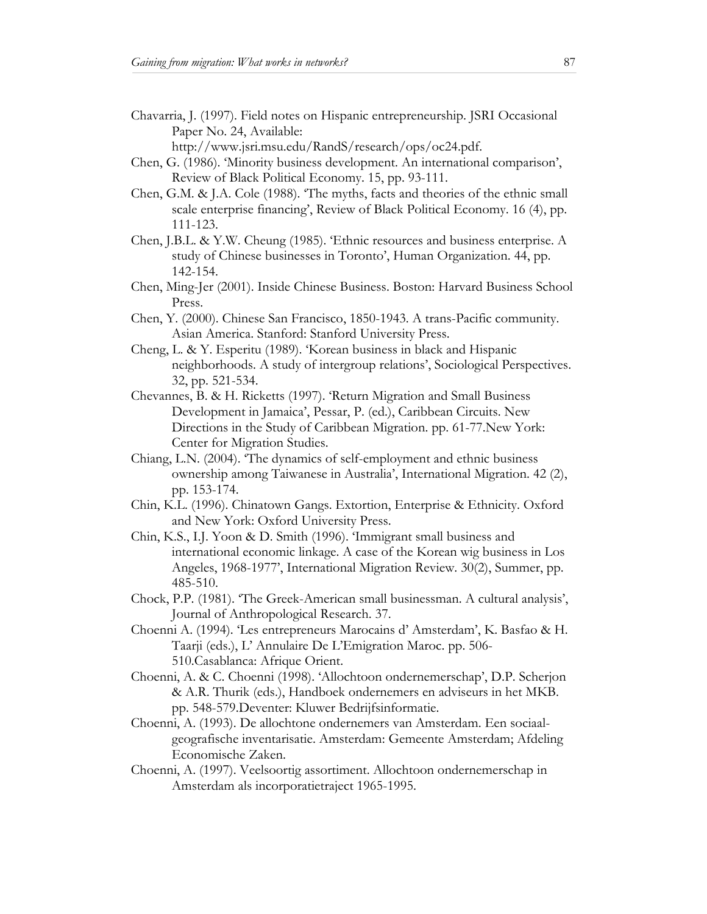Chavarria, J. (1997). Field notes on Hispanic entrepreneurship. JSRI Occasional Paper No. 24, Available: http://www.jsri.msu.edu/RandS/research/ops/oc24.pdf.

Chen, G. (1986). 'Minority business development. An international comparison', Review of Black Political Economy. 15, pp. 93-111.

Chen, G.M. & J.A. Cole (1988). 'The myths, facts and theories of the ethnic small scale enterprise financing', Review of Black Political Economy. 16 (4), pp. 111-123.

Chen, J.B.L. & Y.W. Cheung (1985). 'Ethnic resources and business enterprise. A study of Chinese businesses in Toronto', Human Organization. 44, pp. 142-154.

Chen, Ming-Jer (2001). Inside Chinese Business. Boston: Harvard Business School Press.

Chen, Y. (2000). Chinese San Francisco, 1850-1943. A trans-Pacific community. Asian America. Stanford: Stanford University Press.

Cheng, L. & Y. Esperitu (1989). 'Korean business in black and Hispanic neighborhoods. A study of intergroup relations', Sociological Perspectives. 32, pp. 521-534.

Chevannes, B. & H. Ricketts (1997). 'Return Migration and Small Business Development in Jamaica', Pessar, P. (ed.), Caribbean Circuits. New Directions in the Study of Caribbean Migration. pp. 61-77.New York: Center for Migration Studies.

Chiang, L.N. (2004). 'The dynamics of self-employment and ethnic business ownership among Taiwanese in Australia', International Migration. 42 (2), pp. 153-174.

Chin, K.L. (1996). Chinatown Gangs. Extortion, Enterprise & Ethnicity. Oxford and New York: Oxford University Press.

Chin, K.S., I.J. Yoon & D. Smith (1996). 'Immigrant small business and international economic linkage. A case of the Korean wig business in Los Angeles, 1968-1977', International Migration Review. 30(2), Summer, pp. 485-510.

Chock, P.P. (1981). 'The Greek-American small businessman. A cultural analysis', Journal of Anthropological Research. 37.

Choenni A. (1994). 'Les entrepreneurs Marocains d' Amsterdam', K. Basfao & H. Taarji (eds.), L' Annulaire De L'Emigration Maroc. pp. 506-510.Casablanca: Afrique Orient.

Choenni, A. & C. Choenni (1998). 'Allochtoon ondernemerschap', D.P. Scherjon & A.R. Thurik (eds.), Handboek ondernemers en adviseurs in het MKB. pp. 548-579.Deventer: Kluwer Bedrijfsinformatie.

Choenni, A. (1993). De allochtone ondernemers van Amsterdam. Een sociaal-geografische inventarisatie. Amsterdam: Gemeente Amsterdam; Afdeling Economische Zaken.

Choenni, A. (1997). Veelsoortig assortiment. Allochtoon ondernemerschap in Amsterdam als incorporatietraject 1965-1995.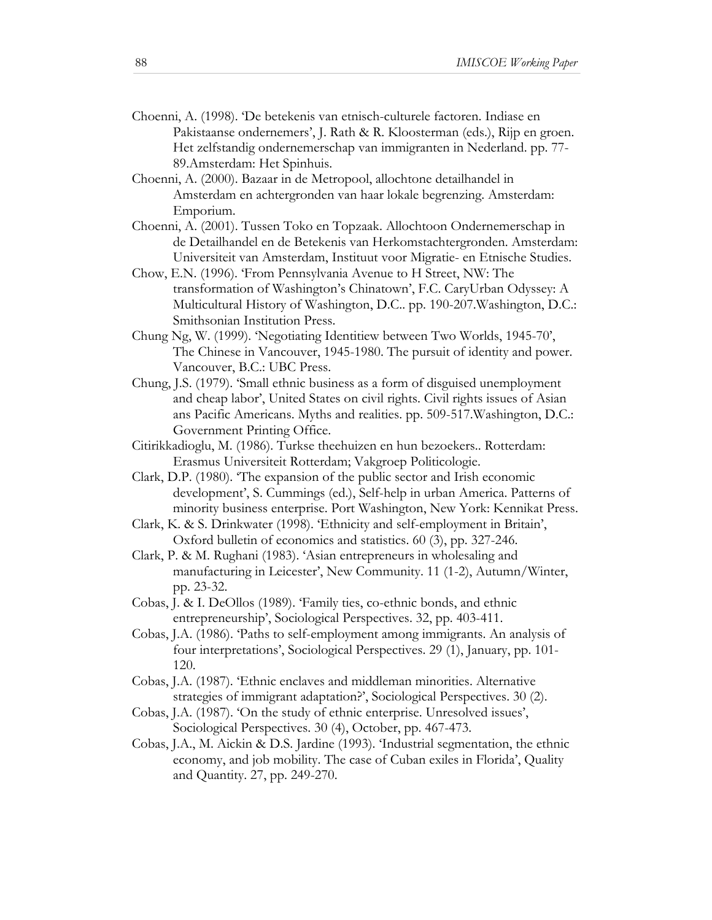Choenni, A. (1998). 'De betekenis van etnisch-culturele factoren. Indiase en Pakistaanse ondernemers', J. Rath & R. Kloosterman (eds.), Rijp en groen. Het zelfstandig ondernemerschap van immigranten in Nederland. pp. 77-89.Amsterdam: Het Spinhuis.

Choenni, A. (2000). Bazaar in de Metropool, allochtone detailhandel in Amsterdam en achtergronden van haar lokale begrenzing. Amsterdam: Emporium.

Choenni, A. (2001). Tussen Toko en Topzaak. Allochtoon Ondernemerschap in de Detailhandel en de Betekenis van Herkomstachtergronden. Amsterdam: Universiteit van Amsterdam, Instituut voor Migratie- en Etnische Studies.

Chow, E.N. (1996). 'From Pennsylvania Avenue to H Street, NW: The transformation of Washington's Chinatown', F.C. CaryUrban Odyssey: A Multicultural History of Washington, D.C.. pp. 190-207.Washington, D.C.: Smithsonian Institution Press.

Chung Ng, W. (1999). 'Negotiating Identitiew between Two Worlds, 1945-70', The Chinese in Vancouver, 1945-1980. The pursuit of identity and power. Vancouver, B.C.: UBC Press.

Chung, J.S. (1979). 'Small ethnic business as a form of disguised unemployment and cheap labor', United States on civil rights. Civil rights issues of Asian ans Pacific Americans. Myths and realities. pp. 509-517.Washington, D.C.: Government Printing Office.

Citirikkadioglu, M. (1986). Turkse theehuizen en hun bezoekers.. Rotterdam: Erasmus Universiteit Rotterdam; Vakgroep Politicologie.

Clark, D.P. (1980). 'The expansion of the public sector and Irish economic development', S. Cummings (ed.), Self-help in urban America. Patterns of minority business enterprise. Port Washington, New York: Kennikat Press.

Clark, K. & S. Drinkwater (1998). 'Ethnicity and self-employment in Britain', Oxford bulletin of economics and statistics. 60 (3), pp. 327-246.

Clark, P. & M. Rughani (1983). 'Asian entrepreneurs in wholesaling and manufacturing in Leicester', New Community. 11 (1-2), Autumn/Winter, pp. 23-32.

Cobas, J. & I. DeOllos (1989). 'Family ties, co-ethnic bonds, and ethnic entrepreneurship', Sociological Perspectives. 32, pp. 403-411.

Cobas, J.A. (1986). 'Paths to self-employment among immigrants. An analysis of four interpretations', Sociological Perspectives. 29 (1), January, pp. 101-120.

Cobas, J.A. (1987). 'Ethnic enclaves and middleman minorities. Alternative strategies of immigrant adaptation?', Sociological Perspectives. 30 (2).

Cobas, J.A. (1987). 'On the study of ethnic enterprise. Unresolved issues', Sociological Perspectives. 30 (4), October, pp. 467-473.

Cobas, J.A., M. Aickin & D.S. Jardine (1993). 'Industrial segmentation, the ethnic economy, and job mobility. The case of Cuban exiles in Florida', Quality and Quantity. 27, pp. 249-270.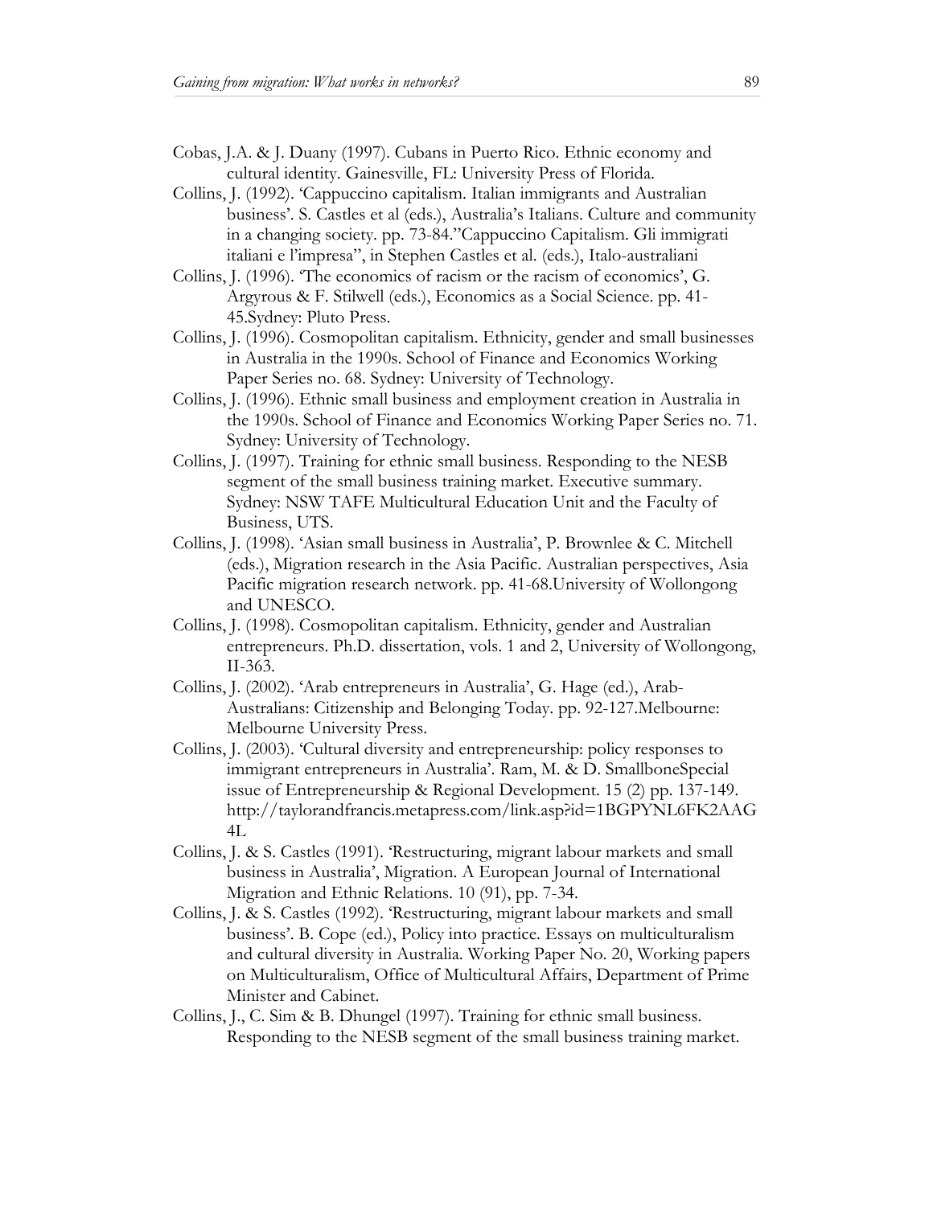Cobas, J.A. & J. Duany (1997). Cubans in Puerto Rico. Ethnic economy and cultural identity. Gainesville, FL: University Press of Florida.

Collins, J. (1992). 'Cappuccino capitalism. Italian immigrants and Australian business'. S. Castles et al (eds.), Australia's Italians. Culture and community in a changing society. pp. 73-84."Cappuccino Capitalism. Gli immigrati italiani e l'impresa", in Stephen Castles et al. (eds.), Italo-australiani

Collins, J. (1996). 'The economics of racism or the racism of economics', G. Argyrous & F. Stilwell (eds.), Economics as a Social Science. pp. 41-45.Sydney: Pluto Press.

Collins, J. (1996). Cosmopolitan capitalism. Ethnicity, gender and small businesses in Australia in the 1990s. School of Finance and Economics Working Paper Series no. 68. Sydney: University of Technology.

Collins, J. (1996). Ethnic small business and employment creation in Australia in the 1990s. School of Finance and Economics Working Paper Series no. 71. Sydney: University of Technology.

Collins, J. (1997). Training for ethnic small business. Responding to the NESB segment of the small business training market. Executive summary. Sydney: NSW TAFE Multicultural Education Unit and the Faculty of Business, UTS.

Collins, J. (1998). 'Asian small business in Australia', P. Brownlee & C. Mitchell (eds.), Migration research in the Asia Pacific. Australian perspectives, Asia Pacific migration research network. pp. 41-68.University of Wollongong and UNESCO.

Collins, J. (1998). Cosmopolitan capitalism. Ethnicity, gender and Australian entrepreneurs. Ph.D. dissertation, vols. 1 and 2, University of Wollongong, II-363.

Collins, J. (2002). 'Arab entrepreneurs in Australia', G. Hage (ed.), Arab-Australians: Citizenship and Belonging Today. pp. 92-127.Melbourne: Melbourne University Press.

Collins, J. (2003). 'Cultural diversity and entrepreneurship: policy responses to immigrant entrepreneurs in Australia'. Ram, M. & D. SmallboneSpecial issue of Entrepreneurship & Regional Development. 15 (2) pp. 137-149. http://taylorandfrancis.metapress.com/link.asp?id=1BGPYNL6FK2AAG4L

Collins, J. & S. Castles (1991). 'Restructuring, migrant labour markets and small business in Australia', Migration. A European Journal of International Migration and Ethnic Relations. 10 (91), pp. 7-34.

Collins, J. & S. Castles (1992). 'Restructuring, migrant labour markets and small business'. B. Cope (ed.), Policy into practice. Essays on multiculturalism and cultural diversity in Australia. Working Paper No. 20, Working papers on Multiculturalism, Office of Multicultural Affairs, Department of Prime Minister and Cabinet.

Collins, J., C. Sim & B. Dhungel (1997). Training for ethnic small business. Responding to the NESB segment of the small business training market.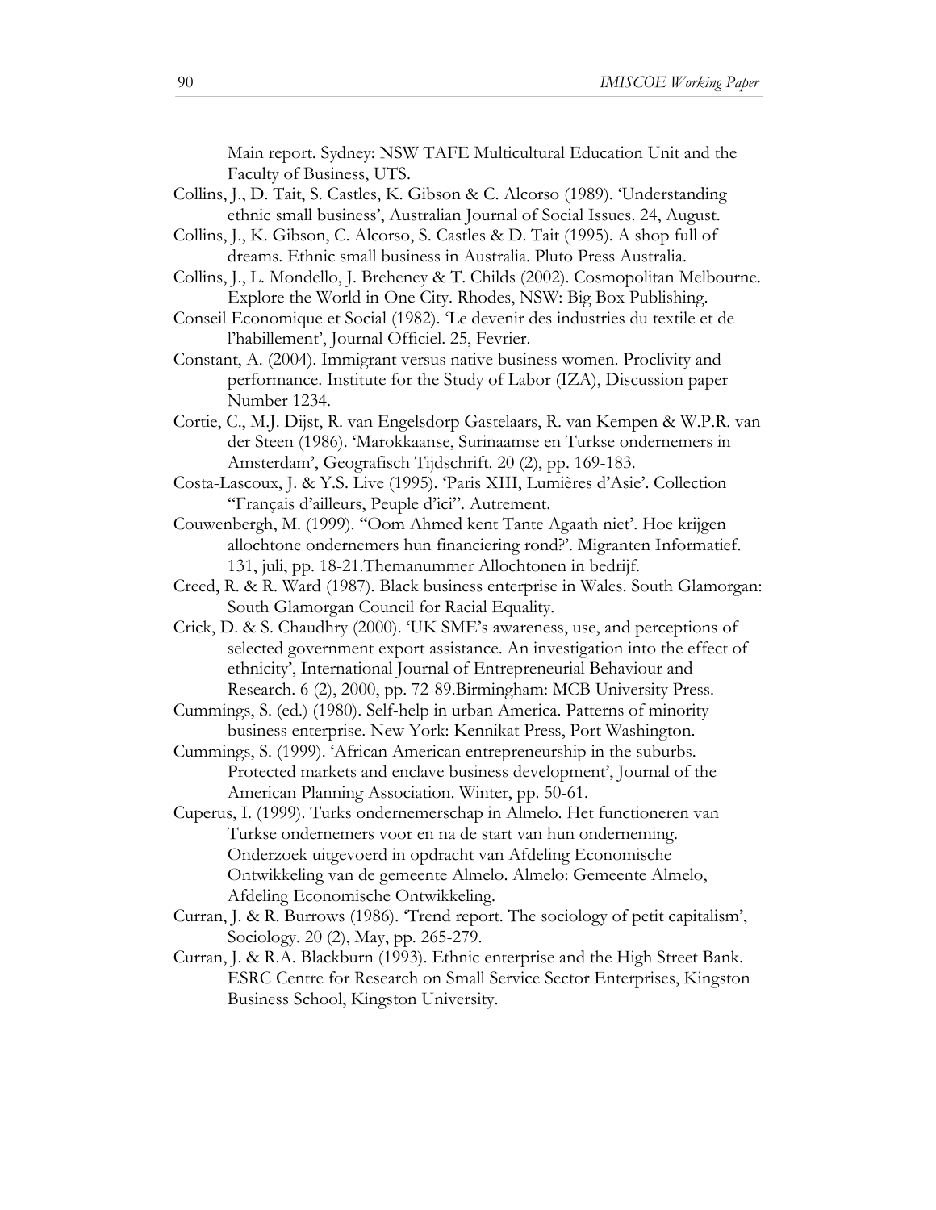Main report. Sydney: NSW TAFE Multicultural Education Unit and the Faculty of Business, UTS.

Collins, J., D. Tait, S. Castles, K. Gibson & C. Alcorso (1989). 'Understanding ethnic small business', Australian Journal of Social Issues. 24, August.

Collins, J., K. Gibson, C. Alcorso, S. Castles & D. Tait (1995). A shop full of dreams. Ethnic small business in Australia. Pluto Press Australia.

Collins, J., L. Mondello, J. Breheney & T. Childs (2002). Cosmopolitan Melbourne. Explore the World in One City. Rhodes, NSW: Big Box Publishing.

Conseil Economique et Social (1982). 'Le devenir des industries du textile et de l'habillement', Journal Officiel. 25, Fevrier.

Constant, A. (2004). Immigrant versus native business women. Proclivity and performance. Institute for the Study of Labor (IZA), Discussion paper Number 1234.

Cortie, C., M.J. Dijst, R. van Engelsdorp Gastelaars, R. van Kempen & W.P.R. van der Steen (1986). 'Marokkaanse, Surinaamse en Turkse ondernemers in Amsterdam', Geografisch Tijdschrift. 20 (2), pp. 169-183.

Costa-Lascoux, J. & Y.S. Live (1995). 'Paris XIII, Lumières d'Asie'. Collection "Français d'ailleurs, Peuple d'ici". Autrement.

Couwenbergh, M. (1999). "Oom Ahmed kent Tante Agaath niet'. Hoe krijgen allochtone ondernemers hun financiering rond?'. Migranten Informatief. 131, juli, pp. 18-21.Themanummer Allochtonen in bedrijf.

Creed, R. & R. Ward (1987). Black business enterprise in Wales. South Glamorgan: South Glamorgan Council for Racial Equality.

Crick, D. & S. Chaudhry (2000). 'UK SME's awareness, use, and perceptions of selected government export assistance. An investigation into the effect of ethnicity', International Journal of Entrepreneurial Behaviour and Research. 6 (2), 2000, pp. 72-89.Birmingham: MCB University Press.

Cummings, S. (ed.) (1980). Self-help in urban America. Patterns of minority business enterprise. New York: Kennikat Press, Port Washington.

Cummings, S. (1999). 'African American entrepreneurship in the suburbs. Protected markets and enclave business development', Journal of the American Planning Association. Winter, pp. 50-61.

Cuperus, I. (1999). Turks ondernemerschap in Almelo. Het functioneren van Turkse ondernemers voor en na de start van hun onderneming. Onderzoek uitgevoerd in opdracht van Afdeling Economische Ontwikkeling van de gemeente Almelo. Almelo: Gemeente Almelo, Afdeling Economische Ontwikkeling.

Curran, J. & R. Burrows (1986). 'Trend report. The sociology of petit capitalism', Sociology. 20 (2), May, pp. 265-279.

Curran, J. & R.A. Blackburn (1993). Ethnic enterprise and the High Street Bank. ESRC Centre for Research on Small Service Sector Enterprises, Kingston Business School, Kingston University.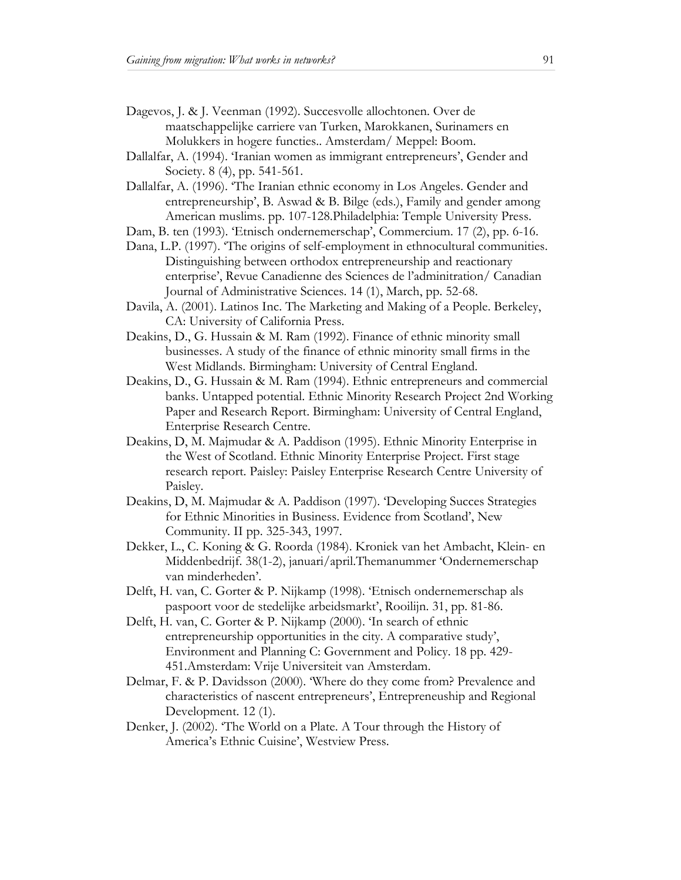Dagevos, J. & J. Veenman (1992). Succesvolle allochtonen. Over de maatschappelijke carriere van Turken, Marokkanen, Surinamers en Molukkers in hogere functies.. Amsterdam/ Meppel: Boom.

Dallalfar, A. (1994). 'Iranian women as immigrant entrepreneurs', Gender and Society. 8 (4), pp. 541-561.

Dallalfar, A. (1996). 'The Iranian ethnic economy in Los Angeles. Gender and entrepreneurship', B. Aswad & B. Bilge (eds.), Family and gender among American muslims. pp. 107-128.Philadelphia: Temple University Press.

Dam, B. ten (1993). 'Etnisch ondernemerschap', Commercium. 17 (2), pp. 6-16.

Dana, L.P. (1997). 'The origins of self-employment in ethnocultural communities. Distinguishing between orthodox entrepreneurship and reactionary enterprise', Revue Canadienne des Sciences de l'adminitration/ Canadian Journal of Administrative Sciences. 14 (1), March, pp. 52-68.

Davila, A. (2001). Latinos Inc. The Marketing and Making of a People. Berkeley, CA: University of California Press.

Deakins, D., G. Hussain & M. Ram (1992). Finance of ethnic minority small businesses. A study of the finance of ethnic minority small firms in the West Midlands. Birmingham: University of Central England.

Deakins, D., G. Hussain & M. Ram (1994). Ethnic entrepreneurs and commercial banks. Untapped potential. Ethnic Minority Research Project 2nd Working Paper and Research Report. Birmingham: University of Central England, Enterprise Research Centre.

Deakins, D, M. Majmudar & A. Paddison (1995). Ethnic Minority Enterprise in the West of Scotland. Ethnic Minority Enterprise Project. First stage research report. Paisley: Paisley Enterprise Research Centre University of Paisley.

Deakins, D, M. Majmudar & A. Paddison (1997). 'Developing Succes Strategies for Ethnic Minorities in Business. Evidence from Scotland', New Community. II pp. 325-343, 1997.

Dekker, L., C. Koning & G. Roorda (1984). Kroniek van het Ambacht, Klein- en Middenbedrijf. 38(1-2), januari/april.Themanummer 'Ondernemerschap van minderheden'.

Delft, H. van, C. Gorter & P. Nijkamp (1998). 'Etnisch ondernemerschap als paspoort voor de stedelijke arbeidsmarkt', Rooilijn. 31, pp. 81-86.

Delft, H. van, C. Gorter & P. Nijkamp (2000). 'In search of ethnic entrepreneurship opportunities in the city. A comparative study', Environment and Planning C: Government and Policy. 18 pp. 429-451.Amsterdam: Vrije Universiteit van Amsterdam.

Delmar, F. & P. Davidsson (2000). 'Where do they come from? Prevalence and characteristics of nascent entrepreneurs', Entrepreneuship and Regional Development. 12 (1).

Denker, J. (2002). 'The World on a Plate. A Tour through the History of America's Ethnic Cuisine', Westview Press.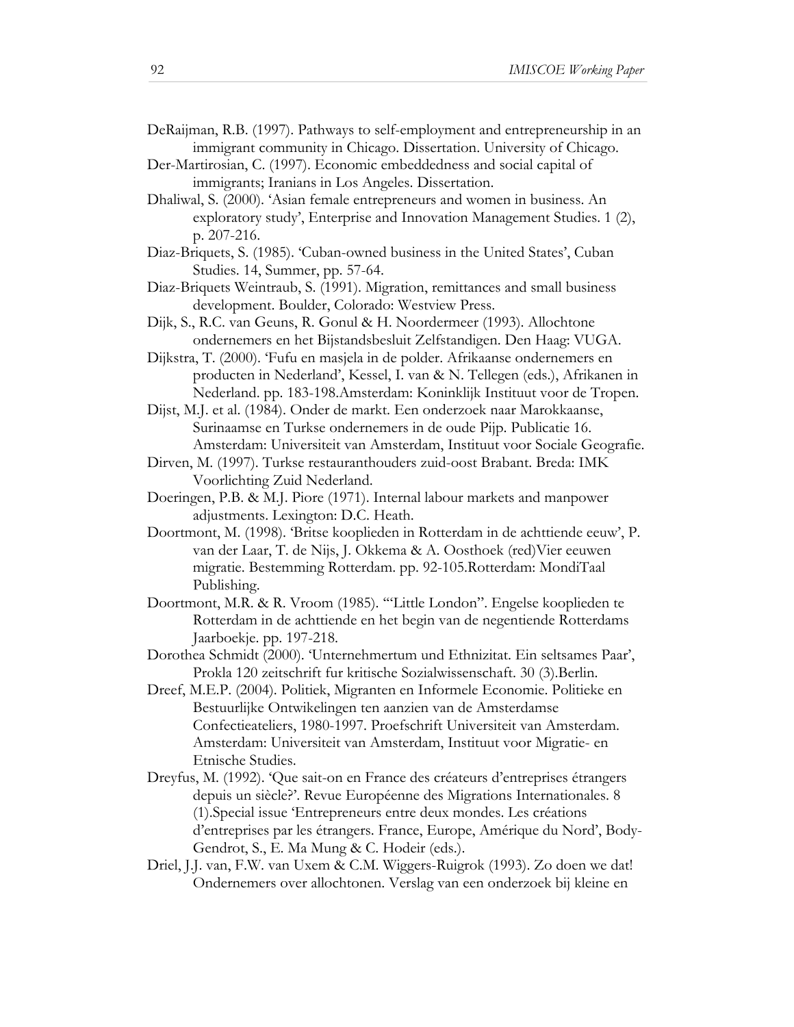DeRaijman, R.B. (1997). Pathways to self-employment and entrepreneurship in an immigrant community in Chicago. Dissertation. University of Chicago.

Der-Martirosian, C. (1997). Economic embeddedness and social capital of immigrants; Iranians in Los Angeles. Dissertation.

Dhaliwal, S. (2000). 'Asian female entrepreneurs and women in business. An exploratory study', Enterprise and Innovation Management Studies. 1 (2), p. 207-216.

Diaz-Briquets, S. (1985). 'Cuban-owned business in the United States', Cuban Studies. 14, Summer, pp. 57-64.

Diaz-Briquets Weintraub, S. (1991). Migration, remittances and small business development. Boulder, Colorado: Westview Press.

Dijk, S., R.C. van Geuns, R. Gonul & H. Noordermeer (1993). Allochtone ondernemers en het Bijstandsbesluit Zelfstandigen. Den Haag: VUGA.

Dijkstra, T. (2000). 'Fufu en masjela in de polder. Afrikaanse ondernemers en producten in Nederland', Kessel, I. van & N. Tellegen (eds.), Afrikanen in Nederland. pp. 183-198.Amsterdam: Koninklijk Instituut voor de Tropen.

Dijst, M.J. et al. (1984). Onder de markt. Een onderzoek naar Marokkaanse, Surinaamse en Turkse ondernemers in de oude Pijp. Publicatie 16. Amsterdam: Universiteit van Amsterdam, Instituut voor Sociale Geografie.

Dirven, M. (1997). Turkse restauranthouders zuid-oost Brabant. Breda: IMK Voorlichting Zuid Nederland.

Doeringen, P.B. & M.J. Piore (1971). Internal labour markets and manpower adjustments. Lexington: D.C. Heath.

Doortmont, M. (1998). 'Britse kooplieden in Rotterdam in de achttiende eeuw', P. van der Laar, T. de Nijs, J. Okkema & A. Oosthoek (red)Vier eeuwen migratie. Bestemming Rotterdam. pp. 92-105.Rotterdam: MondiTaal Publishing.

Doortmont, M.R. & R. Vroom (1985). '"Little London". Engelse kooplieden te Rotterdam in de achttiende en het begin van de negentiende Rotterdams Jaarboekje. pp. 197-218.

Dorothea Schmidt (2000). 'Unternehmertum und Ethnizitat. Ein seltsames Paar', Prokla 120 zeitschrift fur kritische Sozialwissenschaft. 30 (3).Berlin.

Dreef, M.E.P. (2004). Politiek, Migranten en Informele Economie. Politieke en Bestuurlijke Ontwikelingen ten aanzien van de Amsterdamse Confectieateliers, 1980-1997. Proefschrift Universiteit van Amsterdam. Amsterdam: Universiteit van Amsterdam, Instituut voor Migratie- en Etnische Studies.

Dreyfus, M. (1992). 'Que sait-on en France des créateurs d'entreprises étrangers depuis un siècle?'. Revue Européenne des Migrations Internationales. 8 (1).Special issue 'Entrepreneurs entre deux mondes. Les créations d'entreprises par les étrangers. France, Europe, Amérique du Nord', Body-Gendrot, S., E. Ma Mung & C. Hodeir (eds.).

Driel, J.J. van, F.W. van Uxem & C.M. Wiggers-Ruigrok (1993). Zo doen we dat! Ondernemers over allochtonen. Verslag van een onderzoek bij kleine en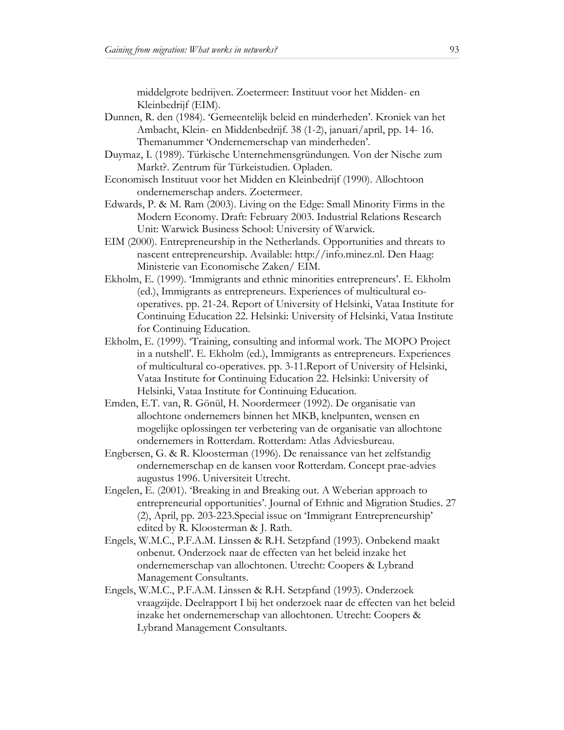middelgrote bedrijven. Zoetermeer: Instituut voor het Midden- en Kleinbedrijf (EIM).

Dunnen, R. den (1984). 'Gemeentelijk beleid en minderheden'. Kroniek van het Ambacht, Klein- en Middenbedrijf. 38 (1-2), januari/april, pp. 14- 16. Themanummer 'Ondernemerschap van minderheden'.

Duymaz, I. (1989). Türkische Unternehmensgründungen. Von der Nische zum Markt?. Zentrum für Türkeistudien. Opladen.

Economisch Instituut voor het Midden en Kleinbedrijf (1990). Allochtoon ondernemerschap anders. Zoetermeer.

Edwards, P. & M. Ram (2003). Living on the Edge: Small Minority Firms in the Modern Economy. Draft: February 2003. Industrial Relations Research Unit: Warwick Business School: University of Warwick.

EIM (2000). Entrepreneurship in the Netherlands. Opportunities and threats to nascent entrepreneurship. Available: http://info.minez.nl. Den Haag: Ministerie van Economische Zaken/ EIM.

Ekholm, E. (1999). 'Immigrants and ethnic minorities entrepreneurs'. E. Ekholm (ed.), Immigrants as entrepreneurs. Experiences of multicultural co-operatives. pp. 21-24. Report of University of Helsinki, Vataa Institute for Continuing Education 22. Helsinki: University of Helsinki, Vataa Institute for Continuing Education.

Ekholm, E. (1999). 'Training, consulting and informal work. The MOPO Project in a nutshell'. E. Ekholm (ed.), Immigrants as entrepreneurs. Experiences of multicultural co-operatives. pp. 3-11.Report of University of Helsinki, Vataa Institute for Continuing Education 22. Helsinki: University of Helsinki, Vataa Institute for Continuing Education.

Emden, E.T. van, R. Gönül, H. Noordermeer (1992). De organisatie van allochtone ondernemers binnen het MKB, knelpunten, wensen en mogelijke oplossingen ter verbetering van de organisatie van allochtone ondernemers in Rotterdam. Rotterdam: Atlas Adviesbureau.

Engbersen, G. & R. Kloosterman (1996). De renaissance van het zelfstandig ondernemerschap en de kansen voor Rotterdam. Concept prae-advies augustus 1996. Universiteit Utrecht.

Engelen, E. (2001). 'Breaking in and Breaking out. A Weberian approach to entrepreneurial opportunities'. Journal of Ethnic and Migration Studies. 27 (2), April, pp. 203-223.Special issue on 'Immigrant Entrepreneurship' edited by R. Kloosterman & J. Rath.

Engels, W.M.C., P.F.A.M. Linssen & R.H. Setzpfand (1993). Onbekend maakt onbenut. Onderzoek naar de effecten van het beleid inzake het ondernemerschap van allochtonen. Utrecht: Coopers & Lybrand Management Consultants.

Engels, W.M.C., P.F.A.M. Linssen & R.H. Setzpfand (1993). Onderzoek vraagzijde. Deelrapport I bij het onderzoek naar de effecten van het beleid inzake het ondernemerschap van allochtonen. Utrecht: Coopers & Lybrand Management Consultants.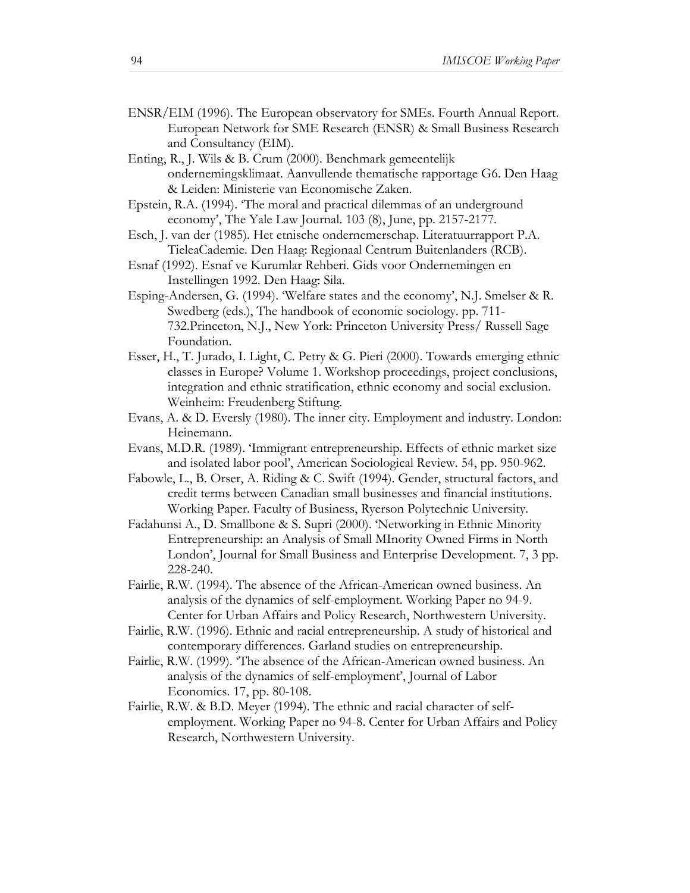ENSR/EIM (1996). The European observatory for SMEs. Fourth Annual Report. European Network for SME Research (ENSR) & Small Business Research and Consultancy (EIM).

Enting, R., J. Wils & B. Crum (2000). Benchmark gemeentelijk ondernemingsklimaat. Aanvullende thematische rapportage G6. Den Haag & Leiden: Ministerie van Economische Zaken.

Epstein, R.A. (1994). 'The moral and practical dilemmas of an underground economy', The Yale Law Journal. 103 (8), June, pp. 2157-2177.

Esch, J. van der (1985). Het etnische ondernemerschap. Literatuurrapport P.A. TieleaCademie. Den Haag: Regionaal Centrum Buitenlanders (RCB).

Esnaf (1992). Esnaf ve Kurumlar Rehberi. Gids voor Ondernemingen en Instellingen 1992. Den Haag: Sila.

Esping-Andersen, G. (1994). 'Welfare states and the economy', N.J. Smelser & R. Swedberg (eds.), The handbook of economic sociology. pp. 711-732.Princeton, N.J., New York: Princeton University Press/ Russell Sage Foundation.

Esser, H., T. Jurado, I. Light, C. Petry & G. Pieri (2000). Towards emerging ethnic classes in Europe? Volume 1. Workshop proceedings, project conclusions, integration and ethnic stratification, ethnic economy and social exclusion. Weinheim: Freudenberg Stiftung.

Evans, A. & D. Eversly (1980). The inner city. Employment and industry. London: Heinemann.

Evans, M.D.R. (1989). 'Immigrant entrepreneurship. Effects of ethnic market size and isolated labor pool', American Sociological Review. 54, pp. 950-962.

Fabowle, L., B. Orser, A. Riding & C. Swift (1994). Gender, structural factors, and credit terms between Canadian small businesses and financial institutions. Working Paper. Faculty of Business, Ryerson Polytechnic University.

Fadahunsi A., D. Smallbone & S. Supri (2000). 'Networking in Ethnic Minority Entrepreneurship: an Analysis of Small MInority Owned Firms in North London', Journal for Small Business and Enterprise Development. 7, 3 pp. 228-240.

Fairlie, R.W. (1994). The absence of the African-American owned business. An analysis of the dynamics of self-employment. Working Paper no 94-9. Center for Urban Affairs and Policy Research, Northwestern University.

Fairlie, R.W. (1996). Ethnic and racial entrepreneurship. A study of historical and contemporary differences. Garland studies on entrepreneurship.

Fairlie, R.W. (1999). 'The absence of the African-American owned business. An analysis of the dynamics of self-employment', Journal of Labor Economics. 17, pp. 80-108.

Fairlie, R.W. & B.D. Meyer (1994). The ethnic and racial character of self-employment. Working Paper no 94-8. Center for Urban Affairs and Policy Research, Northwestern University.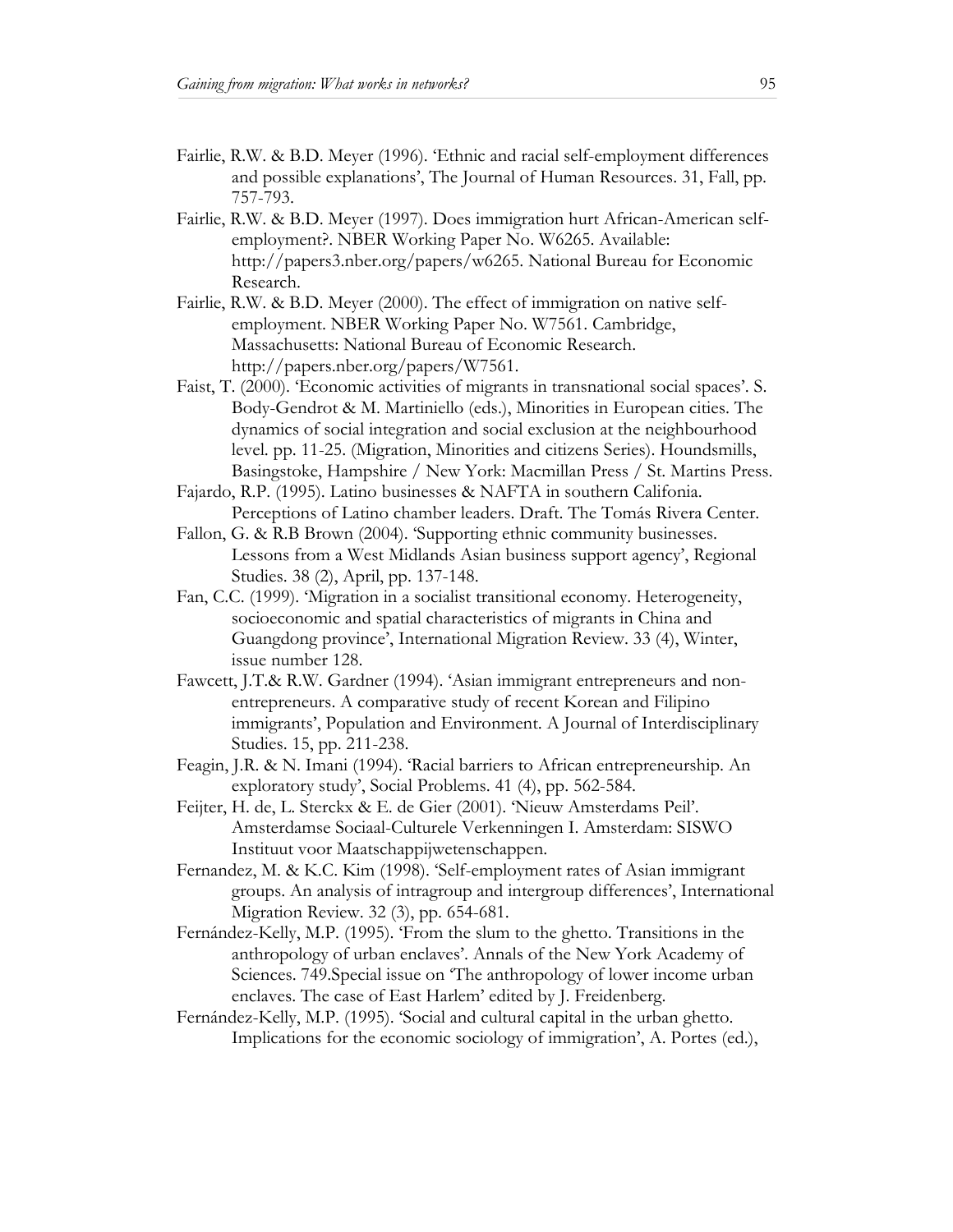Fairlie, R.W. & B.D. Meyer (1996). 'Ethnic and racial self-employment differences and possible explanations', The Journal of Human Resources. 31, Fall, pp. 757-793.

Fairlie, R.W. & B.D. Meyer (1997). Does immigration hurt African-American self-employment?. NBER Working Paper No. W6265. Available: http://papers3.nber.org/papers/w6265. National Bureau for Economic Research.

Fairlie, R.W. & B.D. Meyer (2000). The effect of immigration on native self-employment. NBER Working Paper No. W7561. Cambridge, Massachusetts: National Bureau of Economic Research. http://papers.nber.org/papers/W7561.

Faist, T. (2000). 'Economic activities of migrants in transnational social spaces'. S. Body-Gendrot & M. Martiniello (eds.), Minorities in European cities. The dynamics of social integration and social exclusion at the neighbourhood level. pp. 11-25. (Migration, Minorities and citizens Series). Houndsmills, Basingstoke, Hampshire / New York: Macmillan Press / St. Martins Press.

Fajardo, R.P. (1995). Latino businesses & NAFTA in southern Califonia. Perceptions of Latino chamber leaders. Draft. The Tomás Rivera Center.

Fallon, G. & R.B Brown (2004). 'Supporting ethnic community businesses. Lessons from a West Midlands Asian business support agency', Regional Studies. 38 (2), April, pp. 137-148.

Fan, C.C. (1999). 'Migration in a socialist transitional economy. Heterogeneity, socioeconomic and spatial characteristics of migrants in China and Guangdong province', International Migration Review. 33 (4), Winter, issue number 128.

Fawcett, J.T.& R.W. Gardner (1994). 'Asian immigrant entrepreneurs and non-entrepreneurs. A comparative study of recent Korean and Filipino immigrants', Population and Environment. A Journal of Interdisciplinary Studies. 15, pp. 211-238.

Feagin, J.R. & N. Imani (1994). 'Racial barriers to African entrepreneurship. An exploratory study', Social Problems. 41 (4), pp. 562-584.

Feijter, H. de, L. Sterckx & E. de Gier (2001). 'Nieuw Amsterdams Peil'. Amsterdamse Sociaal-Culturele Verkenningen I. Amsterdam: SISWO Instituut voor Maatschappijwetenschappen.

Fernandez, M. & K.C. Kim (1998). 'Self-employment rates of Asian immigrant groups. An analysis of intragroup and intergroup differences', International Migration Review. 32 (3), pp. 654-681.

Fernández-Kelly, M.P. (1995). 'From the slum to the ghetto. Transitions in the anthropology of urban enclaves'. Annals of the New York Academy of Sciences. 749.Special issue on 'The anthropology of lower income urban enclaves. The case of East Harlem' edited by J. Freidenberg.

Fernández-Kelly, M.P. (1995). 'Social and cultural capital in the urban ghetto. Implications for the economic sociology of immigration', A. Portes (ed.),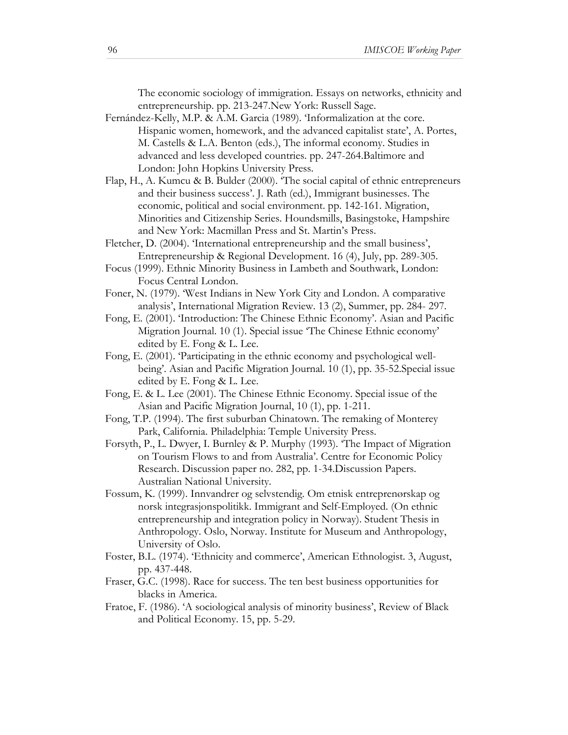The economic sociology of immigration. Essays on networks, ethnicity and entrepreneurship. pp. 213-247.New York: Russell Sage.

Fernández-Kelly, M.P. & A.M. Garcia (1989). 'Informalization at the core. Hispanic women, homework, and the advanced capitalist state', A. Portes, M. Castells & L.A. Benton (eds.), The informal economy. Studies in advanced and less developed countries. pp. 247-264.Baltimore and London: John Hopkins University Press.

Flap, H., A. Kumcu & B. Bulder (2000). 'The social capital of ethnic entrepreneurs and their business success'. J. Rath (ed.), Immigrant businesses. The economic, political and social environment. pp. 142-161. Migration, Minorities and Citizenship Series. Houndsmills, Basingstoke, Hampshire and New York: Macmillan Press and St. Martin's Press.

Fletcher, D. (2004). 'International entrepreneurship and the small business', Entrepreneurship & Regional Development. 16 (4), July, pp. 289-305.

Focus (1999). Ethnic Minority Business in Lambeth and Southwark, London: Focus Central London.

Foner, N. (1979). 'West Indians in New York City and London. A comparative analysis', International Migration Review. 13 (2), Summer, pp. 284- 297.

Fong, E. (2001). 'Introduction: The Chinese Ethnic Economy'. Asian and Pacific Migration Journal. 10 (1). Special issue 'The Chinese Ethnic economy' edited by E. Fong & L. Lee.

Fong, E. (2001). 'Participating in the ethnic economy and psychological well-being'. Asian and Pacific Migration Journal. 10 (1), pp. 35-52.Special issue edited by E. Fong & L. Lee.

Fong, E. & L. Lee (2001). The Chinese Ethnic Economy. Special issue of the Asian and Pacific Migration Journal, 10 (1), pp. 1-211.

Fong, T.P. (1994). The first suburban Chinatown. The remaking of Monterey Park, California. Philadelphia: Temple University Press.

Forsyth, P., L. Dwyer, I. Burnley & P. Murphy (1993). 'The Impact of Migration on Tourism Flows to and from Australia'. Centre for Economic Policy Research. Discussion paper no. 282, pp. 1-34.Discussion Papers. Australian National University.

Fossum, K. (1999). Innvandrer og selvstendig. Om etnisk entreprenørskap og norsk integrasjonspolitikk. Immigrant and Self-Employed. (On ethnic entrepreneurship and integration policy in Norway). Student Thesis in Anthropology. Oslo, Norway. Institute for Museum and Anthropology, University of Oslo.

Foster, B.L. (1974). 'Ethnicity and commerce', American Ethnologist. 3, August, pp. 437-448.

Fraser, G.C. (1998). Race for success. The ten best business opportunities for blacks in America.

Fratoe, F. (1986). 'A sociological analysis of minority business', Review of Black and Political Economy. 15, pp. 5-29.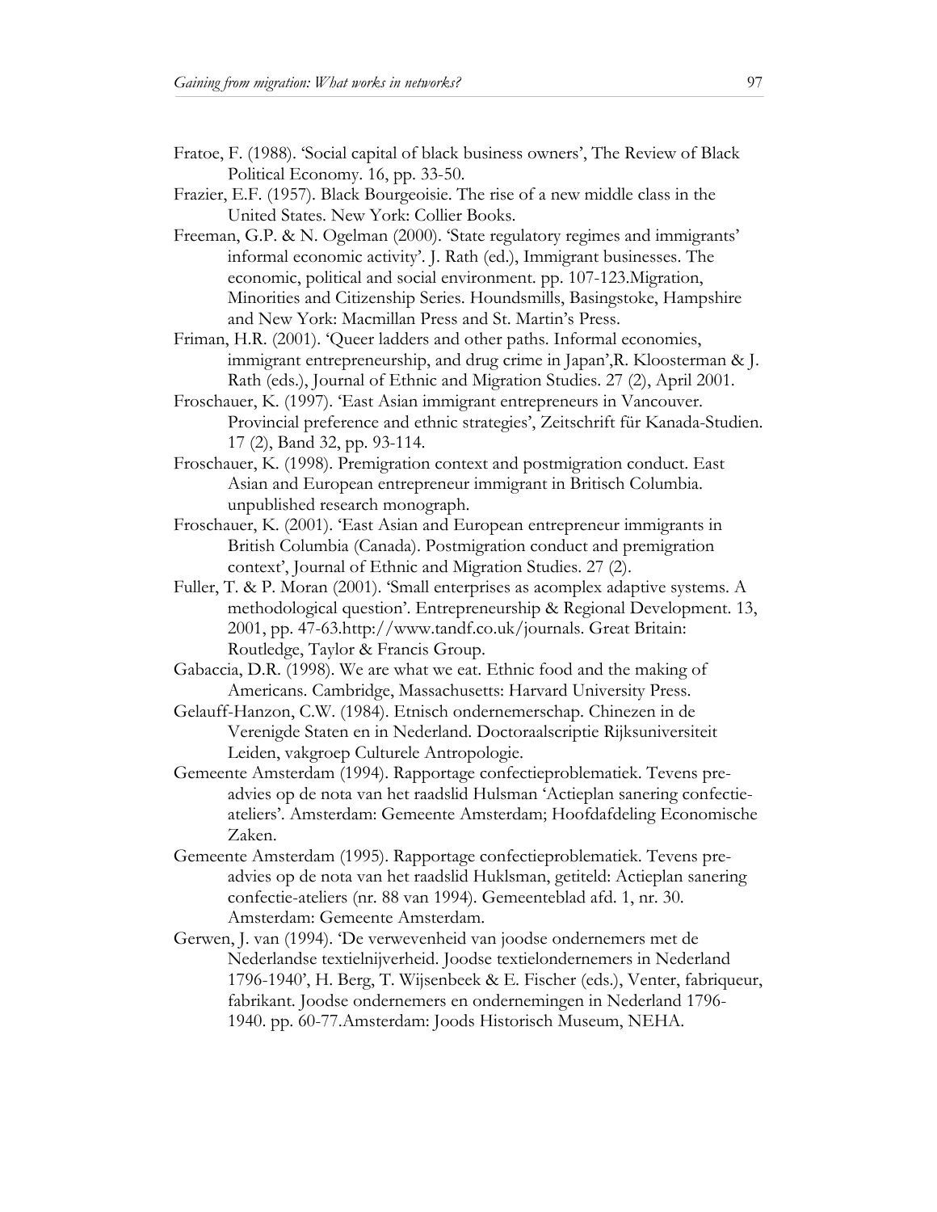Fratoe, F. (1988). 'Social capital of black business owners', The Review of Black Political Economy. 16, pp. 33-50.

Frazier, E.F. (1957). Black Bourgeoisie. The rise of a new middle class in the United States. New York: Collier Books.

Freeman, G.P. & N. Ogelman (2000). 'State regulatory regimes and immigrants' informal economic activity'. J. Rath (ed.), Immigrant businesses. The economic, political and social environment. pp. 107-123.Migration, Minorities and Citizenship Series. Houndsmills, Basingstoke, Hampshire and New York: Macmillan Press and St. Martin's Press.

Friman, H.R. (2001). 'Queer ladders and other paths. Informal economies, immigrant entrepreneurship, and drug crime in Japan',R. Kloosterman & J. Rath (eds.), Journal of Ethnic and Migration Studies. 27 (2), April 2001.

Froschauer, K. (1997). 'East Asian immigrant entrepreneurs in Vancouver. Provincial preference and ethnic strategies', Zeitschrift für Kanada-Studien. 17 (2), Band 32, pp. 93-114.

Froschauer, K. (1998). Premigration context and postmigration conduct. East Asian and European entrepreneur immigrant in Britisch Columbia. unpublished research monograph.

Froschauer, K. (2001). 'East Asian and European entrepreneur immigrants in British Columbia (Canada). Postmigration conduct and premigration context', Journal of Ethnic and Migration Studies. 27 (2).

Fuller, T. & P. Moran (2001). 'Small enterprises as acomplex adaptive systems. A methodological question'. Entrepreneurship & Regional Development. 13, 2001, pp. 47-63.http://www.tandf.co.uk/journals. Great Britain: Routledge, Taylor & Francis Group.

Gabaccia, D.R. (1998). We are what we eat. Ethnic food and the making of Americans. Cambridge, Massachusetts: Harvard University Press.

Gelauff-Hanzon, C.W. (1984). Etnisch ondernemerschap. Chinezen in de Verenigde Staten en in Nederland. Doctoraalscriptie Rijksuniversiteit Leiden, vakgroep Culturele Antropologie.

Gemeente Amsterdam (1994). Rapportage confectieproblematiek. Tevens pre-advies op de nota van het raadslid Hulsman 'Actieplan sanering confectie-ateliers'. Amsterdam: Gemeente Amsterdam; Hoofdafdeling Economische Zaken.

Gemeente Amsterdam (1995). Rapportage confectieproblematiek. Tevens pre-advies op de nota van het raadslid Huklsman, getiteld: Actieplan sanering confectie-ateliers (nr. 88 van 1994). Gemeenteblad afd. 1, nr. 30. Amsterdam: Gemeente Amsterdam.

Gerwen, J. van (1994). 'De verwevenheid van joodse ondernemers met de Nederlandse textielnijverheid. Joodse textielondernemers in Nederland 1796-1940', H. Berg, T. Wijsenbeek & E. Fischer (eds.), Venter, fabriqueur, fabrikant. Joodse ondernemers en ondernemingen in Nederland 1796-1940. pp. 60-77.Amsterdam: Joods Historisch Museum, NEHA.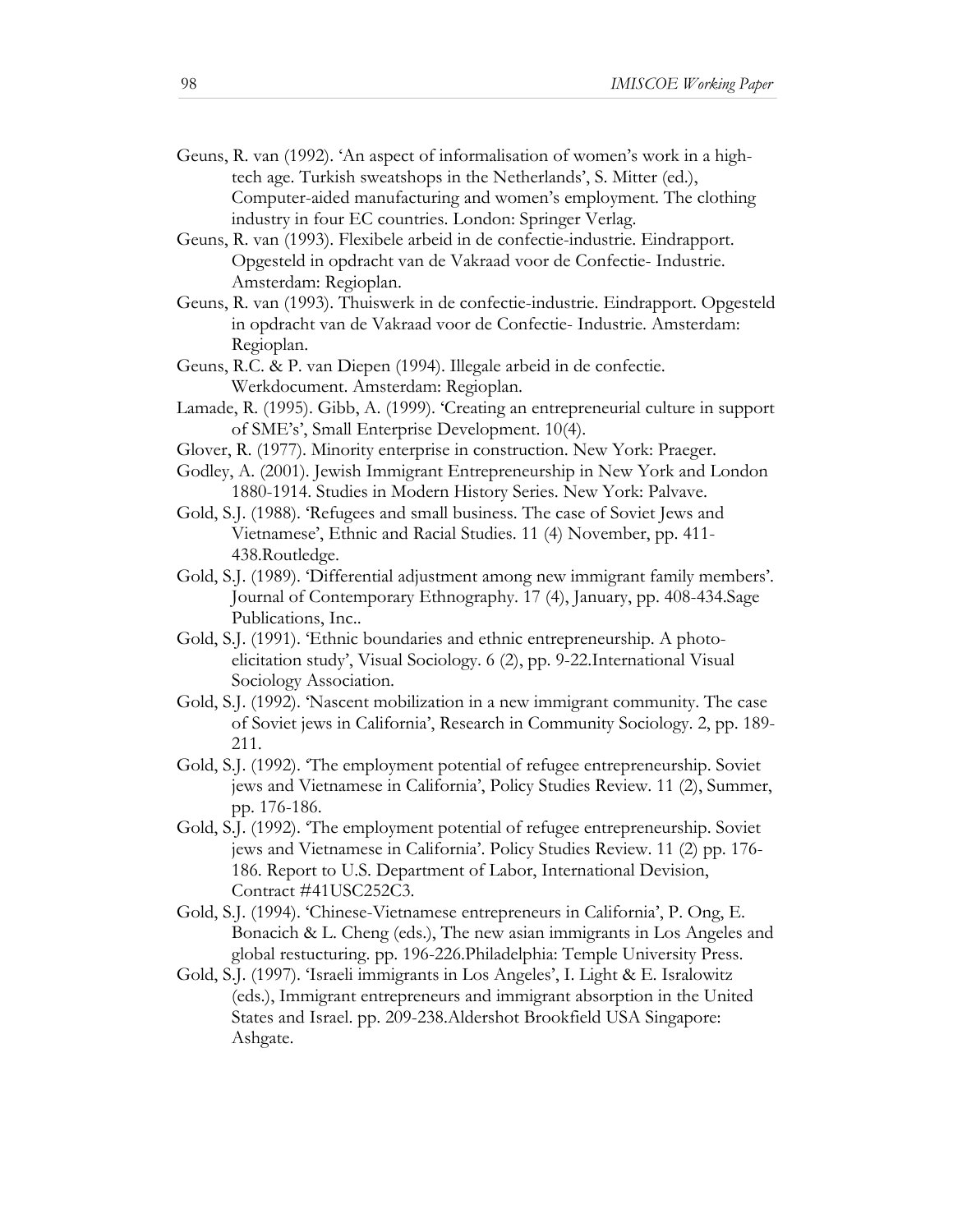Geuns, R. van (1992). 'An aspect of informalisation of women's work in a high-tech age. Turkish sweatshops in the Netherlands', S. Mitter (ed.), Computer-aided manufacturing and women's employment. The clothing industry in four EC countries. London: Springer Verlag.

Geuns, R. van (1993). Flexibele arbeid in de confectie-industrie. Eindrapport. Opgesteld in opdracht van de Vakraad voor de Confectie- Industrie. Amsterdam: Regioplan.

Geuns, R. van (1993). Thuiswerk in de confectie-industrie. Eindrapport. Opgesteld in opdracht van de Vakraad voor de Confectie- Industrie. Amsterdam: Regioplan.

Geuns, R.C. & P. van Diepen (1994). Illegale arbeid in de confectie. Werkdocument. Amsterdam: Regioplan.

Lamade, R. (1995). Gibb, A. (1999). 'Creating an entrepreneurial culture in support of SME's', Small Enterprise Development. 10(4).

Glover, R. (1977). Minority enterprise in construction. New York: Praeger.

Godley, A. (2001). Jewish Immigrant Entrepreneurship in New York and London 1880-1914. Studies in Modern History Series. New York: Palvave.

Gold, S.J. (1988). 'Refugees and small business. The case of Soviet Jews and Vietnamese', Ethnic and Racial Studies. 11 (4) November, pp. 411-438.Routledge.

Gold, S.J. (1989). 'Differential adjustment among new immigrant family members'. Journal of Contemporary Ethnography. 17 (4), January, pp. 408-434.Sage Publications, Inc..

Gold, S.J. (1991). 'Ethnic boundaries and ethnic entrepreneurship. A photo-elicitation study', Visual Sociology. 6 (2), pp. 9-22.International Visual Sociology Association.

Gold, S.J. (1992). 'Nascent mobilization in a new immigrant community. The case of Soviet jews in California', Research in Community Sociology. 2, pp. 189-211.

Gold, S.J. (1992). 'The employment potential of refugee entrepreneurship. Soviet jews and Vietnamese in California', Policy Studies Review. 11 (2), Summer, pp. 176-186.

Gold, S.J. (1992). 'The employment potential of refugee entrepreneurship. Soviet jews and Vietnamese in California'. Policy Studies Review. 11 (2) pp. 176-186. Report to U.S. Department of Labor, International Devision, Contract #41USC252C3.

Gold, S.J. (1994). 'Chinese-Vietnamese entrepreneurs in California', P. Ong, E. Bonacich & L. Cheng (eds.), The new asian immigrants in Los Angeles and global restucturing. pp. 196-226.Philadelphia: Temple University Press.

Gold, S.J. (1997). 'Israeli immigrants in Los Angeles', I. Light & E. Isralowitz (eds.), Immigrant entrepreneurs and immigrant absorption in the United States and Israel. pp. 209-238.Aldershot Brookfield USA Singapore: Ashgate.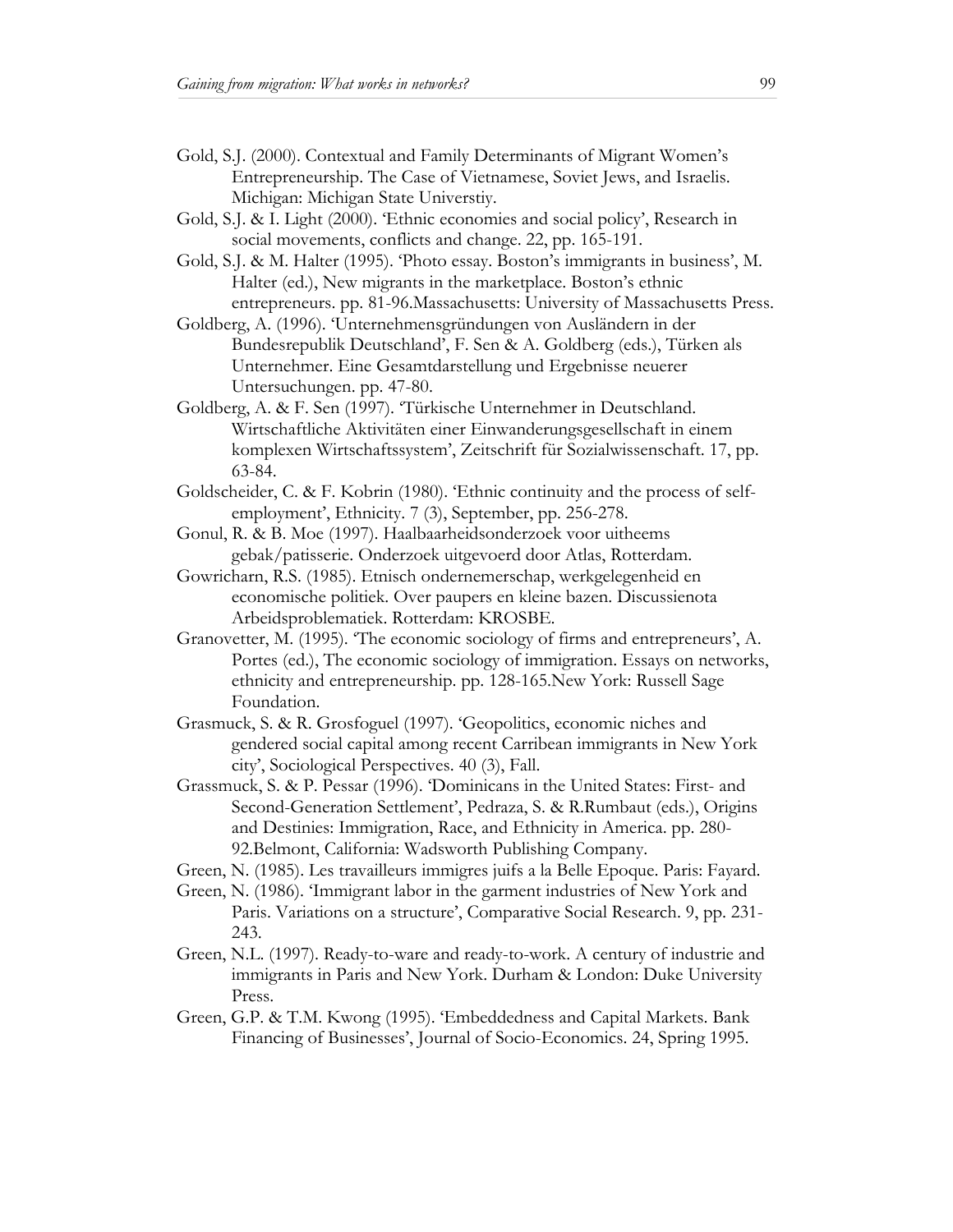Gold, S.J. (2000). Contextual and Family Determinants of Migrant Women's Entrepreneurship. The Case of Vietnamese, Soviet Jews, and Israelis. Michigan: Michigan State Universtiy.

Gold, S.J. & I. Light (2000). 'Ethnic economies and social policy', Research in social movements, conflicts and change. 22, pp. 165-191.

Gold, S.J. & M. Halter (1995). 'Photo essay. Boston's immigrants in business', M. Halter (ed.), New migrants in the marketplace. Boston's ethnic entrepreneurs. pp. 81-96.Massachusetts: University of Massachusetts Press.

Goldberg, A. (1996). 'Unternehmensgründungen von Ausländern in der Bundesrepublik Deutschland', F. Sen & A. Goldberg (eds.), Türken als Unternehmer. Eine Gesamtdarstellung und Ergebnisse neuerer Untersuchungen. pp. 47-80.

Goldberg, A. & F. Sen (1997). 'Türkische Unternehmer in Deutschland. Wirtschaftliche Aktivitäten einer Einwanderungsgesellschaft in einem komplexen Wirtschaftssystem', Zeitschrift für Sozialwissenschaft. 17, pp. 63-84.

Goldscheider, C. & F. Kobrin (1980). 'Ethnic continuity and the process of self-employment', Ethnicity. 7 (3), September, pp. 256-278.

Gonul, R. & B. Moe (1997). Haalbaarheidsonderzoek voor uitheems gebak/patisserie. Onderzoek uitgevoerd door Atlas, Rotterdam.

Gowricharn, R.S. (1985). Etnisch ondernemerschap, werkgelegenheid en economische politiek. Over paupers en kleine bazen. Discussienota Arbeidsproblematiek. Rotterdam: KROSBE.

Granovetter, M. (1995). 'The economic sociology of firms and entrepreneurs', A. Portes (ed.), The economic sociology of immigration. Essays on networks, ethnicity and entrepreneurship. pp. 128-165.New York: Russell Sage Foundation.

Grasmuck, S. & R. Grosfoguel (1997). 'Geopolitics, economic niches and gendered social capital among recent Carribean immigrants in New York city', Sociological Perspectives. 40 (3), Fall.

Grassmuck, S. & P. Pessar (1996). 'Dominicans in the United States: First- and Second-Generation Settlement', Pedraza, S. & R.Rumbaut (eds.), Origins and Destinies: Immigration, Race, and Ethnicity in America. pp. 280-92.Belmont, California: Wadsworth Publishing Company.

Green, N. (1985). Les travailleurs immigres juifs a la Belle Epoque. Paris: Fayard.

Green, N. (1986). 'Immigrant labor in the garment industries of New York and Paris. Variations on a structure', Comparative Social Research. 9, pp. 231-243.

Green, N.L. (1997). Ready-to-ware and ready-to-work. A century of industrie and immigrants in Paris and New York. Durham & London: Duke University Press.

Green, G.P. & T.M. Kwong (1995). 'Embeddedness and Capital Markets. Bank Financing of Businesses', Journal of Socio-Economics. 24, Spring 1995.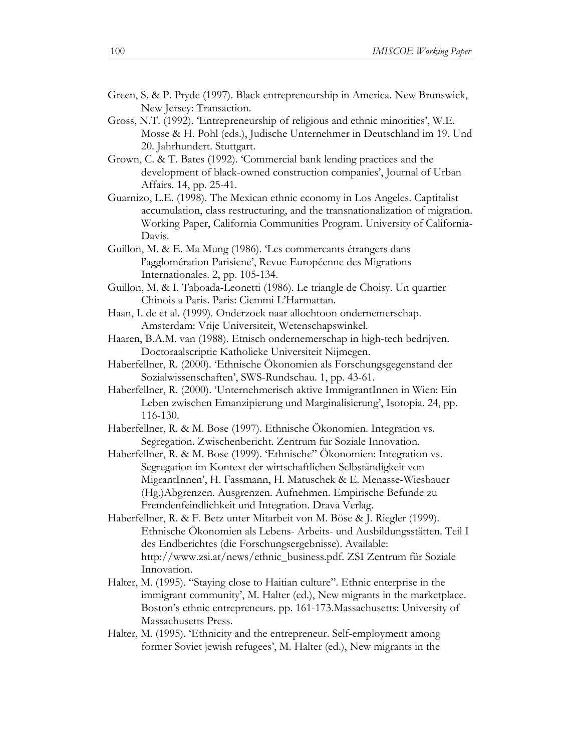Green, S. & P. Pryde (1997). Black entrepreneurship in America. New Brunswick, New Jersey: Transaction.

Gross, N.T. (1992). 'Entrepreneurship of religious and ethnic minorities', W.E. Mosse & H. Pohl (eds.), Judische Unternehmer in Deutschland im 19. Und 20. Jahrhundert. Stuttgart.

Grown, C. & T. Bates (1992). 'Commercial bank lending practices and the development of black-owned construction companies', Journal of Urban Affairs. 14, pp. 25-41.

Guarnizo, L.E. (1998). The Mexican ethnic economy in Los Angeles. Captitalist accumulation, class restructuring, and the transnationalization of migration. Working Paper, California Communities Program. University of California-Davis.

Guillon, M. & E. Ma Mung (1986). 'Les commercants étrangers dans l'agglomération Parisiene', Revue Européenne des Migrations Internationales. 2, pp. 105-134.

Guillon, M. & I. Taboada-Leonetti (1986). Le triangle de Choisy. Un quartier Chinois a Paris. Paris: Ciemmi L'Harmattan.

Haan, I. de et al. (1999). Onderzoek naar allochtoon ondernemerschap. Amsterdam: Vrije Universiteit, Wetenschapswinkel.

Haaren, B.A.M. van (1988). Etnisch ondernemerschap in high-tech bedrijven. Doctoraalscriptie Katholieke Universiteit Nijmegen.

Haberfellner, R. (2000). 'Ethnische Ökonomien als Forschungsgegenstand der Sozialwissenschaften', SWS-Rundschau. 1, pp. 43-61.

Haberfellner, R. (2000). 'Unternehmerisch aktive ImmigrantInnen in Wien: Ein Leben zwischen Emanzipierung und Marginalisierung', Isotopia. 24, pp. 116-130.

Haberfellner, R. & M. Bose (1997). Ethnische Ökonomien. Integration vs. Segregation. Zwischenbericht. Zentrum fur Soziale Innovation.

Haberfellner, R. & M. Bose (1999). 'Ethnische'' Ökonomien: Integration vs. Segregation im Kontext der wirtschaftlichen Selbständigkeit von MigrantInnen', H. Fassmann, H. Matuschek & E. Menasse-Wiesbauer (Hg.)Abgrenzen. Ausgrenzen. Aufnehmen. Empirische Befunde zu Fremdenfeindlichkeit und Integration. Drava Verlag.

Haberfellner, R. & F. Betz unter Mitarbeit von M. Böse & J. Riegler (1999). Ethnische Ökonomien als Lebens- Arbeits- und Ausbildungsstätten. Teil I des Endberichtes (die Forschungsergebnisse). Available: http://www.zsi.at/news/ethnic_business.pdf. ZSI Zentrum für Soziale Innovation.

Halter, M. (1995). ''Staying close to Haitian culture''. Ethnic enterprise in the immigrant community', M. Halter (ed.), New migrants in the marketplace. Boston's ethnic entrepreneurs. pp. 161-173.Massachusetts: University of Massachusetts Press.

Halter, M. (1995). 'Ethnicity and the entrepreneur. Self-employment among former Soviet jewish refugees', M. Halter (ed.), New migrants in the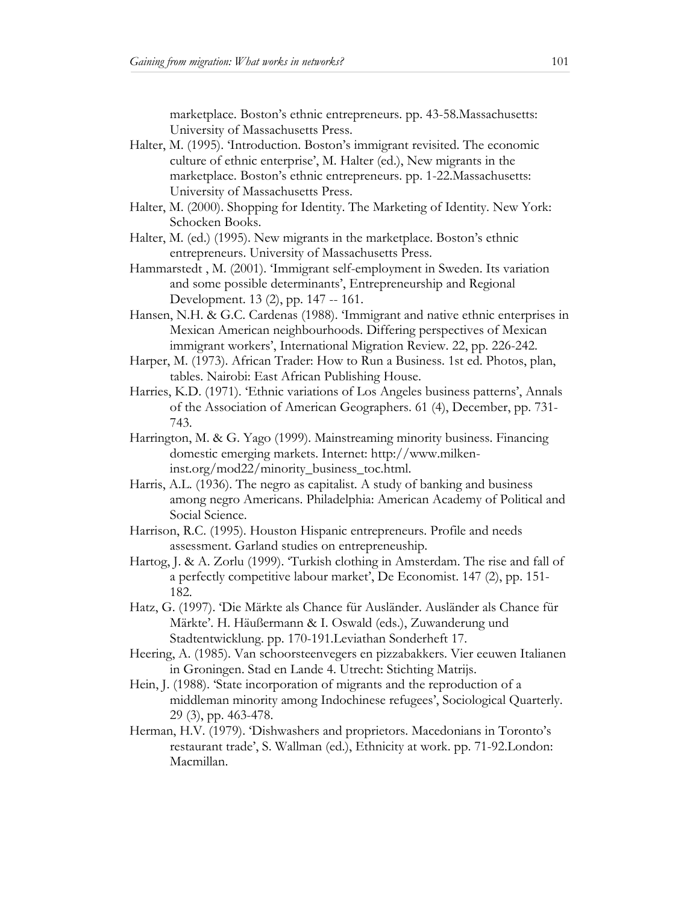marketplace. Boston's ethnic entrepreneurs. pp. 43-58.Massachusetts: University of Massachusetts Press.

Halter, M. (1995). 'Introduction. Boston's immigrant revisited. The economic culture of ethnic enterprise', M. Halter (ed.), New migrants in the marketplace. Boston's ethnic entrepreneurs. pp. 1-22.Massachusetts: University of Massachusetts Press.

Halter, M. (2000). Shopping for Identity. The Marketing of Identity. New York: Schocken Books.

Halter, M. (ed.) (1995). New migrants in the marketplace. Boston's ethnic entrepreneurs. University of Massachusetts Press.

Hammarstedt , M. (2001). 'Immigrant self-employment in Sweden. Its variation and some possible determinants', Entrepreneurship and Regional Development. 13 (2), pp. 147 -- 161.

Hansen, N.H. & G.C. Cardenas (1988). 'Immigrant and native ethnic enterprises in Mexican American neighbourhoods. Differing perspectives of Mexican immigrant workers', International Migration Review. 22, pp. 226-242.

Harper, M. (1973). African Trader: How to Run a Business. 1st ed. Photos, plan, tables. Nairobi: East African Publishing House.

Harries, K.D. (1971). 'Ethnic variations of Los Angeles business patterns', Annals of the Association of American Geographers. 61 (4), December, pp. 731-743.

Harrington, M. & G. Yago (1999). Mainstreaming minority business. Financing domestic emerging markets. Internet: http://www.milken-inst.org/mod22/minority_business_toc.html.

Harris, A.L. (1936). The negro as capitalist. A study of banking and business among negro Americans. Philadelphia: American Academy of Political and Social Science.

Harrison, R.C. (1995). Houston Hispanic entrepreneurs. Profile and needs assessment. Garland studies on entrepreneuship.

Hartog, J. & A. Zorlu (1999). 'Turkish clothing in Amsterdam. The rise and fall of a perfectly competitive labour market', De Economist. 147 (2), pp. 151-182.

Hatz, G. (1997). 'Die Märkte als Chance für Ausländer. Ausländer als Chance für Märkte'. H. Häußermann & I. Oswald (eds.), Zuwanderung und Stadtentwicklung. pp. 170-191.Leviathan Sonderheft 17.

Heering, A. (1985). Van schoorsteenvegers en pizzabakkers. Vier eeuwen Italianen in Groningen. Stad en Lande 4. Utrecht: Stichting Matrijs.

Hein, J. (1988). 'State incorporation of migrants and the reproduction of a middleman minority among Indochinese refugees', Sociological Quarterly. 29 (3), pp. 463-478.

Herman, H.V. (1979). 'Dishwashers and proprietors. Macedonians in Toronto's restaurant trade', S. Wallman (ed.), Ethnicity at work. pp. 71-92.London: Macmillan.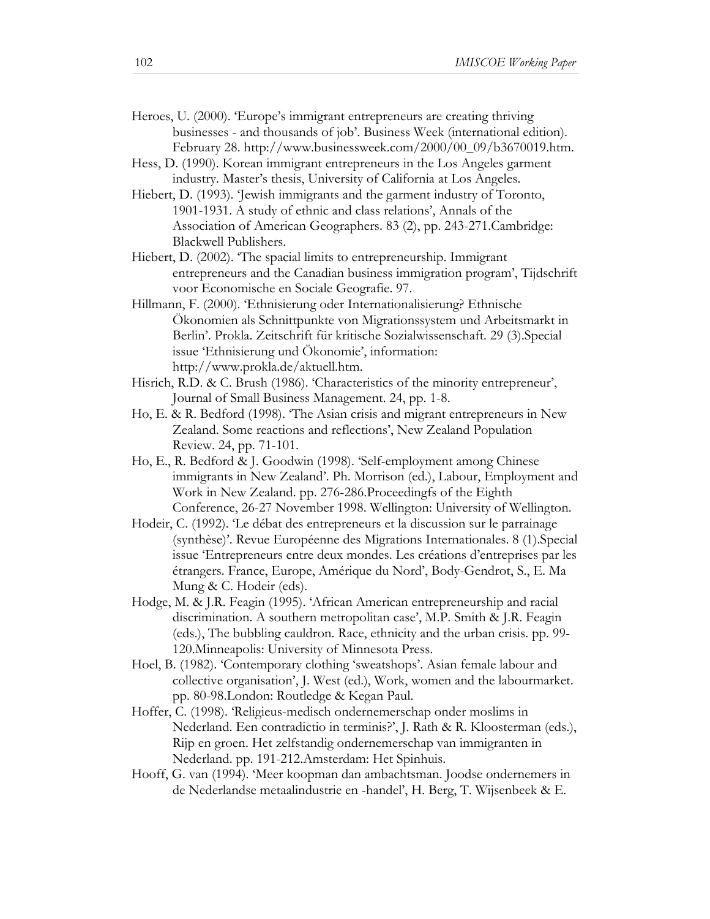Heroes, U. (2000). 'Europe's immigrant entrepreneurs are creating thriving businesses - and thousands of job'. Business Week (international edition). February 28. http://www.businessweek.com/2000/00_09/b3670019.htm.

Hess, D. (1990). Korean immigrant entrepreneurs in the Los Angeles garment industry. Master's thesis, University of California at Los Angeles.

Hiebert, D. (1993). 'Jewish immigrants and the garment industry of Toronto, 1901-1931. A study of ethnic and class relations', Annals of the Association of American Geographers. 83 (2), pp. 243-271.Cambridge: Blackwell Publishers.

Hiebert, D. (2002). 'The spacial limits to entrepreneurship. Immigrant entrepreneurs and the Canadian business immigration program', Tijdschrift voor Economische en Sociale Geografie. 97.

Hillmann, F. (2000). 'Ethnisierung oder Internationalisierung? Ethnische Ökonomien als Schnittpunkte von Migrationssystem und Arbeitsmarkt in Berlin'. Prokla. Zeitschrift für kritische Sozialwissenschaft. 29 (3).Special issue 'Ethnisierung und Ökonomie', information: http://www.prokla.de/aktuell.htm.

Hisrich, R.D. & C. Brush (1986). 'Characteristics of the minority entrepreneur', Journal of Small Business Management. 24, pp. 1-8.

Ho, E. & R. Bedford (1998). 'The Asian crisis and migrant entrepreneurs in New Zealand. Some reactions and reflections', New Zealand Population Review. 24, pp. 71-101.

Ho, E., R. Bedford & J. Goodwin (1998). 'Self-employment among Chinese immigrants in New Zealand'. Ph. Morrison (ed.), Labour, Employment and Work in New Zealand. pp. 276-286.Proceedingfs of the Eighth Conference, 26-27 November 1998. Wellington: University of Wellington.

Hodeir, C. (1992). 'Le débat des entrepreneurs et la discussion sur le parrainage (synthèse)'. Revue Européenne des Migrations Internationales. 8 (1).Special issue 'Entrepreneurs entre deux mondes. Les créations d'entreprises par les étrangers. France, Europe, Amérique du Nord', Body-Gendrot, S., E. Ma Mung & C. Hodeir (eds).

Hodge, M. & J.R. Feagin (1995). 'African American entrepreneurship and racial discrimination. A southern metropolitan case', M.P. Smith & J.R. Feagin (eds.), The bubbling cauldron. Race, ethnicity and the urban crisis. pp. 99-120.Minneapolis: University of Minnesota Press.

Hoel, B. (1982). 'Contemporary clothing 'sweatshops'. Asian female labour and collective organisation', J. West (ed.), Work, women and the labourmarket. pp. 80-98.London: Routledge & Kegan Paul.

Hoffer, C. (1998). 'Religieus-medisch ondernemerschap onder moslims in Nederland. Een contradictio in terminis?', J. Rath & R. Kloosterman (eds.), Rijp en groen. Het zelfstandig ondernemerschap van immigranten in Nederland. pp. 191-212.Amsterdam: Het Spinhuis.

Hooff, G. van (1994). 'Meer koopman dan ambachtsman. Joodse ondernemers in de Nederlandse metaalindustrie en -handel', H. Berg, T. Wijsenbeek & E.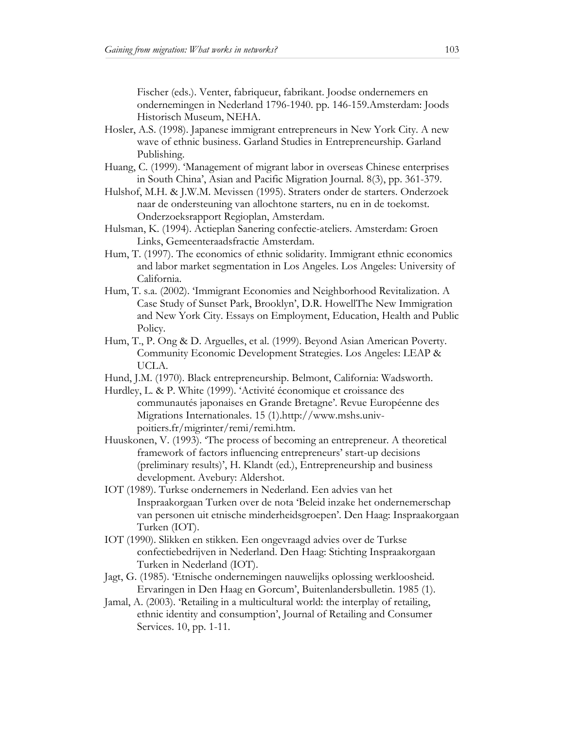Fischer (eds.). Venter, fabriqueur, fabrikant. Joodse ondernemers en ondernemingen in Nederland 1796-1940. pp. 146-159.Amsterdam: Joods Historisch Museum, NEHA.

Hosler, A.S. (1998). Japanese immigrant entrepreneurs in New York City. A new wave of ethnic business. Garland Studies in Entrepreneurship. Garland Publishing.

Huang, C. (1999). 'Management of migrant labor in overseas Chinese enterprises in South China', Asian and Pacific Migration Journal. 8(3), pp. 361-379.

Hulshof, M.H. & J.W.M. Mevissen (1995). Straters onder de starters. Onderzoek naar de ondersteuning van allochtone starters, nu en in de toekomst. Onderzoeksrapport Regioplan, Amsterdam.

Hulsman, K. (1994). Actieplan Sanering confectie-ateliers. Amsterdam: Groen Links, Gemeenteraadsfractie Amsterdam.

Hum, T. (1997). The economics of ethnic solidarity. Immigrant ethnic economics and labor market segmentation in Los Angeles. Los Angeles: University of California.

Hum, T. s.a. (2002). 'Immigrant Economies and Neighborhood Revitalization. A Case Study of Sunset Park, Brooklyn', D.R. HowellThe New Immigration and New York City. Essays on Employment, Education, Health and Public Policy.

Hum, T., P. Ong & D. Arguelles, et al. (1999). Beyond Asian American Poverty. Community Economic Development Strategies. Los Angeles: LEAP & UCLA.

Hund, J.M. (1970). Black entrepreneurship. Belmont, California: Wadsworth.

Hurdley, L. & P. White (1999). 'Activité économique et croissance des communautés japonaises en Grande Bretagne'. Revue Européenne des Migrations Internationales. 15 (1).http://www.mshs.univ-poitiers.fr/migrinter/remi/remi.htm.

Huuskonen, V. (1993). 'The process of becoming an entrepreneur. A theoretical framework of factors influencing entrepreneurs' start-up decisions (preliminary results)', H. Klandt (ed.), Entrepreneurship and business development. Avebury: Aldershot.

IOT (1989). Turkse ondernemers in Nederland. Een advies van het Inspraakorgaan Turken over de nota 'Beleid inzake het ondernemerschap van personen uit etnische minderheidsgroepen'. Den Haag: Inspraakorgaan Turken (IOT).

IOT (1990). Slikken en stikken. Een ongevraagd advies over de Turkse confectiebedrijven in Nederland. Den Haag: Stichting Inspraakorgaan Turken in Nederland (IOT).

Jagt, G. (1985). 'Etnische ondernemingen nauwelijks oplossing werkloosheid. Ervaringen in Den Haag en Gorcum', Buitenlandersbulletin. 1985 (1).

Jamal, A. (2003). 'Retailing in a multicultural world: the interplay of retailing, ethnic identity and consumption', Journal of Retailing and Consumer Services. 10, pp. 1-11.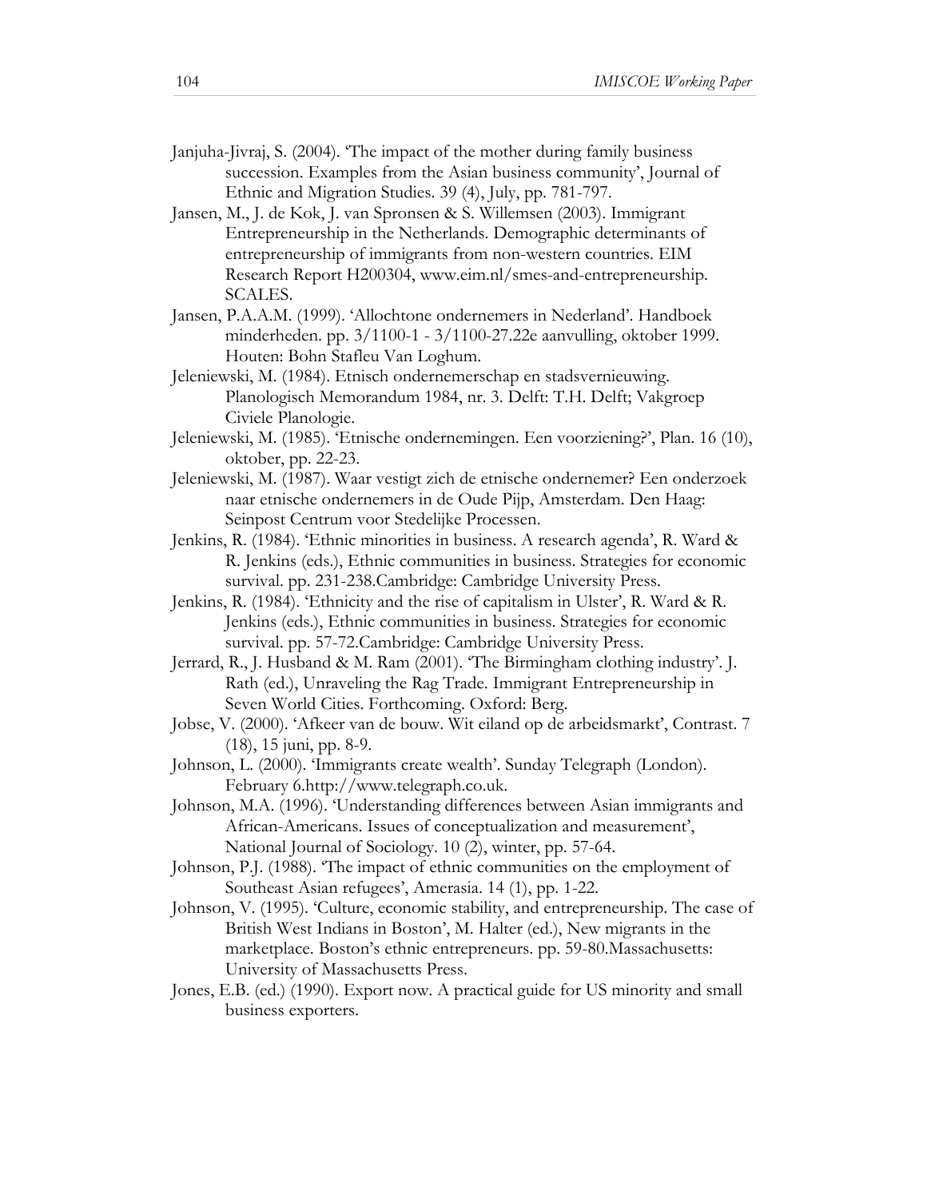Janjuha-Jivraj, S. (2004). 'The impact of the mother during family business succession. Examples from the Asian business community', Journal of Ethnic and Migration Studies. 39 (4), July, pp. 781-797.

Jansen, M., J. de Kok, J. van Spronsen & S. Willemsen (2003). Immigrant Entrepreneurship in the Netherlands. Demographic determinants of entrepreneurship of immigrants from non-western countries. EIM Research Report H200304, www.eim.nl/smes-and-entrepreneurship. SCALES.

Jansen, P.A.A.M. (1999). 'Allochtone ondernemers in Nederland'. Handboek minderheden. pp. 3/1100-1 - 3/1100-27.22e aanvulling, oktober 1999. Houten: Bohn Stafleu Van Loghum.

Jeleniewski, M. (1984). Etnisch ondernemerschap en stadsvernieuwing. Planologisch Memorandum 1984, nr. 3. Delft: T.H. Delft; Vakgroep Civiele Planologie.

Jeleniewski, M. (1985). 'Etnische ondernemingen. Een voorziening?', Plan. 16 (10), oktober, pp. 22-23.

Jeleniewski, M. (1987). Waar vestigt zich de etnische ondernemer? Een onderzoek naar etnische ondernemers in de Oude Pijp, Amsterdam. Den Haag: Seinpost Centrum voor Stedelijke Processen.

Jenkins, R. (1984). 'Ethnic minorities in business. A research agenda', R. Ward & R. Jenkins (eds.), Ethnic communities in business. Strategies for economic survival. pp. 231-238.Cambridge: Cambridge University Press.

Jenkins, R. (1984). 'Ethnicity and the rise of capitalism in Ulster', R. Ward & R. Jenkins (eds.), Ethnic communities in business. Strategies for economic survival. pp. 57-72.Cambridge: Cambridge University Press.

Jerrard, R., J. Husband & M. Ram (2001). 'The Birmingham clothing industry'. J. Rath (ed.), Unraveling the Rag Trade. Immigrant Entrepreneurship in Seven World Cities. Forthcoming. Oxford: Berg.

Jobse, V. (2000). 'Afkeer van de bouw. Wit eiland op de arbeidsmarkt', Contrast. 7 (18), 15 juni, pp. 8-9.

Johnson, L. (2000). 'Immigrants create wealth'. Sunday Telegraph (London). February 6.http://www.telegraph.co.uk.

Johnson, M.A. (1996). 'Understanding differences between Asian immigrants and African-Americans. Issues of conceptualization and measurement', National Journal of Sociology. 10 (2), winter, pp. 57-64.

Johnson, P.J. (1988). 'The impact of ethnic communities on the employment of Southeast Asian refugees', Amerasia. 14 (1), pp. 1-22.

Johnson, V. (1995). 'Culture, economic stability, and entrepreneurship. The case of British West Indians in Boston', M. Halter (ed.), New migrants in the marketplace. Boston's ethnic entrepreneurs. pp. 59-80.Massachusetts: University of Massachusetts Press.

Jones, E.B. (ed.) (1990). Export now. A practical guide for US minority and small business exporters.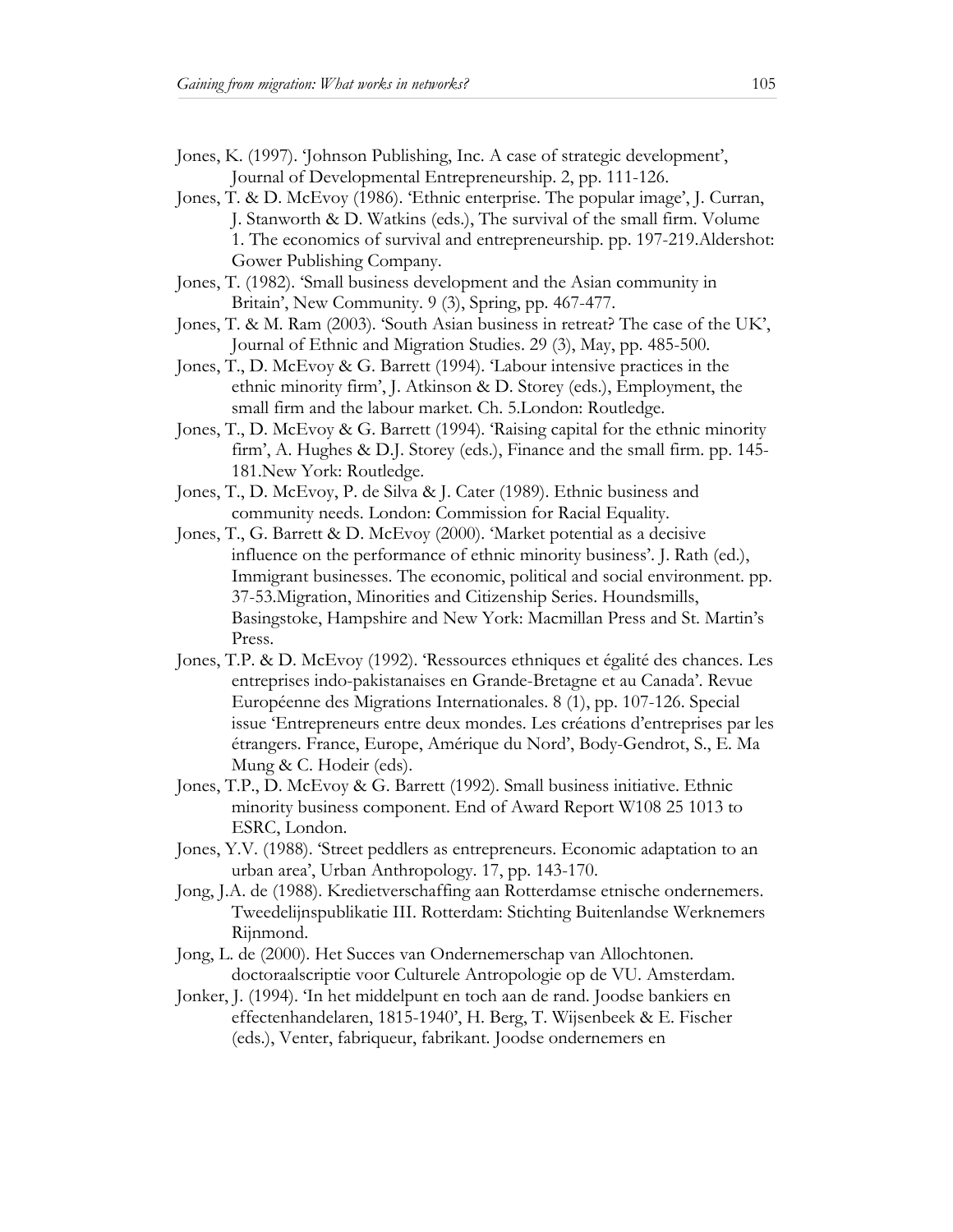Jones, K. (1997). 'Johnson Publishing, Inc. A case of strategic development', Journal of Developmental Entrepreneurship. 2, pp. 111-126.

Jones, T. & D. McEvoy (1986). 'Ethnic enterprise. The popular image', J. Curran, J. Stanworth & D. Watkins (eds.), The survival of the small firm. Volume 1. The economics of survival and entrepreneurship. pp. 197-219.Aldershot: Gower Publishing Company.

Jones, T. (1982). 'Small business development and the Asian community in Britain', New Community. 9 (3), Spring, pp. 467-477.

Jones, T. & M. Ram (2003). 'South Asian business in retreat? The case of the UK', Journal of Ethnic and Migration Studies. 29 (3), May, pp. 485-500.

Jones, T., D. McEvoy & G. Barrett (1994). 'Labour intensive practices in the ethnic minority firm', J. Atkinson & D. Storey (eds.), Employment, the small firm and the labour market. Ch. 5.London: Routledge.

Jones, T., D. McEvoy & G. Barrett (1994). 'Raising capital for the ethnic minority firm', A. Hughes & D.J. Storey (eds.), Finance and the small firm. pp. 145-181.New York: Routledge.

Jones, T., D. McEvoy, P. de Silva & J. Cater (1989). Ethnic business and community needs. London: Commission for Racial Equality.

Jones, T., G. Barrett & D. McEvoy (2000). 'Market potential as a decisive influence on the performance of ethnic minority business'. J. Rath (ed.), Immigrant businesses. The economic, political and social environment. pp. 37-53.Migration, Minorities and Citizenship Series. Houndsmills, Basingstoke, Hampshire and New York: Macmillan Press and St. Martin's Press.

Jones, T.P. & D. McEvoy (1992). 'Ressources ethniques et égalité des chances. Les entreprises indo-pakistanaises en Grande-Bretagne et au Canada'. Revue Européenne des Migrations Internationales. 8 (1), pp. 107-126. Special issue 'Entrepreneurs entre deux mondes. Les créations d'entreprises par les étrangers. France, Europe, Amérique du Nord', Body-Gendrot, S., E. Ma Mung & C. Hodeir (eds).

Jones, T.P., D. McEvoy & G. Barrett (1992). Small business initiative. Ethnic minority business component. End of Award Report W108 25 1013 to ESRC, London.

Jones, Y.V. (1988). 'Street peddlers as entrepreneurs. Economic adaptation to an urban area', Urban Anthropology. 17, pp. 143-170.

Jong, J.A. de (1988). Kredietverschaffing aan Rotterdamse etnische ondernemers. Tweedelijnspublikatie III. Rotterdam: Stichting Buitenlandse Werknemers Rijnmond.

Jong, L. de (2000). Het Succes van Ondernemerschap van Allochtonen. doctoraalscriptie voor Culturele Antropologie op de VU. Amsterdam.

Jonker, J. (1994). 'In het middelpunt en toch aan de rand. Joodse bankiers en effectenhandelaren, 1815-1940', H. Berg, T. Wijsenbeek & E. Fischer (eds.), Venter, fabriqueur, fabrikant. Joodse ondernemers en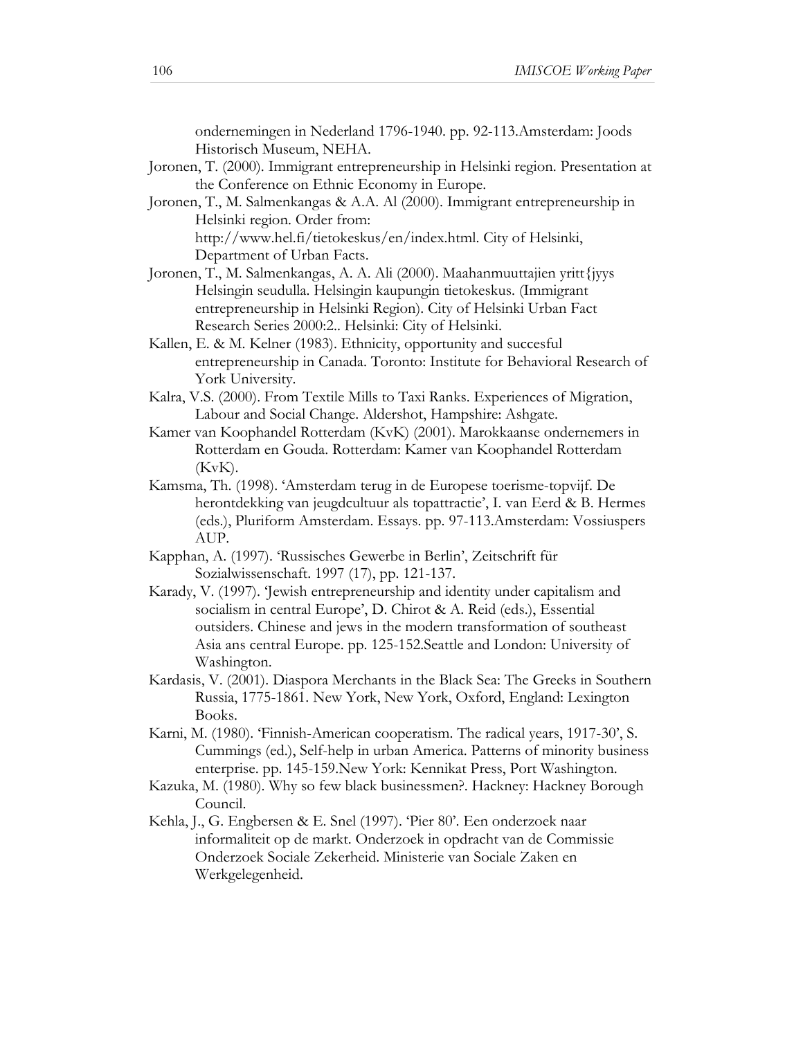ondernemingen in Nederland 1796-1940. pp. 92-113.Amsterdam: Joods Historisch Museum, NEHA.

Joronen, T. (2000). Immigrant entrepreneurship in Helsinki region. Presentation at the Conference on Ethnic Economy in Europe.

Joronen, T., M. Salmenkangas & A.A. Al (2000). Immigrant entrepreneurship in Helsinki region. Order from: http://www.hel.fi/tietokeskus/en/index.html. City of Helsinki, Department of Urban Facts.

Joronen, T., M. Salmenkangas, A. A. Ali (2000). Maahanmuuttajien yritt{jyys Helsingin seudulla. Helsingin kaupungin tietokeskus. (Immigrant entrepreneurship in Helsinki Region). City of Helsinki Urban Fact Research Series 2000:2.. Helsinki: City of Helsinki.

Kallen, E. & M. Kelner (1983). Ethnicity, opportunity and succesful entrepreneurship in Canada. Toronto: Institute for Behavioral Research of York University.

Kalra, V.S. (2000). From Textile Mills to Taxi Ranks. Experiences of Migration, Labour and Social Change. Aldershot, Hampshire: Ashgate.

Kamer van Koophandel Rotterdam (KvK) (2001). Marokkaanse ondernemers in Rotterdam en Gouda. Rotterdam: Kamer van Koophandel Rotterdam (KvK).

Kamsma, Th. (1998). 'Amsterdam terug in de Europese toerisme-topvijf. De herontdekking van jeugdcultuur als topattractie', I. van Eerd & B. Hermes (eds.), Pluriform Amsterdam. Essays. pp. 97-113.Amsterdam: Vossiuspers AUP.

Kapphan, A. (1997). 'Russisches Gewerbe in Berlin', Zeitschrift für Sozialwissenschaft. 1997 (17), pp. 121-137.

Karady, V. (1997). 'Jewish entrepreneurship and identity under capitalism and socialism in central Europe', D. Chirot & A. Reid (eds.), Essential outsiders. Chinese and jews in the modern transformation of southeast Asia ans central Europe. pp. 125-152.Seattle and London: University of Washington.

Kardasis, V. (2001). Diaspora Merchants in the Black Sea: The Greeks in Southern Russia, 1775-1861. New York, New York, Oxford, England: Lexington Books.

Karni, M. (1980). 'Finnish-American cooperatism. The radical years, 1917-30', S. Cummings (ed.), Self-help in urban America. Patterns of minority business enterprise. pp. 145-159.New York: Kennikat Press, Port Washington.

Kazuka, M. (1980). Why so few black businessmen?. Hackney: Hackney Borough Council.

Kehla, J., G. Engbersen & E. Snel (1997). 'Pier 80'. Een onderzoek naar informaliteit op de markt. Onderzoek in opdracht van de Commissie Onderzoek Sociale Zekerheid. Ministerie van Sociale Zaken en Werkgelegenheid.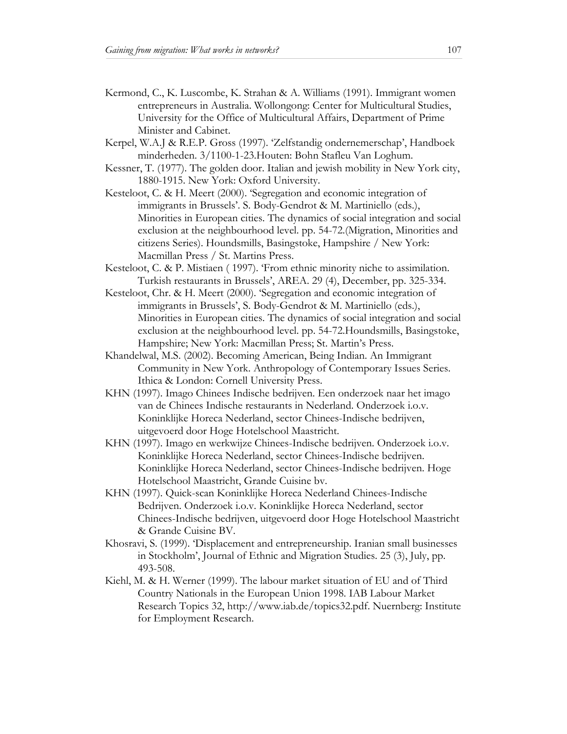Kermond, C., K. Luscombe, K. Strahan & A. Williams (1991). Immigrant women entrepreneurs in Australia. Wollongong: Center for Multicultural Studies, University for the Office of Multicultural Affairs, Department of Prime Minister and Cabinet.

Kerpel, W.A.J & R.E.P. Gross (1997). 'Zelfstandig ondernemerschap', Handboek minderheden. 3/1100-1-23.Houten: Bohn Stafleu Van Loghum.

Kessner, T. (1977). The golden door. Italian and jewish mobility in New York city, 1880-1915. New York: Oxford University.

Kesteloot, C. & H. Meert (2000). 'Segregation and economic integration of immigrants in Brussels'. S. Body-Gendrot & M. Martiniello (eds.), Minorities in European cities. The dynamics of social integration and social exclusion at the neighbourhood level. pp. 54-72.(Migration, Minorities and citizens Series). Houndsmills, Basingstoke, Hampshire / New York: Macmillan Press / St. Martins Press.

Kesteloot, C. & P. Mistiaen ( 1997). 'From ethnic minority niche to assimilation. Turkish restaurants in Brussels', AREA. 29 (4), December, pp. 325-334.

Kesteloot, Chr. & H. Meert (2000). 'Segregation and economic integration of immigrants in Brussels', S. Body-Gendrot & M. Martiniello (eds.), Minorities in European cities. The dynamics of social integration and social exclusion at the neighbourhood level. pp. 54-72.Houndsmills, Basingstoke, Hampshire; New York: Macmillan Press; St. Martin's Press.

Khandelwal, M.S. (2002). Becoming American, Being Indian. An Immigrant Community in New York. Anthropology of Contemporary Issues Series. Ithica & London: Cornell University Press.

KHN (1997). Imago Chinees Indische bedrijven. Een onderzoek naar het imago van de Chinees Indische restaurants in Nederland. Onderzoek i.o.v. Koninklijke Horeca Nederland, sector Chinees-Indische bedrijven, uitgevoerd door Hoge Hotelschool Maastricht.

KHN (1997). Imago en werkwijze Chinees-Indische bedrijven. Onderzoek i.o.v. Koninklijke Horeca Nederland, sector Chinees-Indische bedrijven. Koninklijke Horeca Nederland, sector Chinees-Indische bedrijven. Hoge Hotelschool Maastricht, Grande Cuisine bv.

KHN (1997). Quick-scan Koninklijke Horeca Nederland Chinees-Indische Bedrijven. Onderzoek i.o.v. Koninklijke Horeca Nederland, sector Chinees-Indische bedrijven, uitgevoerd door Hoge Hotelschool Maastricht & Grande Cuisine BV.

Khosravi, S. (1999). 'Displacement and entrepreneurship. Iranian small businesses in Stockholm', Journal of Ethnic and Migration Studies. 25 (3), July, pp. 493-508.

Kiehl, M. & H. Werner (1999). The labour market situation of EU and of Third Country Nationals in the European Union 1998. IAB Labour Market Research Topics 32, http://www.iab.de/topics32.pdf. Nuernberg: Institute for Employment Research.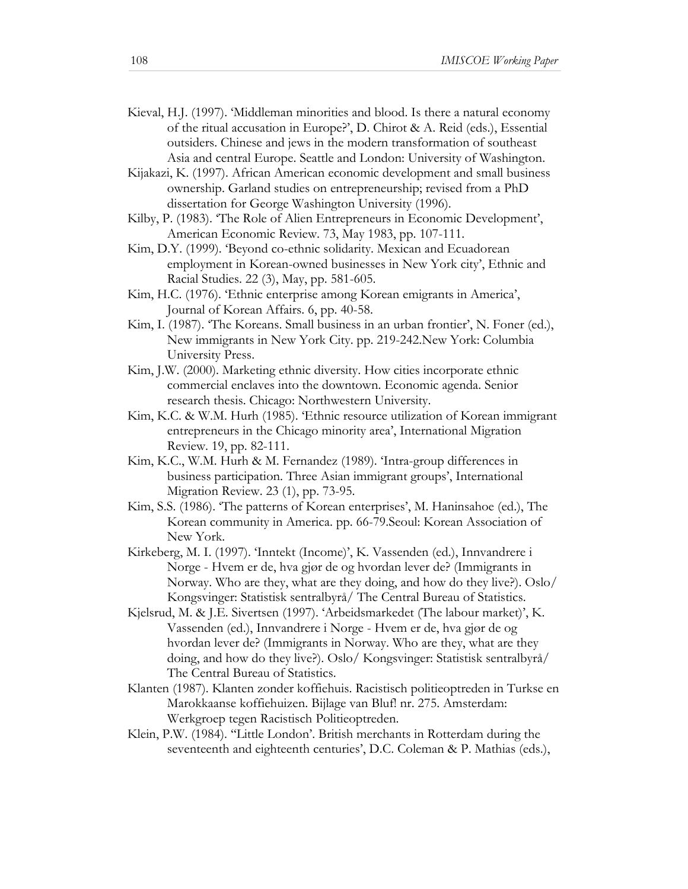Kieval, H.J. (1997). 'Middleman minorities and blood. Is there a natural economy of the ritual accusation in Europe?', D. Chirot & A. Reid (eds.), Essential outsiders. Chinese and jews in the modern transformation of southeast Asia and central Europe. Seattle and London: University of Washington.

Kijakazi, K. (1997). African American economic development and small business ownership. Garland studies on entrepreneurship; revised from a PhD dissertation for George Washington University (1996).

Kilby, P. (1983). 'The Role of Alien Entrepreneurs in Economic Development', American Economic Review. 73, May 1983, pp. 107-111.

Kim, D.Y. (1999). 'Beyond co-ethnic solidarity. Mexican and Ecuadorean employment in Korean-owned businesses in New York city', Ethnic and Racial Studies. 22 (3), May, pp. 581-605.

Kim, H.C. (1976). 'Ethnic enterprise among Korean emigrants in America', Journal of Korean Affairs. 6, pp. 40-58.

Kim, I. (1987). 'The Koreans. Small business in an urban frontier', N. Foner (ed.), New immigrants in New York City. pp. 219-242.New York: Columbia University Press.

Kim, J.W. (2000). Marketing ethnic diversity. How cities incorporate ethnic commercial enclaves into the downtown. Economic agenda. Senior research thesis. Chicago: Northwestern University.

Kim, K.C. & W.M. Hurh (1985). 'Ethnic resource utilization of Korean immigrant entrepreneurs in the Chicago minority area', International Migration Review. 19, pp. 82-111.

Kim, K.C., W.M. Hurh & M. Fernandez (1989). 'Intra-group differences in business participation. Three Asian immigrant groups', International Migration Review. 23 (1), pp. 73-95.

Kim, S.S. (1986). 'The patterns of Korean enterprises', M. Haninsahoe (ed.), The Korean community in America. pp. 66-79.Seoul: Korean Association of New York.

Kirkeberg, M. I. (1997). 'Inntekt (Income)', K. Vassenden (ed.), Innvandrere i Norge - Hvem er de, hva gjør de og hvordan lever de? (Immigrants in Norway. Who are they, what are they doing, and how do they live?). Oslo/ Kongsvinger: Statistisk sentralbyrå/ The Central Bureau of Statistics.

Kjelsrud, M. & J.E. Sivertsen (1997). 'Arbeidsmarkedet (The labour market)', K. Vassenden (ed.), Innvandrere i Norge - Hvem er de, hva gjør de og hvordan lever de? (Immigrants in Norway. Who are they, what are they doing, and how do they live?). Oslo/ Kongsvinger: Statistisk sentralbyrå/ The Central Bureau of Statistics.

Klanten (1987). Klanten zonder koffiehuis. Racistisch politieoptreden in Turkse en Marokkaanse koffiehuizen. Bijlage van Bluf! nr. 275. Amsterdam: Werkgroep tegen Racistisch Politieoptreden.

Klein, P.W. (1984). ''Little London'. British merchants in Rotterdam during the seventeenth and eighteenth centuries', D.C. Coleman & P. Mathias (eds.),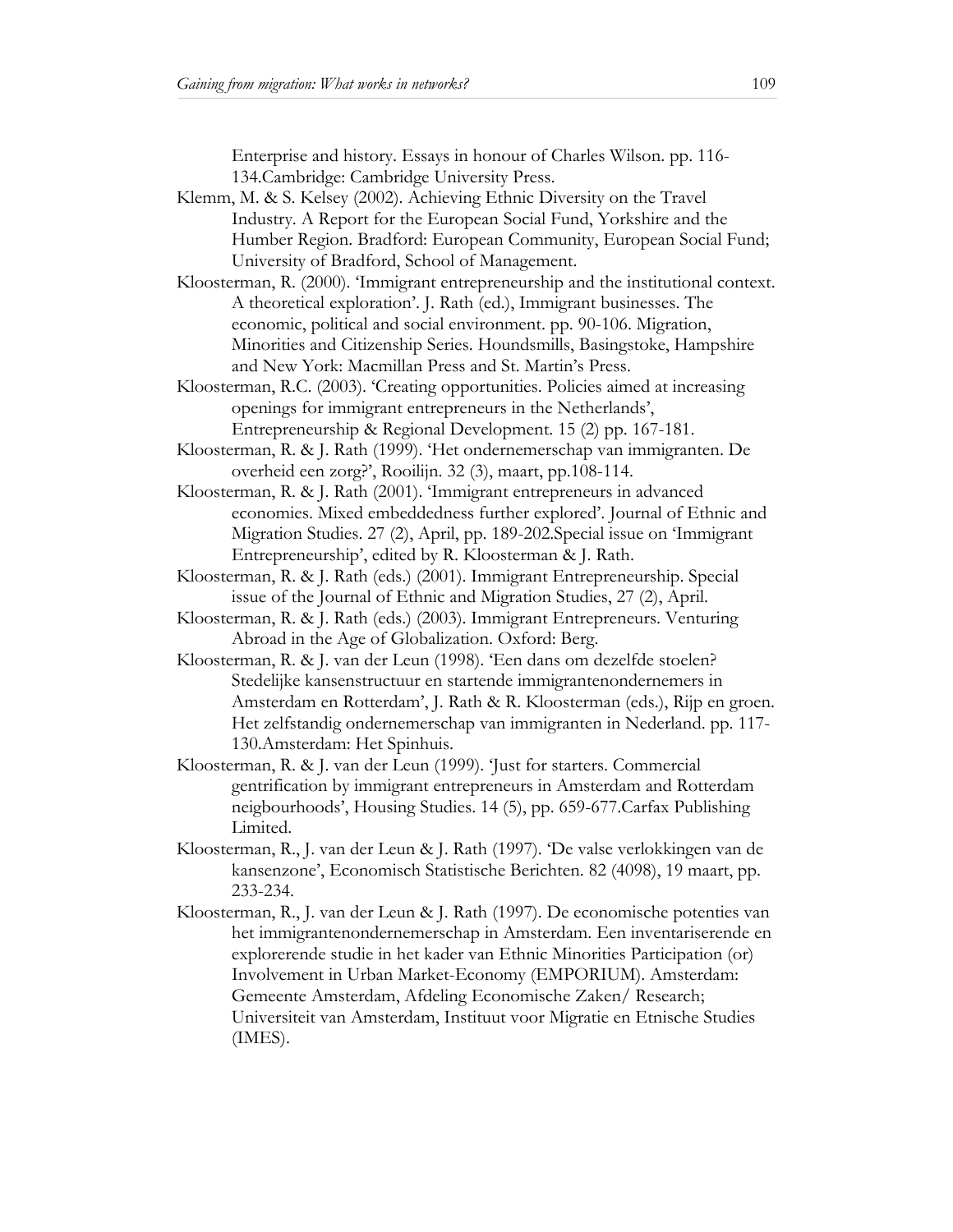Enterprise and history. Essays in honour of Charles Wilson. pp. 116-134.Cambridge: Cambridge University Press.

Klemm, M. & S. Kelsey (2002). Achieving Ethnic Diversity on the Travel Industry. A Report for the European Social Fund, Yorkshire and the Humber Region. Bradford: European Community, European Social Fund; University of Bradford, School of Management.

Kloosterman, R. (2000). 'Immigrant entrepreneurship and the institutional context. A theoretical exploration'. J. Rath (ed.), Immigrant businesses. The economic, political and social environment. pp. 90-106. Migration, Minorities and Citizenship Series. Houndsmills, Basingstoke, Hampshire and New York: Macmillan Press and St. Martin's Press.

Kloosterman, R.C. (2003). 'Creating opportunities. Policies aimed at increasing openings for immigrant entrepreneurs in the Netherlands', Entrepreneurship & Regional Development. 15 (2) pp. 167-181.

Kloosterman, R. & J. Rath (1999). 'Het ondernemerschap van immigranten. De overheid een zorg?', Rooilijn. 32 (3), maart, pp.108-114.

Kloosterman, R. & J. Rath (2001). 'Immigrant entrepreneurs in advanced economies. Mixed embeddedness further explored'. Journal of Ethnic and Migration Studies. 27 (2), April, pp. 189-202.Special issue on 'Immigrant Entrepreneurship', edited by R. Kloosterman & J. Rath.

Kloosterman, R. & J. Rath (eds.) (2001). Immigrant Entrepreneurship. Special issue of the Journal of Ethnic and Migration Studies, 27 (2), April.

Kloosterman, R. & J. Rath (eds.) (2003). Immigrant Entrepreneurs. Venturing Abroad in the Age of Globalization. Oxford: Berg.

Kloosterman, R. & J. van der Leun (1998). 'Een dans om dezelfde stoelen? Stedelijke kansenstructuur en startende immigrantenondernemers in Amsterdam en Rotterdam', J. Rath & R. Kloosterman (eds.), Rijp en groen. Het zelfstandig ondernemerschap van immigranten in Nederland. pp. 117-130.Amsterdam: Het Spinhuis.

Kloosterman, R. & J. van der Leun (1999). 'Just for starters. Commercial gentrification by immigrant entrepreneurs in Amsterdam and Rotterdam neigbourhoods', Housing Studies. 14 (5), pp. 659-677.Carfax Publishing Limited.

Kloosterman, R., J. van der Leun & J. Rath (1997). 'De valse verlokkingen van de kansenzone', Economisch Statistische Berichten. 82 (4098), 19 maart, pp. 233-234.

Kloosterman, R., J. van der Leun & J. Rath (1997). De economische potenties van het immigrantenondernemerschap in Amsterdam. Een inventariserende en explorerende studie in het kader van Ethnic Minorities Participation (or) Involvement in Urban Market-Economy (EMPORIUM). Amsterdam: Gemeente Amsterdam, Afdeling Economische Zaken/ Research; Universiteit van Amsterdam, Instituut voor Migratie en Etnische Studies (IMES).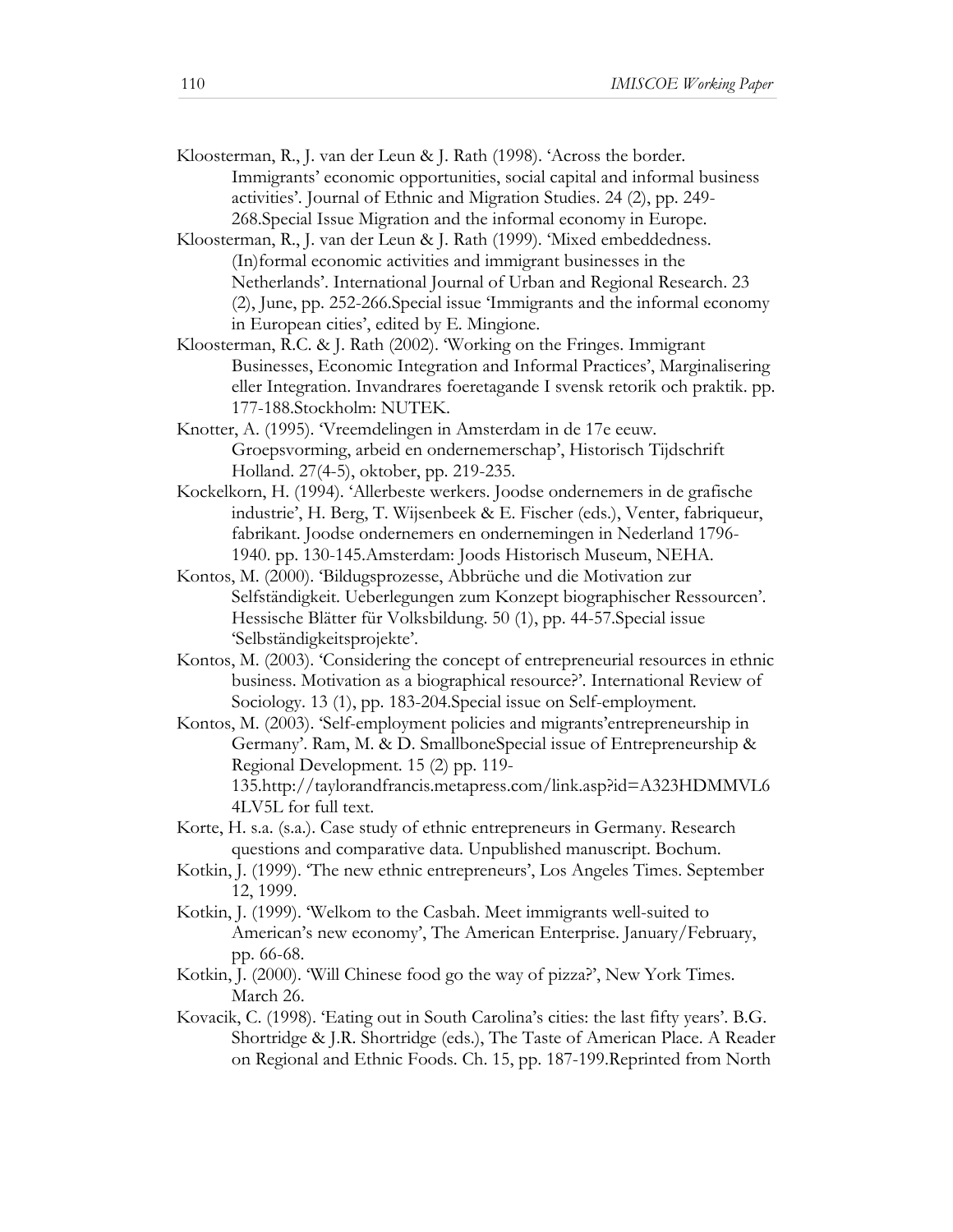Kloosterman, R., J. van der Leun & J. Rath (1998). 'Across the border. Immigrants' economic opportunities, social capital and informal business activities'. Journal of Ethnic and Migration Studies. 24 (2), pp. 249-268.Special Issue Migration and the informal economy in Europe.

Kloosterman, R., J. van der Leun & J. Rath (1999). 'Mixed embeddedness. (In)formal economic activities and immigrant businesses in the Netherlands'. International Journal of Urban and Regional Research. 23 (2), June, pp. 252-266.Special issue 'Immigrants and the informal economy in European cities', edited by E. Mingione.

Kloosterman, R.C. & J. Rath (2002). 'Working on the Fringes. Immigrant Businesses, Economic Integration and Informal Practices', Marginalisering eller Integration. Invandrares foeretagande I svensk retorik och praktik. pp. 177-188.Stockholm: NUTEK.

Knotter, A. (1995). 'Vreemdelingen in Amsterdam in de 17e eeuw. Groepsvorming, arbeid en ondernemerschap', Historisch Tijdschrift Holland. 27(4-5), oktober, pp. 219-235.

Kockelkorn, H. (1994). 'Allerbeste werkers. Joodse ondernemers in de grafische industrie', H. Berg, T. Wijsenbeek & E. Fischer (eds.), Venter, fabriqueur, fabrikant. Joodse ondernemers en ondernemingen in Nederland 1796-1940. pp. 130-145.Amsterdam: Joods Historisch Museum, NEHA.

Kontos, M. (2000). 'Bildugsprozesse, Abbrüche und die Motivation zur Selfständigkeit. Ueberlegungen zum Konzept biographischer Ressourcen'. Hessische Blätter für Volksbildung. 50 (1), pp. 44-57.Special issue 'Selbständigkeitsprojekte'.

Kontos, M. (2003). 'Considering the concept of entrepreneurial resources in ethnic business. Motivation as a biographical resource?'. International Review of Sociology. 13 (1), pp. 183-204.Special issue on Self-employment.

Kontos, M. (2003). 'Self-employment policies and migrants'entrepreneurship in Germany'. Ram, M. & D. SmallboneSpecial issue of Entrepreneurship & Regional Development. 15 (2) pp. 119-135.http://taylorandfrancis.metapress.com/link.asp?id=A323HDMMVL64LV5L for full text.

Korte, H. s.a. (s.a.). Case study of ethnic entrepreneurs in Germany. Research questions and comparative data. Unpublished manuscript. Bochum.

Kotkin, J. (1999). 'The new ethnic entrepreneurs', Los Angeles Times. September 12, 1999.

Kotkin, J. (1999). 'Welkom to the Casbah. Meet immigrants well-suited to American's new economy', The American Enterprise. January/February, pp. 66-68.

Kotkin, J. (2000). 'Will Chinese food go the way of pizza?', New York Times. March 26.

Kovacik, C. (1998). 'Eating out in South Carolina's cities: the last fifty years'. B.G. Shortridge & J.R. Shortridge (eds.), The Taste of American Place. A Reader on Regional and Ethnic Foods. Ch. 15, pp. 187-199.Reprinted from North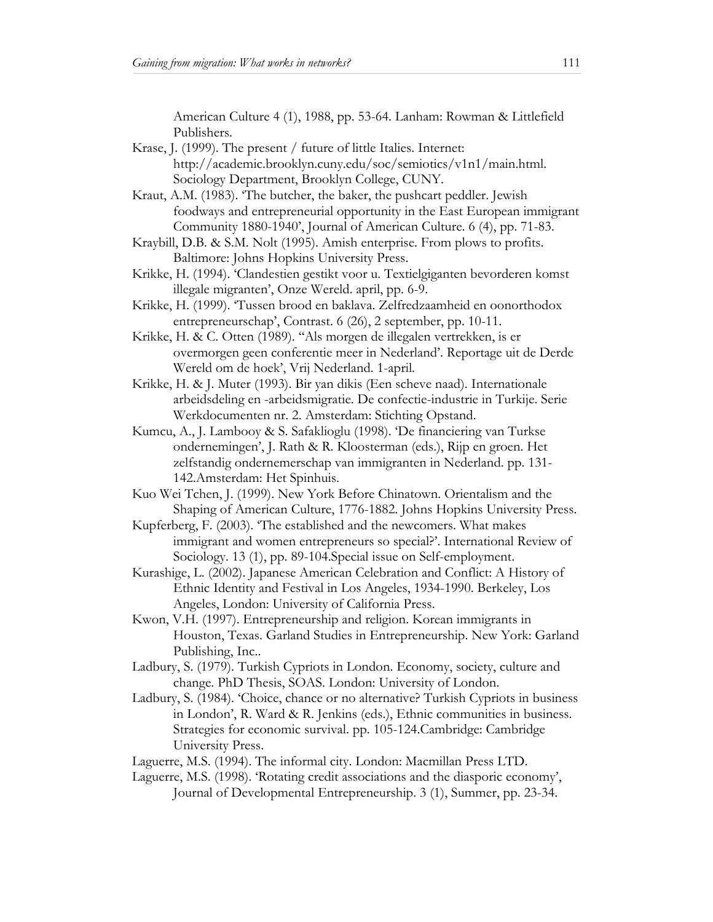American Culture 4 (1), 1988, pp. 53-64. Lanham: Rowman & Littlefield Publishers.

Krase, J. (1999). The present / future of little Italies. Internet: http://academic.brooklyn.cuny.edu/soc/semiotics/v1n1/main.html. Sociology Department, Brooklyn College, CUNY.

Kraut, A.M. (1983). 'The butcher, the baker, the pushcart peddler. Jewish foodways and entrepreneurial opportunity in the East European immigrant Community 1880-1940', Journal of American Culture. 6 (4), pp. 71-83.

Kraybill, D.B. & S.M. Nolt (1995). Amish enterprise. From plows to profits. Baltimore: Johns Hopkins University Press.

Krikke, H. (1994). 'Clandestien gestikt voor u. Textielgiganten bevorderen komst illegale migranten', Onze Wereld. april, pp. 6-9.

Krikke, H. (1999). 'Tussen brood en baklava. Zelfredzaamheid en oonorthodox entrepreneurschap', Contrast. 6 (26), 2 september, pp. 10-11.

Krikke, H. & C. Otten (1989). "Als morgen de illegalen vertrekken, is er overmorgen geen conferentie meer in Nederland'. Reportage uit de Derde Wereld om de hoek', Vrij Nederland. 1-april.

Krikke, H. & J. Muter (1993). Bir yan dikis (Een scheve naad). Internationale arbeidsdeling en -arbeidsmigratie. De confectie-industrie in Turkije. Serie Werkdocumenten nr. 2. Amsterdam: Stichting Opstand.

Kumcu, A., J. Lambooy & S. Safaklioglu (1998). 'De financiering van Turkse ondernemingen', J. Rath & R. Kloosterman (eds.), Rijp en groen. Het zelfstandig ondernemerschap van immigranten in Nederland. pp. 131-142.Amsterdam: Het Spinhuis.

Kuo Wei Tchen, J. (1999). New York Before Chinatown. Orientalism and the Shaping of American Culture, 1776-1882. Johns Hopkins University Press.

Kupferberg, F. (2003). 'The established and the newcomers. What makes immigrant and women entrepreneurs so special?'. International Review of Sociology. 13 (1), pp. 89-104.Special issue on Self-employment.

Kurashige, L. (2002). Japanese American Celebration and Conflict: A History of Ethnic Identity and Festival in Los Angeles, 1934-1990. Berkeley, Los Angeles, London: University of California Press.

Kwon, V.H. (1997). Entrepreneurship and religion. Korean immigrants in Houston, Texas. Garland Studies in Entrepreneurship. New York: Garland Publishing, Inc..

Ladbury, S. (1979). Turkish Cypriots in London. Economy, society, culture and change. PhD Thesis, SOAS. London: University of London.

Ladbury, S. (1984). 'Choice, chance or no alternative? Turkish Cypriots in business in London', R. Ward & R. Jenkins (eds.), Ethnic communities in business. Strategies for economic survival. pp. 105-124.Cambridge: Cambridge University Press.

Laguerre, M.S. (1994). The informal city. London: Macmillan Press LTD.

Laguerre, M.S. (1998). 'Rotating credit associations and the diasporic economy', Journal of Developmental Entrepreneurship. 3 (1), Summer, pp. 23-34.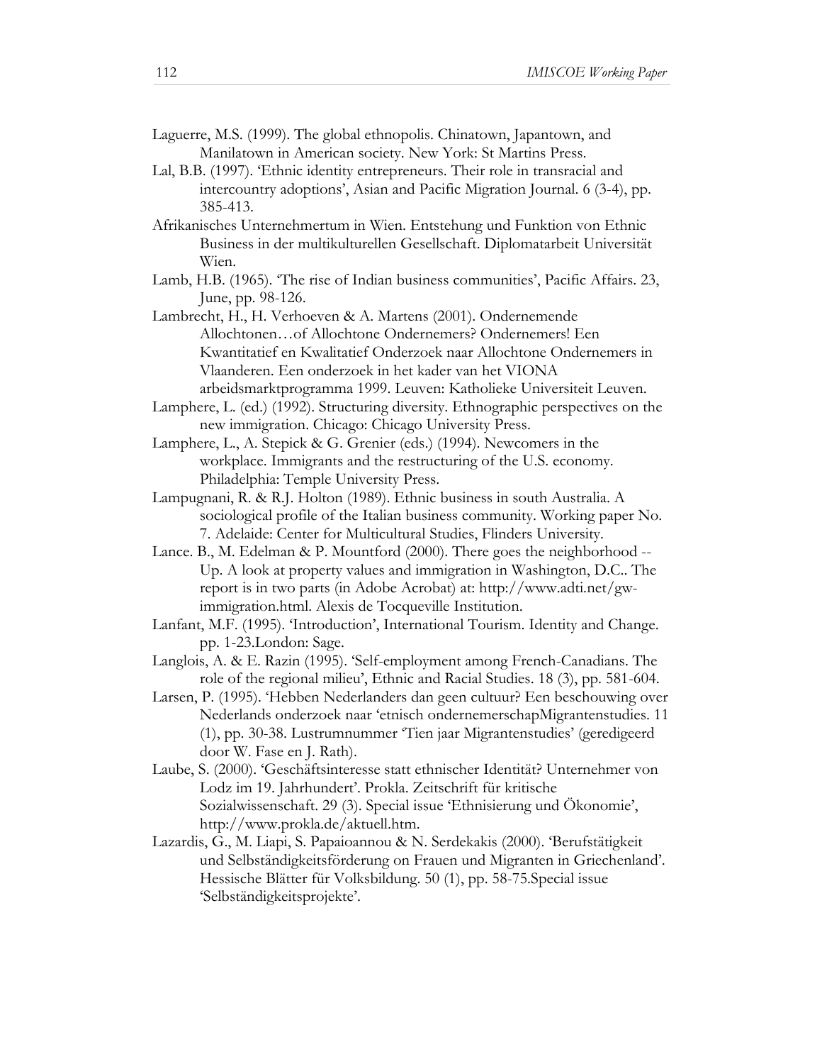Laguerre, M.S. (1999). The global ethnopolis. Chinatown, Japantown, and Manilatown in American society. New York: St Martins Press.

Lal, B.B. (1997). 'Ethnic identity entrepreneurs. Their role in transracial and intercountry adoptions', Asian and Pacific Migration Journal. 6 (3-4), pp. 385-413.

Afrikanisches Unternehmertum in Wien. Entstehung und Funktion von Ethnic Business in der multikulturellen Gesellschaft. Diplomatarbeit Universität Wien.

Lamb, H.B. (1965). 'The rise of Indian business communities', Pacific Affairs. 23, June, pp. 98-126.

Lambrecht, H., H. Verhoeven & A. Martens (2001). Ondernemende Allochtonen…of Allochtone Ondernemers? Ondernemers! Een Kwantitatief en Kwalitatief Onderzoek naar Allochtone Ondernemers in Vlaanderen. Een onderzoek in het kader van het VIONA arbeidsmarktprogramma 1999. Leuven: Katholieke Universiteit Leuven.

Lamphere, L. (ed.) (1992). Structuring diversity. Ethnographic perspectives on the new immigration. Chicago: Chicago University Press.

Lamphere, L., A. Stepick & G. Grenier (eds.) (1994). Newcomers in the workplace. Immigrants and the restructuring of the U.S. economy. Philadelphia: Temple University Press.

Lampugnani, R. & R.J. Holton (1989). Ethnic business in south Australia. A sociological profile of the Italian business community. Working paper No. 7. Adelaide: Center for Multicultural Studies, Flinders University.

Lance. B., M. Edelman & P. Mountford (2000). There goes the neighborhood -- Up. A look at property values and immigration in Washington, D.C.. The report is in two parts (in Adobe Acrobat) at: http://www.adti.net/gw-immigration.html. Alexis de Tocqueville Institution.

Lanfant, M.F. (1995). 'Introduction', International Tourism. Identity and Change. pp. 1-23.London: Sage.

Langlois, A. & E. Razin (1995). 'Self-employment among French-Canadians. The role of the regional milieu', Ethnic and Racial Studies. 18 (3), pp. 581-604.

Larsen, P. (1995). 'Hebben Nederlanders dan geen cultuur? Een beschouwing over Nederlands onderzoek naar 'etnisch ondernemerschapMigrantenstudies. 11 (1), pp. 30-38. Lustrumnummer 'Tien jaar Migrantenstudies' (geredigeerd door W. Fase en J. Rath).

Laube, S. (2000). 'Geschäftsinteresse statt ethnischer Identität? Unternehmer von Lodz im 19. Jahrhundert'. Prokla. Zeitschrift für kritische Sozialwissenschaft. 29 (3). Special issue 'Ethnisierung und Ökonomie', http://www.prokla.de/aktuell.htm.

Lazardis, G., M. Liapi, S. Papaioannou & N. Serdekakis (2000). 'Berufstätigkeit und Selbständigkeitsförderung on Frauen und Migranten in Griechenland'. Hessische Blätter für Volksbildung. 50 (1), pp. 58-75.Special issue 'Selbständigkeitsprojekte'.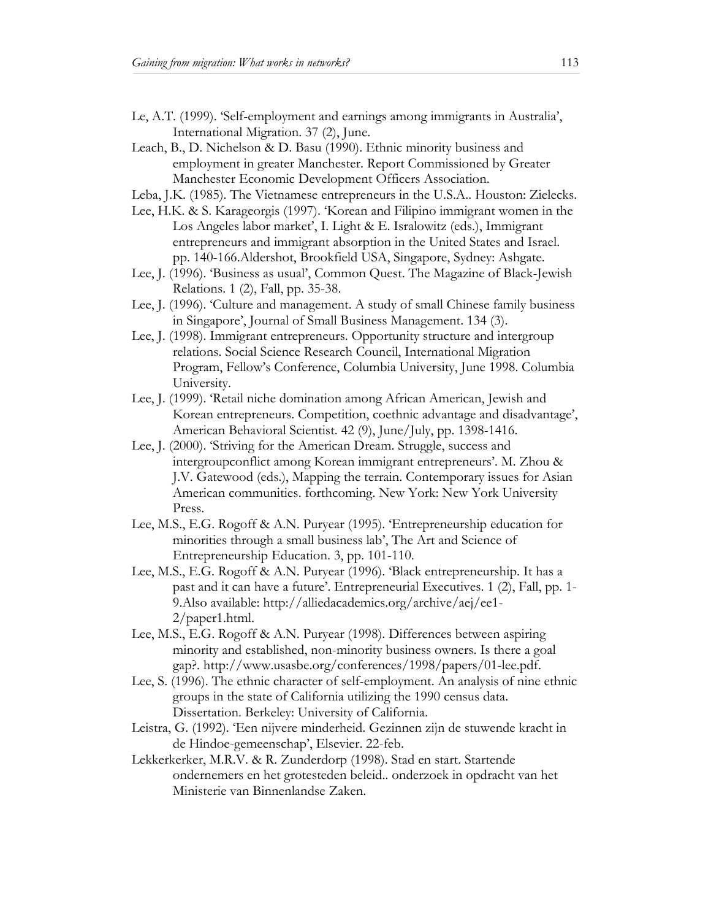Le, A.T. (1999). 'Self-employment and earnings among immigrants in Australia', International Migration. 37 (2), June.

Leach, B., D. Nichelson & D. Basu (1990). Ethnic minority business and employment in greater Manchester. Report Commissioned by Greater Manchester Economic Development Officers Association.

Leba, J.K. (1985). The Vietnamese entrepreneurs in the U.S.A.. Houston: Zielecks.

Lee, H.K. & S. Karageorgis (1997). 'Korean and Filipino immigrant women in the Los Angeles labor market', I. Light & E. Isralowitz (eds.), Immigrant entrepreneurs and immigrant absorption in the United States and Israel. pp. 140-166.Aldershot, Brookfield USA, Singapore, Sydney: Ashgate.

Lee, J. (1996). 'Business as usual', Common Quest. The Magazine of Black-Jewish Relations. 1 (2), Fall, pp. 35-38.

Lee, J. (1996). 'Culture and management. A study of small Chinese family business in Singapore', Journal of Small Business Management. 134 (3).

Lee, J. (1998). Immigrant entrepreneurs. Opportunity structure and intergroup relations. Social Science Research Council, International Migration Program, Fellow's Conference, Columbia University, June 1998. Columbia University.

Lee, J. (1999). 'Retail niche domination among African American, Jewish and Korean entrepreneurs. Competition, coethnic advantage and disadvantage', American Behavioral Scientist. 42 (9), June/July, pp. 1398-1416.

Lee, J. (2000). 'Striving for the American Dream. Struggle, success and intergroupconflict among Korean immigrant entrepreneurs'. M. Zhou & J.V. Gatewood (eds.), Mapping the terrain. Contemporary issues for Asian American communities. forthcoming. New York: New York University Press.

Lee, M.S., E.G. Rogoff & A.N. Puryear (1995). 'Entrepreneurship education for minorities through a small business lab', The Art and Science of Entrepreneurship Education. 3, pp. 101-110.

Lee, M.S., E.G. Rogoff & A.N. Puryear (1996). 'Black entrepreneurship. It has a past and it can have a future'. Entrepreneurial Executives. 1 (2), Fall, pp. 1-9.Also available: http://alliedacademics.org/archive/aej/ee1-2/paper1.html.

Lee, M.S., E.G. Rogoff & A.N. Puryear (1998). Differences between aspiring minority and established, non-minority business owners. Is there a goal gap?. http://www.usasbe.org/conferences/1998/papers/01-lee.pdf.

Lee, S. (1996). The ethnic character of self-employment. An analysis of nine ethnic groups in the state of California utilizing the 1990 census data. Dissertation. Berkeley: University of California.

Leistra, G. (1992). 'Een nijvere minderheid. Gezinnen zijn de stuwende kracht in de Hindoe-gemeenschap', Elsevier. 22-feb.

Lekkerkerker, M.R.V. & R. Zunderdorp (1998). Stad en start. Startende ondernemers en het grotesteden beleid.. onderzoek in opdracht van het Ministerie van Binnenlandse Zaken.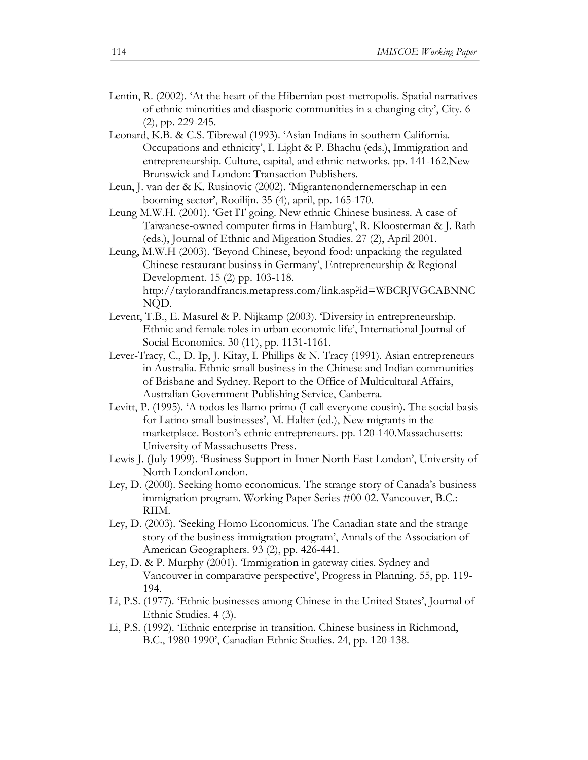Lentin, R. (2002). 'At the heart of the Hibernian post-metropolis. Spatial narratives of ethnic minorities and diasporic communities in a changing city', City. 6 (2), pp. 229-245.

Leonard, K.B. & C.S. Tibrewal (1993). 'Asian Indians in southern California. Occupations and ethnicity', I. Light & P. Bhachu (eds.), Immigration and entrepreneurship. Culture, capital, and ethnic networks. pp. 141-162.New Brunswick and London: Transaction Publishers.

Leun, J. van der & K. Rusinovic (2002). 'Migrantenondernemerschap in een booming sector', Rooilijn. 35 (4), april, pp. 165-170.

Leung M.W.H. (2001). 'Get IT going. New ethnic Chinese business. A case of Taiwanese-owned computer firms in Hamburg', R. Kloosterman & J. Rath (eds.), Journal of Ethnic and Migration Studies. 27 (2), April 2001.

Leung, M.W.H (2003). 'Beyond Chinese, beyond food: unpacking the regulated Chinese restaurant businss in Germany', Entrepreneurship & Regional Development. 15 (2) pp. 103-118. http://taylorandfrancis.metapress.com/link.asp?id=WBCRJVGCABNNCNQD.

Levent, T.B., E. Masurel & P. Nijkamp (2003). 'Diversity in entrepreneurship. Ethnic and female roles in urban economic life', International Journal of Social Economics. 30 (11), pp. 1131-1161.

Lever-Tracy, C., D. Ip, J. Kitay, I. Phillips & N. Tracy (1991). Asian entrepreneurs in Australia. Ethnic small business in the Chinese and Indian communities of Brisbane and Sydney. Report to the Office of Multicultural Affairs, Australian Government Publishing Service, Canberra.

Levitt, P. (1995). 'A todos les llamo primo (I call everyone cousin). The social basis for Latino small businesses', M. Halter (ed.), New migrants in the marketplace. Boston's ethnic entrepreneurs. pp. 120-140.Massachusetts: University of Massachusetts Press.

Lewis J. (July 1999). 'Business Support in Inner North East London', University of North LondonLondon.

Ley, D. (2000). Seeking homo economicus. The strange story of Canada's business immigration program. Working Paper Series #00-02. Vancouver, B.C.: RIIM.

Ley, D. (2003). 'Seeking Homo Economicus. The Canadian state and the strange story of the business immigration program', Annals of the Association of American Geographers. 93 (2), pp. 426-441.

Ley, D. & P. Murphy (2001). 'Immigration in gateway cities. Sydney and Vancouver in comparative perspective', Progress in Planning. 55, pp. 119-194.

Li, P.S. (1977). 'Ethnic businesses among Chinese in the United States', Journal of Ethnic Studies. 4 (3).

Li, P.S. (1992). 'Ethnic enterprise in transition. Chinese business in Richmond, B.C., 1980-1990', Canadian Ethnic Studies. 24, pp. 120-138.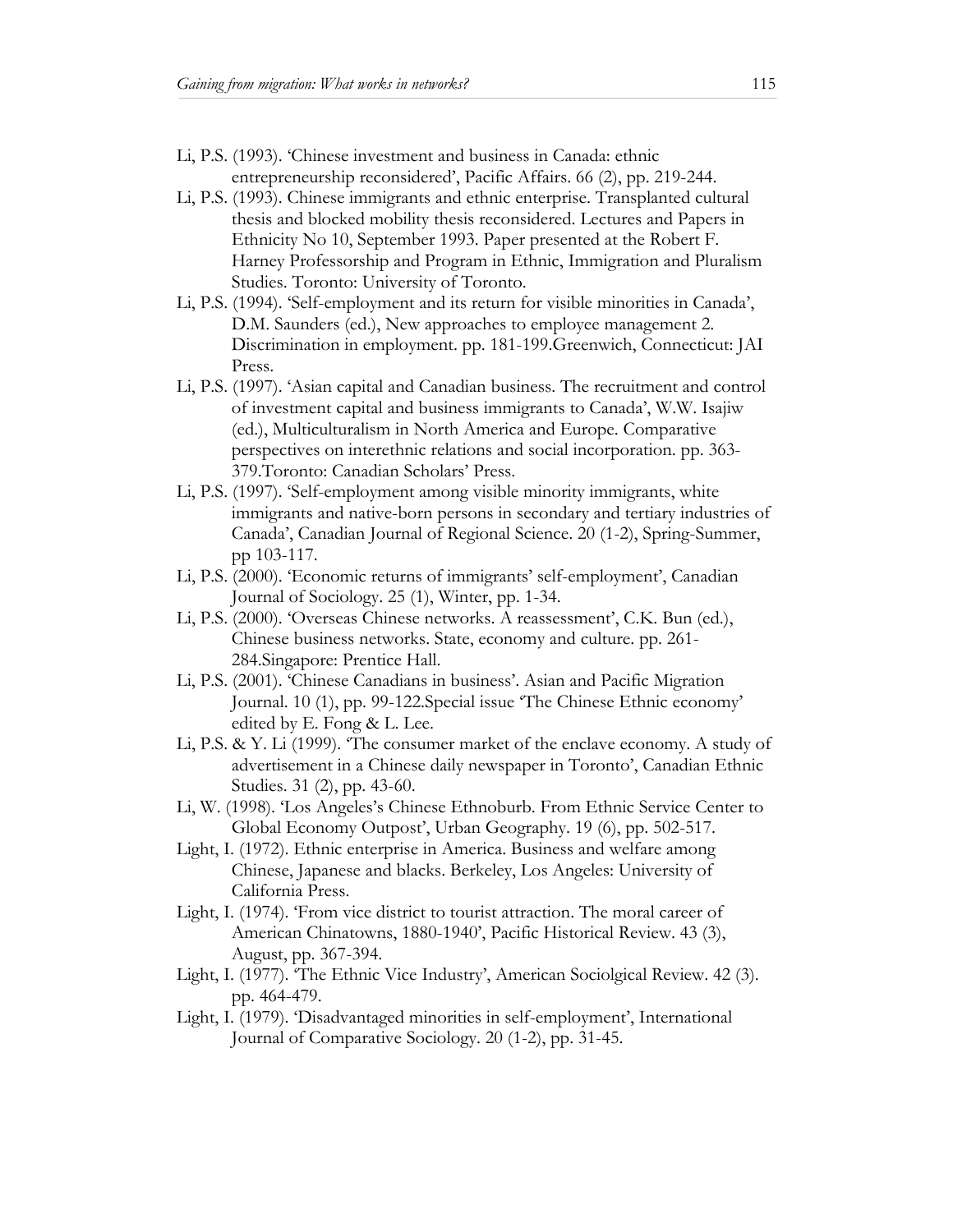Li, P.S. (1993). 'Chinese investment and business in Canada: ethnic entrepreneurship reconsidered', Pacific Affairs. 66 (2), pp. 219-244.

Li, P.S. (1993). Chinese immigrants and ethnic enterprise. Transplanted cultural thesis and blocked mobility thesis reconsidered. Lectures and Papers in Ethnicity No 10, September 1993. Paper presented at the Robert F. Harney Professorship and Program in Ethnic, Immigration and Pluralism Studies. Toronto: University of Toronto.

Li, P.S. (1994). 'Self-employment and its return for visible minorities in Canada', D.M. Saunders (ed.), New approaches to employee management 2. Discrimination in employment. pp. 181-199.Greenwich, Connecticut: JAI Press.

Li, P.S. (1997). 'Asian capital and Canadian business. The recruitment and control of investment capital and business immigrants to Canada', W.W. Isajiw (ed.), Multiculturalism in North America and Europe. Comparative perspectives on interethnic relations and social incorporation. pp. 363-379.Toronto: Canadian Scholars' Press.

Li, P.S. (1997). 'Self-employment among visible minority immigrants, white immigrants and native-born persons in secondary and tertiary industries of Canada', Canadian Journal of Regional Science. 20 (1-2), Spring-Summer, pp 103-117.

Li, P.S. (2000). 'Economic returns of immigrants' self-employment', Canadian Journal of Sociology. 25 (1), Winter, pp. 1-34.

Li, P.S. (2000). 'Overseas Chinese networks. A reassessment', C.K. Bun (ed.), Chinese business networks. State, economy and culture. pp. 261-284.Singapore: Prentice Hall.

Li, P.S. (2001). 'Chinese Canadians in business'. Asian and Pacific Migration Journal. 10 (1), pp. 99-122.Special issue 'The Chinese Ethnic economy' edited by E. Fong & L. Lee.

Li, P.S. & Y. Li (1999). 'The consumer market of the enclave economy. A study of advertisement in a Chinese daily newspaper in Toronto', Canadian Ethnic Studies. 31 (2), pp. 43-60.

Li, W. (1998). 'Los Angeles's Chinese Ethnoburb. From Ethnic Service Center to Global Economy Outpost', Urban Geography. 19 (6), pp. 502-517.

Light, I. (1972). Ethnic enterprise in America. Business and welfare among Chinese, Japanese and blacks. Berkeley, Los Angeles: University of California Press.

Light, I. (1974). 'From vice district to tourist attraction. The moral career of American Chinatowns, 1880-1940', Pacific Historical Review. 43 (3), August, pp. 367-394.

Light, I. (1977). 'The Ethnic Vice Industry', American Sociolgical Review. 42 (3). pp. 464-479.

Light, I. (1979). 'Disadvantaged minorities in self-employment', International Journal of Comparative Sociology. 20 (1-2), pp. 31-45.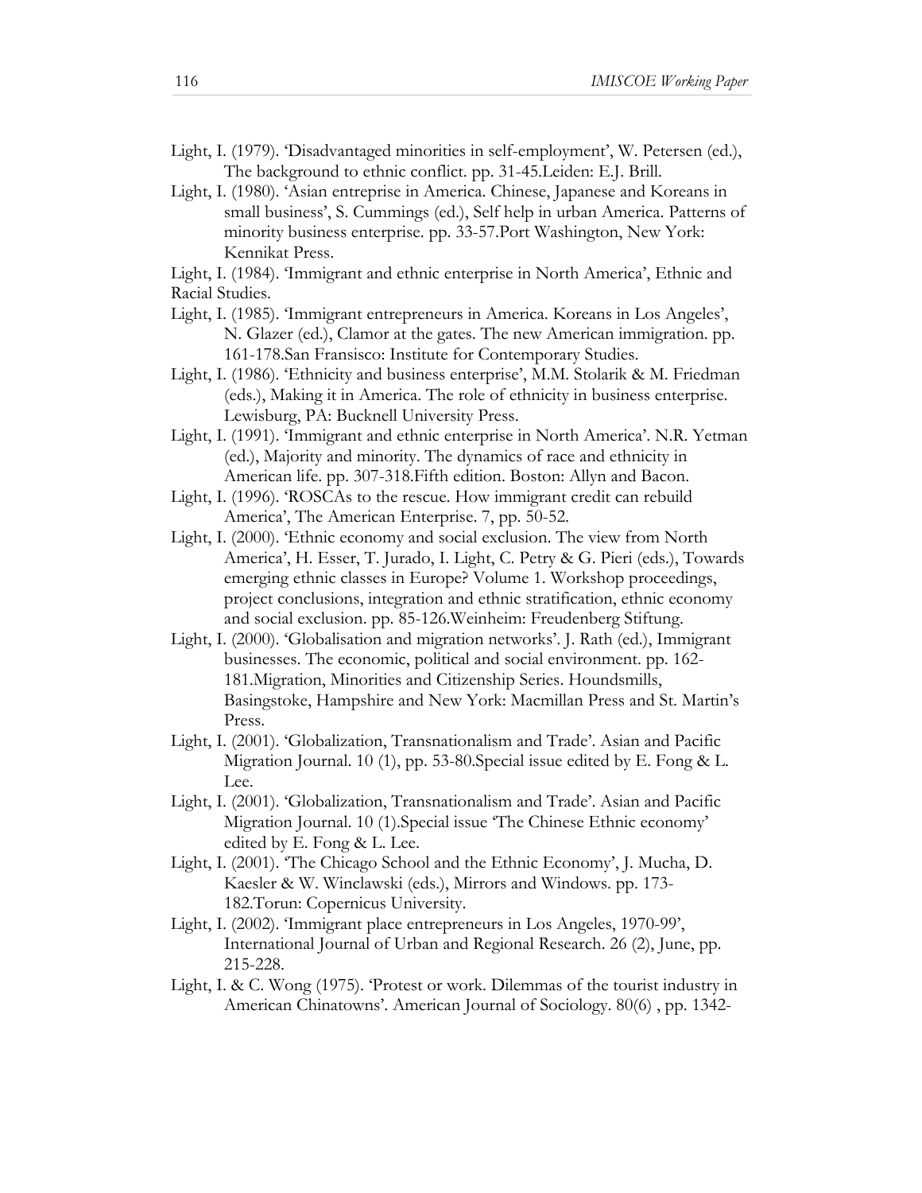Light, I. (1979). 'Disadvantaged minorities in self-employment', W. Petersen (ed.), The background to ethnic conflict. pp. 31-45.Leiden: E.J. Brill.

Light, I. (1980). 'Asian entreprise in America. Chinese, Japanese and Koreans in small business', S. Cummings (ed.), Self help in urban America. Patterns of minority business enterprise. pp. 33-57.Port Washington, New York: Kennikat Press.

Light, I. (1984). 'Immigrant and ethnic enterprise in North America', Ethnic and Racial Studies.

Light, I. (1985). 'Immigrant entrepreneurs in America. Koreans in Los Angeles', N. Glazer (ed.), Clamor at the gates. The new American immigration. pp. 161-178.San Fransisco: Institute for Contemporary Studies.

Light, I. (1986). 'Ethnicity and business enterprise', M.M. Stolarik & M. Friedman (eds.), Making it in America. The role of ethnicity in business enterprise. Lewisburg, PA: Bucknell University Press.

Light, I. (1991). 'Immigrant and ethnic enterprise in North America'. N.R. Yetman (ed.), Majority and minority. The dynamics of race and ethnicity in American life. pp. 307-318.Fifth edition. Boston: Allyn and Bacon.

Light, I. (1996). 'ROSCAs to the rescue. How immigrant credit can rebuild America', The American Enterprise. 7, pp. 50-52.

Light, I. (2000). 'Ethnic economy and social exclusion. The view from North America', H. Esser, T. Jurado, I. Light, C. Petry & G. Pieri (eds.), Towards emerging ethnic classes in Europe? Volume 1. Workshop proceedings, project conclusions, integration and ethnic stratification, ethnic economy and social exclusion. pp. 85-126.Weinheim: Freudenberg Stiftung.

Light, I. (2000). 'Globalisation and migration networks'. J. Rath (ed.), Immigrant businesses. The economic, political and social environment. pp. 162-181.Migration, Minorities and Citizenship Series. Houndsmills, Basingstoke, Hampshire and New York: Macmillan Press and St. Martin's Press.

Light, I. (2001). 'Globalization, Transnationalism and Trade'. Asian and Pacific Migration Journal. 10 (1), pp. 53-80.Special issue edited by E. Fong & L. Lee.

Light, I. (2001). 'Globalization, Transnationalism and Trade'. Asian and Pacific Migration Journal. 10 (1).Special issue 'The Chinese Ethnic economy' edited by E. Fong & L. Lee.

Light, I. (2001). 'The Chicago School and the Ethnic Economy', J. Mucha, D. Kaesler & W. Winclawski (eds.), Mirrors and Windows. pp. 173-182.Torun: Copernicus University.

Light, I. (2002). 'Immigrant place entrepreneurs in Los Angeles, 1970-99', International Journal of Urban and Regional Research. 26 (2), June, pp. 215-228.

Light, I. & C. Wong (1975). 'Protest or work. Dilemmas of the tourist industry in American Chinatowns'. American Journal of Sociology. 80(6) , pp. 1342-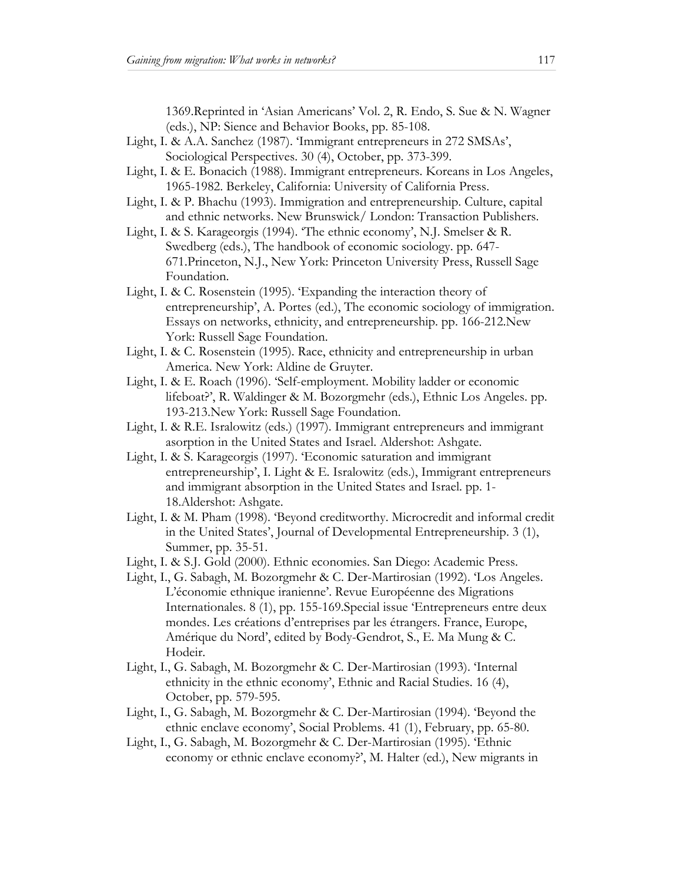1369.Reprinted in 'Asian Americans' Vol. 2, R. Endo, S. Sue & N. Wagner (eds.), NP: Sience and Behavior Books, pp. 85-108.

Light, I. & A.A. Sanchez (1987). 'Immigrant entrepreneurs in 272 SMSAs', Sociological Perspectives. 30 (4), October, pp. 373-399.

Light, I. & E. Bonacich (1988). Immigrant entrepreneurs. Koreans in Los Angeles, 1965-1982. Berkeley, California: University of California Press.

Light, I. & P. Bhachu (1993). Immigration and entrepreneurship. Culture, capital and ethnic networks. New Brunswick/ London: Transaction Publishers.

Light, I. & S. Karageorgis (1994). 'The ethnic economy', N.J. Smelser & R. Swedberg (eds.), The handbook of economic sociology. pp. 647-671.Princeton, N.J., New York: Princeton University Press, Russell Sage Foundation.

Light, I. & C. Rosenstein (1995). 'Expanding the interaction theory of entrepreneurship', A. Portes (ed.), The economic sociology of immigration. Essays on networks, ethnicity, and entrepreneurship. pp. 166-212.New York: Russell Sage Foundation.

Light, I. & C. Rosenstein (1995). Race, ethnicity and entrepreneurship in urban America. New York: Aldine de Gruyter.

Light, I. & E. Roach (1996). 'Self-employment. Mobility ladder or economic lifeboat?', R. Waldinger & M. Bozorgmehr (eds.), Ethnic Los Angeles. pp. 193-213.New York: Russell Sage Foundation.

Light, I. & R.E. Isralowitz (eds.) (1997). Immigrant entrepreneurs and immigrant asorption in the United States and Israel. Aldershot: Ashgate.

Light, I. & S. Karageorgis (1997). 'Economic saturation and immigrant entrepreneurship', I. Light & E. Isralowitz (eds.), Immigrant entrepreneurs and immigrant absorption in the United States and Israel. pp. 1-18.Aldershot: Ashgate.

Light, I. & M. Pham (1998). 'Beyond creditworthy. Microcredit and informal credit in the United States', Journal of Developmental Entrepreneurship. 3 (1), Summer, pp. 35-51.

Light, I. & S.J. Gold (2000). Ethnic economies. San Diego: Academic Press.

Light, I., G. Sabagh, M. Bozorgmehr & C. Der-Martirosian (1992). 'Los Angeles. L'économie ethnique iranienne'. Revue Européenne des Migrations Internationales. 8 (1), pp. 155-169.Special issue 'Entrepreneurs entre deux mondes. Les créations d'entreprises par les étrangers. France, Europe, Amérique du Nord', edited by Body-Gendrot, S., E. Ma Mung & C. Hodeir.

Light, I., G. Sabagh, M. Bozorgmehr & C. Der-Martirosian (1993). 'Internal ethnicity in the ethnic economy', Ethnic and Racial Studies. 16 (4), October, pp. 579-595.

Light, I., G. Sabagh, M. Bozorgmehr & C. Der-Martirosian (1994). 'Beyond the ethnic enclave economy', Social Problems. 41 (1), February, pp. 65-80.

Light, I., G. Sabagh, M. Bozorgmehr & C. Der-Martirosian (1995). 'Ethnic economy or ethnic enclave economy?', M. Halter (ed.), New migrants in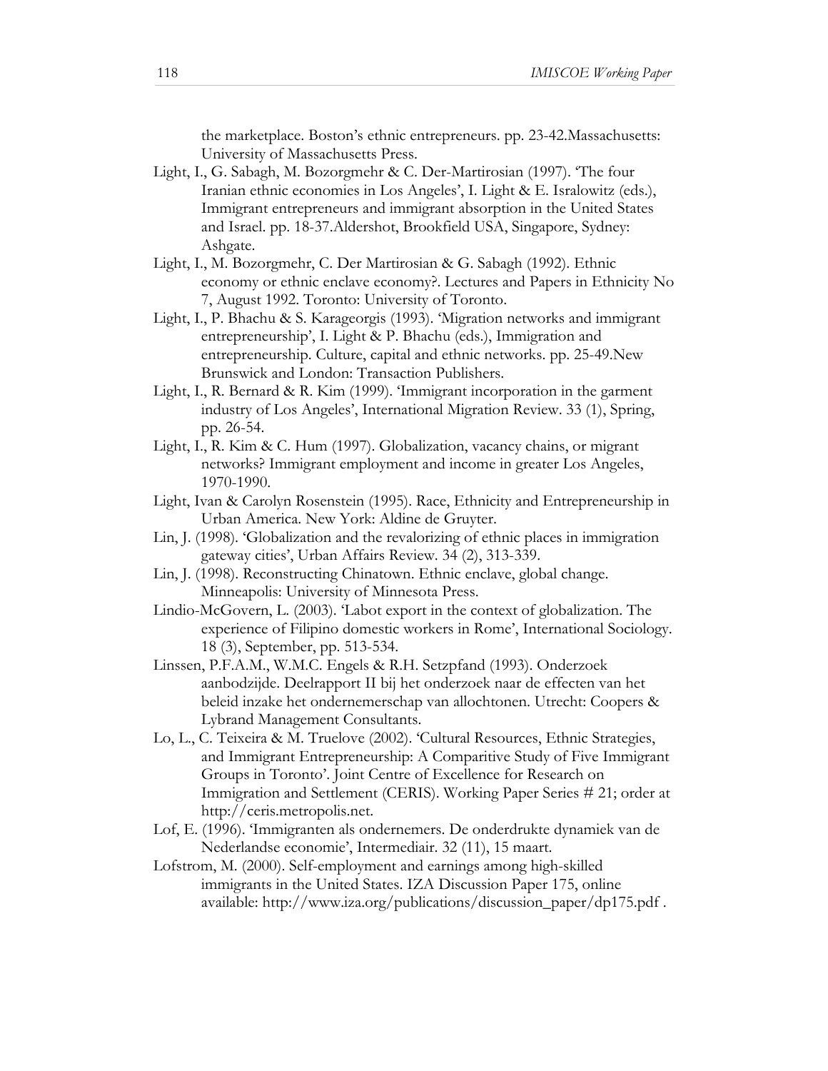the marketplace. Boston's ethnic entrepreneurs. pp. 23-42.Massachusetts: University of Massachusetts Press.

Light, I., G. Sabagh, M. Bozorgmehr & C. Der-Martirosian (1997). 'The four Iranian ethnic economies in Los Angeles', I. Light & E. Isralowitz (eds.), Immigrant entrepreneurs and immigrant absorption in the United States and Israel. pp. 18-37.Aldershot, Brookfield USA, Singapore, Sydney: Ashgate.

Light, I., M. Bozorgmehr, C. Der Martirosian & G. Sabagh (1992). Ethnic economy or ethnic enclave economy?. Lectures and Papers in Ethnicity No 7, August 1992. Toronto: University of Toronto.

Light, I., P. Bhachu & S. Karageorgis (1993). 'Migration networks and immigrant entrepreneurship', I. Light & P. Bhachu (eds.), Immigration and entrepreneurship. Culture, capital and ethnic networks. pp. 25-49.New Brunswick and London: Transaction Publishers.

Light, I., R. Bernard & R. Kim (1999). 'Immigrant incorporation in the garment industry of Los Angeles', International Migration Review. 33 (1), Spring, pp. 26-54.

Light, I., R. Kim & C. Hum (1997). Globalization, vacancy chains, or migrant networks? Immigrant employment and income in greater Los Angeles, 1970-1990.

Light, Ivan & Carolyn Rosenstein (1995). Race, Ethnicity and Entrepreneurship in Urban America. New York: Aldine de Gruyter.

Lin, J. (1998). 'Globalization and the revalorizing of ethnic places in immigration gateway cities', Urban Affairs Review. 34 (2), 313-339.

Lin, J. (1998). Reconstructing Chinatown. Ethnic enclave, global change. Minneapolis: University of Minnesota Press.

Lindio-McGovern, L. (2003). 'Labot export in the context of globalization. The experience of Filipino domestic workers in Rome', International Sociology. 18 (3), September, pp. 513-534.

Linssen, P.F.A.M., W.M.C. Engels & R.H. Setzpfand (1993). Onderzoek aanbodzijde. Deelrapport II bij het onderzoek naar de effecten van het beleid inzake het ondernemerschap van allochtonen. Utrecht: Coopers & Lybrand Management Consultants.

Lo, L., C. Teixeira & M. Truelove (2002). 'Cultural Resources, Ethnic Strategies, and Immigrant Entrepreneurship: A Comparitive Study of Five Immigrant Groups in Toronto'. Joint Centre of Excellence for Research on Immigration and Settlement (CERIS). Working Paper Series # 21; order at http://ceris.metropolis.net.

Lof, E. (1996). 'Immigranten als ondernemers. De onderdrukte dynamiek van de Nederlandse economie', Intermediair. 32 (11), 15 maart.

Lofstrom, M. (2000). Self-employment and earnings among high-skilled immigrants in the United States. IZA Discussion Paper 175, online available: http://www.iza.org/publications/discussion_paper/dp175.pdf .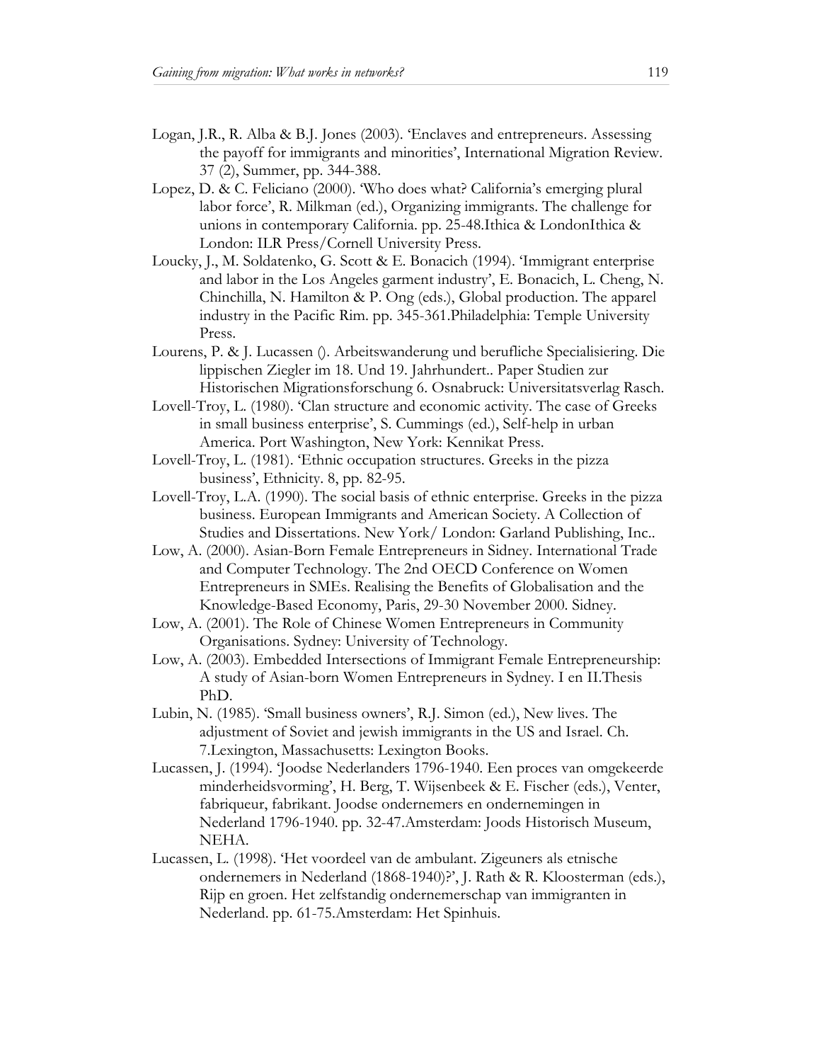Logan, J.R., R. Alba & B.J. Jones (2003). 'Enclaves and entrepreneurs. Assessing the payoff for immigrants and minorities', International Migration Review. 37 (2), Summer, pp. 344-388.

Lopez, D. & C. Feliciano (2000). 'Who does what? California's emerging plural labor force', R. Milkman (ed.), Organizing immigrants. The challenge for unions in contemporary California. pp. 25-48.Ithica & LondonIthica & London: ILR Press/Cornell University Press.

Loucky, J., M. Soldatenko, G. Scott & E. Bonacich (1994). 'Immigrant enterprise and labor in the Los Angeles garment industry', E. Bonacich, L. Cheng, N. Chinchilla, N. Hamilton & P. Ong (eds.), Global production. The apparel industry in the Pacific Rim. pp. 345-361.Philadelphia: Temple University Press.

Lourens, P. & J. Lucassen (). Arbeitswanderung und berufliche Specialisiering. Die lippischen Ziegler im 18. Und 19. Jahrhundert.. Paper Studien zur Historischen Migrationsforschung 6. Osnabruck: Universitatsverlag Rasch.

Lovell-Troy, L. (1980). 'Clan structure and economic activity. The case of Greeks in small business enterprise', S. Cummings (ed.), Self-help in urban America. Port Washington, New York: Kennikat Press.

Lovell-Troy, L. (1981). 'Ethnic occupation structures. Greeks in the pizza business', Ethnicity. 8, pp. 82-95.

Lovell-Troy, L.A. (1990). The social basis of ethnic enterprise. Greeks in the pizza business. European Immigrants and American Society. A Collection of Studies and Dissertations. New York/ London: Garland Publishing, Inc..

Low, A. (2000). Asian-Born Female Entrepreneurs in Sidney. International Trade and Computer Technology. The 2nd OECD Conference on Women Entrepreneurs in SMEs. Realising the Benefits of Globalisation and the Knowledge-Based Economy, Paris, 29-30 November 2000. Sidney.

Low, A. (2001). The Role of Chinese Women Entrepreneurs in Community Organisations. Sydney: University of Technology.

Low, A. (2003). Embedded Intersections of Immigrant Female Entrepreneurship: A study of Asian-born Women Entrepreneurs in Sydney. I en II.Thesis PhD.

Lubin, N. (1985). 'Small business owners', R.J. Simon (ed.), New lives. The adjustment of Soviet and jewish immigrants in the US and Israel. Ch. 7.Lexington, Massachusetts: Lexington Books.

Lucassen, J. (1994). 'Joodse Nederlanders 1796-1940. Een proces van omgekeerde minderheidsvorming', H. Berg, T. Wijsenbeek & E. Fischer (eds.), Venter, fabriqueur, fabrikant. Joodse ondernemers en ondernemingen in Nederland 1796-1940. pp. 32-47.Amsterdam: Joods Historisch Museum, NEHA.

Lucassen, L. (1998). 'Het voordeel van de ambulant. Zigeuners als etnische ondernemers in Nederland (1868-1940)?', J. Rath & R. Kloosterman (eds.), Rijp en groen. Het zelfstandig ondernemerschap van immigranten in Nederland. pp. 61-75.Amsterdam: Het Spinhuis.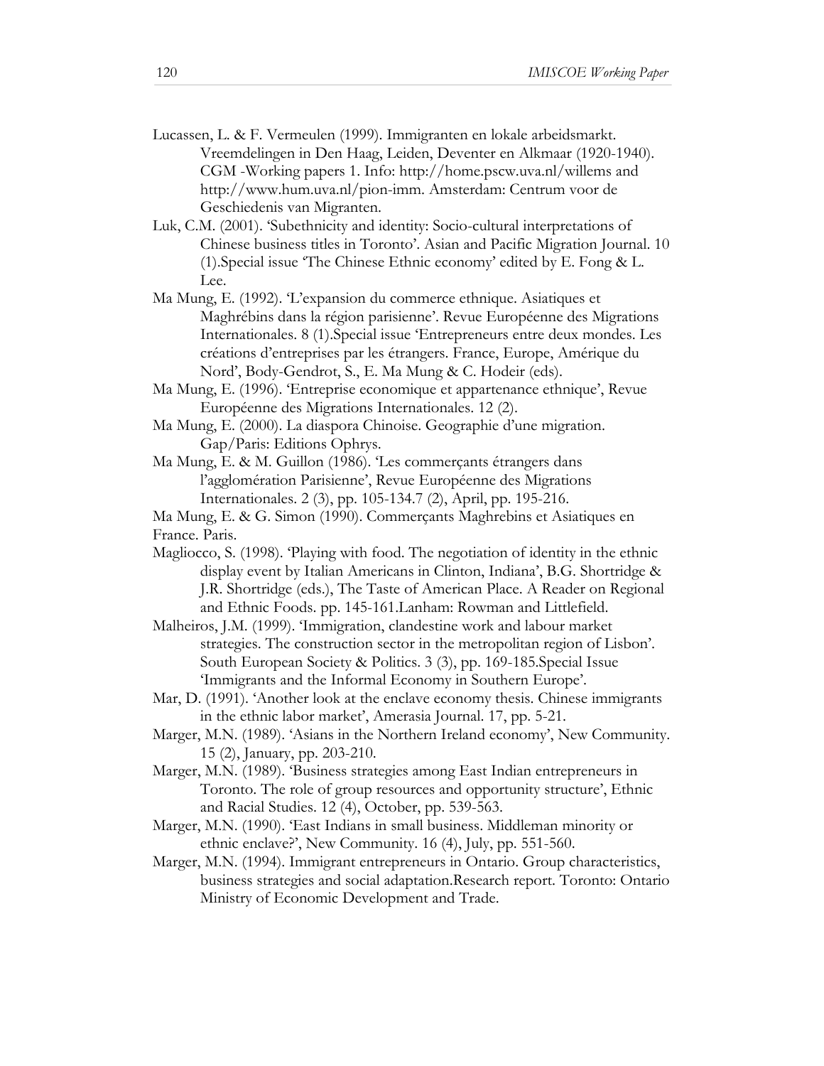Lucassen, L. & F. Vermeulen (1999). Immigranten en lokale arbeidsmarkt. Vreemdelingen in Den Haag, Leiden, Deventer en Alkmaar (1920-1940). CGM -Working papers 1. Info: http://home.pscw.uva.nl/willems and http://www.hum.uva.nl/pion-imm. Amsterdam: Centrum voor de Geschiedenis van Migranten.

Luk, C.M. (2001). 'Subethnicity and identity: Socio-cultural interpretations of Chinese business titles in Toronto'. Asian and Pacific Migration Journal. 10 (1).Special issue 'The Chinese Ethnic economy' edited by E. Fong & L. Lee.

Ma Mung, E. (1992). 'L'expansion du commerce ethnique. Asiatiques et Maghrébins dans la région parisienne'. Revue Européenne des Migrations Internationales. 8 (1).Special issue 'Entrepreneurs entre deux mondes. Les créations d'entreprises par les étrangers. France, Europe, Amérique du Nord', Body-Gendrot, S., E. Ma Mung & C. Hodeir (eds).

Ma Mung, E. (1996). 'Entreprise economique et appartenance ethnique', Revue Européenne des Migrations Internationales. 12 (2).

Ma Mung, E. (2000). La diaspora Chinoise. Geographie d'une migration. Gap/Paris: Editions Ophrys.

Ma Mung, E. & M. Guillon (1986). 'Les commerçants étrangers dans l'agglomération Parisienne', Revue Européenne des Migrations Internationales. 2 (3), pp. 105-134.7 (2), April, pp. 195-216.

Ma Mung, E. & G. Simon (1990). Commerçants Maghrebins et Asiatiques en France. Paris.

Magliocco, S. (1998). 'Playing with food. The negotiation of identity in the ethnic display event by Italian Americans in Clinton, Indiana', B.G. Shortridge & J.R. Shortridge (eds.), The Taste of American Place. A Reader on Regional and Ethnic Foods. pp. 145-161.Lanham: Rowman and Littlefield.

Malheiros, J.M. (1999). 'Immigration, clandestine work and labour market strategies. The construction sector in the metropolitan region of Lisbon'. South European Society & Politics. 3 (3), pp. 169-185.Special Issue 'Immigrants and the Informal Economy in Southern Europe'.

Mar, D. (1991). 'Another look at the enclave economy thesis. Chinese immigrants in the ethnic labor market', Amerasia Journal. 17, pp. 5-21.

Marger, M.N. (1989). 'Asians in the Northern Ireland economy', New Community. 15 (2), January, pp. 203-210.

Marger, M.N. (1989). 'Business strategies among East Indian entrepreneurs in Toronto. The role of group resources and opportunity structure', Ethnic and Racial Studies. 12 (4), October, pp. 539-563.

Marger, M.N. (1990). 'East Indians in small business. Middleman minority or ethnic enclave?', New Community. 16 (4), July, pp. 551-560.

Marger, M.N. (1994). Immigrant entrepreneurs in Ontario. Group characteristics, business strategies and social adaptation.Research report. Toronto: Ontario Ministry of Economic Development and Trade.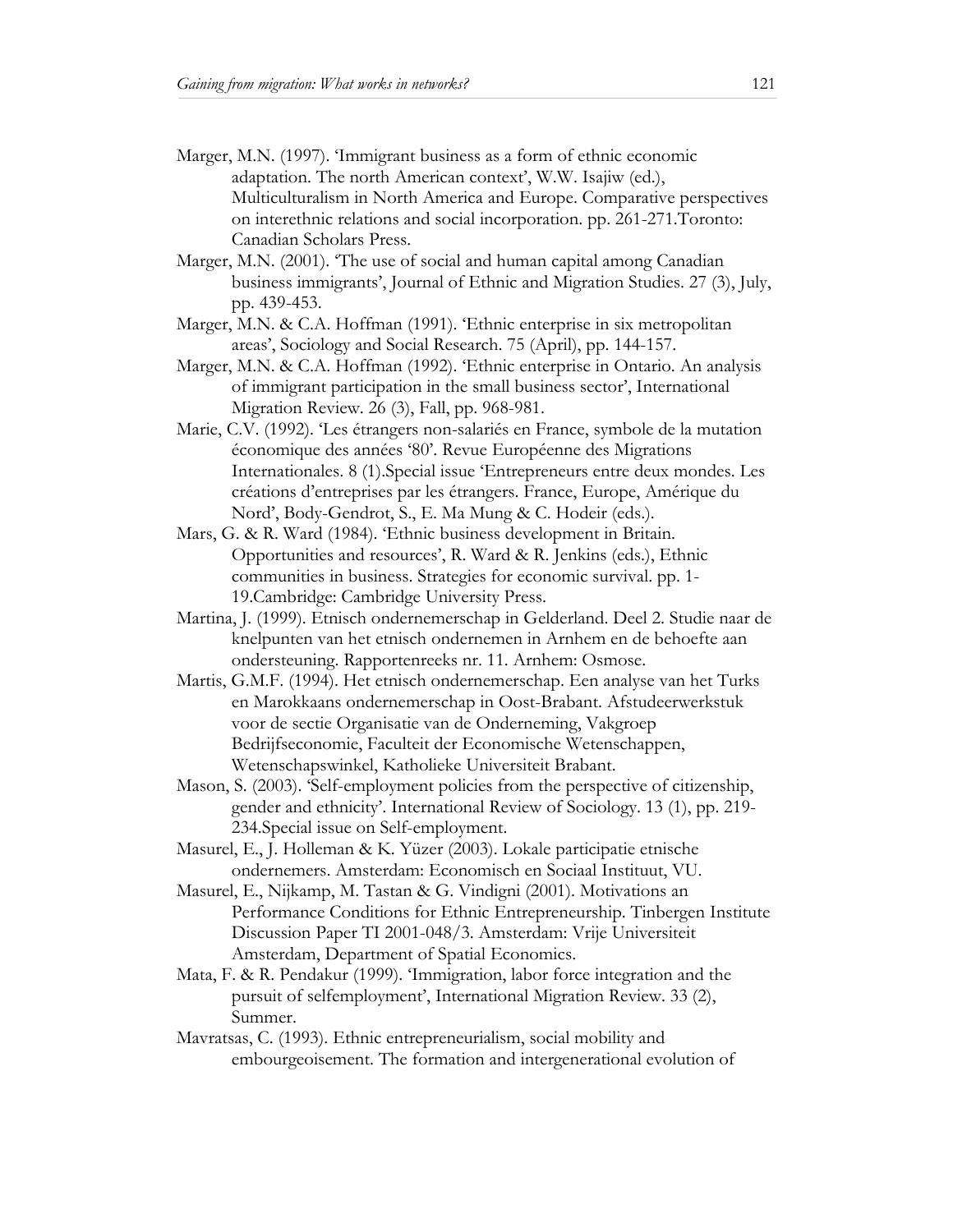Marger, M.N. (1997). 'Immigrant business as a form of ethnic economic adaptation. The north American context', W.W. Isajiw (ed.), Multiculturalism in North America and Europe. Comparative perspectives on interethnic relations and social incorporation. pp. 261-271.Toronto: Canadian Scholars Press.

Marger, M.N. (2001). 'The use of social and human capital among Canadian business immigrants', Journal of Ethnic and Migration Studies. 27 (3), July, pp. 439-453.

Marger, M.N. & C.A. Hoffman (1991). 'Ethnic enterprise in six metropolitan areas', Sociology and Social Research. 75 (April), pp. 144-157.

Marger, M.N. & C.A. Hoffman (1992). 'Ethnic enterprise in Ontario. An analysis of immigrant participation in the small business sector', International Migration Review. 26 (3), Fall, pp. 968-981.

Marie, C.V. (1992). 'Les étrangers non-salariés en France, symbole de la mutation économique des années '80'. Revue Européenne des Migrations Internationales. 8 (1).Special issue 'Entrepreneurs entre deux mondes. Les créations d'entreprises par les étrangers. France, Europe, Amérique du Nord', Body-Gendrot, S., E. Ma Mung & C. Hodeir (eds.).

Mars, G. & R. Ward (1984). 'Ethnic business development in Britain. Opportunities and resources', R. Ward & R. Jenkins (eds.), Ethnic communities in business. Strategies for economic survival. pp. 1-19.Cambridge: Cambridge University Press.

Martina, J. (1999). Etnisch ondernemerschap in Gelderland. Deel 2. Studie naar de knelpunten van het etnisch ondernemen in Arnhem en de behoefte aan ondersteuning. Rapportenreeks nr. 11. Arnhem: Osmose.

Martis, G.M.F. (1994). Het etnisch ondernemerschap. Een analyse van het Turks en Marokkaans ondernemerschap in Oost-Brabant. Afstudeerwerkstuk voor de sectie Organisatie van de Onderneming, Vakgroep Bedrijfseconomie, Faculteit der Economische Wetenschappen, Wetenschapswinkel, Katholieke Universiteit Brabant.

Mason, S. (2003). 'Self-employment policies from the perspective of citizenship, gender and ethnicity'. International Review of Sociology. 13 (1), pp. 219-234.Special issue on Self-employment.

Masurel, E., J. Holleman & K. Yüzer (2003). Lokale participatie etnische ondernemers. Amsterdam: Economisch en Sociaal Instituut, VU.

Masurel, E., Nijkamp, M. Tastan & G. Vindigni (2001). Motivations an Performance Conditions for Ethnic Entrepreneurship. Tinbergen Institute Discussion Paper TI 2001-048/3. Amsterdam: Vrije Universiteit Amsterdam, Department of Spatial Economics.

Mata, F. & R. Pendakur (1999). 'Immigration, labor force integration and the pursuit of selfemployment', International Migration Review. 33 (2), Summer.

Mavratsas, C. (1993). Ethnic entrepreneurialism, social mobility and embourgeoisement. The formation and intergenerational evolution of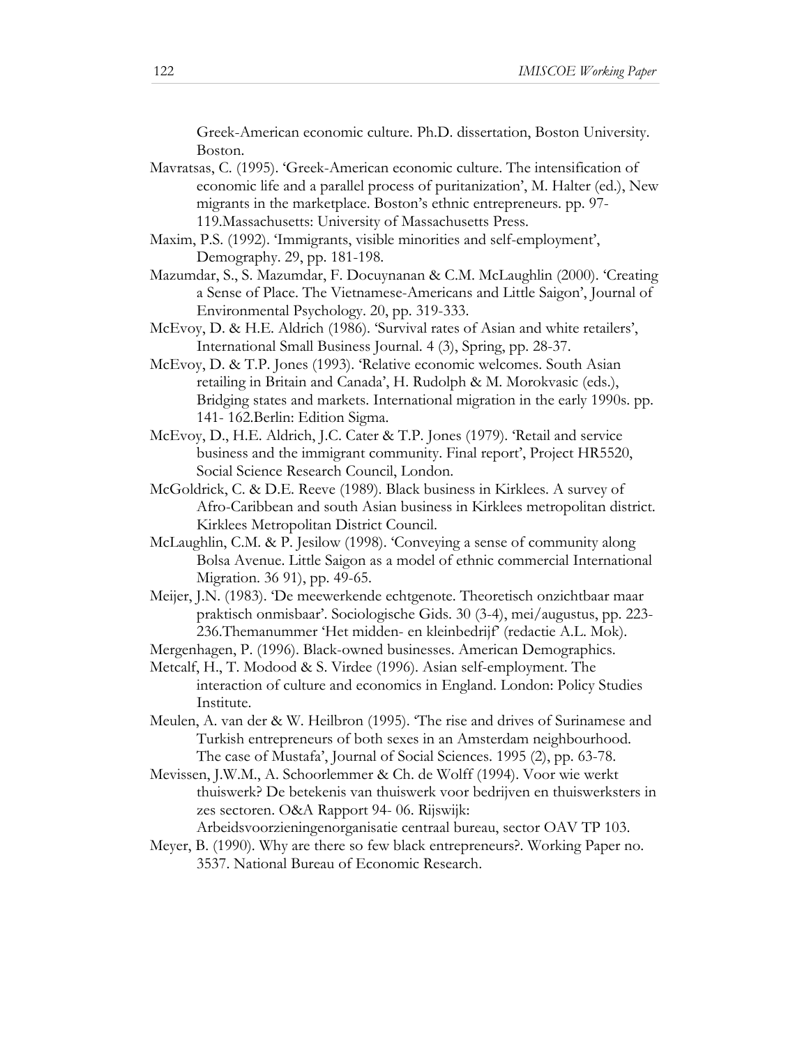Greek-American economic culture. Ph.D. dissertation, Boston University. Boston.

Mavratsas, C. (1995). 'Greek-American economic culture. The intensification of economic life and a parallel process of puritanization', M. Halter (ed.), New migrants in the marketplace. Boston's ethnic entrepreneurs. pp. 97-119.Massachusetts: University of Massachusetts Press.

Maxim, P.S. (1992). 'Immigrants, visible minorities and self-employment', Demography. 29, pp. 181-198.

Mazumdar, S., S. Mazumdar, F. Docuynanan & C.M. McLaughlin (2000). 'Creating a Sense of Place. The Vietnamese-Americans and Little Saigon', Journal of Environmental Psychology. 20, pp. 319-333.

McEvoy, D. & H.E. Aldrich (1986). 'Survival rates of Asian and white retailers', International Small Business Journal. 4 (3), Spring, pp. 28-37.

McEvoy, D. & T.P. Jones (1993). 'Relative economic welcomes. South Asian retailing in Britain and Canada', H. Rudolph & M. Morokvasic (eds.), Bridging states and markets. International migration in the early 1990s. pp. 141- 162.Berlin: Edition Sigma.

McEvoy, D., H.E. Aldrich, J.C. Cater & T.P. Jones (1979). 'Retail and service business and the immigrant community. Final report', Project HR5520, Social Science Research Council, London.

McGoldrick, C. & D.E. Reeve (1989). Black business in Kirklees. A survey of Afro-Caribbean and south Asian business in Kirklees metropolitan district. Kirklees Metropolitan District Council.

McLaughlin, C.M. & P. Jesilow (1998). 'Conveying a sense of community along Bolsa Avenue. Little Saigon as a model of ethnic commercial International Migration. 36 91), pp. 49-65.

Meijer, J.N. (1983). 'De meewerkende echtgenote. Theoretisch onzichtbaar maar praktisch onmisbaar'. Sociologische Gids. 30 (3-4), mei/augustus, pp. 223-236.Themanummer 'Het midden- en kleinbedrijf' (redactie A.L. Mok).

Mergenhagen, P. (1996). Black-owned businesses. American Demographics.

Metcalf, H., T. Modood & S. Virdee (1996). Asian self-employment. The interaction of culture and economics in England. London: Policy Studies Institute.

Meulen, A. van der & W. Heilbron (1995). 'The rise and drives of Surinamese and Turkish entrepreneurs of both sexes in an Amsterdam neighbourhood. The case of Mustafa', Journal of Social Sciences. 1995 (2), pp. 63-78.

Mevissen, J.W.M., A. Schoorlemmer & Ch. de Wolff (1994). Voor wie werkt thuiswerk? De betekenis van thuiswerk voor bedrijven en thuiswerksters in zes sectoren. O&A Rapport 94- 06. Rijswijk: Arbeidsvoorzieningenorganisatie centraal bureau, sector OAV TP 103.

Meyer, B. (1990). Why are there so few black entrepreneurs?. Working Paper no. 3537. National Bureau of Economic Research.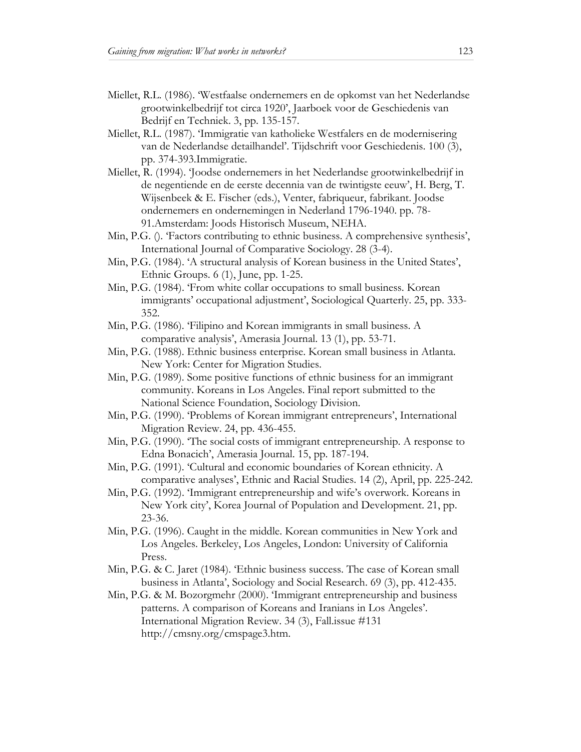Miellet, R.L. (1986). 'Westfaalse ondernemers en de opkomst van het Nederlandse grootwinkelbedrijf tot circa 1920', Jaarboek voor de Geschiedenis van Bedrijf en Techniek. 3, pp. 135-157.

Miellet, R.L. (1987). 'Immigratie van katholieke Westfalers en de modernisering van de Nederlandse detailhandel'. Tijdschrift voor Geschiedenis. 100 (3), pp. 374-393.Immigratie.

Miellet, R. (1994). 'Joodse ondernemers in het Nederlandse grootwinkelbedrijf in de negentiende en de eerste decennia van de twintigste eeuw', H. Berg, T. Wijsenbeek & E. Fischer (eds.), Venter, fabriqueur, fabrikant. Joodse ondernemers en ondernemingen in Nederland 1796-1940. pp. 78-91.Amsterdam: Joods Historisch Museum, NEHA.

Min, P.G. (). 'Factors contributing to ethnic business. A comprehensive synthesis', International Journal of Comparative Sociology. 28 (3-4).

Min, P.G. (1984). 'A structural analysis of Korean business in the United States', Ethnic Groups. 6 (1), June, pp. 1-25.

Min, P.G. (1984). 'From white collar occupations to small business. Korean immigrants' occupational adjustment', Sociological Quarterly. 25, pp. 333-352.

Min, P.G. (1986). 'Filipino and Korean immigrants in small business. A comparative analysis', Amerasia Journal. 13 (1), pp. 53-71.

Min, P.G. (1988). Ethnic business enterprise. Korean small business in Atlanta. New York: Center for Migration Studies.

Min, P.G. (1989). Some positive functions of ethnic business for an immigrant community. Koreans in Los Angeles. Final report submitted to the National Science Foundation, Sociology Division.

Min, P.G. (1990). 'Problems of Korean immigrant entrepreneurs', International Migration Review. 24, pp. 436-455.

Min, P.G. (1990). 'The social costs of immigrant entrepreneurship. A response to Edna Bonacich', Amerasia Journal. 15, pp. 187-194.

Min, P.G. (1991). 'Cultural and economic boundaries of Korean ethnicity. A comparative analyses', Ethnic and Racial Studies. 14 (2), April, pp. 225-242.

Min, P.G. (1992). 'Immigrant entrepreneurship and wife's overwork. Koreans in New York city', Korea Journal of Population and Development. 21, pp. 23-36.

Min, P.G. (1996). Caught in the middle. Korean communities in New York and Los Angeles. Berkeley, Los Angeles, London: University of California Press.

Min, P.G. & C. Jaret (1984). 'Ethnic business success. The case of Korean small business in Atlanta', Sociology and Social Research. 69 (3), pp. 412-435.

Min, P.G. & M. Bozorgmehr (2000). 'Immigrant entrepreneurship and business patterns. A comparison of Koreans and Iranians in Los Angeles'. International Migration Review. 34 (3), Fall.issue #131 http://cmsny.org/cmspage3.htm.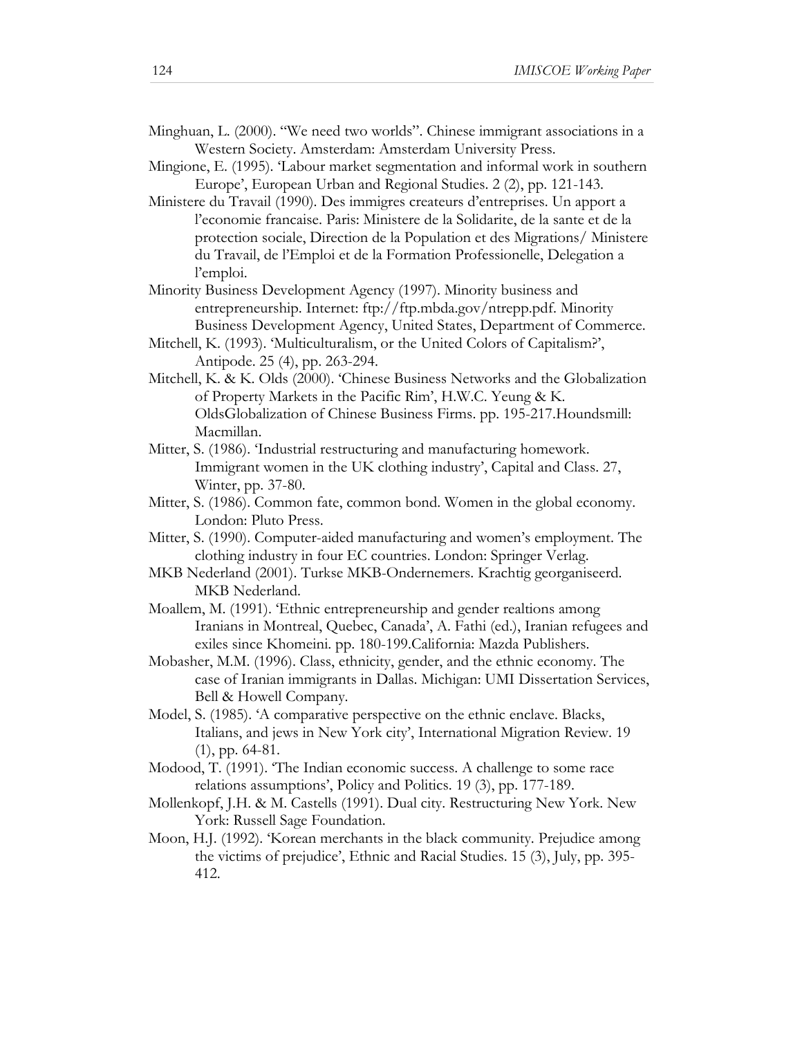Minghuan, L. (2000). "We need two worlds". Chinese immigrant associations in a Western Society. Amsterdam: Amsterdam University Press.

Mingione, E. (1995). 'Labour market segmentation and informal work in southern Europe', European Urban and Regional Studies. 2 (2), pp. 121-143.

Ministere du Travail (1990). Des immigres createurs d'entreprises. Un apport a l'economie francaise. Paris: Ministere de la Solidarite, de la sante et de la protection sociale, Direction de la Population et des Migrations/ Ministere du Travail, de l'Emploi et de la Formation Professionelle, Delegation a l'emploi.

Minority Business Development Agency (1997). Minority business and entrepreneurship. Internet: ftp://ftp.mbda.gov/ntrepp.pdf. Minority Business Development Agency, United States, Department of Commerce.

Mitchell, K. (1993). 'Multiculturalism, or the United Colors of Capitalism?', Antipode. 25 (4), pp. 263-294.

Mitchell, K. & K. Olds (2000). 'Chinese Business Networks and the Globalization of Property Markets in the Pacific Rim', H.W.C. Yeung & K. OldsGlobalization of Chinese Business Firms. pp. 195-217.Houndsmill: Macmillan.

Mitter, S. (1986). 'Industrial restructuring and manufacturing homework. Immigrant women in the UK clothing industry', Capital and Class. 27, Winter, pp. 37-80.

Mitter, S. (1986). Common fate, common bond. Women in the global economy. London: Pluto Press.

Mitter, S. (1990). Computer-aided manufacturing and women's employment. The clothing industry in four EC countries. London: Springer Verlag.

MKB Nederland (2001). Turkse MKB-Ondernemers. Krachtig georganiseerd. MKB Nederland.

Moallem, M. (1991). 'Ethnic entrepreneurship and gender realtions among Iranians in Montreal, Quebec, Canada', A. Fathi (ed.), Iranian refugees and exiles since Khomeini. pp. 180-199.California: Mazda Publishers.

Mobasher, M.M. (1996). Class, ethnicity, gender, and the ethnic economy. The case of Iranian immigrants in Dallas. Michigan: UMI Dissertation Services, Bell & Howell Company.

Model, S. (1985). 'A comparative perspective on the ethnic enclave. Blacks, Italians, and jews in New York city', International Migration Review. 19 (1), pp. 64-81.

Modood, T. (1991). 'The Indian economic success. A challenge to some race relations assumptions', Policy and Politics. 19 (3), pp. 177-189.

Mollenkopf, J.H. & M. Castells (1991). Dual city. Restructuring New York. New York: Russell Sage Foundation.

Moon, H.J. (1992). 'Korean merchants in the black community. Prejudice among the victims of prejudice', Ethnic and Racial Studies. 15 (3), July, pp. 395-412.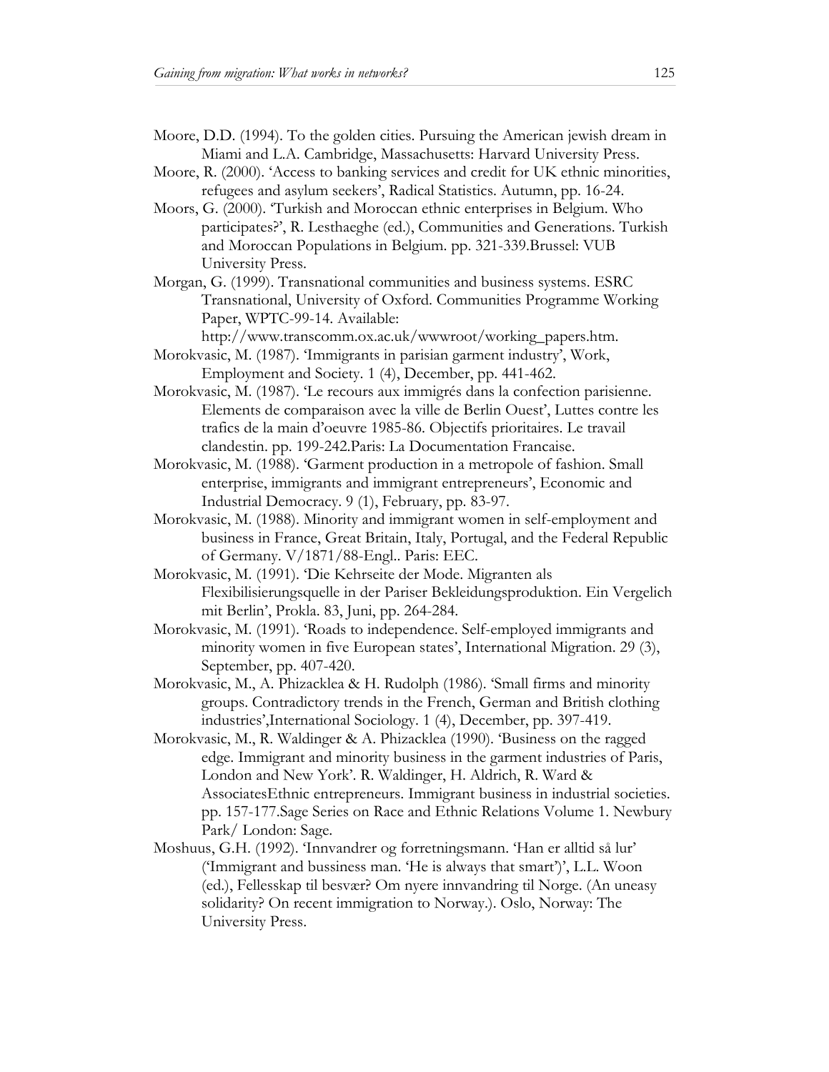Moore, D.D. (1994). To the golden cities. Pursuing the American jewish dream in Miami and L.A. Cambridge, Massachusetts: Harvard University Press.

Moore, R. (2000). 'Access to banking services and credit for UK ethnic minorities, refugees and asylum seekers', Radical Statistics. Autumn, pp. 16-24.

Moors, G. (2000). 'Turkish and Moroccan ethnic enterprises in Belgium. Who participates?', R. Lesthaeghe (ed.), Communities and Generations. Turkish and Moroccan Populations in Belgium. pp. 321-339.Brussel: VUB University Press.

Morgan, G. (1999). Transnational communities and business systems. ESRC Transnational, University of Oxford. Communities Programme Working Paper, WPTC-99-14. Available: http://www.transcomm.ox.ac.uk/wwwroot/working_papers.htm.

Morokvasic, M. (1987). 'Immigrants in parisian garment industry', Work, Employment and Society. 1 (4), December, pp. 441-462.

Morokvasic, M. (1987). 'Le recours aux immigrés dans la confection parisienne. Elements de comparaison avec la ville de Berlin Ouest', Luttes contre les trafics de la main d'oeuvre 1985-86. Objectifs prioritaires. Le travail clandestin. pp. 199-242.Paris: La Documentation Francaise.

Morokvasic, M. (1988). 'Garment production in a metropole of fashion. Small enterprise, immigrants and immigrant entrepreneurs', Economic and Industrial Democracy. 9 (1), February, pp. 83-97.

Morokvasic, M. (1988). Minority and immigrant women in self-employment and business in France, Great Britain, Italy, Portugal, and the Federal Republic of Germany. V/1871/88-Engl.. Paris: EEC.

Morokvasic, M. (1991). 'Die Kehrseite der Mode. Migranten als Flexibilisierungsquelle in der Pariser Bekleidungsproduktion. Ein Vergelich mit Berlin', Prokla. 83, Juni, pp. 264-284.

Morokvasic, M. (1991). 'Roads to independence. Self-employed immigrants and minority women in five European states', International Migration. 29 (3), September, pp. 407-420.

Morokvasic, M., A. Phizacklea & H. Rudolph (1986). 'Small firms and minority groups. Contradictory trends in the French, German and British clothing industries',International Sociology. 1 (4), December, pp. 397-419.

Morokvasic, M., R. Waldinger & A. Phizacklea (1990). 'Business on the ragged edge. Immigrant and minority business in the garment industries of Paris, London and New York'. R. Waldinger, H. Aldrich, R. Ward & AssociatesEthnic entrepreneurs. Immigrant business in industrial societies. pp. 157-177.Sage Series on Race and Ethnic Relations Volume 1. Newbury Park/ London: Sage.

Moshuus, G.H. (1992). 'Innvandrer og forretningsmann. 'Han er alltid så lur' ('Immigrant and bussiness man. 'He is always that smart')', L.L. Woon (ed.), Fellesskap til besvær? Om nyere innvandring til Norge. (An uneasy solidarity? On recent immigration to Norway.). Oslo, Norway: The University Press.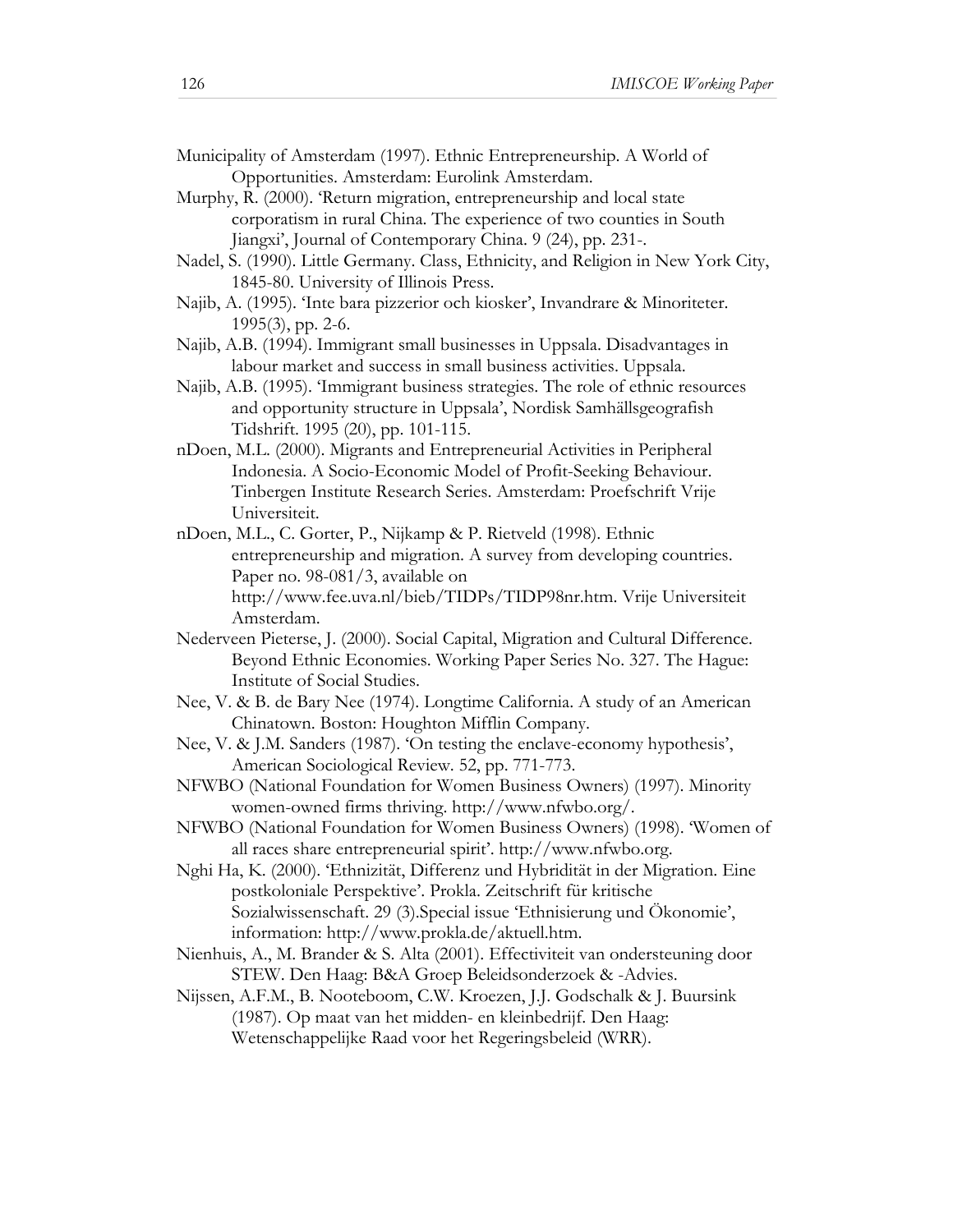Municipality of Amsterdam (1997). Ethnic Entrepreneurship. A World of Opportunities. Amsterdam: Eurolink Amsterdam.

Murphy, R. (2000). 'Return migration, entrepreneurship and local state corporatism in rural China. The experience of two counties in South Jiangxi', Journal of Contemporary China. 9 (24), pp. 231-.

Nadel, S. (1990). Little Germany. Class, Ethnicity, and Religion in New York City, 1845-80. University of Illinois Press.

Najib, A. (1995). 'Inte bara pizzerior och kiosker', Invandrare & Minoriteter. 1995(3), pp. 2-6.

Najib, A.B. (1994). Immigrant small businesses in Uppsala. Disadvantages in labour market and success in small business activities. Uppsala.

Najib, A.B. (1995). 'Immigrant business strategies. The role of ethnic resources and opportunity structure in Uppsala', Nordisk Samhällsgeografish Tidshrift. 1995 (20), pp. 101-115.

nDoen, M.L. (2000). Migrants and Entrepreneurial Activities in Peripheral Indonesia. A Socio-Economic Model of Profit-Seeking Behaviour. Tinbergen Institute Research Series. Amsterdam: Proefschrift Vrije Universiteit.

nDoen, M.L., C. Gorter, P., Nijkamp & P. Rietveld (1998). Ethnic entrepreneurship and migration. A survey from developing countries. Paper no. 98-081/3, available on http://www.fee.uva.nl/bieb/TIDPs/TIDP98nr.htm. Vrije Universiteit Amsterdam.

Nederveen Pieterse, J. (2000). Social Capital, Migration and Cultural Difference. Beyond Ethnic Economies. Working Paper Series No. 327. The Hague: Institute of Social Studies.

Nee, V. & B. de Bary Nee (1974). Longtime California. A study of an American Chinatown. Boston: Houghton Mifflin Company.

Nee, V. & J.M. Sanders (1987). 'On testing the enclave-economy hypothesis', American Sociological Review. 52, pp. 771-773.

NFWBO (National Foundation for Women Business Owners) (1997). Minority women-owned firms thriving. http://www.nfwbo.org/.

NFWBO (National Foundation for Women Business Owners) (1998). 'Women of all races share entrepreneurial spirit'. http://www.nfwbo.org.

Nghi Ha, K. (2000). 'Ethnizität, Differenz und Hybridität in der Migration. Eine postkoloniale Perspektive'. Prokla. Zeitschrift für kritische Sozialwissenschaft. 29 (3).Special issue 'Ethnisierung und Ökonomie', information: http://www.prokla.de/aktuell.htm.

Nienhuis, A., M. Brander & S. Alta (2001). Effectiviteit van ondersteuning door STEW. Den Haag: B&A Groep Beleidsonderzoek & -Advies.

Nijssen, A.F.M., B. Nooteboom, C.W. Kroezen, J.J. Godschalk & J. Buursink (1987). Op maat van het midden- en kleinbedrijf. Den Haag: Wetenschappelijke Raad voor het Regeringsbeleid (WRR).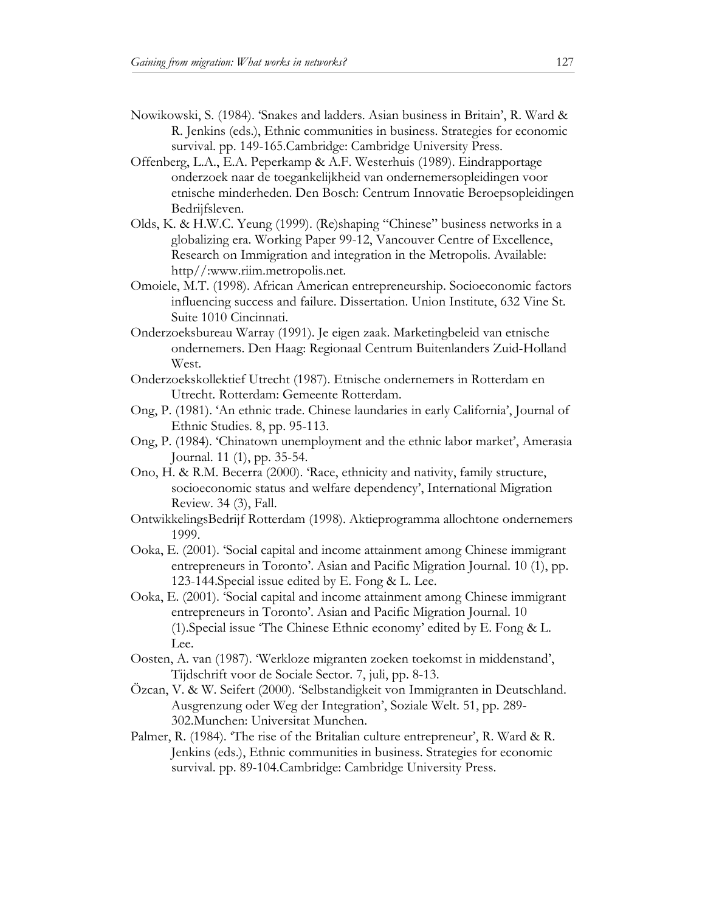Nowikowski, S. (1984). 'Snakes and ladders. Asian business in Britain', R. Ward & R. Jenkins (eds.), Ethnic communities in business. Strategies for economic survival. pp. 149-165.Cambridge: Cambridge University Press.

Offenberg, L.A., E.A. Peperkamp & A.F. Westerhuis (1989). Eindrapportage onderzoek naar de toegankelijkheid van ondernemersopleidingen voor etnische minderheden. Den Bosch: Centrum Innovatie Beroepsopleidingen Bedrijfsleven.

Olds, K. & H.W.C. Yeung (1999). (Re)shaping "Chinese" business networks in a globalizing era. Working Paper 99-12, Vancouver Centre of Excellence, Research on Immigration and integration in the Metropolis. Available: http//:www.riim.metropolis.net.

Omoiele, M.T. (1998). African American entrepreneurship. Socioeconomic factors influencing success and failure. Dissertation. Union Institute, 632 Vine St. Suite 1010 Cincinnati.

Onderzoeksbureau Warray (1991). Je eigen zaak. Marketingbeleid van etnische ondernemers. Den Haag: Regionaal Centrum Buitenlanders Zuid-Holland West.

Onderzoekskollektief Utrecht (1987). Etnische ondernemers in Rotterdam en Utrecht. Rotterdam: Gemeente Rotterdam.

Ong, P. (1981). 'An ethnic trade. Chinese laundaries in early California', Journal of Ethnic Studies. 8, pp. 95-113.

Ong, P. (1984). 'Chinatown unemployment and the ethnic labor market', Amerasia Journal. 11 (1), pp. 35-54.

Ono, H. & R.M. Becerra (2000). 'Race, ethnicity and nativity, family structure, socioeconomic status and welfare dependency', International Migration Review. 34 (3), Fall.

OntwikkelingsBedrijf Rotterdam (1998). Aktieprogramma allochtone ondernemers 1999.

Ooka, E. (2001). 'Social capital and income attainment among Chinese immigrant entrepreneurs in Toronto'. Asian and Pacific Migration Journal. 10 (1), pp. 123-144.Special issue edited by E. Fong & L. Lee.

Ooka, E. (2001). 'Social capital and income attainment among Chinese immigrant entrepreneurs in Toronto'. Asian and Pacific Migration Journal. 10 (1).Special issue 'The Chinese Ethnic economy' edited by E. Fong & L. Lee.

Oosten, A. van (1987). 'Werkloze migranten zoeken toekomst in middenstand', Tijdschrift voor de Sociale Sector. 7, juli, pp. 8-13.

Özcan, V. & W. Seifert (2000). 'Selbstandigkeit von Immigranten in Deutschland. Ausgrenzung oder Weg der Integration', Soziale Welt. 51, pp. 289-302.Munchen: Universitat Munchen.

Palmer, R. (1984). 'The rise of the Britalian culture entrepreneur', R. Ward & R. Jenkins (eds.), Ethnic communities in business. Strategies for economic survival. pp. 89-104.Cambridge: Cambridge University Press.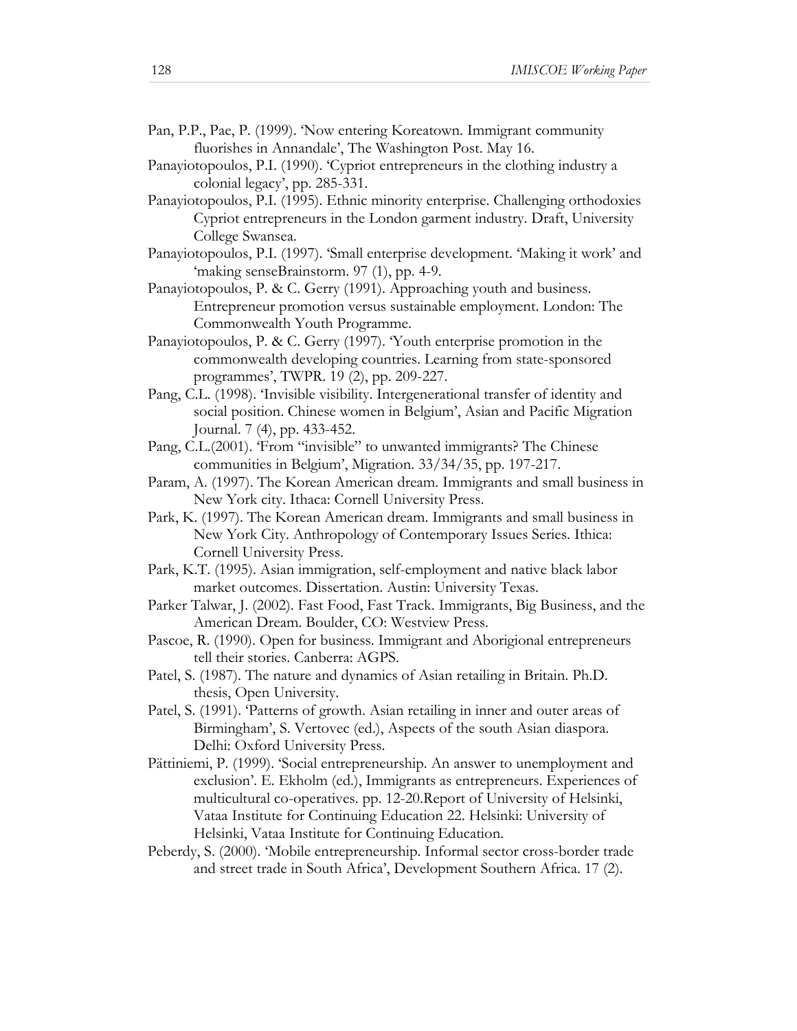Pan, P.P., Pae, P. (1999). 'Now entering Koreatown. Immigrant community flourishes in Annandale', The Washington Post. May 16.

Panayiotopoulos, P.I. (1990). 'Cypriot entrepreneurs in the clothing industry a colonial legacy', pp. 285-331.

Panayiotopoulos, P.I. (1995). Ethnic minority enterprise. Challenging orthodoxies Cypriot entrepreneurs in the London garment industry. Draft, University College Swansea.

Panayiotopoulos, P.I. (1997). 'Small enterprise development. 'Making it work' and 'making senseBrainstorm. 97 (1), pp. 4-9.

Panayiotopoulos, P. & C. Gerry (1991). Approaching youth and business. Entrepreneur promotion versus sustainable employment. London: The Commonwealth Youth Programme.

Panayiotopoulos, P. & C. Gerry (1997). 'Youth enterprise promotion in the commonwealth developing countries. Learning from state-sponsored programmes', TWPR. 19 (2), pp. 209-227.

Pang, C.L. (1998). 'Invisible visibility. Intergenerational transfer of identity and social position. Chinese women in Belgium', Asian and Pacific Migration Journal. 7 (4), pp. 433-452.

Pang, C.L.(2001). 'From "invisible" to unwanted immigrants? The Chinese communities in Belgium', Migration. 33/34/35, pp. 197-217.

Param, A. (1997). The Korean American dream. Immigrants and small business in New York city. Ithaca: Cornell University Press.

Park, K. (1997). The Korean American dream. Immigrants and small business in New York City. Anthropology of Contemporary Issues Series. Ithica: Cornell University Press.

Park, K.T. (1995). Asian immigration, self-employment and native black labor market outcomes. Dissertation. Austin: University Texas.

Parker Talwar, J. (2002). Fast Food, Fast Track. Immigrants, Big Business, and the American Dream. Boulder, CO: Westview Press.

Pascoe, R. (1990). Open for business. Immigrant and Aborigional entrepreneurs tell their stories. Canberra: AGPS.

Patel, S. (1987). The nature and dynamics of Asian retailing in Britain. Ph.D. thesis, Open University.

Patel, S. (1991). 'Patterns of growth. Asian retailing in inner and outer areas of Birmingham', S. Vertovec (ed.), Aspects of the south Asian diaspora. Delhi: Oxford University Press.

Pättiniemi, P. (1999). 'Social entrepreneurship. An answer to unemployment and exclusion'. E. Ekholm (ed.), Immigrants as entrepreneurs. Experiences of multicultural co-operatives. pp. 12-20.Report of University of Helsinki, Vataa Institute for Continuing Education 22. Helsinki: University of Helsinki, Vataa Institute for Continuing Education.

Peberdy, S. (2000). 'Mobile entrepreneurship. Informal sector cross-border trade and street trade in South Africa', Development Southern Africa. 17 (2).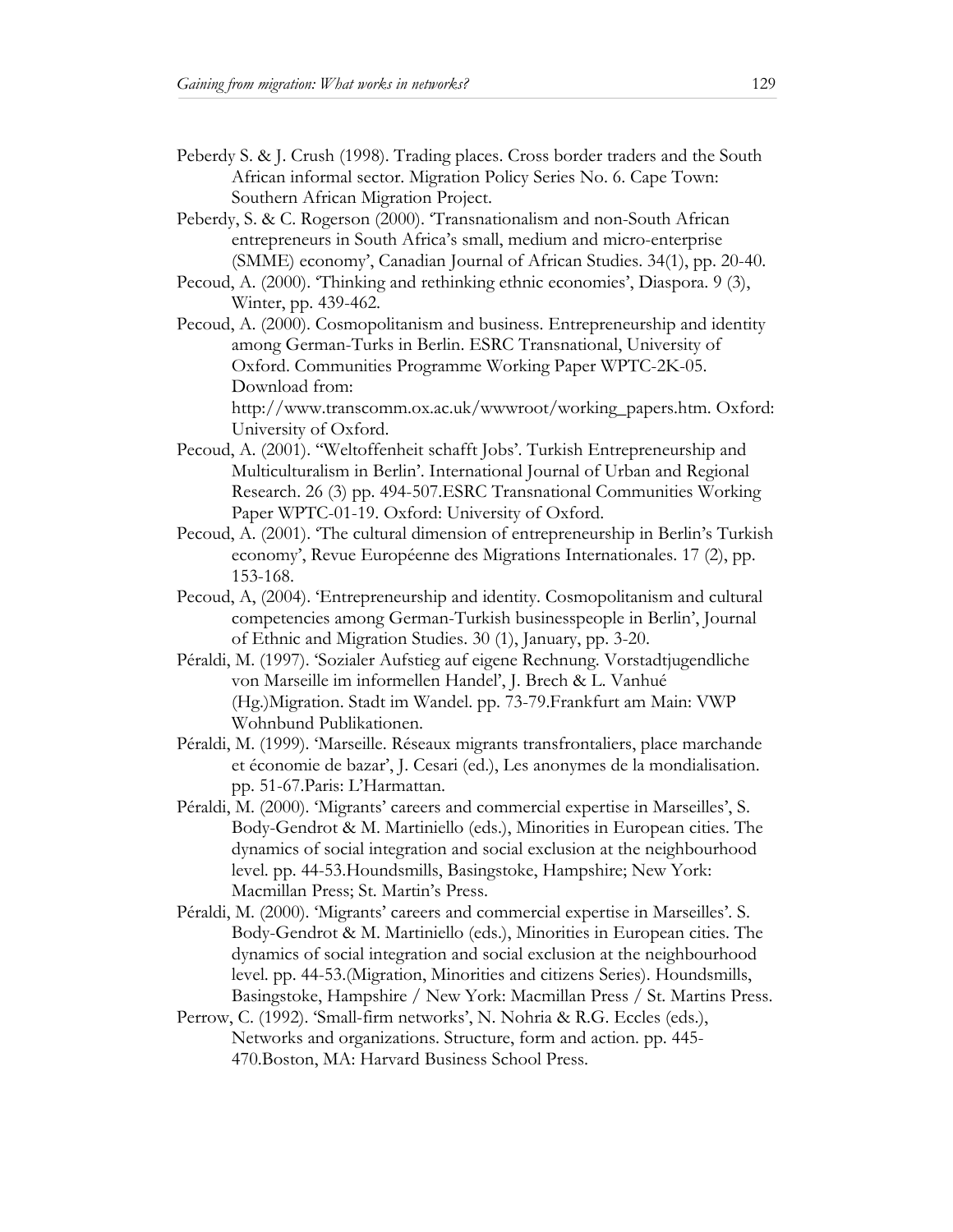Peberdy S. & J. Crush (1998). Trading places. Cross border traders and the South African informal sector. Migration Policy Series No. 6. Cape Town: Southern African Migration Project.

Peberdy, S. & C. Rogerson (2000). 'Transnationalism and non-South African entrepreneurs in South Africa's small, medium and micro-enterprise (SMME) economy', Canadian Journal of African Studies. 34(1), pp. 20-40.

Pecoud, A. (2000). 'Thinking and rethinking ethnic economies', Diaspora. 9 (3), Winter, pp. 439-462.

Pecoud, A. (2000). Cosmopolitanism and business. Entrepreneurship and identity among German-Turks in Berlin. ESRC Transnational, University of Oxford. Communities Programme Working Paper WPTC-2K-05. Download from: http://www.transcomm.ox.ac.uk/wwwroot/working_papers.htm. Oxford: University of Oxford.

Pecoud, A. (2001). "Weltoffenheit schafft Jobs'. Turkish Entrepreneurship and Multiculturalism in Berlin'. International Journal of Urban and Regional Research. 26 (3) pp. 494-507.ESRC Transnational Communities Working Paper WPTC-01-19. Oxford: University of Oxford.

Pecoud, A. (2001). 'The cultural dimension of entrepreneurship in Berlin's Turkish economy', Revue Européenne des Migrations Internationales. 17 (2), pp. 153-168.

Pecoud, A, (2004). 'Entrepreneurship and identity. Cosmopolitanism and cultural competencies among German-Turkish businesspeople in Berlin', Journal of Ethnic and Migration Studies. 30 (1), January, pp. 3-20.

Péraldi, M. (1997). 'Sozialer Aufstieg auf eigene Rechnung. Vorstadtjugendliche von Marseille im informellen Handel', J. Brech & L. Vanhué (Hg.)Migration. Stadt im Wandel. pp. 73-79.Frankfurt am Main: VWP Wohnbund Publikationen.

Péraldi, M. (1999). 'Marseille. Réseaux migrants transfrontaliers, place marchande et économie de bazar', J. Cesari (ed.), Les anonymes de la mondialisation. pp. 51-67.Paris: L'Harmattan.

Péraldi, M. (2000). 'Migrants' careers and commercial expertise in Marseilles', S. Body-Gendrot & M. Martiniello (eds.), Minorities in European cities. The dynamics of social integration and social exclusion at the neighbourhood level. pp. 44-53.Houndsmills, Basingstoke, Hampshire; New York: Macmillan Press; St. Martin's Press.

Péraldi, M. (2000). 'Migrants' careers and commercial expertise in Marseilles'. S. Body-Gendrot & M. Martiniello (eds.), Minorities in European cities. The dynamics of social integration and social exclusion at the neighbourhood level. pp. 44-53.(Migration, Minorities and citizens Series). Houndsmills, Basingstoke, Hampshire / New York: Macmillan Press / St. Martins Press.

Perrow, C. (1992). 'Small-firm networks', N. Nohria & R.G. Eccles (eds.), Networks and organizations. Structure, form and action. pp. 445-470.Boston, MA: Harvard Business School Press.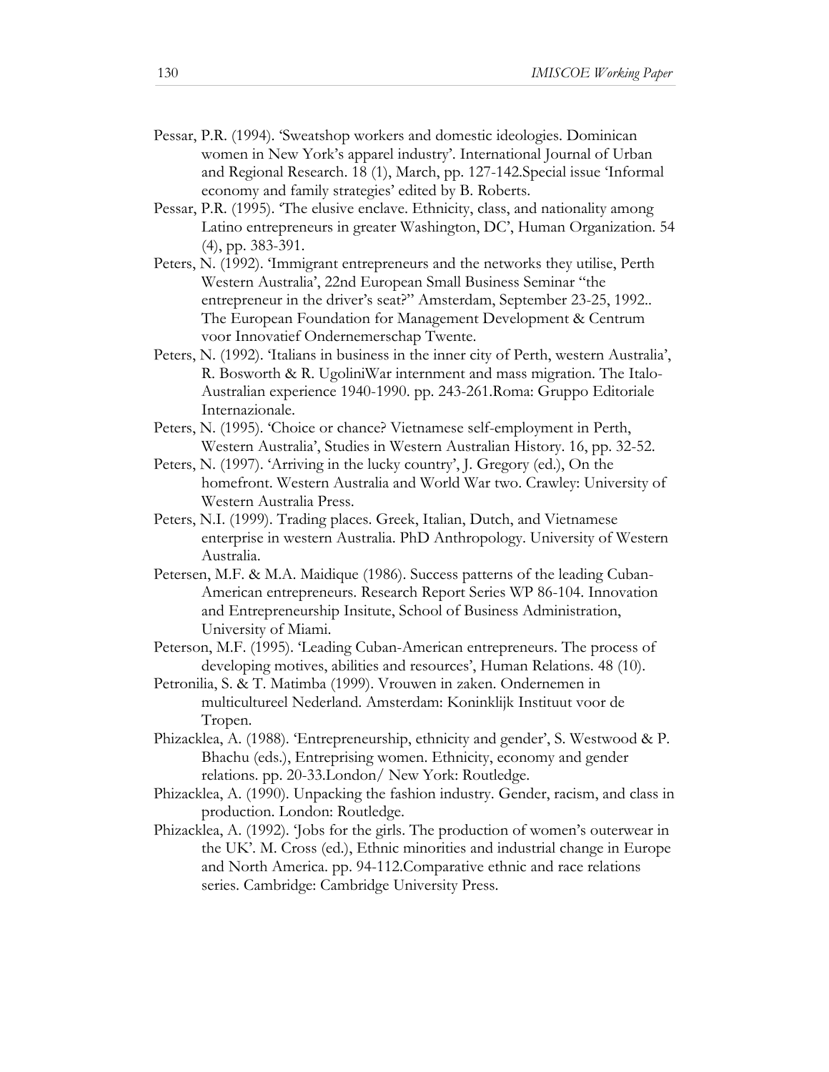Pessar, P.R. (1994). 'Sweatshop workers and domestic ideologies. Dominican women in New York's apparel industry'. International Journal of Urban and Regional Research. 18 (1), March, pp. 127-142.Special issue 'Informal economy and family strategies' edited by B. Roberts.

Pessar, P.R. (1995). 'The elusive enclave. Ethnicity, class, and nationality among Latino entrepreneurs in greater Washington, DC', Human Organization. 54 (4), pp. 383-391.

Peters, N. (1992). 'Immigrant entrepreneurs and the networks they utilise, Perth Western Australia', 22nd European Small Business Seminar "the entrepreneur in the driver's seat?" Amsterdam, September 23-25, 1992.. The European Foundation for Management Development & Centrum voor Innovatief Ondernemerschap Twente.

Peters, N. (1992). 'Italians in business in the inner city of Perth, western Australia', R. Bosworth & R. UgoliniWar internment and mass migration. The Italo-Australian experience 1940-1990. pp. 243-261.Roma: Gruppo Editoriale Internazionale.

Peters, N. (1995). 'Choice or chance? Vietnamese self-employment in Perth, Western Australia', Studies in Western Australian History. 16, pp. 32-52.

Peters, N. (1997). 'Arriving in the lucky country', J. Gregory (ed.), On the homefront. Western Australia and World War two. Crawley: University of Western Australia Press.

Peters, N.I. (1999). Trading places. Greek, Italian, Dutch, and Vietnamese enterprise in western Australia. PhD Anthropology. University of Western Australia.

Petersen, M.F. & M.A. Maidique (1986). Success patterns of the leading Cuban-American entrepreneurs. Research Report Series WP 86-104. Innovation and Entrepreneurship Insitute, School of Business Administration, University of Miami.

Peterson, M.F. (1995). 'Leading Cuban-American entrepreneurs. The process of developing motives, abilities and resources', Human Relations. 48 (10).

Petronilia, S. & T. Matimba (1999). Vrouwen in zaken. Ondernemen in multicultureel Nederland. Amsterdam: Koninklijk Instituut voor de Tropen.

Phizacklea, A. (1988). 'Entrepreneurship, ethnicity and gender', S. Westwood & P. Bhachu (eds.), Entreprising women. Ethnicity, economy and gender relations. pp. 20-33.London/ New York: Routledge.

Phizacklea, A. (1990). Unpacking the fashion industry. Gender, racism, and class in production. London: Routledge.

Phizacklea, A. (1992). 'Jobs for the girls. The production of women's outerwear in the UK'. M. Cross (ed.), Ethnic minorities and industrial change in Europe and North America. pp. 94-112.Comparative ethnic and race relations series. Cambridge: Cambridge University Press.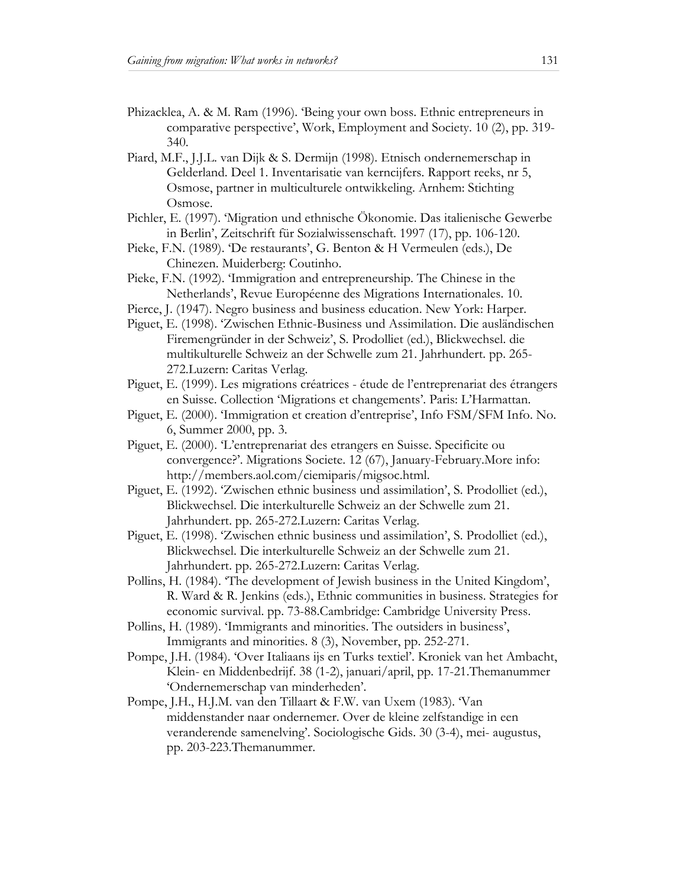Phizacklea, A. & M. Ram (1996). 'Being your own boss. Ethnic entrepreneurs in comparative perspective', Work, Employment and Society. 10 (2), pp. 319-340.

Piard, M.F., J.J.L. van Dijk & S. Dermijn (1998). Etnisch ondernemerschap in Gelderland. Deel 1. Inventarisatie van kerncijfers. Rapport reeks, nr 5, Osmose, partner in multiculturele ontwikkeling. Arnhem: Stichting Osmose.

Pichler, E. (1997). 'Migration und ethnische Ökonomie. Das italienische Gewerbe in Berlin', Zeitschrift für Sozialwissenschaft. 1997 (17), pp. 106-120.

Pieke, F.N. (1989). 'De restaurants', G. Benton & H Vermeulen (eds.), De Chinezen. Muiderberg: Coutinho.

Pieke, F.N. (1992). 'Immigration and entrepreneurship. The Chinese in the Netherlands', Revue Européenne des Migrations Internationales. 10.

Pierce, J. (1947). Negro business and business education. New York: Harper.

Piguet, E. (1998). 'Zwischen Ethnic-Business und Assimilation. Die ausländischen Firemengründer in der Schweiz', S. Prodolliet (ed.), Blickwechsel. die multikulturelle Schweiz an der Schwelle zum 21. Jahrhundert. pp. 265-272.Luzern: Caritas Verlag.

Piguet, E. (1999). Les migrations créatrices - étude de l'entreprenariat des étrangers en Suisse. Collection 'Migrations et changements'. Paris: L'Harmattan.

Piguet, E. (2000). 'Immigration et creation d'entreprise', Info FSM/SFM Info. No. 6, Summer 2000, pp. 3.

Piguet, E. (2000). 'L'entreprenariat des etrangers en Suisse. Specificite ou convergence?'. Migrations Societe. 12 (67), January-February.More info: http://members.aol.com/ciemiparis/migsoc.html.

Piguet, E. (1992). 'Zwischen ethnic business und assimilation', S. Prodolliet (ed.), Blickwechsel. Die interkulturelle Schweiz an der Schwelle zum 21. Jahrhundert. pp. 265-272.Luzern: Caritas Verlag.

Piguet, E. (1998). 'Zwischen ethnic business und assimilation', S. Prodolliet (ed.), Blickwechsel. Die interkulturelle Schweiz an der Schwelle zum 21. Jahrhundert. pp. 265-272.Luzern: Caritas Verlag.

Pollins, H. (1984). 'The development of Jewish business in the United Kingdom', R. Ward & R. Jenkins (eds.), Ethnic communities in business. Strategies for economic survival. pp. 73-88.Cambridge: Cambridge University Press.

Pollins, H. (1989). 'Immigrants and minorities. The outsiders in business', Immigrants and minorities. 8 (3), November, pp. 252-271.

Pompe, J.H. (1984). 'Over Italiaans ijs en Turks textiel'. Kroniek van het Ambacht, Klein- en Middenbedrijf. 38 (1-2), januari/april, pp. 17-21.Themanummer 'Ondernemerschap van minderheden'.

Pompe, J.H., H.J.M. van den Tillaart & F.W. van Uxem (1983). 'Van middenstander naar ondernemer. Over de kleine zelfstandige in een veranderende samenelving'. Sociologische Gids. 30 (3-4), mei- augustus, pp. 203-223.Themanummer.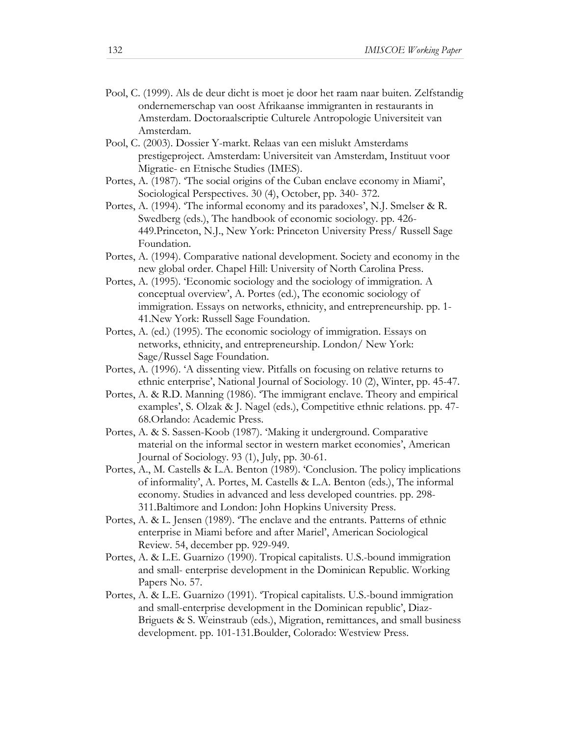Pool, C. (1999). Als de deur dicht is moet je door het raam naar buiten. Zelfstandig ondernemerschap van oost Afrikaanse immigranten in restaurants in Amsterdam. Doctoraalscriptie Culturele Antropologie Universiteit van Amsterdam.

Pool, C. (2003). Dossier Y-markt. Relaas van een mislukt Amsterdams prestigeproject. Amsterdam: Universiteit van Amsterdam, Instituut voor Migratie- en Etnische Studies (IMES).

Portes, A. (1987). 'The social origins of the Cuban enclave economy in Miami', Sociological Perspectives. 30 (4), October, pp. 340- 372.

Portes, A. (1994). 'The informal economy and its paradoxes', N.J. Smelser & R. Swedberg (eds.), The handbook of economic sociology. pp. 426-449.Princeton, N.J., New York: Princeton University Press/ Russell Sage Foundation.

Portes, A. (1994). Comparative national development. Society and economy in the new global order. Chapel Hill: University of North Carolina Press.

Portes, A. (1995). 'Economic sociology and the sociology of immigration. A conceptual overview', A. Portes (ed.), The economic sociology of immigration. Essays on networks, ethnicity, and entrepreneurship. pp. 1-41.New York: Russell Sage Foundation.

Portes, A. (ed.) (1995). The economic sociology of immigration. Essays on networks, ethnicity, and entrepreneurship. London/ New York: Sage/Russel Sage Foundation.

Portes, A. (1996). 'A dissenting view. Pitfalls on focusing on relative returns to ethnic enterprise', National Journal of Sociology. 10 (2), Winter, pp. 45-47.

Portes, A. & R.D. Manning (1986). 'The immigrant enclave. Theory and empirical examples', S. Olzak & J. Nagel (eds.), Competitive ethnic relations. pp. 47-68.Orlando: Academic Press.

Portes, A. & S. Sassen-Koob (1987). 'Making it underground. Comparative material on the informal sector in western market economies', American Journal of Sociology. 93 (1), July, pp. 30-61.

Portes, A., M. Castells & L.A. Benton (1989). 'Conclusion. The policy implications of informality', A. Portes, M. Castells & L.A. Benton (eds.), The informal economy. Studies in advanced and less developed countries. pp. 298-311.Baltimore and London: John Hopkins University Press.

Portes, A. & L. Jensen (1989). 'The enclave and the entrants. Patterns of ethnic enterprise in Miami before and after Mariel', American Sociological Review. 54, december pp. 929-949.

Portes, A. & L.E. Guarnizo (1990). Tropical capitalists. U.S.-bound immigration and small- enterprise development in the Dominican Republic. Working Papers No. 57.

Portes, A. & L.E. Guarnizo (1991). 'Tropical capitalists. U.S.-bound immigration and small-enterprise development in the Dominican republic', Diaz-Briguets & S. Weinstraub (eds.), Migration, remittances, and small business development. pp. 101-131.Boulder, Colorado: Westview Press.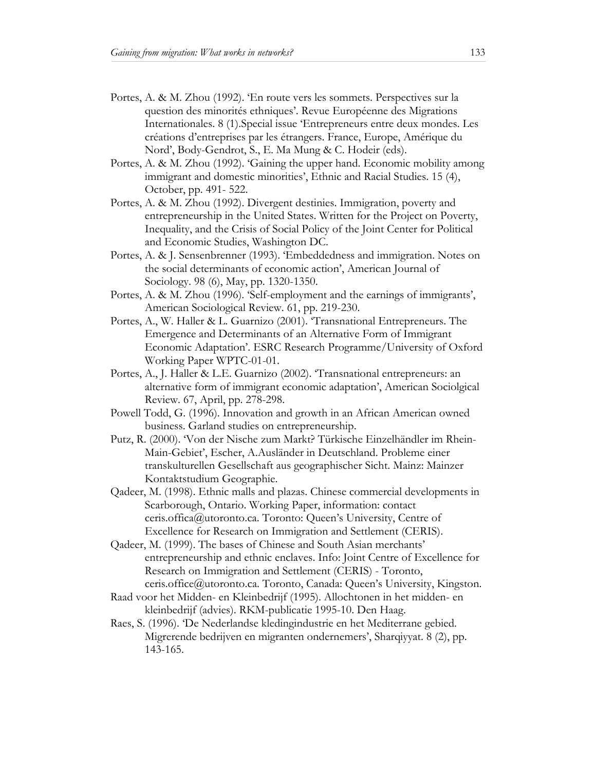Portes, A. & M. Zhou (1992). 'En route vers les sommets. Perspectives sur la question des minorités ethniques'. Revue Européenne des Migrations Internationales. 8 (1).Special issue 'Entrepreneurs entre deux mondes. Les créations d'entreprises par les étrangers. France, Europe, Amérique du Nord', Body-Gendrot, S., E. Ma Mung & C. Hodeir (eds).

Portes, A. & M. Zhou (1992). 'Gaining the upper hand. Economic mobility among immigrant and domestic minorities', Ethnic and Racial Studies. 15 (4), October, pp. 491- 522.

Portes, A. & M. Zhou (1992). Divergent destinies. Immigration, poverty and entrepreneurship in the United States. Written for the Project on Poverty, Inequality, and the Crisis of Social Policy of the Joint Center for Political and Economic Studies, Washington DC.

Portes, A. & J. Sensenbrenner (1993). 'Embeddedness and immigration. Notes on the social determinants of economic action', American Journal of Sociology. 98 (6), May, pp. 1320-1350.

Portes, A. & M. Zhou (1996). 'Self-employment and the earnings of immigrants', American Sociological Review. 61, pp. 219-230.

Portes, A., W. Haller & L. Guarnizo (2001). 'Transnational Entrepreneurs. The Emergence and Determinants of an Alternative Form of Immigrant Economic Adaptation'. ESRC Research Programme/University of Oxford Working Paper WPTC-01-01.

Portes, A., J. Haller & L.E. Guarnizo (2002). 'Transnational entrepreneurs: an alternative form of immigrant economic adaptation', American Sociolgical Review. 67, April, pp. 278-298.

Powell Todd, G. (1996). Innovation and growth in an African American owned business. Garland studies on entrepreneurship.

Putz, R. (2000). 'Von der Nische zum Markt? Türkische Einzelhändler im Rhein-Main-Gebiet', Escher, A.Ausländer in Deutschland. Probleme einer transkulturellen Gesellschaft aus geographischer Sicht. Mainz: Mainzer Kontaktstudium Geographie.

Qadeer, M. (1998). Ethnic malls and plazas. Chinese commercial developments in Scarborough, Ontario. Working Paper, information: contact ceris.offica@utoronto.ca. Toronto: Queen's University, Centre of Excellence for Research on Immigration and Settlement (CERIS).

Qadeer, M. (1999). The bases of Chinese and South Asian merchants' entrepreneurship and ethnic enclaves. Info: Joint Centre of Excellence for Research on Immigration and Settlement (CERIS) - Toronto, ceris.office@utoronto.ca. Toronto, Canada: Queen's University, Kingston.

Raad voor het Midden- en Kleinbedrijf (1995). Allochtonen in het midden- en kleinbedrijf (advies). RKM-publicatie 1995-10. Den Haag.

Raes, S. (1996). 'De Nederlandse kledingindustrie en het Mediterrane gebied. Migrerende bedrijven en migranten ondernemers', Sharqiyyat. 8 (2), pp. 143-165.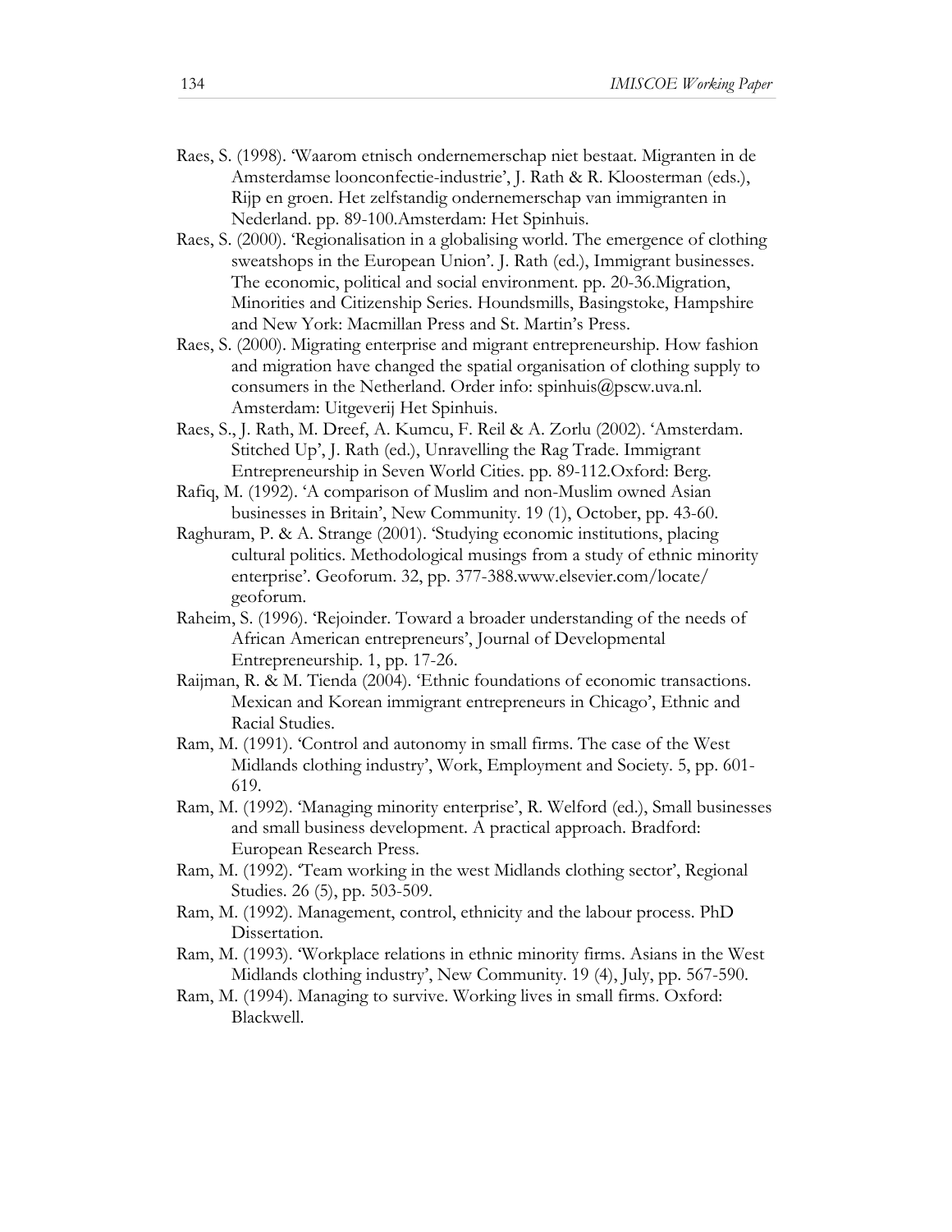Raes, S. (1998). 'Waarom etnisch ondernemerschap niet bestaat. Migranten in de Amsterdamse loonconfectie-industrie', J. Rath & R. Kloosterman (eds.), Rijp en groen. Het zelfstandig ondernemerschap van immigranten in Nederland. pp. 89-100.Amsterdam: Het Spinhuis.

Raes, S. (2000). 'Regionalisation in a globalising world. The emergence of clothing sweatshops in the European Union'. J. Rath (ed.), Immigrant businesses. The economic, political and social environment. pp. 20-36.Migration, Minorities and Citizenship Series. Houndsmills, Basingstoke, Hampshire and New York: Macmillan Press and St. Martin's Press.

Raes, S. (2000). Migrating enterprise and migrant entrepreneurship. How fashion and migration have changed the spatial organisation of clothing supply to consumers in the Netherland. Order info: spinhuis@pscw.uva.nl. Amsterdam: Uitgeverij Het Spinhuis.

Raes, S., J. Rath, M. Dreef, A. Kumcu, F. Reil & A. Zorlu (2002). 'Amsterdam. Stitched Up', J. Rath (ed.), Unravelling the Rag Trade. Immigrant Entrepreneurship in Seven World Cities. pp. 89-112.Oxford: Berg.

Rafiq, M. (1992). 'A comparison of Muslim and non-Muslim owned Asian businesses in Britain', New Community. 19 (1), October, pp. 43-60.

Raghuram, P. & A. Strange (2001). 'Studying economic institutions, placing cultural politics. Methodological musings from a study of ethnic minority enterprise'. Geoforum. 32, pp. 377-388.www.elsevier.com/locate/geoforum.

Raheim, S. (1996). 'Rejoinder. Toward a broader understanding of the needs of African American entrepreneurs', Journal of Developmental Entrepreneurship. 1, pp. 17-26.

Raijman, R. & M. Tienda (2004). 'Ethnic foundations of economic transactions. Mexican and Korean immigrant entrepreneurs in Chicago', Ethnic and Racial Studies.

Ram, M. (1991). 'Control and autonomy in small firms. The case of the West Midlands clothing industry', Work, Employment and Society. 5, pp. 601-619.

Ram, M. (1992). 'Managing minority enterprise', R. Welford (ed.), Small businesses and small business development. A practical approach. Bradford: European Research Press.

Ram, M. (1992). 'Team working in the west Midlands clothing sector', Regional Studies. 26 (5), pp. 503-509.

Ram, M. (1992). Management, control, ethnicity and the labour process. PhD Dissertation.

Ram, M. (1993). 'Workplace relations in ethnic minority firms. Asians in the West Midlands clothing industry', New Community. 19 (4), July, pp. 567-590.

Ram, M. (1994). Managing to survive. Working lives in small firms. Oxford: Blackwell.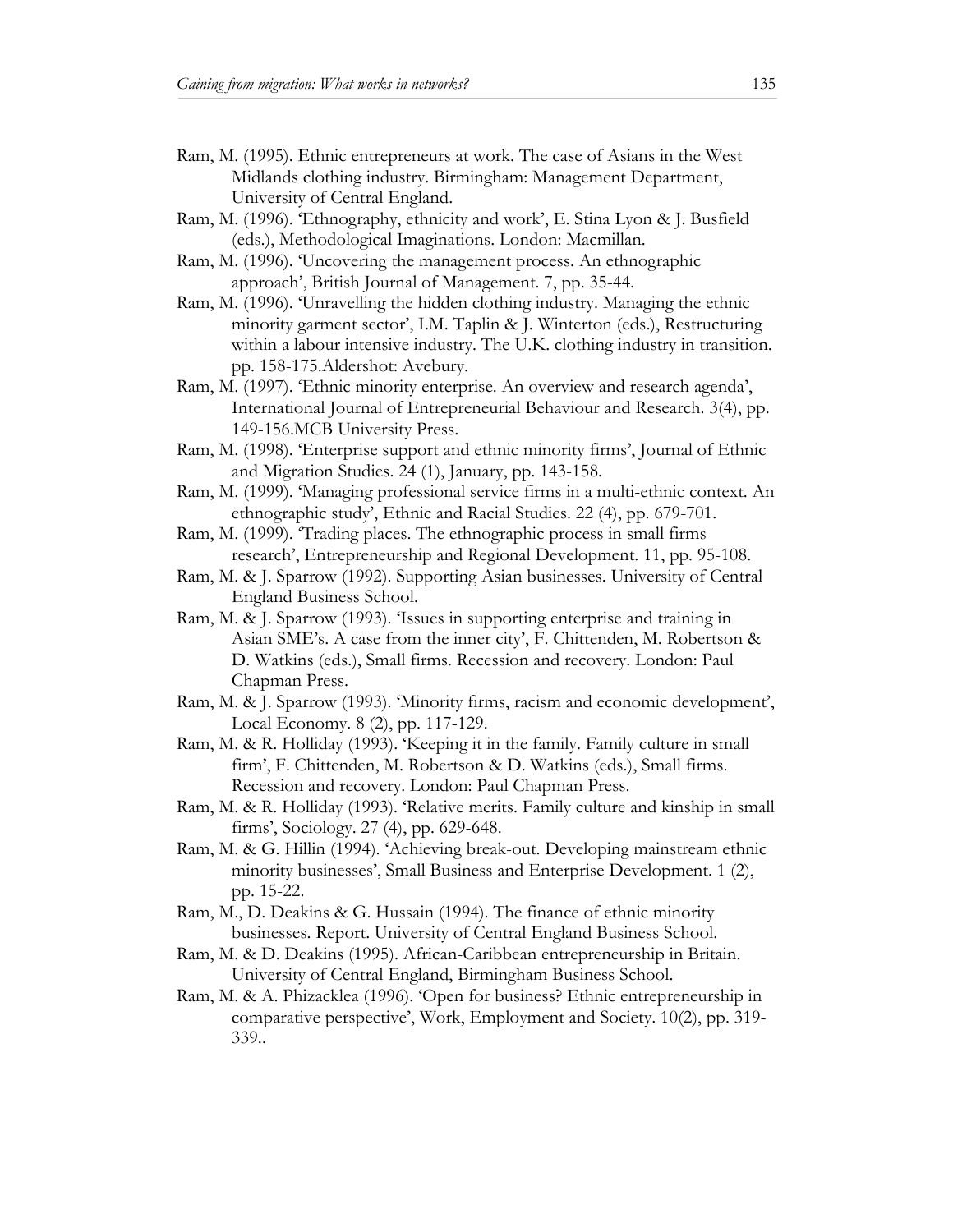Ram, M. (1995). Ethnic entrepreneurs at work. The case of Asians in the West Midlands clothing industry. Birmingham: Management Department, University of Central England.

Ram, M. (1996). 'Ethnography, ethnicity and work', E. Stina Lyon & J. Busfield (eds.), Methodological Imaginations. London: Macmillan.

Ram, M. (1996). 'Uncovering the management process. An ethnographic approach', British Journal of Management. 7, pp. 35-44.

Ram, M. (1996). 'Unravelling the hidden clothing industry. Managing the ethnic minority garment sector', I.M. Taplin & J. Winterton (eds.), Restructuring within a labour intensive industry. The U.K. clothing industry in transition. pp. 158-175.Aldershot: Avebury.

Ram, M. (1997). 'Ethnic minority enterprise. An overview and research agenda', International Journal of Entrepreneurial Behaviour and Research. 3(4), pp. 149-156.MCB University Press.

Ram, M. (1998). 'Enterprise support and ethnic minority firms', Journal of Ethnic and Migration Studies. 24 (1), January, pp. 143-158.

Ram, M. (1999). 'Managing professional service firms in a multi-ethnic context. An ethnographic study', Ethnic and Racial Studies. 22 (4), pp. 679-701.

Ram, M. (1999). 'Trading places. The ethnographic process in small firms research', Entrepreneurship and Regional Development. 11, pp. 95-108.

Ram, M. & J. Sparrow (1992). Supporting Asian businesses. University of Central England Business School.

Ram, M. & J. Sparrow (1993). 'Issues in supporting enterprise and training in Asian SME's. A case from the inner city', F. Chittenden, M. Robertson & D. Watkins (eds.), Small firms. Recession and recovery. London: Paul Chapman Press.

Ram, M. & J. Sparrow (1993). 'Minority firms, racism and economic development', Local Economy. 8 (2), pp. 117-129.

Ram, M. & R. Holliday (1993). 'Keeping it in the family. Family culture in small firm', F. Chittenden, M. Robertson & D. Watkins (eds.), Small firms. Recession and recovery. London: Paul Chapman Press.

Ram, M. & R. Holliday (1993). 'Relative merits. Family culture and kinship in small firms', Sociology. 27 (4), pp. 629-648.

Ram, M. & G. Hillin (1994). 'Achieving break-out. Developing mainstream ethnic minority businesses', Small Business and Enterprise Development. 1 (2), pp. 15-22.

Ram, M., D. Deakins & G. Hussain (1994). The finance of ethnic minority businesses. Report. University of Central England Business School.

Ram, M. & D. Deakins (1995). African-Caribbean entrepreneurship in Britain. University of Central England, Birmingham Business School.

Ram, M. & A. Phizacklea (1996). 'Open for business? Ethnic entrepreneurship in comparative perspective', Work, Employment and Society. 10(2), pp. 319-339..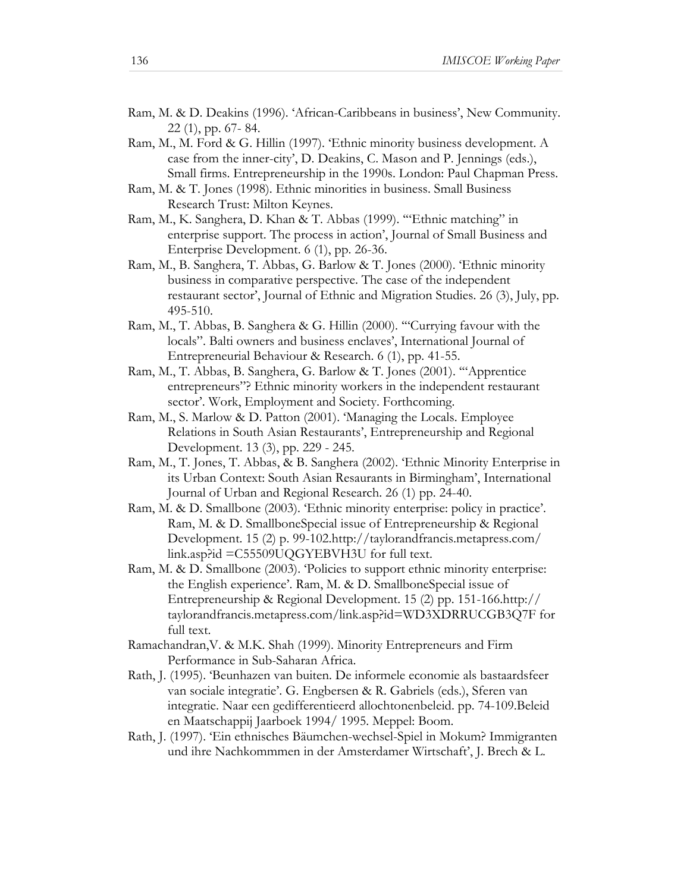Ram, M. & D. Deakins (1996). 'African-Caribbeans in business', New Community. 22 (1), pp. 67- 84.

Ram, M., M. Ford & G. Hillin (1997). 'Ethnic minority business development. A case from the inner-city', D. Deakins, C. Mason and P. Jennings (eds.), Small firms. Entrepreneurship in the 1990s. London: Paul Chapman Press.

Ram, M. & T. Jones (1998). Ethnic minorities in business. Small Business Research Trust: Milton Keynes.

Ram, M., K. Sanghera, D. Khan & T. Abbas (1999). '"Ethnic matching" in enterprise support. The process in action', Journal of Small Business and Enterprise Development. 6 (1), pp. 26-36.

Ram, M., B. Sanghera, T. Abbas, G. Barlow & T. Jones (2000). 'Ethnic minority business in comparative perspective. The case of the independent restaurant sector', Journal of Ethnic and Migration Studies. 26 (3), July, pp. 495-510.

Ram, M., T. Abbas, B. Sanghera & G. Hillin (2000). '"Currying favour with the locals". Balti owners and business enclaves', International Journal of Entrepreneurial Behaviour & Research. 6 (1), pp. 41-55.

Ram, M., T. Abbas, B. Sanghera, G. Barlow & T. Jones (2001). '"Apprentice entrepreneurs"? Ethnic minority workers in the independent restaurant sector'. Work, Employment and Society. Forthcoming.

Ram, M., S. Marlow & D. Patton (2001). 'Managing the Locals. Employee Relations in South Asian Restaurants', Entrepreneurship and Regional Development. 13 (3), pp. 229 - 245.

Ram, M., T. Jones, T. Abbas, & B. Sanghera (2002). 'Ethnic Minority Enterprise in its Urban Context: South Asian Resaurants in Birmingham', International Journal of Urban and Regional Research. 26 (1) pp. 24-40.

Ram, M. & D. Smallbone (2003). 'Ethnic minority enterprise: policy in practice'. Ram, M. & D. SmallboneSpecial issue of Entrepreneurship & Regional Development. 15 (2) p. 99-102.http://taylorandfrancis.metapress.com/link.asp?id =C55509UQGYEBVH3U for full text.

Ram, M. & D. Smallbone (2003). 'Policies to support ethnic minority enterprise: the English experience'. Ram, M. & D. SmallboneSpecial issue of Entrepreneurship & Regional Development. 15 (2) pp. 151-166.http://taylorandfrancis.metapress.com/link.asp?id=WD3XDRRUCGB3Q7F for full text.

Ramachandran,V. & M.K. Shah (1999). Minority Entrepreneurs and Firm Performance in Sub-Saharan Africa.

Rath, J. (1995). 'Beunhazen van buiten. De informele economie als bastaardsfeer van sociale integratie'. G. Engbersen & R. Gabriels (eds.), Sferen van integratie. Naar een gedifferentieerd allochtonenbeleid. pp. 74-109.Beleid en Maatschappij Jaarboek 1994/ 1995. Meppel: Boom.

Rath, J. (1997). 'Ein ethnisches Bäumchen-wechsel-Spiel in Mokum? Immigranten und ihre Nachkommmen in der Amsterdamer Wirtschaft', J. Brech & L.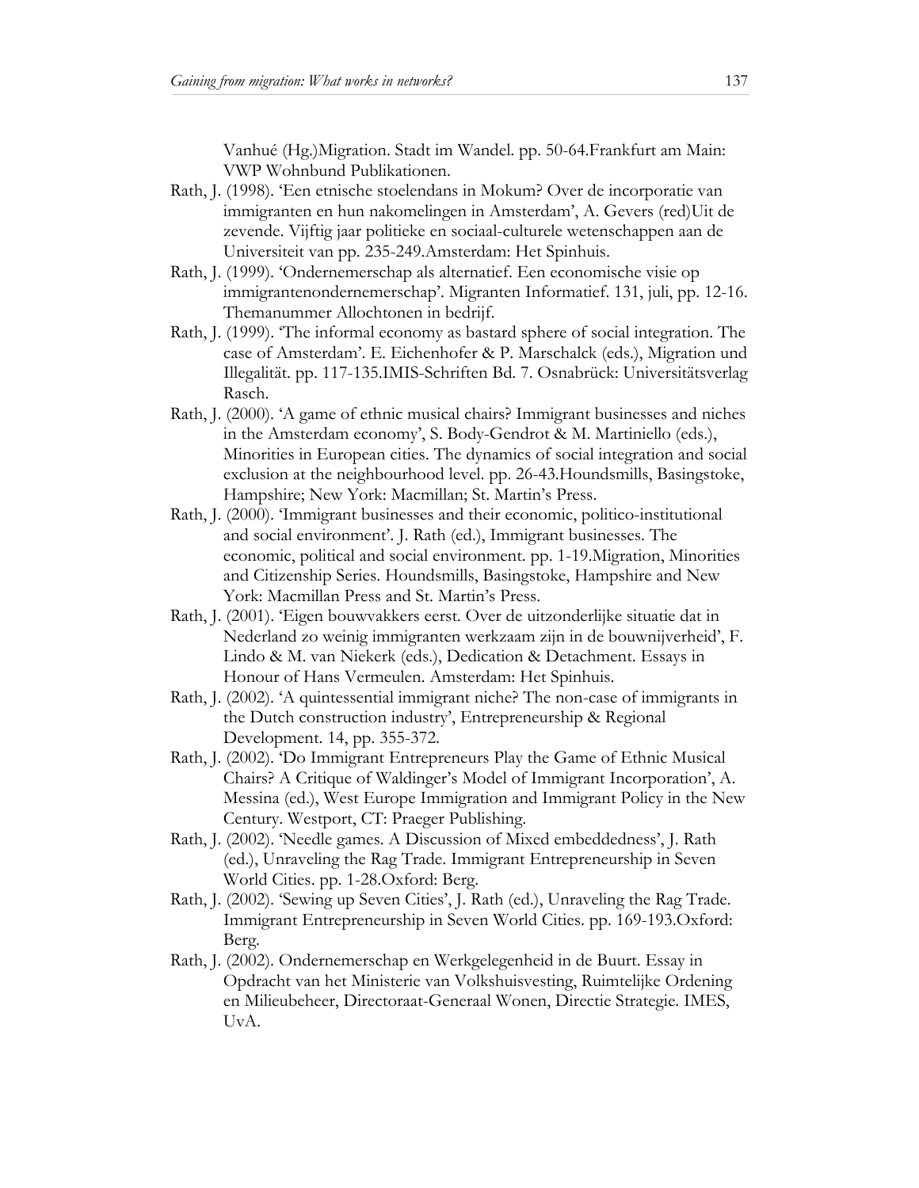Vanhué (Hg.)Migration. Stadt im Wandel. pp. 50-64.Frankfurt am Main: VWP Wohnbund Publikationen.

Rath, J. (1998). 'Een etnische stoelendans in Mokum? Over de incorporatie van immigranten en hun nakomelingen in Amsterdam', A. Gevers (red)Uit de zevende. Vijftig jaar politieke en sociaal-culturele wetenschappen aan de Universiteit van pp. 235-249.Amsterdam: Het Spinhuis.

Rath, J. (1999). 'Ondernemerschap als alternatief. Een economische visie op immigrantenondernemerschap'. Migranten Informatief. 131, juli, pp. 12-16. Themanummer Allochtonen in bedrijf.

Rath, J. (1999). 'The informal economy as bastard sphere of social integration. The case of Amsterdam'. E. Eichenhofer & P. Marschalck (eds.), Migration und Illegalität. pp. 117-135.IMIS-Schriften Bd. 7. Osnabrück: Universitätsverlag Rasch.

Rath, J. (2000). 'A game of ethnic musical chairs? Immigrant businesses and niches in the Amsterdam economy', S. Body-Gendrot & M. Martiniello (eds.), Minorities in European cities. The dynamics of social integration and social exclusion at the neighbourhood level. pp. 26-43.Houndsmills, Basingstoke, Hampshire; New York: Macmillan; St. Martin's Press.

Rath, J. (2000). 'Immigrant businesses and their economic, politico-institutional and social environment'. J. Rath (ed.), Immigrant businesses. The economic, political and social environment. pp. 1-19.Migration, Minorities and Citizenship Series. Houndsmills, Basingstoke, Hampshire and New York: Macmillan Press and St. Martin's Press.

Rath, J. (2001). 'Eigen bouwvakkers eerst. Over de uitzonderlijke situatie dat in Nederland zo weinig immigranten werkzaam zijn in de bouwnijverheid', F. Lindo & M. van Niekerk (eds.), Dedication & Detachment. Essays in Honour of Hans Vermeulen. Amsterdam: Het Spinhuis.

Rath, J. (2002). 'A quintessential immigrant niche? The non-case of immigrants in the Dutch construction industry', Entrepreneurship & Regional Development. 14, pp. 355-372.

Rath, J. (2002). 'Do Immigrant Entrepreneurs Play the Game of Ethnic Musical Chairs? A Critique of Waldinger's Model of Immigrant Incorporation', A. Messina (ed.), West Europe Immigration and Immigrant Policy in the New Century. Westport, CT: Praeger Publishing.

Rath, J. (2002). 'Needle games. A Discussion of Mixed embeddedness', J. Rath (ed.), Unraveling the Rag Trade. Immigrant Entrepreneurship in Seven World Cities. pp. 1-28.Oxford: Berg.

Rath, J. (2002). 'Sewing up Seven Cities', J. Rath (ed.), Unraveling the Rag Trade. Immigrant Entrepreneurship in Seven World Cities. pp. 169-193.Oxford: Berg.

Rath, J. (2002). Ondernemerschap en Werkgelegenheid in de Buurt. Essay in Opdracht van het Ministerie van Volkshuisvesting, Ruimtelijke Ordening en Milieubeheer, Directoraat-Generaal Wonen, Directie Strategie. IMES, UvA.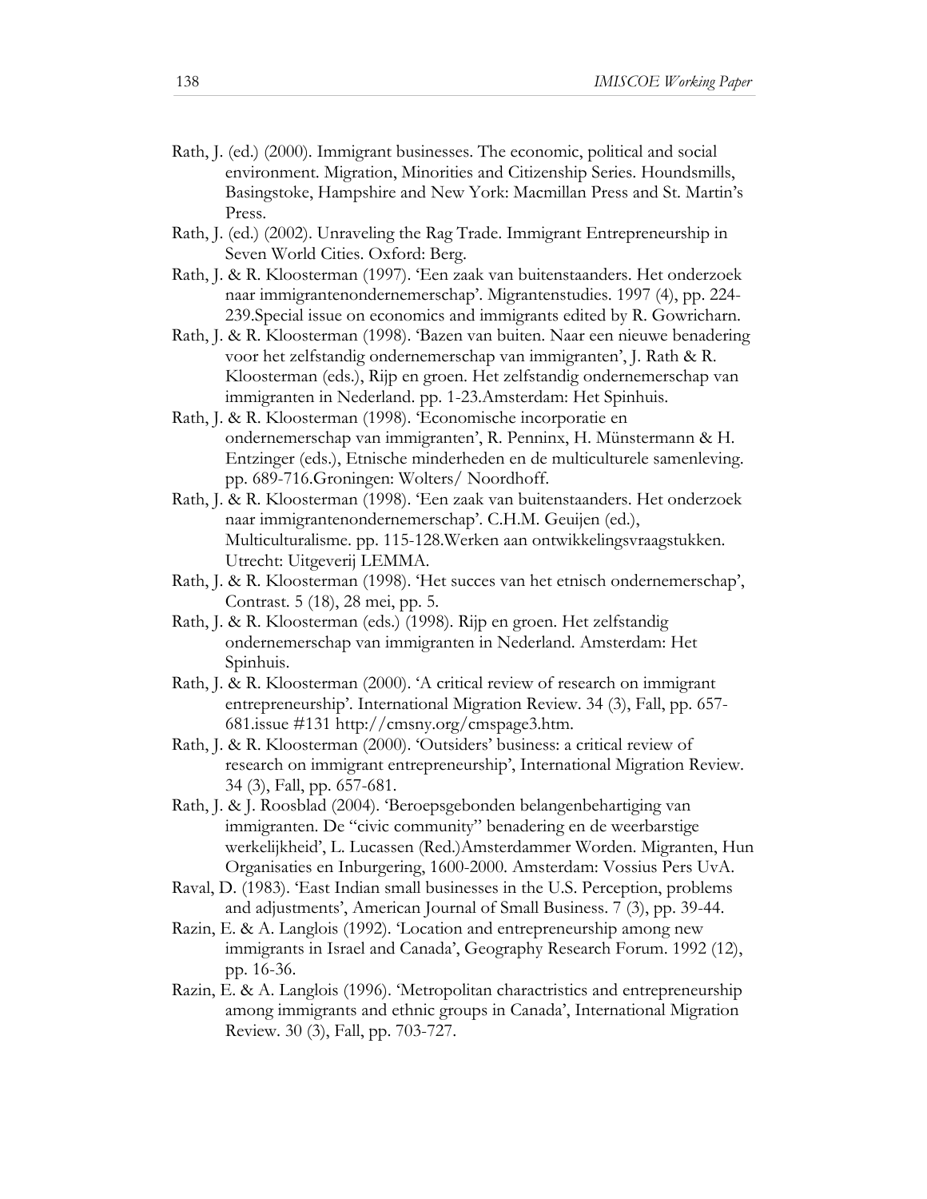Rath, J. (ed.) (2000). Immigrant businesses. The economic, political and social environment. Migration, Minorities and Citizenship Series. Houndsmills, Basingstoke, Hampshire and New York: Macmillan Press and St. Martin's Press.

Rath, J. (ed.) (2002). Unraveling the Rag Trade. Immigrant Entrepreneurship in Seven World Cities. Oxford: Berg.

Rath, J. & R. Kloosterman (1997). 'Een zaak van buitenstaanders. Het onderzoek naar immigrantenondernemerschap'. Migrantenstudies. 1997 (4), pp. 224-239.Special issue on economics and immigrants edited by R. Gowricharn.

Rath, J. & R. Kloosterman (1998). 'Bazen van buiten. Naar een nieuwe benadering voor het zelfstandig ondernemerschap van immigranten', J. Rath & R. Kloosterman (eds.), Rijp en groen. Het zelfstandig ondernemerschap van immigranten in Nederland. pp. 1-23.Amsterdam: Het Spinhuis.

Rath, J. & R. Kloosterman (1998). 'Economische incorporatie en ondernemerschap van immigranten', R. Penninx, H. Münstermann & H. Entzinger (eds.), Etnische minderheden en de multiculturele samenleving. pp. 689-716.Groningen: Wolters/ Noordhoff.

Rath, J. & R. Kloosterman (1998). 'Een zaak van buitenstaanders. Het onderzoek naar immigrantenondernemerschap'. C.H.M. Geuijen (ed.), Multiculturalisme. pp. 115-128.Werken aan ontwikkelingsvraagstukken. Utrecht: Uitgeverij LEMMA.

Rath, J. & R. Kloosterman (1998). 'Het succes van het etnisch ondernemerschap', Contrast. 5 (18), 28 mei, pp. 5.

Rath, J. & R. Kloosterman (eds.) (1998). Rijp en groen. Het zelfstandig ondernemerschap van immigranten in Nederland. Amsterdam: Het Spinhuis.

Rath, J. & R. Kloosterman (2000). 'A critical review of research on immigrant entrepreneurship'. International Migration Review. 34 (3), Fall, pp. 657-681.issue #131 http://cmsny.org/cmspage3.htm.

Rath, J. & R. Kloosterman (2000). 'Outsiders' business: a critical review of research on immigrant entrepreneurship', International Migration Review. 34 (3), Fall, pp. 657-681.

Rath, J. & J. Roosblad (2004). 'Beroepsgebonden belangenbehartiging van immigranten. De "civic community" benadering en de weerbarstige werkelijkheid', L. Lucassen (Red.)Amsterdammer Worden. Migranten, Hun Organisaties en Inburgering, 1600-2000. Amsterdam: Vossius Pers UvA.

Raval, D. (1983). 'East Indian small businesses in the U.S. Perception, problems and adjustments', American Journal of Small Business. 7 (3), pp. 39-44.

Razin, E. & A. Langlois (1992). 'Location and entrepreneurship among new immigrants in Israel and Canada', Geography Research Forum. 1992 (12), pp. 16-36.

Razin, E. & A. Langlois (1996). 'Metropolitan charactristics and entrepreneurship among immigrants and ethnic groups in Canada', International Migration Review. 30 (3), Fall, pp. 703-727.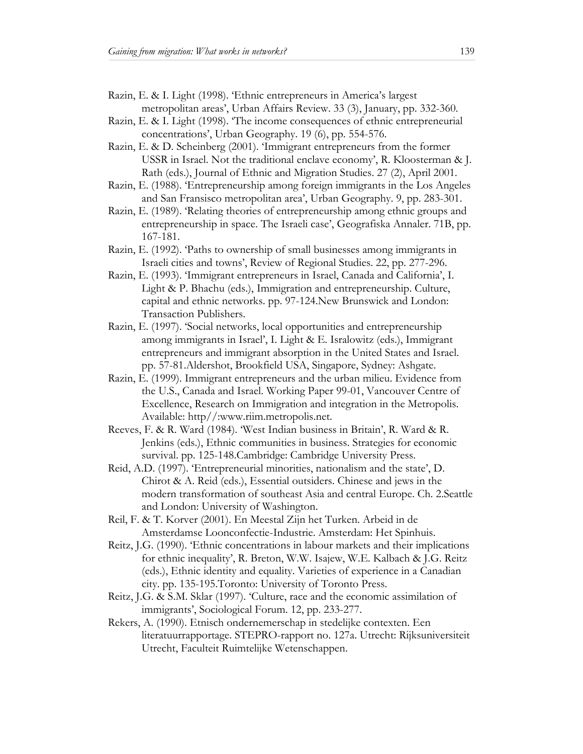Razin, E. & I. Light (1998). 'Ethnic entrepreneurs in America's largest metropolitan areas', Urban Affairs Review. 33 (3), January, pp. 332-360.

Razin, E. & I. Light (1998). 'The income consequences of ethnic entrepreneurial concentrations', Urban Geography. 19 (6), pp. 554-576.

Razin, E. & D. Scheinberg (2001). 'Immigrant entrepreneurs from the former USSR in Israel. Not the traditional enclave economy', R. Kloosterman & J. Rath (eds.), Journal of Ethnic and Migration Studies. 27 (2), April 2001.

Razin, E. (1988). 'Entrepreneurship among foreign immigrants in the Los Angeles and San Fransisco metropolitan area', Urban Geography. 9, pp. 283-301.

Razin, E. (1989). 'Relating theories of entrepreneurship among ethnic groups and entrepreneurship in space. The Israeli case', Geografiska Annaler. 71B, pp. 167-181.

Razin, E. (1992). 'Paths to ownership of small businesses among immigrants in Israeli cities and towns', Review of Regional Studies. 22, pp. 277-296.

Razin, E. (1993). 'Immigrant entrepreneurs in Israel, Canada and California', I. Light & P. Bhachu (eds.), Immigration and entrepreneurship. Culture, capital and ethnic networks. pp. 97-124.New Brunswick and London: Transaction Publishers.

Razin, E. (1997). 'Social networks, local opportunities and entrepreneurship among immigrants in Israel', I. Light & E. Isralowitz (eds.), Immigrant entrepreneurs and immigrant absorption in the United States and Israel. pp. 57-81.Aldershot, Brookfield USA, Singapore, Sydney: Ashgate.

Razin, E. (1999). Immigrant entrepreneurs and the urban milieu. Evidence from the U.S., Canada and Israel. Working Paper 99-01, Vancouver Centre of Excellence, Research on Immigration and integration in the Metropolis. Available: http//:www.riim.metropolis.net.

Reeves, F. & R. Ward (1984). 'West Indian business in Britain', R. Ward & R. Jenkins (eds.), Ethnic communities in business. Strategies for economic survival. pp. 125-148.Cambridge: Cambridge University Press.

Reid, A.D. (1997). 'Entrepreneurial minorities, nationalism and the state', D. Chirot & A. Reid (eds.), Essential outsiders. Chinese and jews in the modern transformation of southeast Asia and central Europe. Ch. 2.Seattle and London: University of Washington.

Reil, F. & T. Korver (2001). En Meestal Zijn het Turken. Arbeid in de Amsterdamse Loonconfectie-Industrie. Amsterdam: Het Spinhuis.

Reitz, J.G. (1990). 'Ethnic concentrations in labour markets and their implications for ethnic inequality', R. Breton, W.W. Isajew, W.E. Kalbach & J.G. Reitz (eds.), Ethnic identity and equality. Varieties of experience in a Canadian city. pp. 135-195.Toronto: University of Toronto Press.

Reitz, J.G. & S.M. Sklar (1997). 'Culture, race and the economic assimilation of immigrants', Sociological Forum. 12, pp. 233-277.

Rekers, A. (1990). Etnisch ondernemerschap in stedelijke contexten. Een literatuurrapportage. STEPRO-rapport no. 127a. Utrecht: Rijksuniversiteit Utrecht, Faculteit Ruimtelijke Wetenschappen.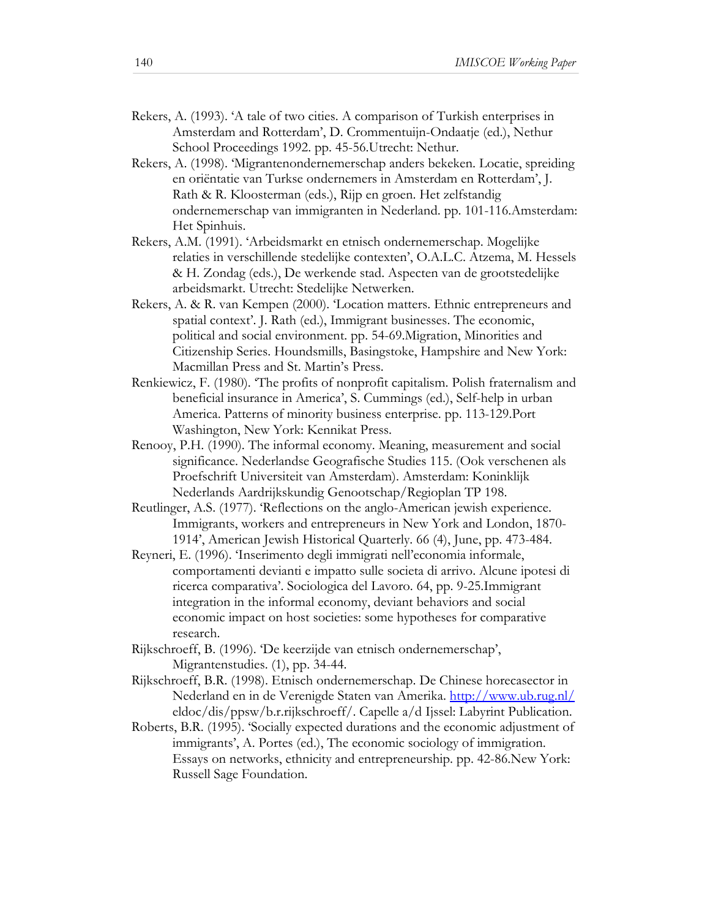Rekers, A. (1993). 'A tale of two cities. A comparison of Turkish enterprises in Amsterdam and Rotterdam', D. Crommentuijn-Ondaatje (ed.), Nethur School Proceedings 1992. pp. 45-56.Utrecht: Nethur.

Rekers, A. (1998). 'Migrantenondernemerschap anders bekeken. Locatie, spreiding en oriëntatie van Turkse ondernemers in Amsterdam en Rotterdam', J. Rath & R. Kloosterman (eds.), Rijp en groen. Het zelfstandig ondernemerschap van immigranten in Nederland. pp. 101-116.Amsterdam: Het Spinhuis.

Rekers, A.M. (1991). 'Arbeidsmarkt en etnisch ondernemerschap. Mogelijke relaties in verschillende stedelijke contexten', O.A.L.C. Atzema, M. Hessels & H. Zondag (eds.), De werkende stad. Aspecten van de grootstedelijke arbeidsmarkt. Utrecht: Stedelijke Netwerken.

Rekers, A. & R. van Kempen (2000). 'Location matters. Ethnic entrepreneurs and spatial context'. J. Rath (ed.), Immigrant businesses. The economic, political and social environment. pp. 54-69.Migration, Minorities and Citizenship Series. Houndsmills, Basingstoke, Hampshire and New York: Macmillan Press and St. Martin's Press.

Renkiewicz, F. (1980). 'The profits of nonprofit capitalism. Polish fraternalism and beneficial insurance in America', S. Cummings (ed.), Self-help in urban America. Patterns of minority business enterprise. pp. 113-129.Port Washington, New York: Kennikat Press.

Renooy, P.H. (1990). The informal economy. Meaning, measurement and social significance. Nederlandse Geografische Studies 115. (Ook verschenen als Proefschrift Universiteit van Amsterdam). Amsterdam: Koninklijk Nederlands Aardrijkskundig Genootschap/Regioplan TP 198.

Reutlinger, A.S. (1977). 'Reflections on the anglo-American jewish experience. Immigrants, workers and entrepreneurs in New York and London, 1870-1914', American Jewish Historical Quarterly. 66 (4), June, pp. 473-484.

Reyneri, E. (1996). 'Inserimento degli immigrati nell'economia informale, comportamenti devianti e impatto sulle societa di arrivo. Alcune ipotesi di ricerca comparativa'. Sociologica del Lavoro. 64, pp. 9-25.Immigrant integration in the informal economy, deviant behaviors and social economic impact on host societies: some hypotheses for comparative research.

Rijkschroeff, B. (1996). 'De keerzijde van etnisch ondernemerschap', Migrantenstudies. (1), pp. 34-44.

Rijkschroeff, B.R. (1998). Etnisch ondernemerschap. De Chinese horecasector in Nederland en in de Verenigde Staten van Amerika. http://www.ub.rug.nl/eldoc/dis/ppsw/b.r.rijkschroeff/. Capelle a/d Ijssel: Labyrint Publication.

Roberts, B.R. (1995). 'Socially expected durations and the economic adjustment of immigrants', A. Portes (ed.), The economic sociology of immigration. Essays on networks, ethnicity and entrepreneurship. pp. 42-86.New York: Russell Sage Foundation.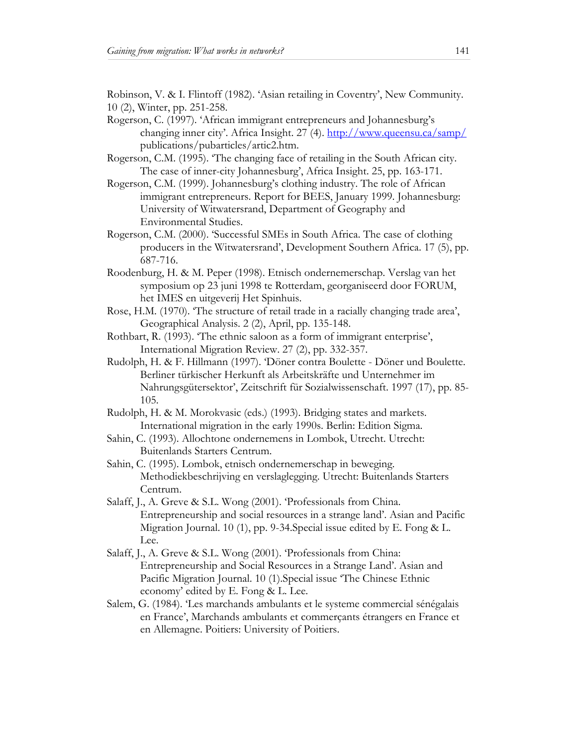Robinson, V. & I. Flintoff (1982). 'Asian retailing in Coventry', New Community. 10 (2), Winter, pp. 251-258.

Rogerson, C. (1997). 'African immigrant entrepreneurs and Johannesburg's changing inner city'. Africa Insight. 27 (4). http://www.queensu.ca/samp/publications/pubarticles/artic2.htm.

Rogerson, C.M. (1995). 'The changing face of retailing in the South African city. The case of inner-city Johannesburg', Africa Insight. 25, pp. 163-171.

Rogerson, C.M. (1999). Johannesburg's clothing industry. The role of African immigrant entrepreneurs. Report for BEES, January 1999. Johannesburg: University of Witwatersrand, Department of Geography and Environmental Studies.

Rogerson, C.M. (2000). 'Successful SMEs in South Africa. The case of clothing producers in the Witwatersrand', Development Southern Africa. 17 (5), pp. 687-716.

Roodenburg, H. & M. Peper (1998). Etnisch ondernemerschap. Verslag van het symposium op 23 juni 1998 te Rotterdam, georganiseerd door FORUM, het IMES en uitgeverij Het Spinhuis.

Rose, H.M. (1970). 'The structure of retail trade in a racially changing trade area', Geographical Analysis. 2 (2), April, pp. 135-148.

Rothbart, R. (1993). 'The ethnic saloon as a form of immigrant enterprise', International Migration Review. 27 (2), pp. 332-357.

Rudolph, H. & F. Hillmann (1997). 'Döner contra Boulette - Döner und Boulette. Berliner türkischer Herkunft als Arbeitskräfte und Unternehmer im Nahrungsgütersektor', Zeitschrift für Sozialwissenschaft. 1997 (17), pp. 85-105.

Rudolph, H. & M. Morokvasic (eds.) (1993). Bridging states and markets. International migration in the early 1990s. Berlin: Edition Sigma.

Sahin, C. (1993). Allochtone ondernemens in Lombok, Utrecht. Utrecht: Buitenlands Starters Centrum.

Sahin, C. (1995). Lombok, etnisch ondernemerschap in beweging. Methodiekbeschrijving en verslaglegging. Utrecht: Buitenlands Starters Centrum.

Salaff, J., A. Greve & S.L. Wong (2001). 'Professionals from China. Entrepreneurship and social resources in a strange land'. Asian and Pacific Migration Journal. 10 (1), pp. 9-34.Special issue edited by E. Fong & L. Lee.

Salaff, J., A. Greve & S.L. Wong (2001). 'Professionals from China: Entrepreneurship and Social Resources in a Strange Land'. Asian and Pacific Migration Journal. 10 (1).Special issue 'The Chinese Ethnic economy' edited by E. Fong & L. Lee.

Salem, G. (1984). 'Les marchands ambulants et le systeme commercial sénégalais en France', Marchands ambulants et commerçants étrangers en France et en Allemagne. Poitiers: University of Poitiers.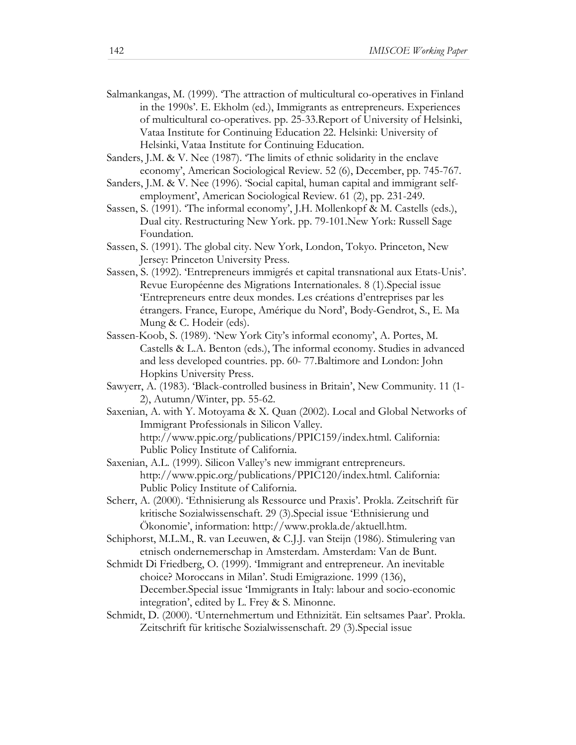Salmankangas, M. (1999). 'The attraction of multicultural co-operatives in Finland in the 1990s'. E. Ekholm (ed.), Immigrants as entrepreneurs. Experiences of multicultural co-operatives. pp. 25-33.Report of University of Helsinki, Vataa Institute for Continuing Education 22. Helsinki: University of Helsinki, Vataa Institute for Continuing Education.

Sanders, J.M. & V. Nee (1987). 'The limits of ethnic solidarity in the enclave economy', American Sociological Review. 52 (6), December, pp. 745-767.

Sanders, J.M. & V. Nee (1996). 'Social capital, human capital and immigrant self-employment', American Sociological Review. 61 (2), pp. 231-249.

Sassen, S. (1991). 'The informal economy', J.H. Mollenkopf & M. Castells (eds.), Dual city. Restructuring New York. pp. 79-101.New York: Russell Sage Foundation.

Sassen, S. (1991). The global city. New York, London, Tokyo. Princeton, New Jersey: Princeton University Press.

Sassen, S. (1992). 'Entrepreneurs immigrés et capital transnational aux Etats-Unis'. Revue Européenne des Migrations Internationales. 8 (1).Special issue 'Entrepreneurs entre deux mondes. Les créations d'entreprises par les étrangers. France, Europe, Amérique du Nord', Body-Gendrot, S., E. Ma Mung & C. Hodeir (eds).

Sassen-Koob, S. (1989). 'New York City's informal economy', A. Portes, M. Castells & L.A. Benton (eds.), The informal economy. Studies in advanced and less developed countries. pp. 60- 77.Baltimore and London: John Hopkins University Press.

Sawyerr, A. (1983). 'Black-controlled business in Britain', New Community. 11 (1-2), Autumn/Winter, pp. 55-62.

Saxenian, A. with Y. Motoyama & X. Quan (2002). Local and Global Networks of Immigrant Professionals in Silicon Valley. http://www.ppic.org/publications/PPIC159/index.html. California: Public Policy Institute of California.

Saxenian, A.L. (1999). Silicon Valley's new immigrant entrepreneurs. http://www.ppic.org/publications/PPIC120/index.html. California: Public Policy Institute of California.

Scherr, A. (2000). 'Ethnisierung als Ressource und Praxis'. Prokla. Zeitschrift für kritische Sozialwissenschaft. 29 (3).Special issue 'Ethnisierung und Ökonomie', information: http://www.prokla.de/aktuell.htm.

Schiphorst, M.L.M., R. van Leeuwen, & C.J.J. van Steijn (1986). Stimulering van etnisch ondernemerschap in Amsterdam. Amsterdam: Van de Bunt.

Schmidt Di Friedberg, O. (1999). 'Immigrant and entrepreneur. An inevitable choice? Moroccans in Milan'. Studi Emigrazione. 1999 (136), December.Special issue 'Immigrants in Italy: labour and socio-economic integration', edited by L. Frey & S. Minonne.

Schmidt, D. (2000). 'Unternehmertum und Ethnizität. Ein seltsames Paar'. Prokla. Zeitschrift für kritische Sozialwissenschaft. 29 (3).Special issue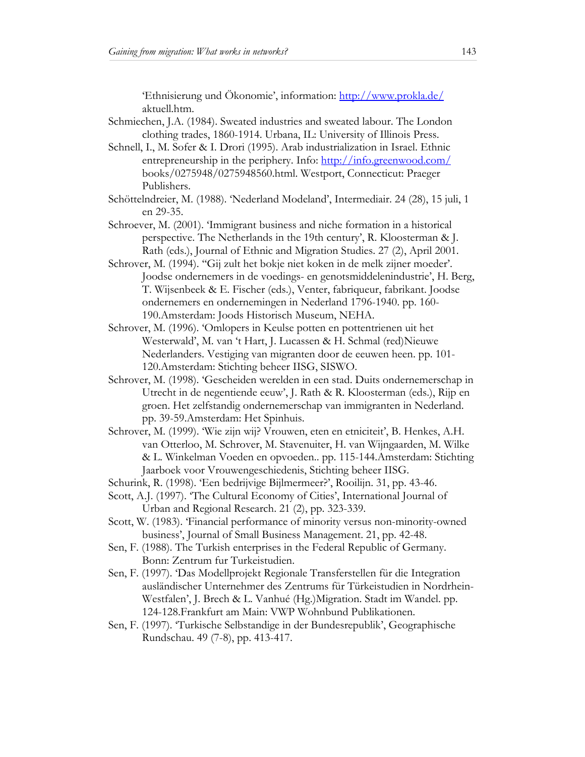'Ethnisierung und Ökonomie', information: http://www.prokla.de/aktuell.htm.

Schmiechen, J.A. (1984). Sweated industries and sweated labour. The London clothing trades, 1860-1914. Urbana, IL: University of Illinois Press.

Schnell, I., M. Sofer & I. Drori (1995). Arab industrialization in Israel. Ethnic entrepreneurship in the periphery. Info: http://info.greenwood.com/books/0275948/0275948560.html. Westport, Connecticut: Praeger Publishers.

Schöttelndreier, M. (1988). 'Nederland Modeland', Intermediair. 24 (28), 15 juli, 1 en 29-35.

Schroever, M. (2001). 'Immigrant business and niche formation in a historical perspective. The Netherlands in the 19th century', R. Kloosterman & J. Rath (eds.), Journal of Ethnic and Migration Studies. 27 (2), April 2001.

Schrover, M. (1994). "Gij zult het bokje niet koken in de melk zijner moeder'. Joodse ondernemers in de voedings- en genotsmiddelenindustrie', H. Berg, T. Wijsenbeek & E. Fischer (eds.), Venter, fabriqueur, fabrikant. Joodse ondernemers en ondernemingen in Nederland 1796-1940. pp. 160-190.Amsterdam: Joods Historisch Museum, NEHA.

Schrover, M. (1996). 'Omlopers in Keulse potten en pottentrienen uit het Westerwald', M. van 't Hart, J. Lucassen & H. Schmal (red)Nieuwe Nederlanders. Vestiging van migranten door de eeuwen heen. pp. 101-120.Amsterdam: Stichting beheer IISG, SISWO.

Schrover, M. (1998). 'Gescheiden werelden in een stad. Duits ondernemerschap in Utrecht in de negentiende eeuw', J. Rath & R. Kloosterman (eds.), Rijp en groen. Het zelfstandig ondernemerschap van immigranten in Nederland. pp. 39-59.Amsterdam: Het Spinhuis.

Schrover, M. (1999). 'Wie zijn wij? Vrouwen, eten en etniciteit', B. Henkes, A.H. van Otterloo, M. Schrover, M. Stavenuiter, H. van Wijngaarden, M. Wilke & L. Winkelman Voeden en opvoeden.. pp. 115-144.Amsterdam: Stichting Jaarboek voor Vrouwengeschiedenis, Stichting beheer IISG.

Schurink, R. (1998). 'Een bedrijvige Bijlmermeer?', Rooilijn. 31, pp. 43-46.

Scott, A.J. (1997). 'The Cultural Economy of Cities', International Journal of Urban and Regional Research. 21 (2), pp. 323-339.

Scott, W. (1983). 'Financial performance of minority versus non-minority-owned business', Journal of Small Business Management. 21, pp. 42-48.

Sen, F. (1988). The Turkish enterprises in the Federal Republic of Germany. Bonn: Zentrum fur Turkeistudien.

Sen, F. (1997). 'Das Modellprojekt Regionale Transferstellen für die Integration ausländischer Unternehmer des Zentrums für Türkeistudien in Nordrhein-Westfalen', J. Brech & L. Vanhué (Hg.)Migration. Stadt im Wandel. pp. 124-128.Frankfurt am Main: VWP Wohnbund Publikationen.

Sen, F. (1997). 'Turkische Selbstandige in der Bundesrepublik', Geographische Rundschau. 49 (7-8), pp. 413-417.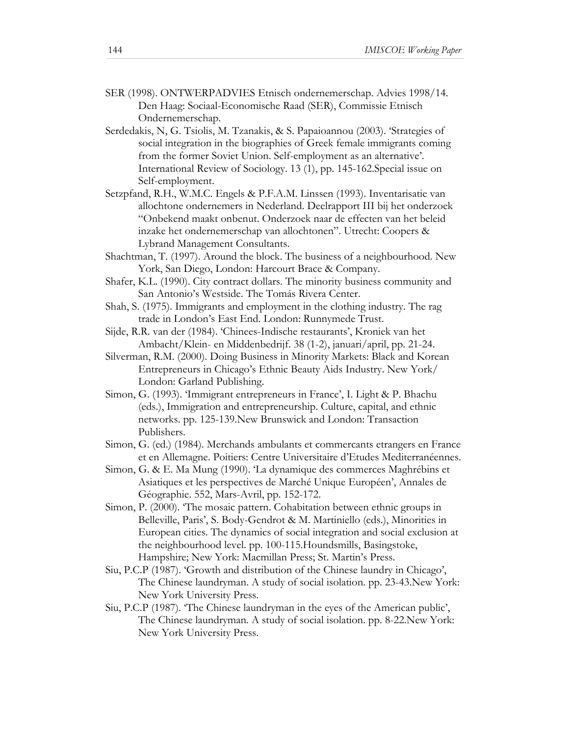SER (1998). ONTWERPADVIES Etnisch ondernemerschap. Advies 1998/14. Den Haag: Sociaal-Economische Raad (SER), Commissie Etnisch Ondernemerschap.

Serdedakis, N, G. Tsiolis, M. Tzanakis, & S. Papaioannou (2003). 'Strategies of social integration in the biographies of Greek female immigrants coming from the former Soviet Union. Self-employment as an alternative'. International Review of Sociology. 13 (1), pp. 145-162.Special issue on Self-employment.

Setzpfand, R.H., W.M.C. Engels & P.F.A.M. Linssen (1993). Inventarisatie van allochtone ondernemers in Nederland. Deelrapport III bij het onderzoek "Onbekend maakt onbenut. Onderzoek naar de effecten van het beleid inzake het ondernemerschap van allochtonen". Utrecht: Coopers & Lybrand Management Consultants.

Shachtman, T. (1997). Around the block. The business of a neighbourhood. New York, San Diego, London: Harcourt Brace & Company.

Shafer, K.L. (1990). City contract dollars. The minority business community and San Antonio's Westside. The Tomás Rivera Center.

Shah, S. (1975). Immigrants and employment in the clothing industry. The rag trade in London's East End. London: Runnymede Trust.

Sijde, R.R. van der (1984). 'Chinees-Indische restaurants', Kroniek van het Ambacht/Klein- en Middenbedrijf. 38 (1-2), januari/april, pp. 21-24.

Silverman, R.M. (2000). Doing Business in Minority Markets: Black and Korean Entrepreneurs in Chicago's Ethnic Beauty Aids Industry. New York/ London: Garland Publishing.

Simon, G. (1993). 'Immigrant entrepreneurs in France', I. Light & P. Bhachu (eds.), Immigration and entrepreneurship. Culture, capital, and ethnic networks. pp. 125-139.New Brunswick and London: Transaction Publishers.

Simon, G. (ed.) (1984). Merchands ambulants et commercants etrangers en France et en Allemagne. Poitiers: Centre Universitaire d'Etudes Mediterranéennes.

Simon, G. & E. Ma Mung (1990). 'La dynamique des commerces Maghrébins et Asiatiques et les perspectives de Marché Unique Européen', Annales de Géographie. 552, Mars-Avril, pp. 152-172.

Simon, P. (2000). 'The mosaic pattern. Cohabitation between ethnic groups in Belleville, Paris', S. Body-Gendrot & M. Martiniello (eds.), Minorities in European cities. The dynamics of social integration and social exclusion at the neighbourhood level. pp. 100-115.Houndsmills, Basingstoke, Hampshire; New York: Macmillan Press; St. Martin's Press.

Siu, P.C.P (1987). 'Growth and distribution of the Chinese laundry in Chicago', The Chinese laundryman. A study of social isolation. pp. 23-43.New York: New York University Press.

Siu, P.C.P (1987). 'The Chinese laundryman in the eyes of the American public', The Chinese laundryman. A study of social isolation. pp. 8-22.New York: New York University Press.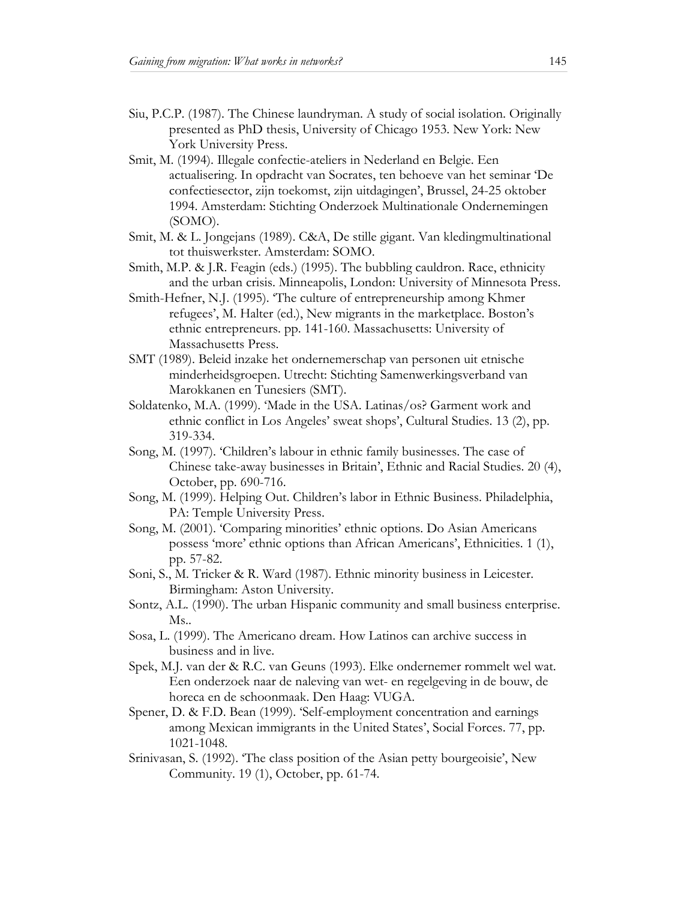Siu, P.C.P. (1987). The Chinese laundryman. A study of social isolation. Originally presented as PhD thesis, University of Chicago 1953. New York: New York University Press.

Smit, M. (1994). Illegale confectie-ateliers in Nederland en Belgie. Een actualisering. In opdracht van Socrates, ten behoeve van het seminar 'De confectiesector, zijn toekomst, zijn uitdagingen', Brussel, 24-25 oktober 1994. Amsterdam: Stichting Onderzoek Multinationale Ondernemingen (SOMO).

Smit, M. & L. Jongejans (1989). C&A, De stille gigant. Van kledingmultinational tot thuiswerkster. Amsterdam: SOMO.

Smith, M.P. & J.R. Feagin (eds.) (1995). The bubbling cauldron. Race, ethnicity and the urban crisis. Minneapolis, London: University of Minnesota Press.

Smith-Hefner, N.J. (1995). 'The culture of entrepreneurship among Khmer refugees', M. Halter (ed.), New migrants in the marketplace. Boston's ethnic entrepreneurs. pp. 141-160. Massachusetts: University of Massachusetts Press.

SMT (1989). Beleid inzake het ondernemerschap van personen uit etnische minderheidsgroepen. Utrecht: Stichting Samenwerkingsverband van Marokkanen en Tunesiers (SMT).

Soldatenko, M.A. (1999). 'Made in the USA. Latinas/os? Garment work and ethnic conflict in Los Angeles' sweat shops', Cultural Studies. 13 (2), pp. 319-334.

Song, M. (1997). 'Children's labour in ethnic family businesses. The case of Chinese take-away businesses in Britain', Ethnic and Racial Studies. 20 (4), October, pp. 690-716.

Song, M. (1999). Helping Out. Children's labor in Ethnic Business. Philadelphia, PA: Temple University Press.

Song, M. (2001). 'Comparing minorities' ethnic options. Do Asian Americans possess 'more' ethnic options than African Americans', Ethnicities. 1 (1), pp. 57-82.

Soni, S., M. Tricker & R. Ward (1987). Ethnic minority business in Leicester. Birmingham: Aston University.

Sontz, A.L. (1990). The urban Hispanic community and small business enterprise. Ms..

Sosa, L. (1999). The Americano dream. How Latinos can archive success in business and in live.

Spek, M.J. van der & R.C. van Geuns (1993). Elke ondernemer rommelt wel wat. Een onderzoek naar de naleving van wet- en regelgeving in de bouw, de horeca en de schoonmaak. Den Haag: VUGA.

Spener, D. & F.D. Bean (1999). 'Self-employment concentration and earnings among Mexican immigrants in the United States', Social Forces. 77, pp. 1021-1048.

Srinivasan, S. (1992). 'The class position of the Asian petty bourgeoisie', New Community. 19 (1), October, pp. 61-74.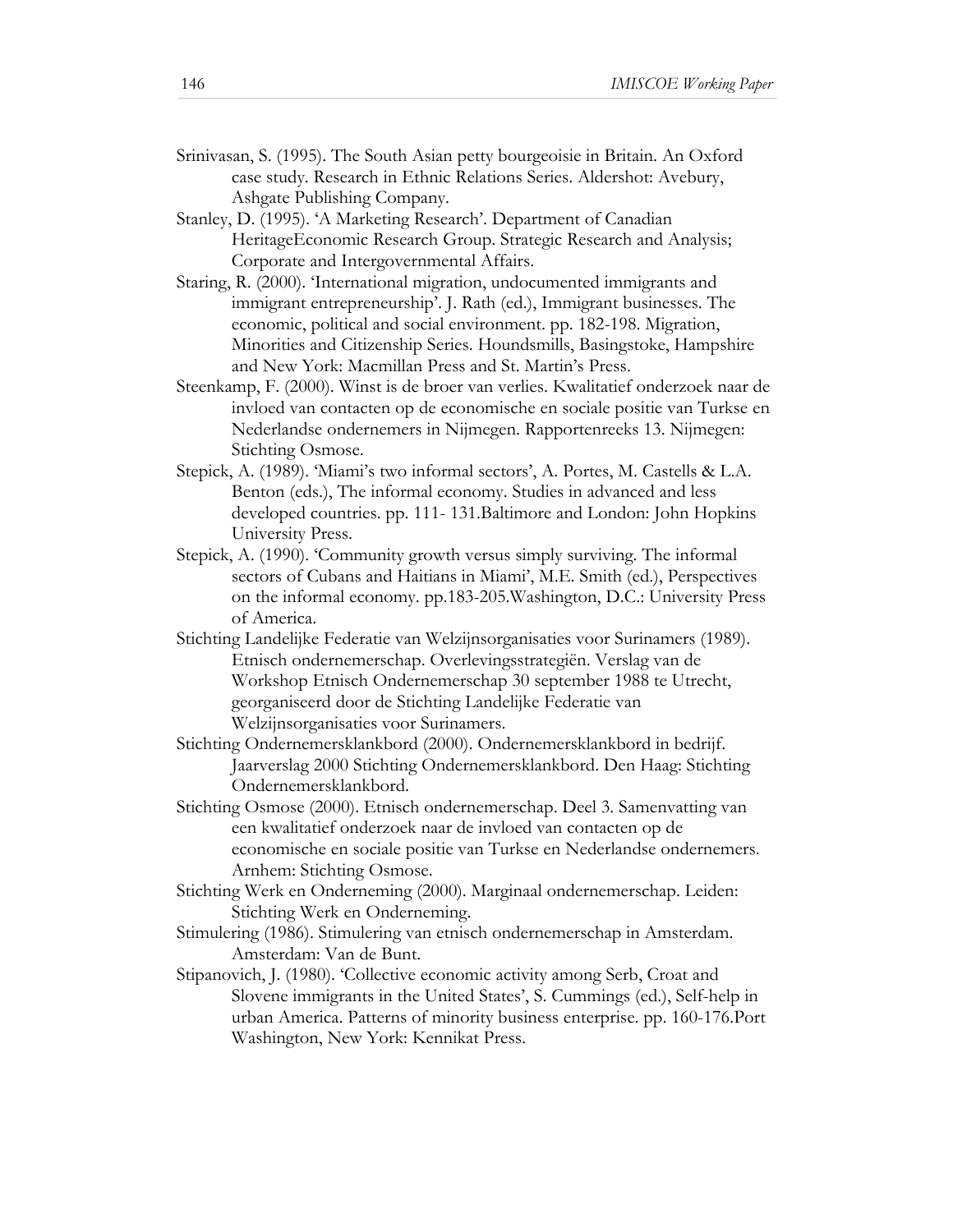Srinivasan, S. (1995). The South Asian petty bourgeoisie in Britain. An Oxford case study. Research in Ethnic Relations Series. Aldershot: Avebury, Ashgate Publishing Company.

Stanley, D. (1995). 'A Marketing Research'. Department of Canadian HeritageEconomic Research Group. Strategic Research and Analysis; Corporate and Intergovernmental Affairs.

Staring, R. (2000). 'International migration, undocumented immigrants and immigrant entrepreneurship'. J. Rath (ed.), Immigrant businesses. The economic, political and social environment. pp. 182-198. Migration, Minorities and Citizenship Series. Houndsmills, Basingstoke, Hampshire and New York: Macmillan Press and St. Martin's Press.

Steenkamp, F. (2000). Winst is de broer van verlies. Kwalitatief onderzoek naar de invloed van contacten op de economische en sociale positie van Turkse en Nederlandse ondernemers in Nijmegen. Rapportenreeks 13. Nijmegen: Stichting Osmose.

Stepick, A. (1989). 'Miami's two informal sectors', A. Portes, M. Castells & L.A. Benton (eds.), The informal economy. Studies in advanced and less developed countries. pp. 111- 131.Baltimore and London: John Hopkins University Press.

Stepick, A. (1990). 'Community growth versus simply surviving. The informal sectors of Cubans and Haitians in Miami', M.E. Smith (ed.), Perspectives on the informal economy. pp.183-205.Washington, D.C.: University Press of America.

Stichting Landelijke Federatie van Welzijnsorganisaties voor Surinamers (1989). Etnisch ondernemerschap. Overlevingsstrategiën. Verslag van de Workshop Etnisch Ondernemerschap 30 september 1988 te Utrecht, georganiseerd door de Stichting Landelijke Federatie van Welzijnsorganisaties voor Surinamers.

Stichting Ondernemersklankbord (2000). Ondernemersklankbord in bedrijf. Jaarverslag 2000 Stichting Ondernemersklankbord. Den Haag: Stichting Ondernemersklankbord.

Stichting Osmose (2000). Etnisch ondernemerschap. Deel 3. Samenvatting van een kwalitatief onderzoek naar de invloed van contacten op de economische en sociale positie van Turkse en Nederlandse ondernemers. Arnhem: Stichting Osmose.

Stichting Werk en Onderneming (2000). Marginaal ondernemerschap. Leiden: Stichting Werk en Onderneming.

Stimulering (1986). Stimulering van etnisch ondernemerschap in Amsterdam. Amsterdam: Van de Bunt.

Stipanovich, J. (1980). 'Collective economic activity among Serb, Croat and Slovene immigrants in the United States', S. Cummings (ed.), Self-help in urban America. Patterns of minority business enterprise. pp. 160-176.Port Washington, New York: Kennikat Press.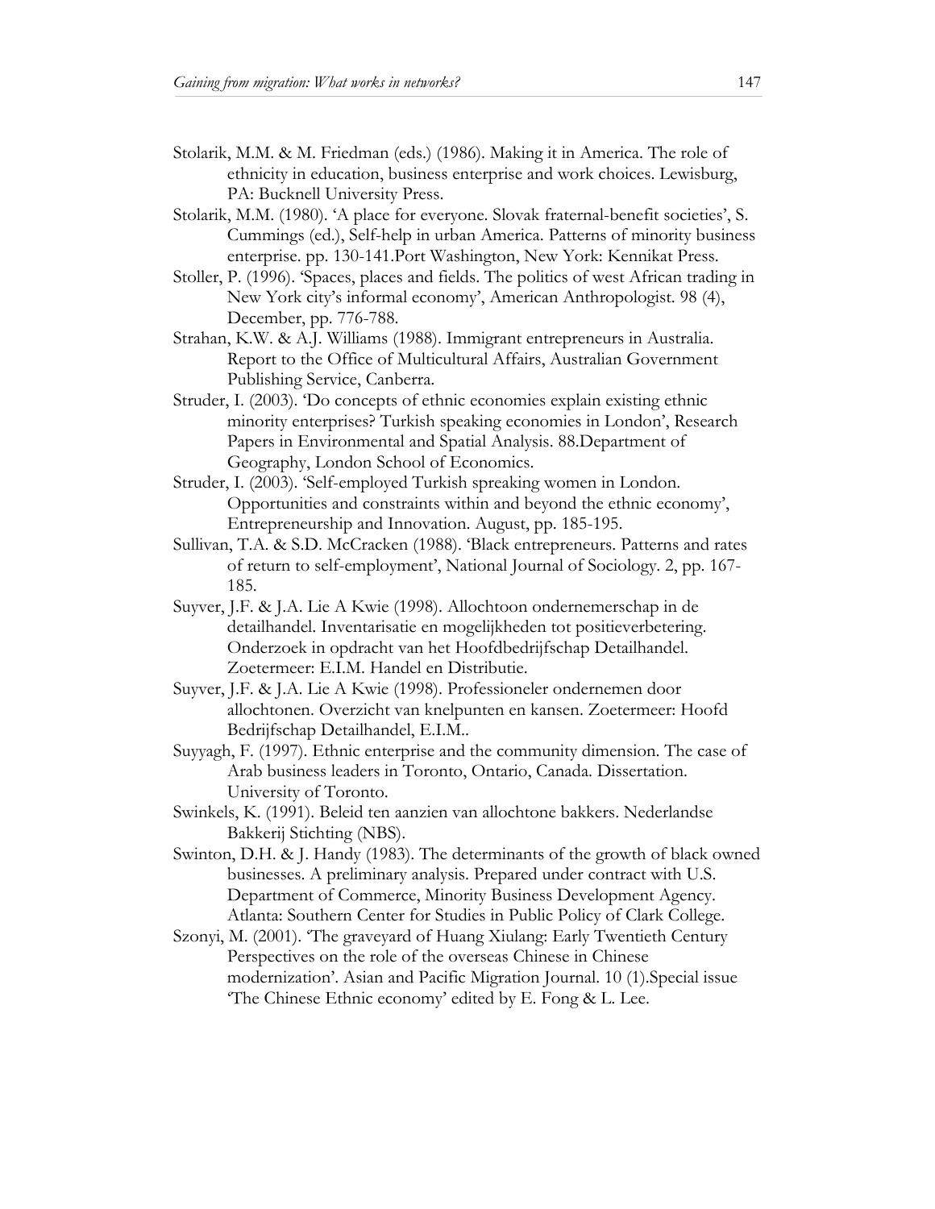Stolarik, M.M. & M. Friedman (eds.) (1986). Making it in America. The role of ethnicity in education, business enterprise and work choices. Lewisburg, PA: Bucknell University Press.

Stolarik, M.M. (1980). 'A place for everyone. Slovak fraternal-benefit societies', S. Cummings (ed.), Self-help in urban America. Patterns of minority business enterprise. pp. 130-141.Port Washington, New York: Kennikat Press.

Stoller, P. (1996). 'Spaces, places and fields. The politics of west African trading in New York city's informal economy', American Anthropologist. 98 (4), December, pp. 776-788.

Strahan, K.W. & A.J. Williams (1988). Immigrant entrepreneurs in Australia. Report to the Office of Multicultural Affairs, Australian Government Publishing Service, Canberra.

Struder, I. (2003). 'Do concepts of ethnic economies explain existing ethnic minority enterprises? Turkish speaking economies in London', Research Papers in Environmental and Spatial Analysis. 88.Department of Geography, London School of Economics.

Struder, I. (2003). 'Self-employed Turkish spreaking women in London. Opportunities and constraints within and beyond the ethnic economy', Entrepreneurship and Innovation. August, pp. 185-195.

Sullivan, T.A. & S.D. McCracken (1988). 'Black entrepreneurs. Patterns and rates of return to self-employment', National Journal of Sociology. 2, pp. 167-185.

Suyver, J.F. & J.A. Lie A Kwie (1998). Allochtoon ondernemerschap in de detailhandel. Inventarisatie en mogelijkheden tot positieverbetering. Onderzoek in opdracht van het Hoofdbedrijfschap Detailhandel. Zoetermeer: E.I.M. Handel en Distributie.

Suyver, J.F. & J.A. Lie A Kwie (1998). Professioneler ondernemen door allochtonen. Overzicht van knelpunten en kansen. Zoetermeer: Hoofd Bedrijfschap Detailhandel, E.I.M..

Suyyagh, F. (1997). Ethnic enterprise and the community dimension. The case of Arab business leaders in Toronto, Ontario, Canada. Dissertation. University of Toronto.

Swinkels, K. (1991). Beleid ten aanzien van allochtone bakkers. Nederlandse Bakkerij Stichting (NBS).

Swinton, D.H. & J. Handy (1983). The determinants of the growth of black owned businesses. A preliminary analysis. Prepared under contract with U.S. Department of Commerce, Minority Business Development Agency. Atlanta: Southern Center for Studies in Public Policy of Clark College.

Szonyi, M. (2001). 'The graveyard of Huang Xiulang: Early Twentieth Century Perspectives on the role of the overseas Chinese in Chinese modernization'. Asian and Pacific Migration Journal. 10 (1).Special issue 'The Chinese Ethnic economy' edited by E. Fong & L. Lee.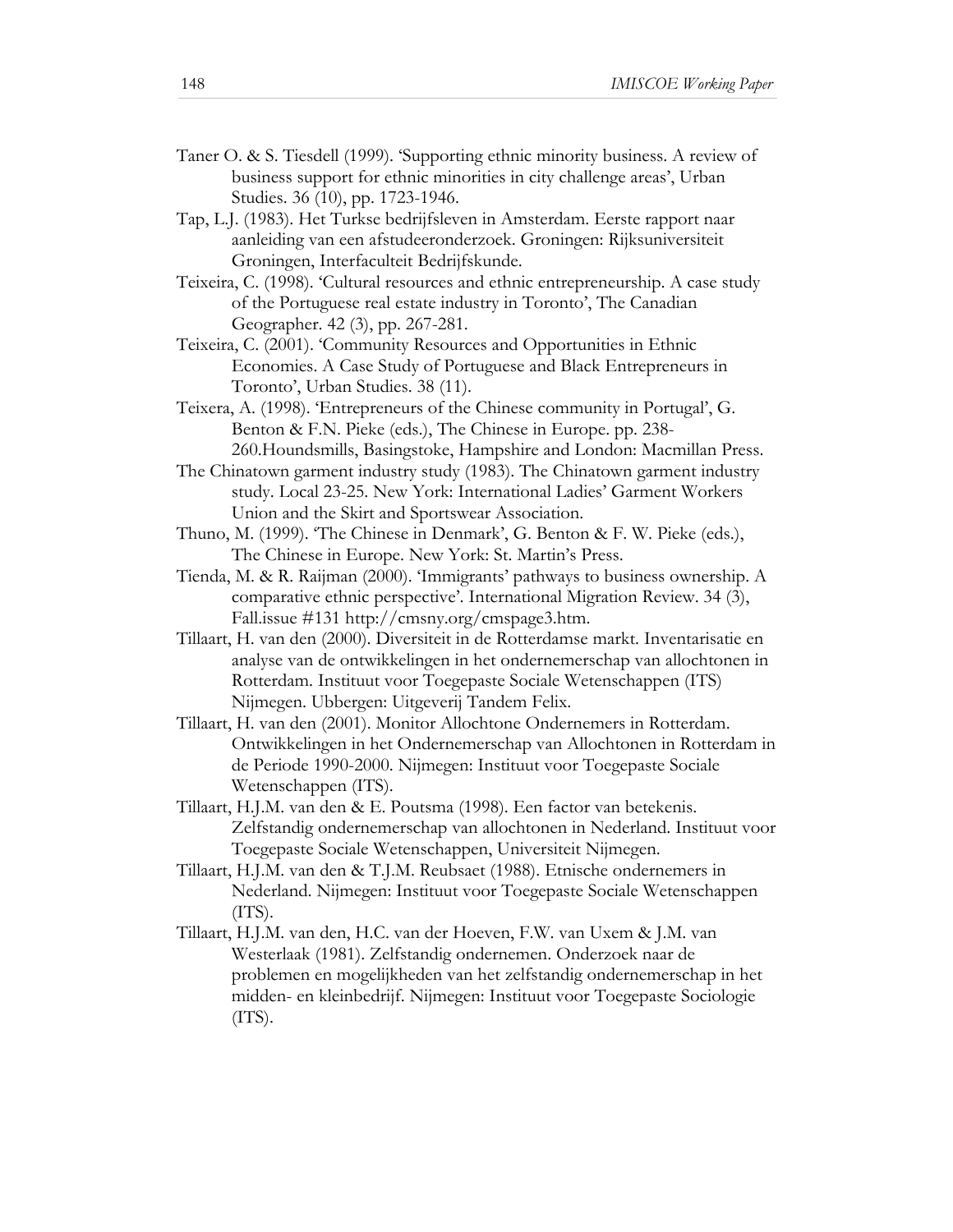Taner O. & S. Tiesdell (1999). 'Supporting ethnic minority business. A review of business support for ethnic minorities in city challenge areas', Urban Studies. 36 (10), pp. 1723-1946.

Tap, L.J. (1983). Het Turkse bedrijfsleven in Amsterdam. Eerste rapport naar aanleiding van een afstudeeronderzoek. Groningen: Rijksuniversiteit Groningen, Interfaculteit Bedrijfskunde.

Teixeira, C. (1998). 'Cultural resources and ethnic entrepreneurship. A case study of the Portuguese real estate industry in Toronto', The Canadian Geographer. 42 (3), pp. 267-281.

Teixeira, C. (2001). 'Community Resources and Opportunities in Ethnic Economies. A Case Study of Portuguese and Black Entrepreneurs in Toronto', Urban Studies. 38 (11).

Teixera, A. (1998). 'Entrepreneurs of the Chinese community in Portugal', G. Benton & F.N. Pieke (eds.), The Chinese in Europe. pp. 238-260.Houndsmills, Basingstoke, Hampshire and London: Macmillan Press.

The Chinatown garment industry study (1983). The Chinatown garment industry study. Local 23-25. New York: International Ladies' Garment Workers Union and the Skirt and Sportswear Association.

Thuno, M. (1999). 'The Chinese in Denmark', G. Benton & F. W. Pieke (eds.), The Chinese in Europe. New York: St. Martin's Press.

Tienda, M. & R. Raijman (2000). 'Immigrants' pathways to business ownership. A comparative ethnic perspective'. International Migration Review. 34 (3), Fall.issue #131 http://cmsny.org/cmspage3.htm.

Tillaart, H. van den (2000). Diversiteit in de Rotterdamse markt. Inventarisatie en analyse van de ontwikkelingen in het ondernemerschap van allochtonen in Rotterdam. Instituut voor Toegepaste Sociale Wetenschappen (ITS) Nijmegen. Ubbergen: Uitgeverij Tandem Felix.

Tillaart, H. van den (2001). Monitor Allochtone Ondernemers in Rotterdam. Ontwikkelingen in het Ondernemerschap van Allochtonen in Rotterdam in de Periode 1990-2000. Nijmegen: Instituut voor Toegepaste Sociale Wetenschappen (ITS).

Tillaart, H.J.M. van den & E. Poutsma (1998). Een factor van betekenis. Zelfstandig ondernemerschap van allochtonen in Nederland. Instituut voor Toegepaste Sociale Wetenschappen, Universiteit Nijmegen.

Tillaart, H.J.M. van den & T.J.M. Reubsaet (1988). Etnische ondernemers in Nederland. Nijmegen: Instituut voor Toegepaste Sociale Wetenschappen (ITS).

Tillaart, H.J.M. van den, H.C. van der Hoeven, F.W. van Uxem & J.M. van Westerlaak (1981). Zelfstandig ondernemen. Onderzoek naar de problemen en mogelijkheden van het zelfstandig ondernemerschap in het midden- en kleinbedrijf. Nijmegen: Instituut voor Toegepaste Sociologie (ITS).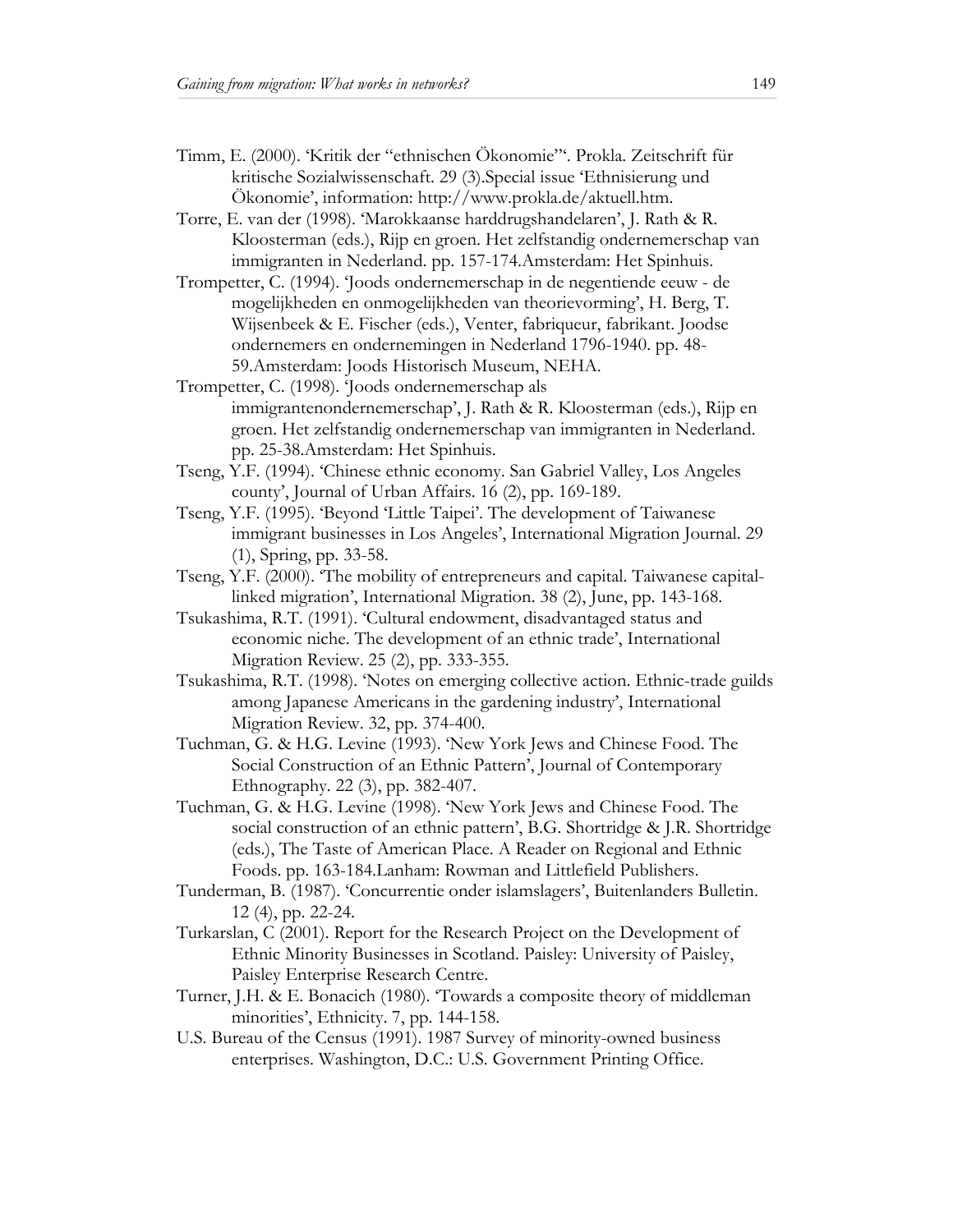Timm, E. (2000). 'Kritik der "ethnischen Ökonomie"'. Prokla. Zeitschrift für kritische Sozialwissenschaft. 29 (3).Special issue 'Ethnisierung und Ökonomie', information: http://www.prokla.de/aktuell.htm.

Torre, E. van der (1998). 'Marokkaanse harddrugshandelaren', J. Rath & R. Kloosterman (eds.), Rijp en groen. Het zelfstandig ondernemerschap van immigranten in Nederland. pp. 157-174.Amsterdam: Het Spinhuis.

Trompetter, C. (1994). 'Joods ondernemerschap in de negentiende eeuw - de mogelijkheden en onmogelijkheden van theorievorming', H. Berg, T. Wijsenbeek & E. Fischer (eds.), Venter, fabriqueur, fabrikant. Joodse ondernemers en ondernemingen in Nederland 1796-1940. pp. 48-59.Amsterdam: Joods Historisch Museum, NEHA.

Trompetter, C. (1998). 'Joods ondernemerschap als immigrantenondernemerschap', J. Rath & R. Kloosterman (eds.), Rijp en groen. Het zelfstandig ondernemerschap van immigranten in Nederland. pp. 25-38.Amsterdam: Het Spinhuis.

Tseng, Y.F. (1994). 'Chinese ethnic economy. San Gabriel Valley, Los Angeles county', Journal of Urban Affairs. 16 (2), pp. 169-189.

Tseng, Y.F. (1995). 'Beyond 'Little Taipei'. The development of Taiwanese immigrant businesses in Los Angeles', International Migration Journal. 29 (1), Spring, pp. 33-58.

Tseng, Y.F. (2000). 'The mobility of entrepreneurs and capital. Taiwanese capital-linked migration', International Migration. 38 (2), June, pp. 143-168.

Tsukashima, R.T. (1991). 'Cultural endowment, disadvantaged status and economic niche. The development of an ethnic trade', International Migration Review. 25 (2), pp. 333-355.

Tsukashima, R.T. (1998). 'Notes on emerging collective action. Ethnic-trade guilds among Japanese Americans in the gardening industry', International Migration Review. 32, pp. 374-400.

Tuchman, G. & H.G. Levine (1993). 'New York Jews and Chinese Food. The Social Construction of an Ethnic Pattern', Journal of Contemporary Ethnography. 22 (3), pp. 382-407.

Tuchman, G. & H.G. Levine (1998). 'New York Jews and Chinese Food. The social construction of an ethnic pattern', B.G. Shortridge & J.R. Shortridge (eds.), The Taste of American Place. A Reader on Regional and Ethnic Foods. pp. 163-184.Lanham: Rowman and Littlefield Publishers.

Tunderman, B. (1987). 'Concurrentie onder islamslagers', Buitenlanders Bulletin. 12 (4), pp. 22-24.

Turkarslan, C (2001). Report for the Research Project on the Development of Ethnic Minority Businesses in Scotland. Paisley: University of Paisley, Paisley Enterprise Research Centre.

Turner, J.H. & E. Bonacich (1980). 'Towards a composite theory of middleman minorities', Ethnicity. 7, pp. 144-158.

U.S. Bureau of the Census (1991). 1987 Survey of minority-owned business enterprises. Washington, D.C.: U.S. Government Printing Office.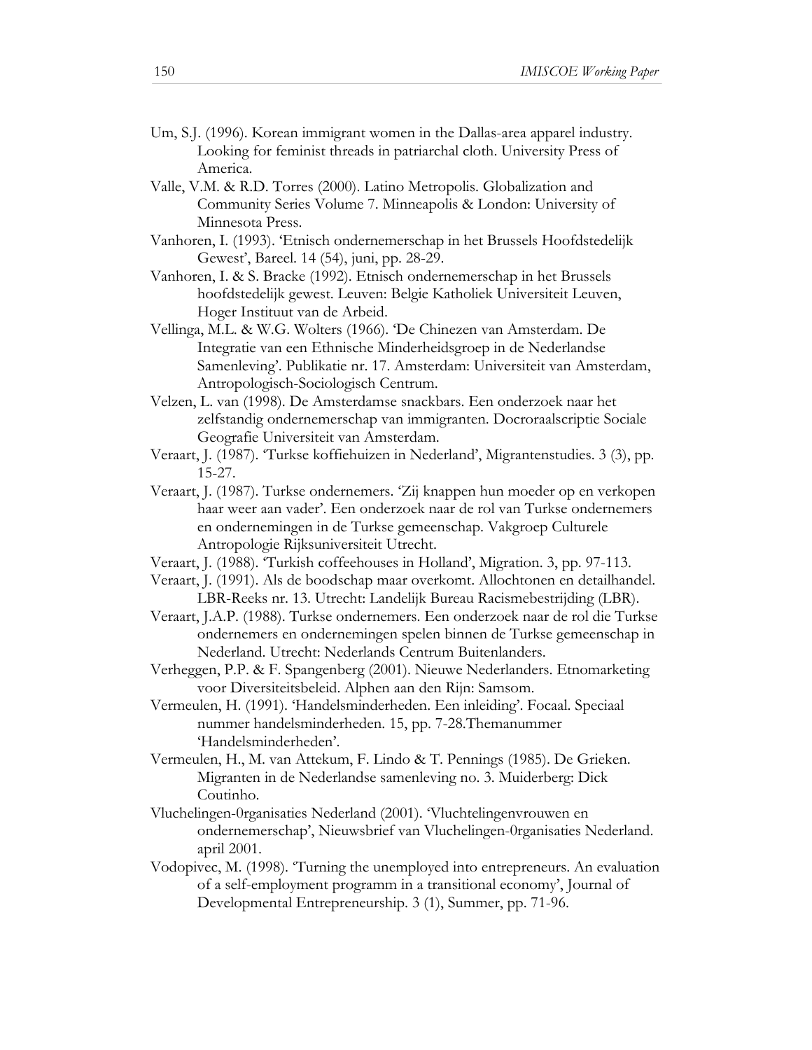Um, S.J. (1996). Korean immigrant women in the Dallas-area apparel industry. Looking for feminist threads in patriarchal cloth. University Press of America.

Valle, V.M. & R.D. Torres (2000). Latino Metropolis. Globalization and Community Series Volume 7. Minneapolis & London: University of Minnesota Press.

Vanhoren, I. (1993). 'Etnisch ondernemerschap in het Brussels Hoofdstedelijk Gewest', Bareel. 14 (54), juni, pp. 28-29.

Vanhoren, I. & S. Bracke (1992). Etnisch ondernemerschap in het Brussels hoofdstedelijk gewest. Leuven: Belgie Katholiek Universiteit Leuven, Hoger Instituut van de Arbeid.

Vellinga, M.L. & W.G. Wolters (1966). 'De Chinezen van Amsterdam. De Integratie van een Ethnische Minderheidsgroep in de Nederlandse Samenleving'. Publikatie nr. 17. Amsterdam: Universiteit van Amsterdam, Antropologisch-Sociologisch Centrum.

Velzen, L. van (1998). De Amsterdamse snackbars. Een onderzoek naar het zelfstandig ondernemerschap van immigranten. Docroraalscriptie Sociale Geografie Universiteit van Amsterdam.

Veraart, J. (1987). 'Turkse koffiehuizen in Nederland', Migrantenstudies. 3 (3), pp. 15-27.

Veraart, J. (1987). Turkse ondernemers. 'Zij knappen hun moeder op en verkopen haar weer aan vader'. Een onderzoek naar de rol van Turkse ondernemers en ondernemingen in de Turkse gemeenschap. Vakgroep Culturele Antropologie Rijksuniversiteit Utrecht.

Veraart, J. (1988). 'Turkish coffeehouses in Holland', Migration. 3, pp. 97-113.

Veraart, J. (1991). Als de boodschap maar overkomt. Allochtonen en detailhandel. LBR-Reeks nr. 13. Utrecht: Landelijk Bureau Racismebestrijding (LBR).

Veraart, J.A.P. (1988). Turkse ondernemers. Een onderzoek naar de rol die Turkse ondernemers en ondernemingen spelen binnen de Turkse gemeenschap in Nederland. Utrecht: Nederlands Centrum Buitenlanders.

Verheggen, P.P. & F. Spangenberg (2001). Nieuwe Nederlanders. Etnomarketing voor Diversiteitsbeleid. Alphen aan den Rijn: Samsom.

Vermeulen, H. (1991). 'Handelsminderheden. Een inleiding'. Focaal. Speciaal nummer handelsminderheden. 15, pp. 7-28.Themanummer 'Handelsminderheden'.

Vermeulen, H., M. van Attekum, F. Lindo & T. Pennings (1985). De Grieken. Migranten in de Nederlandse samenleving no. 3. Muiderberg: Dick Coutinho.

Vluchelingen-0rganisaties Nederland (2001). 'Vluchtelingenvrouwen en ondernemerschap', Nieuwsbrief van Vluchelingen-0rganisaties Nederland. april 2001.

Vodopivec, M. (1998). 'Turning the unemployed into entrepreneurs. An evaluation of a self-employment programm in a transitional economy', Journal of Developmental Entrepreneurship. 3 (1), Summer, pp. 71-96.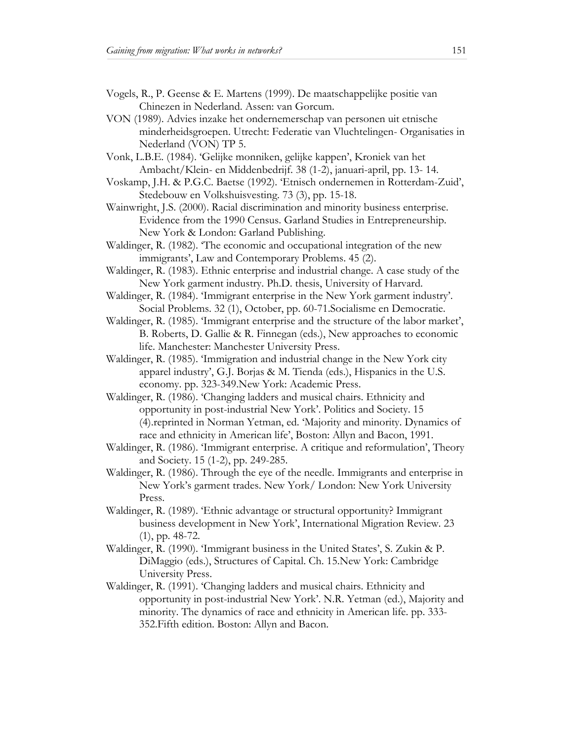Vogels, R., P. Geense & E. Martens (1999). De maatschappelijke positie van Chinezen in Nederland. Assen: van Gorcum.

VON (1989). Advies inzake het ondernemerschap van personen uit etnische minderheidsgroepen. Utrecht: Federatie van Vluchtelingen- Organisaties in Nederland (VON) TP 5.

Vonk, L.B.E. (1984). 'Gelijke monniken, gelijke kappen', Kroniek van het Ambacht/Klein- en Middenbedrijf. 38 (1-2), januari-april, pp. 13- 14.

Voskamp, J.H. & P.G.C. Baetse (1992). 'Etnisch ondernemen in Rotterdam-Zuid', Stedebouw en Volkshuisvesting. 73 (3), pp. 15-18.

Wainwright, J.S. (2000). Racial discrimination and minority business enterprise. Evidence from the 1990 Census. Garland Studies in Entrepreneurship. New York & London: Garland Publishing.

Waldinger, R. (1982). 'The economic and occupational integration of the new immigrants', Law and Contemporary Problems. 45 (2).

Waldinger, R. (1983). Ethnic enterprise and industrial change. A case study of the New York garment industry. Ph.D. thesis, University of Harvard.

Waldinger, R. (1984). 'Immigrant enterprise in the New York garment industry'. Social Problems. 32 (1), October, pp. 60-71.Socialisme en Democratie.

Waldinger, R. (1985). 'Immigrant enterprise and the structure of the labor market', B. Roberts, D. Gallie & R. Finnegan (eds.), New approaches to economic life. Manchester: Manchester University Press.

Waldinger, R. (1985). 'Immigration and industrial change in the New York city apparel industry', G.J. Borjas & M. Tienda (eds.), Hispanics in the U.S. economy. pp. 323-349.New York: Academic Press.

Waldinger, R. (1986). 'Changing ladders and musical chairs. Ethnicity and opportunity in post-industrial New York'. Politics and Society. 15 (4).reprinted in Norman Yetman, ed. 'Majority and minority. Dynamics of race and ethnicity in American life', Boston: Allyn and Bacon, 1991.

Waldinger, R. (1986). 'Immigrant enterprise. A critique and reformulation', Theory and Society. 15 (1-2), pp. 249-285.

Waldinger, R. (1986). Through the eye of the needle. Immigrants and enterprise in New York's garment trades. New York/ London: New York University Press.

Waldinger, R. (1989). 'Ethnic advantage or structural opportunity? Immigrant business development in New York', International Migration Review. 23 (1), pp. 48-72.

Waldinger, R. (1990). 'Immigrant business in the United States', S. Zukin & P. DiMaggio (eds.), Structures of Capital. Ch. 15.New York: Cambridge University Press.

Waldinger, R. (1991). 'Changing ladders and musical chairs. Ethnicity and opportunity in post-industrial New York'. N.R. Yetman (ed.), Majority and minority. The dynamics of race and ethnicity in American life. pp. 333-352.Fifth edition. Boston: Allyn and Bacon.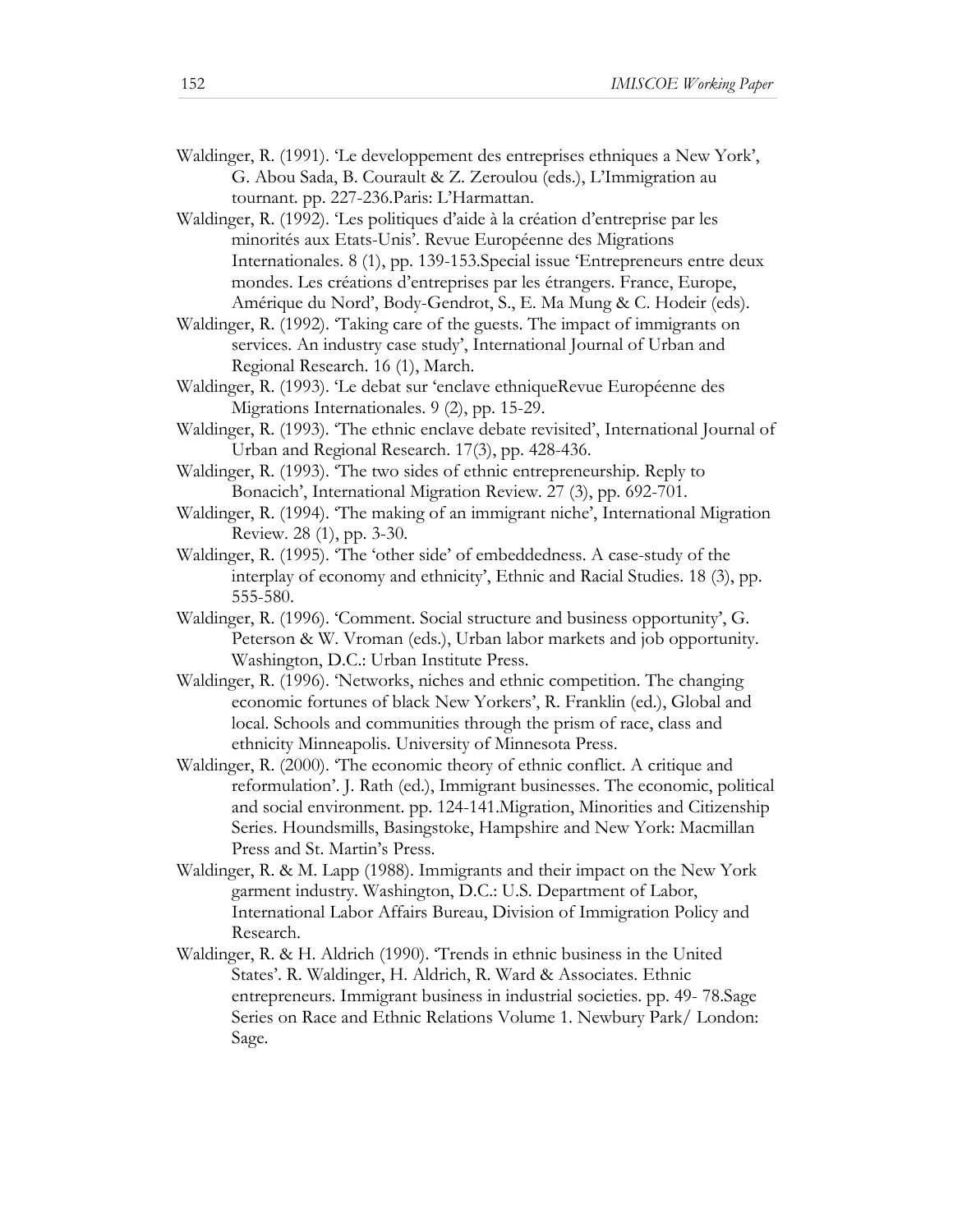Waldinger, R. (1991). 'Le developpement des entreprises ethniques a New York', G. Abou Sada, B. Courault & Z. Zeroulou (eds.), L'Immigration au tournant. pp. 227-236.Paris: L'Harmattan.

Waldinger, R. (1992). 'Les politiques d'aide à la création d'entreprise par les minorités aux Etats-Unis'. Revue Européenne des Migrations Internationales. 8 (1), pp. 139-153.Special issue 'Entrepreneurs entre deux mondes. Les créations d'entreprises par les étrangers. France, Europe, Amérique du Nord', Body-Gendrot, S., E. Ma Mung & C. Hodeir (eds).

Waldinger, R. (1992). 'Taking care of the guests. The impact of immigrants on services. An industry case study', International Journal of Urban and Regional Research. 16 (1), March.

Waldinger, R. (1993). 'Le debat sur 'enclave ethniqueRevue Européenne des Migrations Internationales. 9 (2), pp. 15-29.

Waldinger, R. (1993). 'The ethnic enclave debate revisited', International Journal of Urban and Regional Research. 17(3), pp. 428-436.

Waldinger, R. (1993). 'The two sides of ethnic entrepreneurship. Reply to Bonacich', International Migration Review. 27 (3), pp. 692-701.

Waldinger, R. (1994). 'The making of an immigrant niche', International Migration Review. 28 (1), pp. 3-30.

Waldinger, R. (1995). 'The 'other side' of embeddedness. A case-study of the interplay of economy and ethnicity', Ethnic and Racial Studies. 18 (3), pp. 555-580.

Waldinger, R. (1996). 'Comment. Social structure and business opportunity', G. Peterson & W. Vroman (eds.), Urban labor markets and job opportunity. Washington, D.C.: Urban Institute Press.

Waldinger, R. (1996). 'Networks, niches and ethnic competition. The changing economic fortunes of black New Yorkers', R. Franklin (ed.), Global and local. Schools and communities through the prism of race, class and ethnicity Minneapolis. University of Minnesota Press.

Waldinger, R. (2000). 'The economic theory of ethnic conflict. A critique and reformulation'. J. Rath (ed.), Immigrant businesses. The economic, political and social environment. pp. 124-141.Migration, Minorities and Citizenship Series. Houndsmills, Basingstoke, Hampshire and New York: Macmillan Press and St. Martin's Press.

Waldinger, R. & M. Lapp (1988). Immigrants and their impact on the New York garment industry. Washington, D.C.: U.S. Department of Labor, International Labor Affairs Bureau, Division of Immigration Policy and Research.

Waldinger, R. & H. Aldrich (1990). 'Trends in ethnic business in the United States'. R. Waldinger, H. Aldrich, R. Ward & Associates. Ethnic entrepreneurs. Immigrant business in industrial societies. pp. 49- 78.Sage Series on Race and Ethnic Relations Volume 1. Newbury Park/ London: Sage.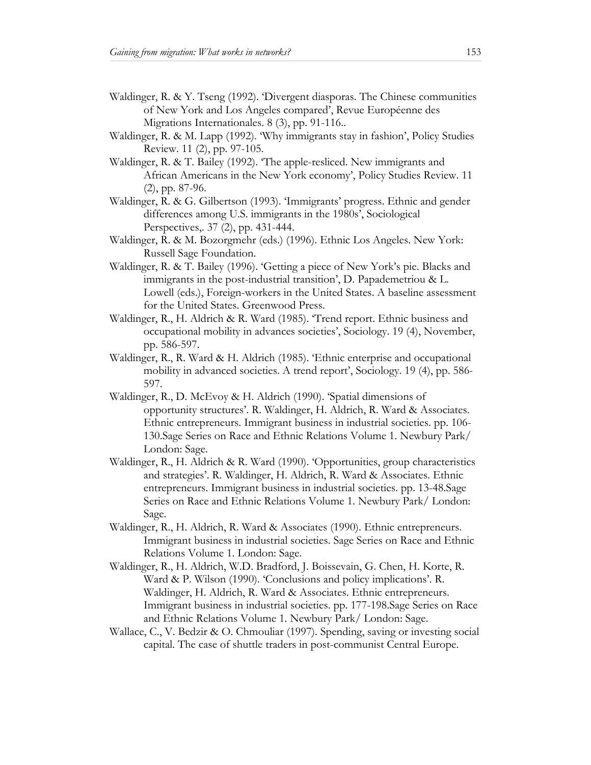Waldinger, R. & Y. Tseng (1992). 'Divergent diasporas. The Chinese communities of New York and Los Angeles compared', Revue Européenne des Migrations Internationales. 8 (3), pp. 91-116..

Waldinger, R. & M. Lapp (1992). 'Why immigrants stay in fashion', Policy Studies Review. 11 (2), pp. 97-105.

Waldinger, R. & T. Bailey (1992). 'The apple-resliced. New immigrants and African Americans in the New York economy', Policy Studies Review. 11 (2), pp. 87-96.

Waldinger, R. & G. Gilbertson (1993). 'Immigrants' progress. Ethnic and gender differences among U.S. immigrants in the 1980s', Sociological Perspectives,. 37 (2), pp. 431-444.

Waldinger, R. & M. Bozorgmehr (eds.) (1996). Ethnic Los Angeles. New York: Russell Sage Foundation.

Waldinger, R. & T. Bailey (1996). 'Getting a piece of New York's pie. Blacks and immigrants in the post-industrial transition', D. Papademetriou & L. Lowell (eds.), Foreign-workers in the United States. A baseline assessment for the United States. Greenwood Press.

Waldinger, R., H. Aldrich & R. Ward (1985). 'Trend report. Ethnic business and occupational mobility in advances societies', Sociology. 19 (4), November, pp. 586-597.

Waldinger, R., R. Ward & H. Aldrich (1985). 'Ethnic enterprise and occupational mobility in advanced societies. A trend report', Sociology. 19 (4), pp. 586-597.

Waldinger, R., D. McEvoy & H. Aldrich (1990). 'Spatial dimensions of opportunity structures'. R. Waldinger, H. Aldrich, R. Ward & Associates. Ethnic entrepreneurs. Immigrant business in industrial societies. pp. 106-130.Sage Series on Race and Ethnic Relations Volume 1. Newbury Park/ London: Sage.

Waldinger, R., H. Aldrich & R. Ward (1990). 'Opportunities, group characteristics and strategies'. R. Waldinger, H. Aldrich, R. Ward & Associates. Ethnic entrepreneurs. Immigrant business in industrial societies. pp. 13-48.Sage Series on Race and Ethnic Relations Volume 1. Newbury Park/ London: Sage.

Waldinger, R., H. Aldrich, R. Ward & Associates (1990). Ethnic entrepreneurs. Immigrant business in industrial societies. Sage Series on Race and Ethnic Relations Volume 1. London: Sage.

Waldinger, R., H. Aldrich, W.D. Bradford, J. Boissevain, G. Chen, H. Korte, R. Ward & P. Wilson (1990). 'Conclusions and policy implications'. R. Waldinger, H. Aldrich, R. Ward & Associates. Ethnic entrepreneurs. Immigrant business in industrial societies. pp. 177-198.Sage Series on Race and Ethnic Relations Volume 1. Newbury Park/ London: Sage.

Wallace, C., V. Bedzir & O. Chmouliar (1997). Spending, saving or investing social capital. The case of shuttle traders in post-communist Central Europe.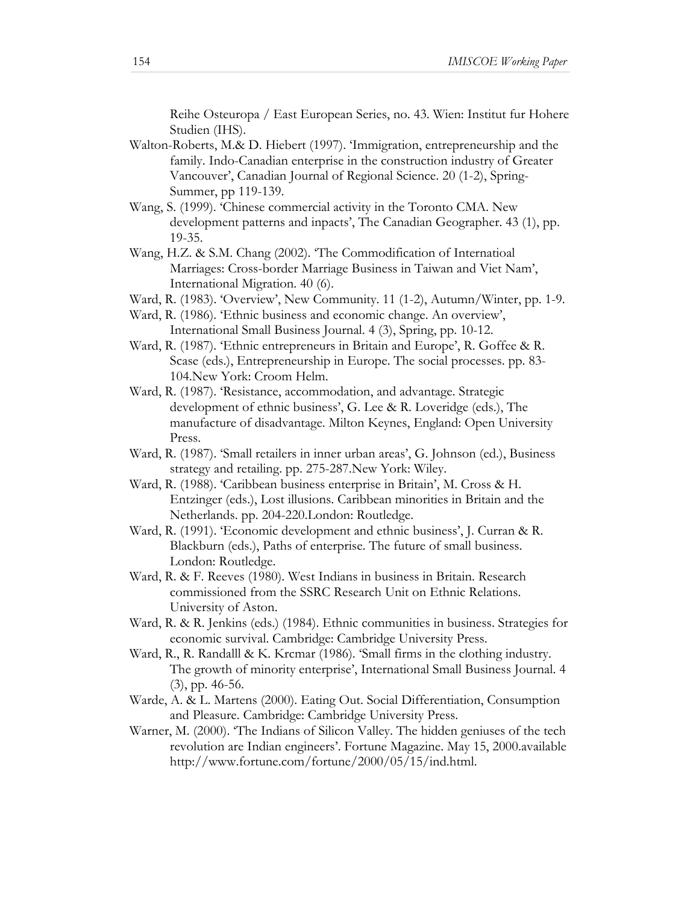Reihe Osteuropa / East European Series, no. 43. Wien: Institut fur Hohere Studien (IHS).

Walton-Roberts, M.& D. Hiebert (1997). 'Immigration, entrepreneurship and the family. Indo-Canadian enterprise in the construction industry of Greater Vancouver', Canadian Journal of Regional Science. 20 (1-2), Spring-Summer, pp 119-139.

Wang, S. (1999). 'Chinese commercial activity in the Toronto CMA. New development patterns and inpacts', The Canadian Geographer. 43 (1), pp. 19-35.

Wang, H.Z. & S.M. Chang (2002). 'The Commodification of Internatioal Marriages: Cross-border Marriage Business in Taiwan and Viet Nam', International Migration. 40 (6).

Ward, R. (1983). 'Overview', New Community. 11 (1-2), Autumn/Winter, pp. 1-9.

Ward, R. (1986). 'Ethnic business and economic change. An overview', International Small Business Journal. 4 (3), Spring, pp. 10-12.

Ward, R. (1987). 'Ethnic entrepreneurs in Britain and Europe', R. Goffee & R. Scase (eds.), Entrepreneurship in Europe. The social processes. pp. 83-104.New York: Croom Helm.

Ward, R. (1987). 'Resistance, accommodation, and advantage. Strategic development of ethnic business', G. Lee & R. Loveridge (eds.), The manufacture of disadvantage. Milton Keynes, England: Open University Press.

Ward, R. (1987). 'Small retailers in inner urban areas', G. Johnson (ed.), Business strategy and retailing. pp. 275-287.New York: Wiley.

Ward, R. (1988). 'Caribbean business enterprise in Britain', M. Cross & H. Entzinger (eds.), Lost illusions. Caribbean minorities in Britain and the Netherlands. pp. 204-220.London: Routledge.

Ward, R. (1991). 'Economic development and ethnic business', J. Curran & R. Blackburn (eds.), Paths of enterprise. The future of small business. London: Routledge.

Ward, R. & F. Reeves (1980). West Indians in business in Britain. Research commissioned from the SSRC Research Unit on Ethnic Relations. University of Aston.

Ward, R. & R. Jenkins (eds.) (1984). Ethnic communities in business. Strategies for economic survival. Cambridge: Cambridge University Press.

Ward, R., R. Randalll & K. Krcmar (1986). 'Small firms in the clothing industry. The growth of minority enterprise', International Small Business Journal. 4 (3), pp. 46-56.

Warde, A. & L. Martens (2000). Eating Out. Social Differentiation, Consumption and Pleasure. Cambridge: Cambridge University Press.

Warner, M. (2000). 'The Indians of Silicon Valley. The hidden geniuses of the tech revolution are Indian engineers'. Fortune Magazine. May 15, 2000.available http://www.fortune.com/fortune/2000/05/15/ind.html.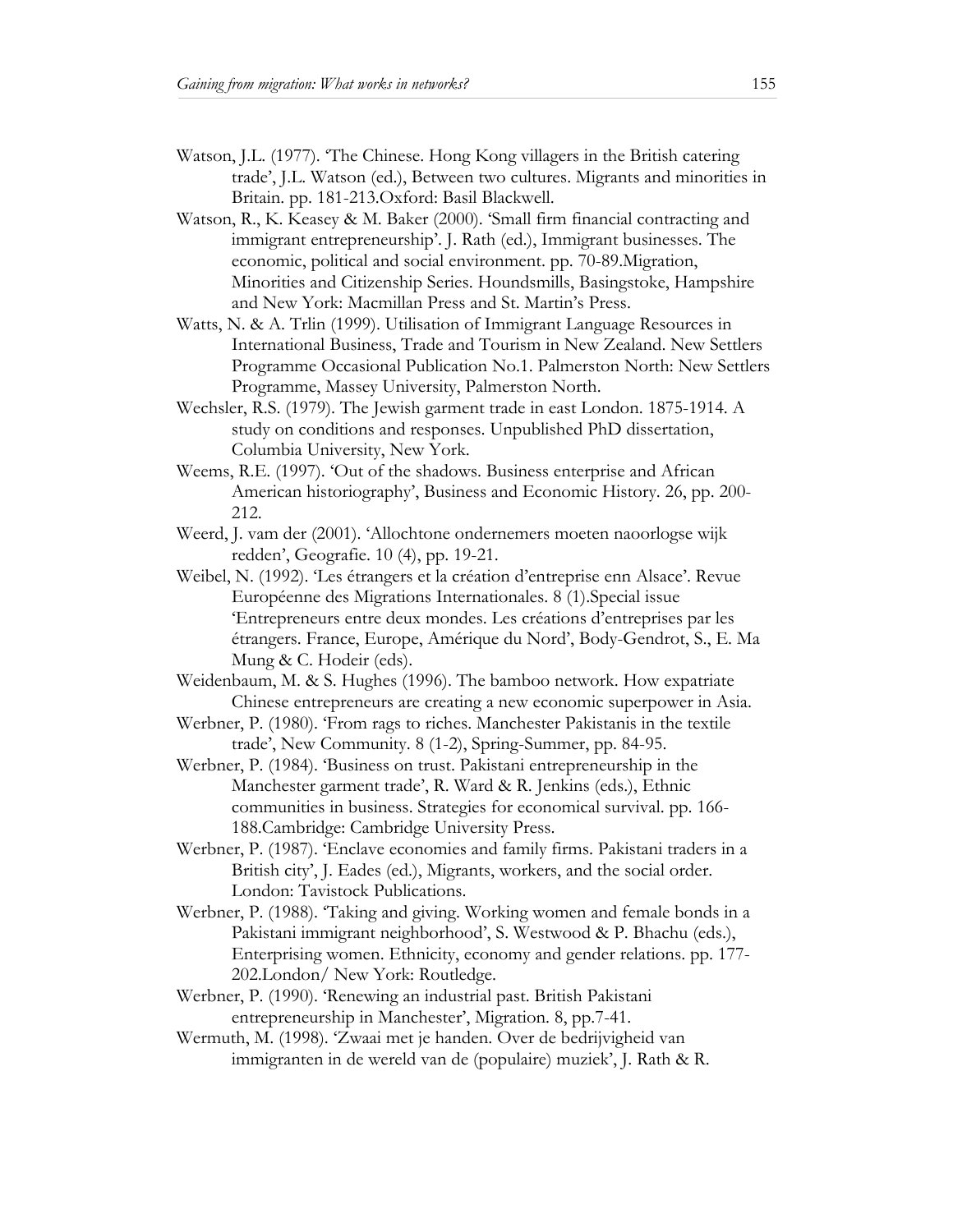Watson, J.L. (1977). 'The Chinese. Hong Kong villagers in the British catering trade', J.L. Watson (ed.), Between two cultures. Migrants and minorities in Britain. pp. 181-213.Oxford: Basil Blackwell.

Watson, R., K. Keasey & M. Baker (2000). 'Small firm financial contracting and immigrant entrepreneurship'. J. Rath (ed.), Immigrant businesses. The economic, political and social environment. pp. 70-89.Migration, Minorities and Citizenship Series. Houndsmills, Basingstoke, Hampshire and New York: Macmillan Press and St. Martin's Press.

Watts, N. & A. Trlin (1999). Utilisation of Immigrant Language Resources in International Business, Trade and Tourism in New Zealand. New Settlers Programme Occasional Publication No.1. Palmerston North: New Settlers Programme, Massey University, Palmerston North.

Wechsler, R.S. (1979). The Jewish garment trade in east London. 1875-1914. A study on conditions and responses. Unpublished PhD dissertation, Columbia University, New York.

Weems, R.E. (1997). 'Out of the shadows. Business enterprise and African American historiography', Business and Economic History. 26, pp. 200-212.

Weerd, J. vam der (2001). 'Allochtone ondernemers moeten naoorlogse wijk redden', Geografie. 10 (4), pp. 19-21.

Weibel, N. (1992). 'Les étrangers et la création d'entreprise enn Alsace'. Revue Européenne des Migrations Internationales. 8 (1).Special issue 'Entrepreneurs entre deux mondes. Les créations d'entreprises par les étrangers. France, Europe, Amérique du Nord', Body-Gendrot, S., E. Ma Mung & C. Hodeir (eds).

Weidenbaum, M. & S. Hughes (1996). The bamboo network. How expatriate Chinese entrepreneurs are creating a new economic superpower in Asia.

Werbner, P. (1980). 'From rags to riches. Manchester Pakistanis in the textile trade', New Community. 8 (1-2), Spring-Summer, pp. 84-95.

Werbner, P. (1984). 'Business on trust. Pakistani entrepreneurship in the Manchester garment trade', R. Ward & R. Jenkins (eds.), Ethnic communities in business. Strategies for economical survival. pp. 166-188.Cambridge: Cambridge University Press.

Werbner, P. (1987). 'Enclave economies and family firms. Pakistani traders in a British city', J. Eades (ed.), Migrants, workers, and the social order. London: Tavistock Publications.

Werbner, P. (1988). 'Taking and giving. Working women and female bonds in a Pakistani immigrant neighborhood', S. Westwood & P. Bhachu (eds.), Enterprising women. Ethnicity, economy and gender relations. pp. 177-202.London/ New York: Routledge.

Werbner, P. (1990). 'Renewing an industrial past. British Pakistani entrepreneurship in Manchester', Migration. 8, pp.7-41.

Wermuth, M. (1998). 'Zwaai met je handen. Over de bedrijvigheid van immigranten in de wereld van de (populaire) muziek', J. Rath & R.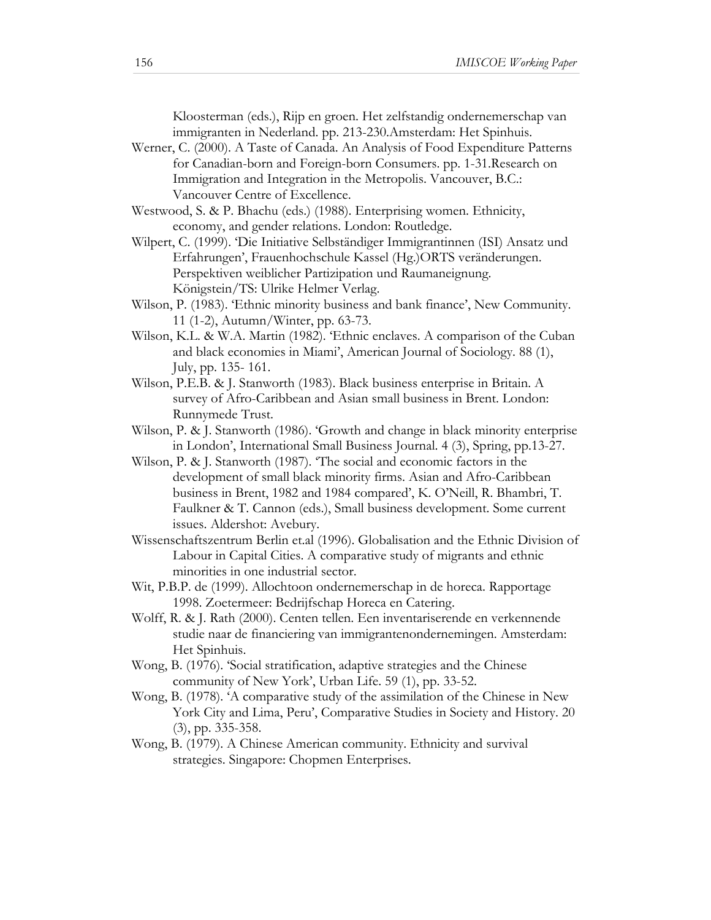Kloosterman (eds.), Rijp en groen. Het zelfstandig ondernemerschap van immigranten in Nederland. pp. 213-230.Amsterdam: Het Spinhuis.

Werner, C. (2000). A Taste of Canada. An Analysis of Food Expenditure Patterns for Canadian-born and Foreign-born Consumers. pp. 1-31.Research on Immigration and Integration in the Metropolis. Vancouver, B.C.: Vancouver Centre of Excellence.

Westwood, S. & P. Bhachu (eds.) (1988). Enterprising women. Ethnicity, economy, and gender relations. London: Routledge.

Wilpert, C. (1999). 'Die Initiative Selbständiger Immigrantinnen (ISI) Ansatz und Erfahrungen', Frauenhochschule Kassel (Hg.)ORTS veränderungen. Perspektiven weiblicher Partizipation und Raumaneignung. Königstein/TS: Ulrike Helmer Verlag.

Wilson, P. (1983). 'Ethnic minority business and bank finance', New Community. 11 (1-2), Autumn/Winter, pp. 63-73.

Wilson, K.L. & W.A. Martin (1982). 'Ethnic enclaves. A comparison of the Cuban and black economies in Miami', American Journal of Sociology. 88 (1), July, pp. 135- 161.

Wilson, P.E.B. & J. Stanworth (1983). Black business enterprise in Britain. A survey of Afro-Caribbean and Asian small business in Brent. London: Runnymede Trust.

Wilson, P. & J. Stanworth (1986). 'Growth and change in black minority enterprise in London', International Small Business Journal. 4 (3), Spring, pp.13-27.

Wilson, P. & J. Stanworth (1987). 'The social and economic factors in the development of small black minority firms. Asian and Afro-Caribbean business in Brent, 1982 and 1984 compared', K. O'Neill, R. Bhambri, T. Faulkner & T. Cannon (eds.), Small business development. Some current issues. Aldershot: Avebury.

Wissenschaftszentrum Berlin et.al (1996). Globalisation and the Ethnic Division of Labour in Capital Cities. A comparative study of migrants and ethnic minorities in one industrial sector.

Wit, P.B.P. de (1999). Allochtoon ondernemerschap in de horeca. Rapportage 1998. Zoetermeer: Bedrijfschap Horeca en Catering.

Wolff, R. & J. Rath (2000). Centen tellen. Een inventariserende en verkennende studie naar de financiering van immigrantenondernemingen. Amsterdam: Het Spinhuis.

Wong, B. (1976). 'Social stratification, adaptive strategies and the Chinese community of New York', Urban Life. 59 (1), pp. 33-52.

Wong, B. (1978). 'A comparative study of the assimilation of the Chinese in New York City and Lima, Peru', Comparative Studies in Society and History. 20 (3), pp. 335-358.

Wong, B. (1979). A Chinese American community. Ethnicity and survival strategies. Singapore: Chopmen Enterprises.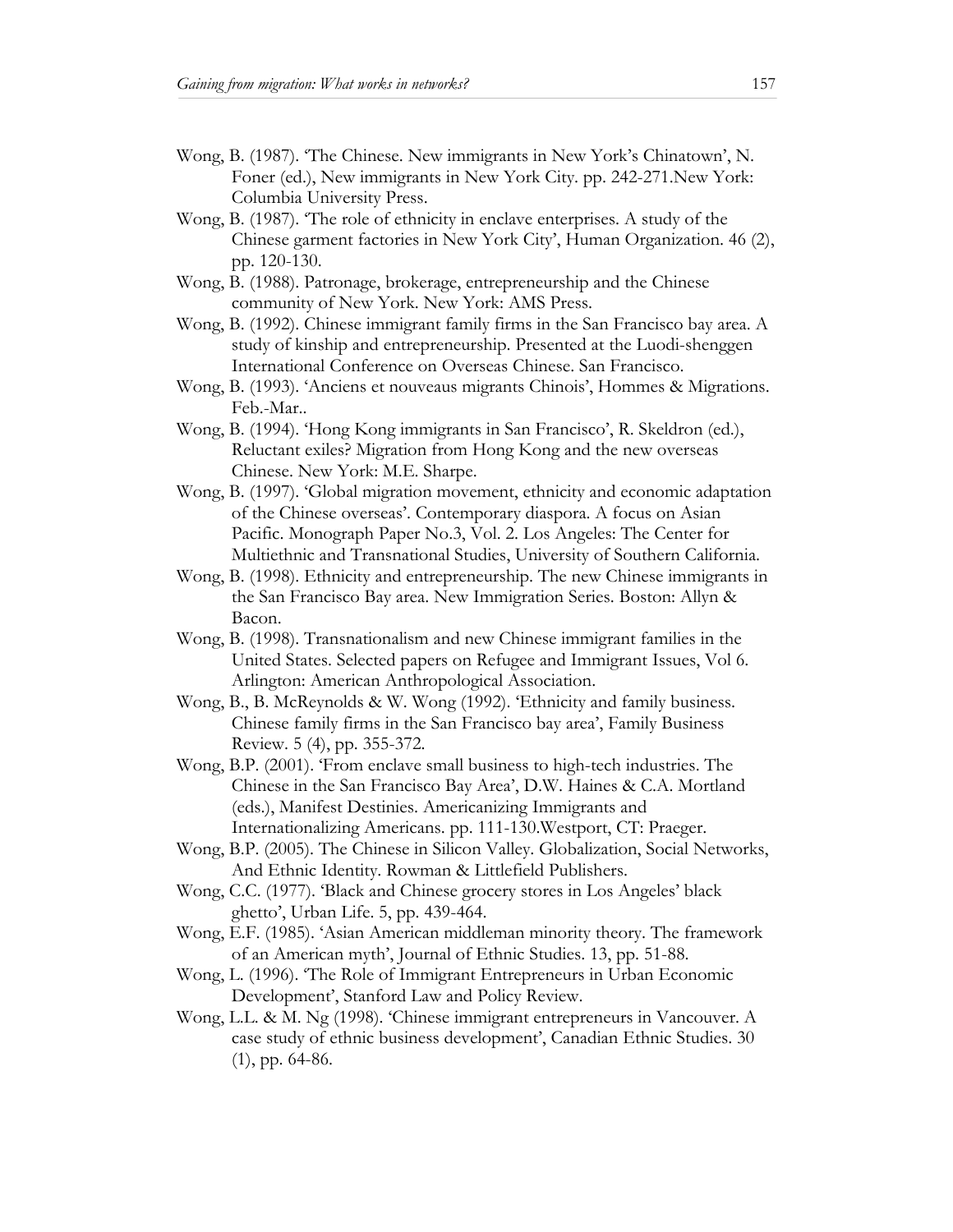Wong, B. (1987). 'The Chinese. New immigrants in New York's Chinatown', N. Foner (ed.), New immigrants in New York City. pp. 242-271.New York: Columbia University Press.

Wong, B. (1987). 'The role of ethnicity in enclave enterprises. A study of the Chinese garment factories in New York City', Human Organization. 46 (2), pp. 120-130.

Wong, B. (1988). Patronage, brokerage, entrepreneurship and the Chinese community of New York. New York: AMS Press.

Wong, B. (1992). Chinese immigrant family firms in the San Francisco bay area. A study of kinship and entrepreneurship. Presented at the Luodi-shenggen International Conference on Overseas Chinese. San Francisco.

Wong, B. (1993). 'Anciens et nouveaus migrants Chinois', Hommes & Migrations. Feb.-Mar..

Wong, B. (1994). 'Hong Kong immigrants in San Francisco', R. Skeldron (ed.), Reluctant exiles? Migration from Hong Kong and the new overseas Chinese. New York: M.E. Sharpe.

Wong, B. (1997). 'Global migration movement, ethnicity and economic adaptation of the Chinese overseas'. Contemporary diaspora. A focus on Asian Pacific. Monograph Paper No.3, Vol. 2. Los Angeles: The Center for Multiethnic and Transnational Studies, University of Southern California.

Wong, B. (1998). Ethnicity and entrepreneurship. The new Chinese immigrants in the San Francisco Bay area. New Immigration Series. Boston: Allyn & Bacon.

Wong, B. (1998). Transnationalism and new Chinese immigrant families in the United States. Selected papers on Refugee and Immigrant Issues, Vol 6. Arlington: American Anthropological Association.

Wong, B., B. McReynolds & W. Wong (1992). 'Ethnicity and family business. Chinese family firms in the San Francisco bay area', Family Business Review. 5 (4), pp. 355-372.

Wong, B.P. (2001). 'From enclave small business to high-tech industries. The Chinese in the San Francisco Bay Area', D.W. Haines & C.A. Mortland (eds.), Manifest Destinies. Americanizing Immigrants and Internationalizing Americans. pp. 111-130.Westport, CT: Praeger.

Wong, B.P. (2005). The Chinese in Silicon Valley. Globalization, Social Networks, And Ethnic Identity. Rowman & Littlefield Publishers.

Wong, C.C. (1977). 'Black and Chinese grocery stores in Los Angeles' black ghetto', Urban Life. 5, pp. 439-464.

Wong, E.F. (1985). 'Asian American middleman minority theory. The framework of an American myth', Journal of Ethnic Studies. 13, pp. 51-88.

Wong, L. (1996). 'The Role of Immigrant Entrepreneurs in Urban Economic Development', Stanford Law and Policy Review.

Wong, L.L. & M. Ng (1998). 'Chinese immigrant entrepreneurs in Vancouver. A case study of ethnic business development', Canadian Ethnic Studies. 30 (1), pp. 64-86.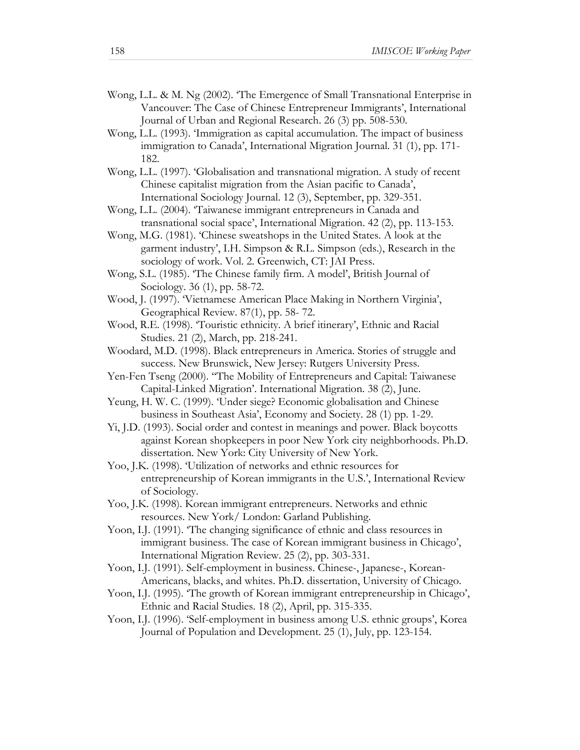Wong, L.L. & M. Ng (2002). 'The Emergence of Small Transnational Enterprise in Vancouver: The Case of Chinese Entrepreneur Immigrants', International Journal of Urban and Regional Research. 26 (3) pp. 508-530.

Wong, L.L. (1993). 'Immigration as capital accumulation. The impact of business immigration to Canada', International Migration Journal. 31 (1), pp. 171-182.

Wong, L.L. (1997). 'Globalisation and transnational migration. A study of recent Chinese capitalist migration from the Asian pacific to Canada', International Sociology Journal. 12 (3), September, pp. 329-351.

Wong, L.L. (2004). 'Taiwanese immigrant entrepreneurs in Canada and transnational social space', International Migration. 42 (2), pp. 113-153.

Wong, M.G. (1981). 'Chinese sweatshops in the United States. A look at the garment industry', I.H. Simpson & R.L. Simpson (eds.), Research in the sociology of work. Vol. 2. Greenwich, CT: JAI Press.

Wong, S.L. (1985). 'The Chinese family firm. A model', British Journal of Sociology. 36 (1), pp. 58-72.

Wood, J. (1997). 'Vietnamese American Place Making in Northern Virginia', Geographical Review. 87(1), pp. 58- 72.

Wood, R.E. (1998). 'Touristic ethnicity. A brief itinerary', Ethnic and Racial Studies. 21 (2), March, pp. 218-241.

Woodard, M.D. (1998). Black entrepreneurs in America. Stories of struggle and success. New Brunswick, New Jersey: Rutgers University Press.

Yen-Fen Tseng (2000). ''The Mobility of Entrepreneurs and Capital: Taiwanese Capital-Linked Migration'. International Migration. 38 (2), June.

Yeung, H. W. C. (1999). 'Under siege? Economic globalisation and Chinese business in Southeast Asia', Economy and Society. 28 (1) pp. 1-29.

Yi, J.D. (1993). Social order and contest in meanings and power. Black boycotts against Korean shopkeepers in poor New York city neighborhoods. Ph.D. dissertation. New York: City University of New York.

Yoo, J.K. (1998). 'Utilization of networks and ethnic resources for entrepreneurship of Korean immigrants in the U.S.', International Review of Sociology.

Yoo, J.K. (1998). Korean immigrant entrepreneurs. Networks and ethnic resources. New York/ London: Garland Publishing.

Yoon, I.J. (1991). 'The changing significance of ethnic and class resources in immigrant business. The case of Korean immigrant business in Chicago', International Migration Review. 25 (2), pp. 303-331.

Yoon, I.J. (1991). Self-employment in business. Chinese-, Japanese-, Korean-Americans, blacks, and whites. Ph.D. dissertation, University of Chicago.

Yoon, I.J. (1995). 'The growth of Korean immigrant entrepreneurship in Chicago', Ethnic and Racial Studies. 18 (2), April, pp. 315-335.

Yoon, I.J. (1996). 'Self-employment in business among U.S. ethnic groups', Korea Journal of Population and Development. 25 (1), July, pp. 123-154.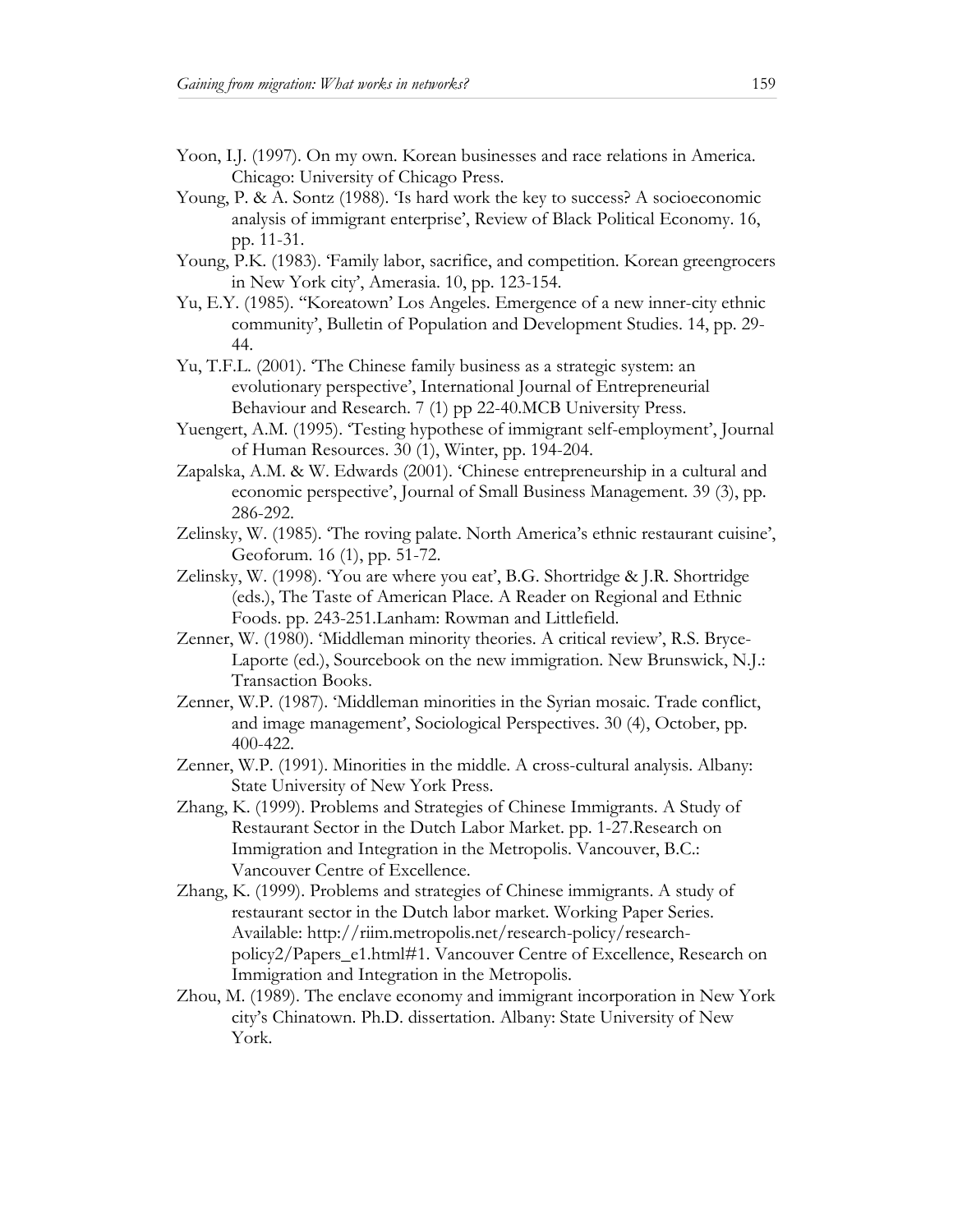Yoon, I.J. (1997). On my own. Korean businesses and race relations in America. Chicago: University of Chicago Press.

Young, P. & A. Sontz (1988). 'Is hard work the key to success? A socioeconomic analysis of immigrant enterprise', Review of Black Political Economy. 16, pp. 11-31.

Young, P.K. (1983). 'Family labor, sacrifice, and competition. Korean greengrocers in New York city', Amerasia. 10, pp. 123-154.

Yu, E.Y. (1985). ''Koreatown' Los Angeles. Emergence of a new inner-city ethnic community', Bulletin of Population and Development Studies. 14, pp. 29-44.

Yu, T.F.L. (2001). 'The Chinese family business as a strategic system: an evolutionary perspective', International Journal of Entrepreneurial Behaviour and Research. 7 (1) pp 22-40.MCB University Press.

Yuengert, A.M. (1995). 'Testing hypothese of immigrant self-employment', Journal of Human Resources. 30 (1), Winter, pp. 194-204.

Zapalska, A.M. & W. Edwards (2001). 'Chinese entrepreneurship in a cultural and economic perspective', Journal of Small Business Management. 39 (3), pp. 286-292.

Zelinsky, W. (1985). 'The roving palate. North America's ethnic restaurant cuisine', Geoforum. 16 (1), pp. 51-72.

Zelinsky, W. (1998). 'You are where you eat', B.G. Shortridge & J.R. Shortridge (eds.), The Taste of American Place. A Reader on Regional and Ethnic Foods. pp. 243-251.Lanham: Rowman and Littlefield.

Zenner, W. (1980). 'Middleman minority theories. A critical review', R.S. Bryce-Laporte (ed.), Sourcebook on the new immigration. New Brunswick, N.J.: Transaction Books.

Zenner, W.P. (1987). 'Middleman minorities in the Syrian mosaic. Trade conflict, and image management', Sociological Perspectives. 30 (4), October, pp. 400-422.

Zenner, W.P. (1991). Minorities in the middle. A cross-cultural analysis. Albany: State University of New York Press.

Zhang, K. (1999). Problems and Strategies of Chinese Immigrants. A Study of Restaurant Sector in the Dutch Labor Market. pp. 1-27.Research on Immigration and Integration in the Metropolis. Vancouver, B.C.: Vancouver Centre of Excellence.

Zhang, K. (1999). Problems and strategies of Chinese immigrants. A study of restaurant sector in the Dutch labor market. Working Paper Series. Available: http://riim.metropolis.net/research-policy/research-policy2/Papers_e1.html#1. Vancouver Centre of Excellence, Research on Immigration and Integration in the Metropolis.

Zhou, M. (1989). The enclave economy and immigrant incorporation in New York city's Chinatown. Ph.D. dissertation. Albany: State University of New York.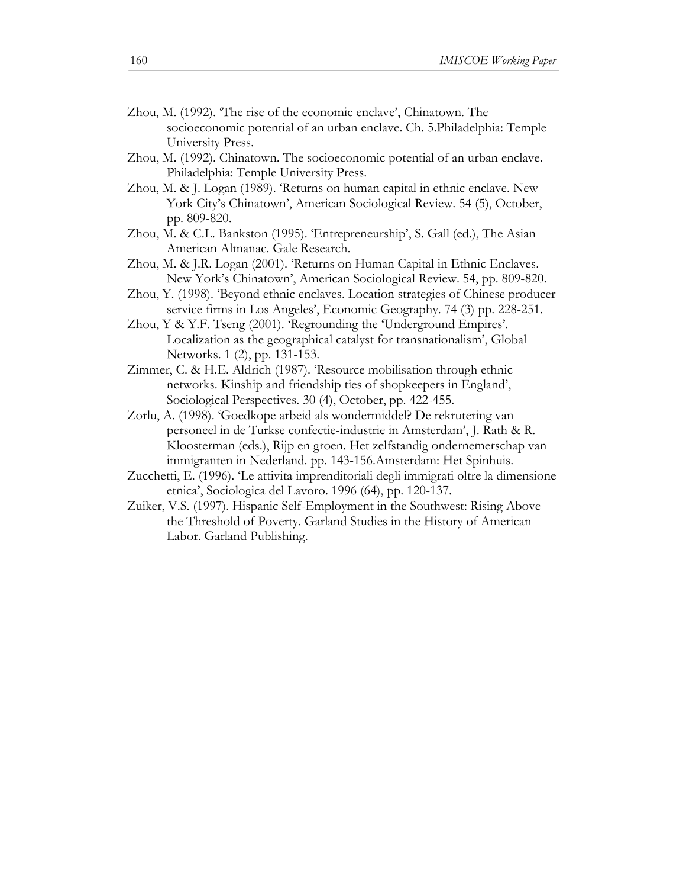Zhou, M. (1992). 'The rise of the economic enclave', Chinatown. The socioeconomic potential of an urban enclave. Ch. 5.Philadelphia: Temple University Press.

Zhou, M. (1992). Chinatown. The socioeconomic potential of an urban enclave. Philadelphia: Temple University Press.

Zhou, M. & J. Logan (1989). 'Returns on human capital in ethnic enclave. New York City's Chinatown', American Sociological Review. 54 (5), October, pp. 809-820.

Zhou, M. & C.L. Bankston (1995). 'Entrepreneurship', S. Gall (ed.), The Asian American Almanac. Gale Research.

Zhou, M. & J.R. Logan (2001). 'Returns on Human Capital in Ethnic Enclaves. New York's Chinatown', American Sociological Review. 54, pp. 809-820.

Zhou, Y. (1998). 'Beyond ethnic enclaves. Location strategies of Chinese producer service firms in Los Angeles', Economic Geography. 74 (3) pp. 228-251.

Zhou, Y & Y.F. Tseng (2001). 'Regrounding the 'Underground Empires'. Localization as the geographical catalyst for transnationalism', Global Networks. 1 (2), pp. 131-153.

Zimmer, C. & H.E. Aldrich (1987). 'Resource mobilisation through ethnic networks. Kinship and friendship ties of shopkeepers in England', Sociological Perspectives. 30 (4), October, pp. 422-455.

Zorlu, A. (1998). 'Goedkope arbeid als wondermiddel? De rekrutering van personeel in de Turkse confectie-industrie in Amsterdam', J. Rath & R. Kloosterman (eds.), Rijp en groen. Het zelfstandig ondernemerschap van immigranten in Nederland. pp. 143-156.Amsterdam: Het Spinhuis.

Zucchetti, E. (1996). 'Le attivita imprenditoriali degli immigrati oltre la dimensione etnica', Sociologica del Lavoro. 1996 (64), pp. 120-137.

Zuiker, V.S. (1997). Hispanic Self-Employment in the Southwest: Rising Above the Threshold of Poverty. Garland Studies in the History of American Labor. Garland Publishing.